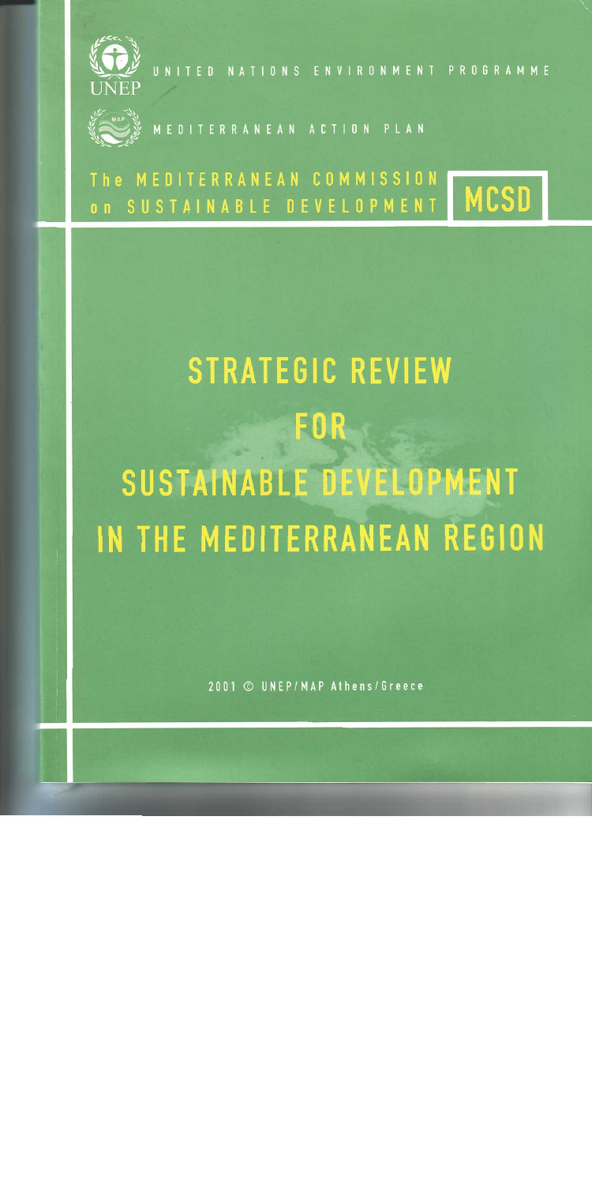UNITED NATIONS ENVIRONMENT PROGRAMME

UNEP

MEDITERRANEAN ACTION PLAN

The MEDITERRANEAN COMMISSION on SUSTAINABLE DEVELOPMENT **MCSD**

# STRATEGIC REVIEW FOR SUSTAINABLE DEVELOPMENT IN THE MEDITERRANEAN REGION

2001 © UNEP/MAP Athens/Greece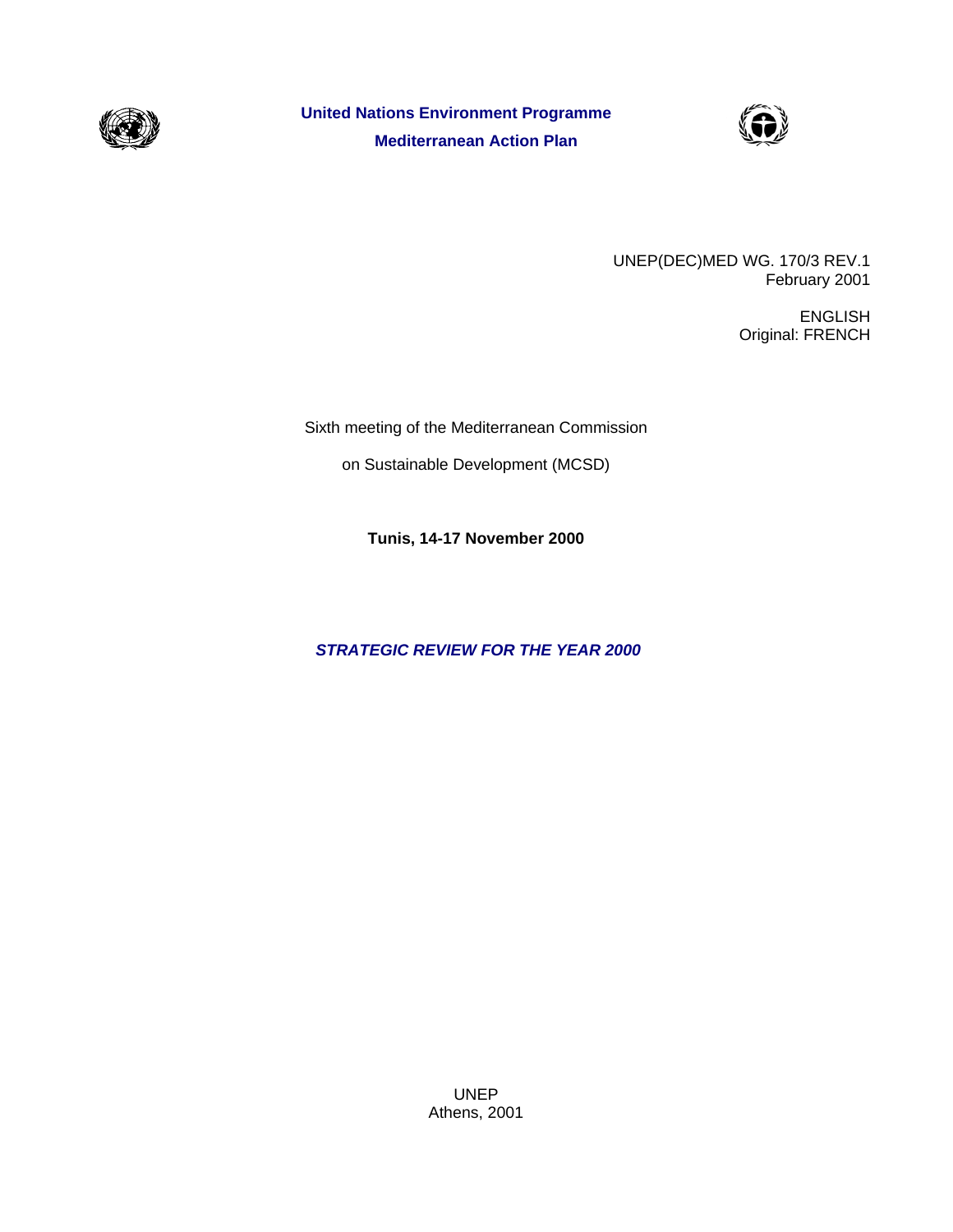**United Nations Environment Programme**

**Mediterranean Action Plan**

UNEP(DEC)MED WG. 170/3 REV.1
February 2001

ENGLISH
Original: FRENCH

Sixth meeting of the Mediterranean Commission

on Sustainable Development (MCSD)

**Tunis, 14-17 November 2000**

***STRATEGIC REVIEW FOR THE YEAR 2000***

UNEP
Athens, 2001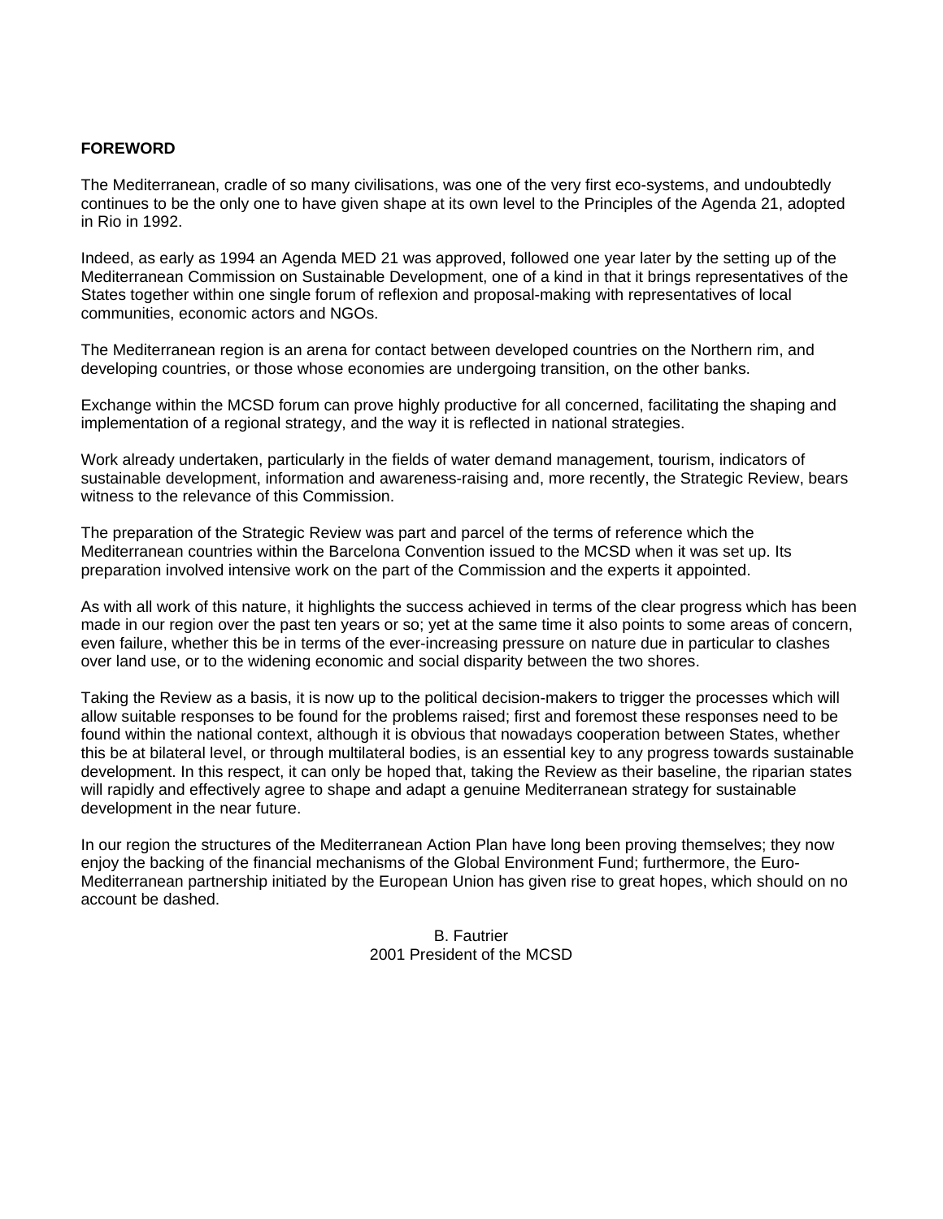**FOREWORD**

The Mediterranean, cradle of so many civilisations, was one of the very first eco-systems, and undoubtedly continues to be the only one to have given shape at its own level to the Principles of the Agenda 21, adopted in Rio in 1992.

Indeed, as early as 1994 an Agenda MED 21 was approved, followed one year later by the setting up of the Mediterranean Commission on Sustainable Development, one of a kind in that it brings representatives of the States together within one single forum of reflexion and proposal-making with representatives of local communities, economic actors and NGOs.

The Mediterranean region is an arena for contact between developed countries on the Northern rim, and developing countries, or those whose economies are undergoing transition, on the other banks.

Exchange within the MCSD forum can prove highly productive for all concerned, facilitating the shaping and implementation of a regional strategy, and the way it is reflected in national strategies.

Work already undertaken, particularly in the fields of water demand management, tourism, indicators of sustainable development, information and awareness-raising and, more recently, the Strategic Review, bears witness to the relevance of this Commission.

The preparation of the Strategic Review was part and parcel of the terms of reference which the Mediterranean countries within the Barcelona Convention issued to the MCSD when it was set up. Its preparation involved intensive work on the part of the Commission and the experts it appointed.

As with all work of this nature, it highlights the success achieved in terms of the clear progress which has been made in our region over the past ten years or so; yet at the same time it also points to some areas of concern, even failure, whether this be in terms of the ever-increasing pressure on nature due in particular to clashes over land use, or to the widening economic and social disparity between the two shores.

Taking the Review as a basis, it is now up to the political decision-makers to trigger the processes which will allow suitable responses to be found for the problems raised; first and foremost these responses need to be found within the national context, although it is obvious that nowadays cooperation between States, whether this be at bilateral level, or through multilateral bodies, is an essential key to any progress towards sustainable development. In this respect, it can only be hoped that, taking the Review as their baseline, the riparian states will rapidly and effectively agree to shape and adapt a genuine Mediterranean strategy for sustainable development in the near future.

In our region the structures of the Mediterranean Action Plan have long been proving themselves; they now enjoy the backing of the financial mechanisms of the Global Environment Fund; furthermore, the Euro-Mediterranean partnership initiated by the European Union has given rise to great hopes, which should on no account be dashed.

B. Fautrier
2001 President of the MCSD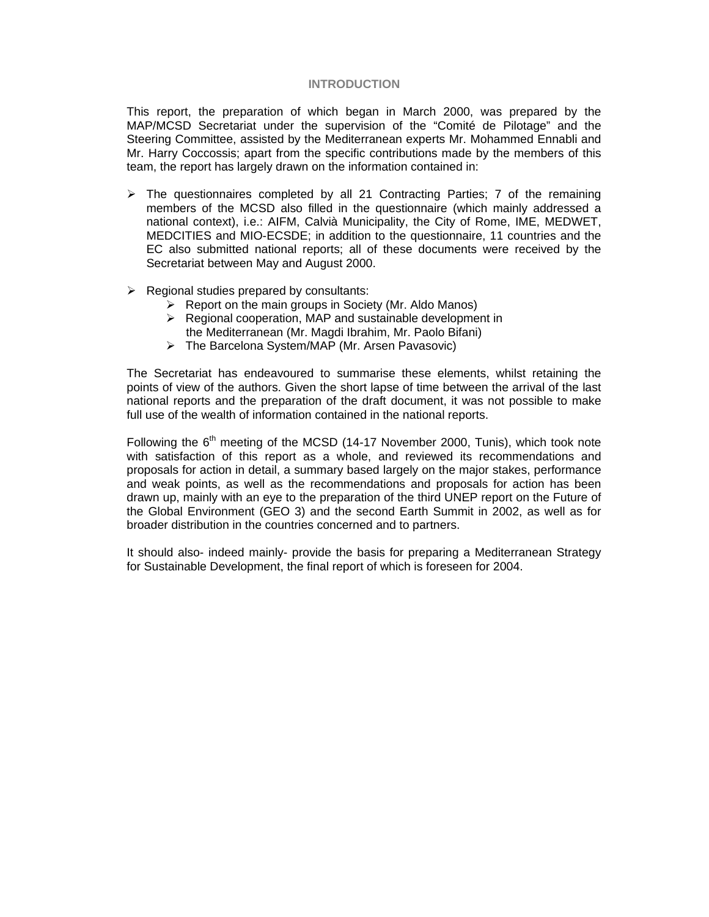## INTRODUCTION

This report, the preparation of which began in March 2000, was prepared by the MAP/MCSD Secretariat under the supervision of the "Comité de Pilotage" and the Steering Committee, assisted by the Mediterranean experts Mr. Mohammed Ennabli and Mr. Harry Coccossis; apart from the specific contributions made by the members of this team, the report has largely drawn on the information contained in:

- The questionnaires completed by all 21 Contracting Parties; 7 of the remaining members of the MCSD also filled in the questionnaire (which mainly addressed a national context), i.e.: AIFM, Calvià Municipality, the City of Rome, IME, MEDWET, MEDCITIES and MIO-ECSDE; in addition to the questionnaire, 11 countries and the EC also submitted national reports; all of these documents were received by the Secretariat between May and August 2000.

- Regional studies prepared by consultants:
  - Report on the main groups in Society (Mr. Aldo Manos)
  - Regional cooperation, MAP and sustainable development in the Mediterranean (Mr. Magdi Ibrahim, Mr. Paolo Bifani)
  - The Barcelona System/MAP (Mr. Arsen Pavasovic)

The Secretariat has endeavoured to summarise these elements, whilst retaining the points of view of the authors. Given the short lapse of time between the arrival of the last national reports and the preparation of the draft document, it was not possible to make full use of the wealth of information contained in the national reports.

Following the 6th meeting of the MCSD (14-17 November 2000, Tunis), which took note with satisfaction of this report as a whole, and reviewed its recommendations and proposals for action in detail, a summary based largely on the major stakes, performance and weak points, as well as the recommendations and proposals for action has been drawn up, mainly with an eye to the preparation of the third UNEP report on the Future of the Global Environment (GEO 3) and the second Earth Summit in 2002, as well as for broader distribution in the countries concerned and to partners.

It should also- indeed mainly- provide the basis for preparing a Mediterranean Strategy for Sustainable Development, the final report of which is foreseen for 2004.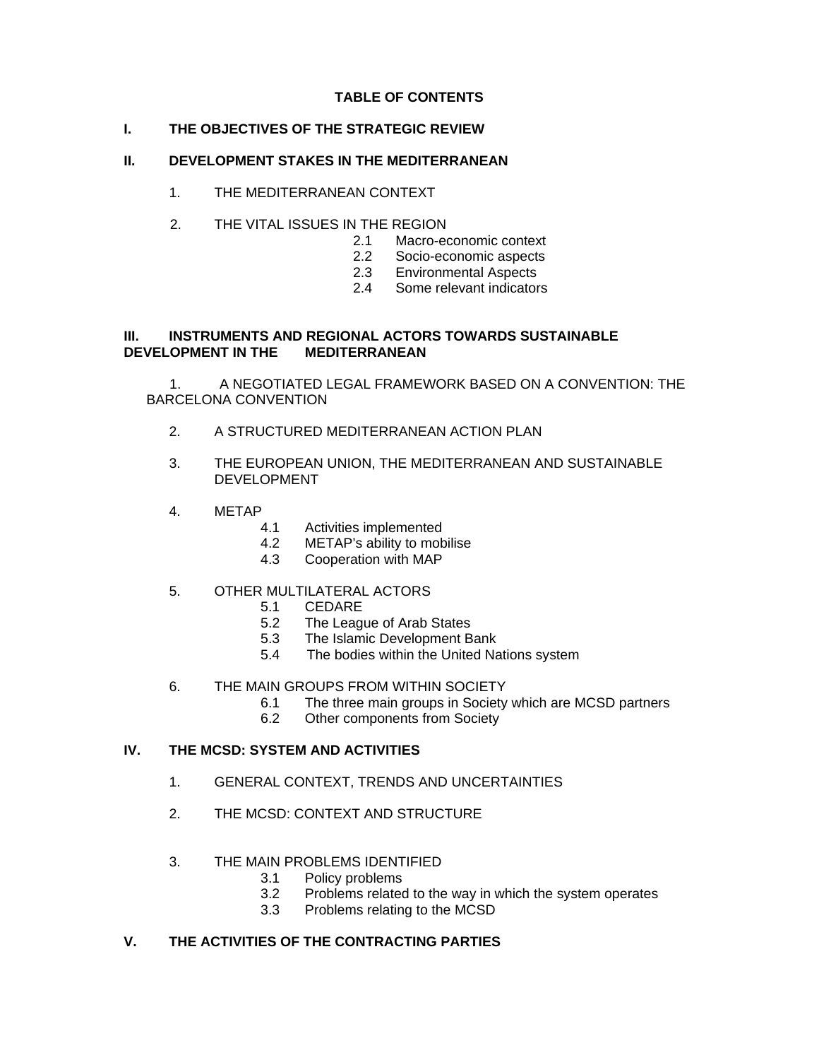**TABLE OF CONTENTS**

**I. THE OBJECTIVES OF THE STRATEGIC REVIEW**

**II. DEVELOPMENT STAKES IN THE MEDITERRANEAN**

1. THE MEDITERRANEAN CONTEXT

2. THE VITAL ISSUES IN THE REGION
   - 2.1 Macro-economic context
   - 2.2 Socio-economic aspects
   - 2.3 Environmental Aspects
   - 2.4 Some relevant indicators

**III. INSTRUMENTS AND REGIONAL ACTORS TOWARDS SUSTAINABLE DEVELOPMENT IN THE MEDITERRANEAN**

1. A NEGOTIATED LEGAL FRAMEWORK BASED ON A CONVENTION: THE BARCELONA CONVENTION

2. A STRUCTURED MEDITERRANEAN ACTION PLAN

3. THE EUROPEAN UNION, THE MEDITERRANEAN AND SUSTAINABLE DEVELOPMENT

4. METAP
   - 4.1 Activities implemented
   - 4.2 METAP's ability to mobilise
   - 4.3 Cooperation with MAP

5. OTHER MULTILATERAL ACTORS
   - 5.1 CEDARE
   - 5.2 The League of Arab States
   - 5.3 The Islamic Development Bank
   - 5.4 The bodies within the United Nations system

6. THE MAIN GROUPS FROM WITHIN SOCIETY
   - 6.1 The three main groups in Society which are MCSD partners
   - 6.2 Other components from Society

**IV. THE MCSD: SYSTEM AND ACTIVITIES**

1. GENERAL CONTEXT, TRENDS AND UNCERTAINTIES

2. THE MCSD: CONTEXT AND STRUCTURE

3. THE MAIN PROBLEMS IDENTIFIED
   - 3.1 Policy problems
   - 3.2 Problems related to the way in which the system operates
   - 3.3 Problems relating to the MCSD

**V. THE ACTIVITIES OF THE CONTRACTING PARTIES**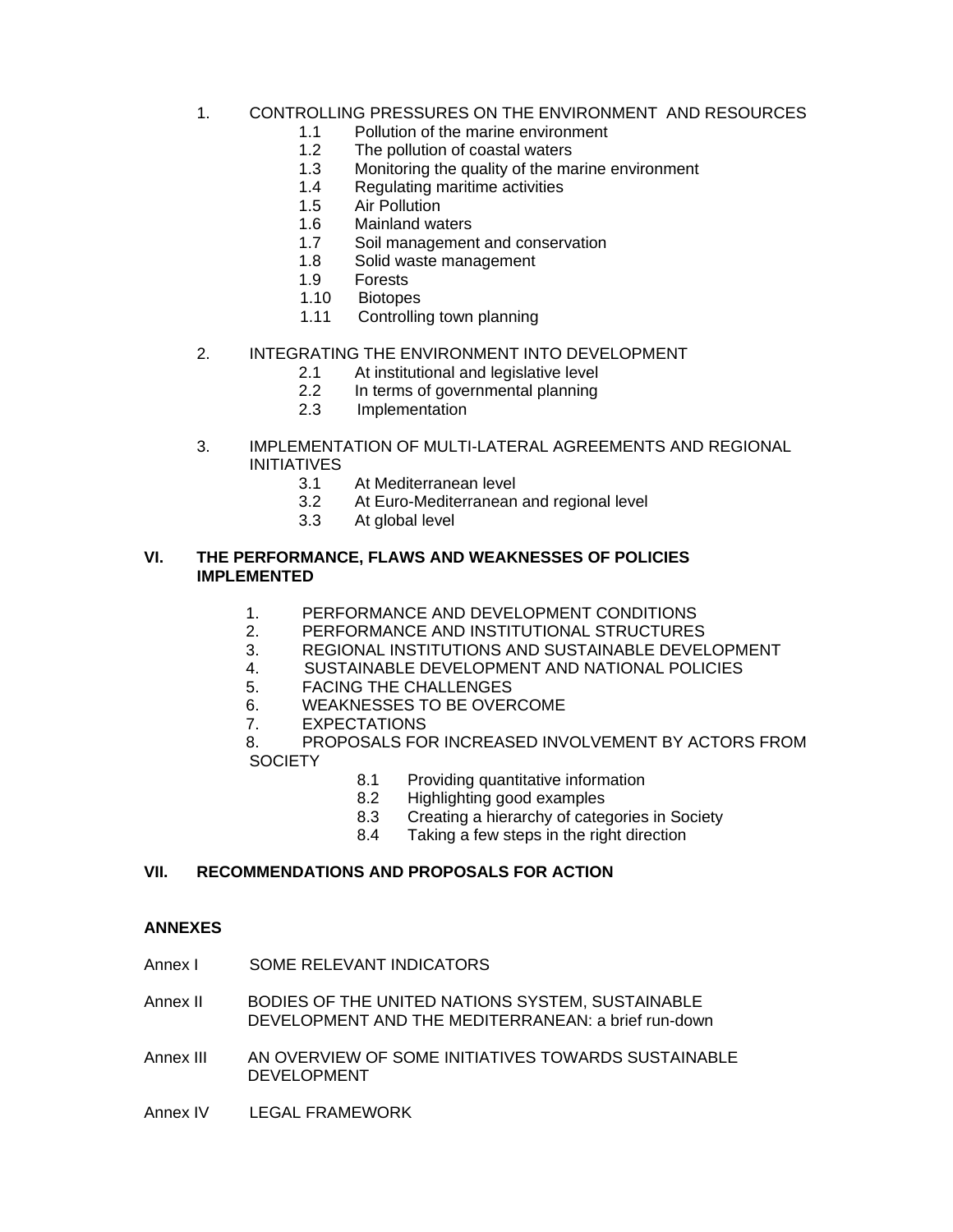1. CONTROLLING PRESSURES ON THE ENVIRONMENT AND RESOURCES
   - 1.1 Pollution of the marine environment
   - 1.2 The pollution of coastal waters
   - 1.3 Monitoring the quality of the marine environment
   - 1.4 Regulating maritime activities
   - 1.5 Air Pollution
   - 1.6 Mainland waters
   - 1.7 Soil management and conservation
   - 1.8 Solid waste management
   - 1.9 Forests
   - 1.10 Biotopes
   - 1.11 Controlling town planning

2. INTEGRATING THE ENVIRONMENT INTO DEVELOPMENT
   - 2.1 At institutional and legislative level
   - 2.2 In terms of governmental planning
   - 2.3 Implementation

3. IMPLEMENTATION OF MULTI-LATERAL AGREEMENTS AND REGIONAL INITIATIVES
   - 3.1 At Mediterranean level
   - 3.2 At Euro-Mediterranean and regional level
   - 3.3 At global level

**VI. THE PERFORMANCE, FLAWS AND WEAKNESSES OF POLICIES IMPLEMENTED**

1. PERFORMANCE AND DEVELOPMENT CONDITIONS
2. PERFORMANCE AND INSTITUTIONAL STRUCTURES
3. REGIONAL INSTITUTIONS AND SUSTAINABLE DEVELOPMENT
4. SUSTAINABLE DEVELOPMENT AND NATIONAL POLICIES
5. FACING THE CHALLENGES
6. WEAKNESSES TO BE OVERCOME
7. EXPECTATIONS
8. PROPOSALS FOR INCREASED INVOLVEMENT BY ACTORS FROM SOCIETY
   - 8.1 Providing quantitative information
   - 8.2 Highlighting good examples
   - 8.3 Creating a hierarchy of categories in Society
   - 8.4 Taking a few steps in the right direction

**VII. RECOMMENDATIONS AND PROPOSALS FOR ACTION**

**ANNEXES**

Annex I SOME RELEVANT INDICATORS

Annex II BODIES OF THE UNITED NATIONS SYSTEM, SUSTAINABLE DEVELOPMENT AND THE MEDITERRANEAN: a brief run-down

Annex III AN OVERVIEW OF SOME INITIATIVES TOWARDS SUSTAINABLE DEVELOPMENT

Annex IV LEGAL FRAMEWORK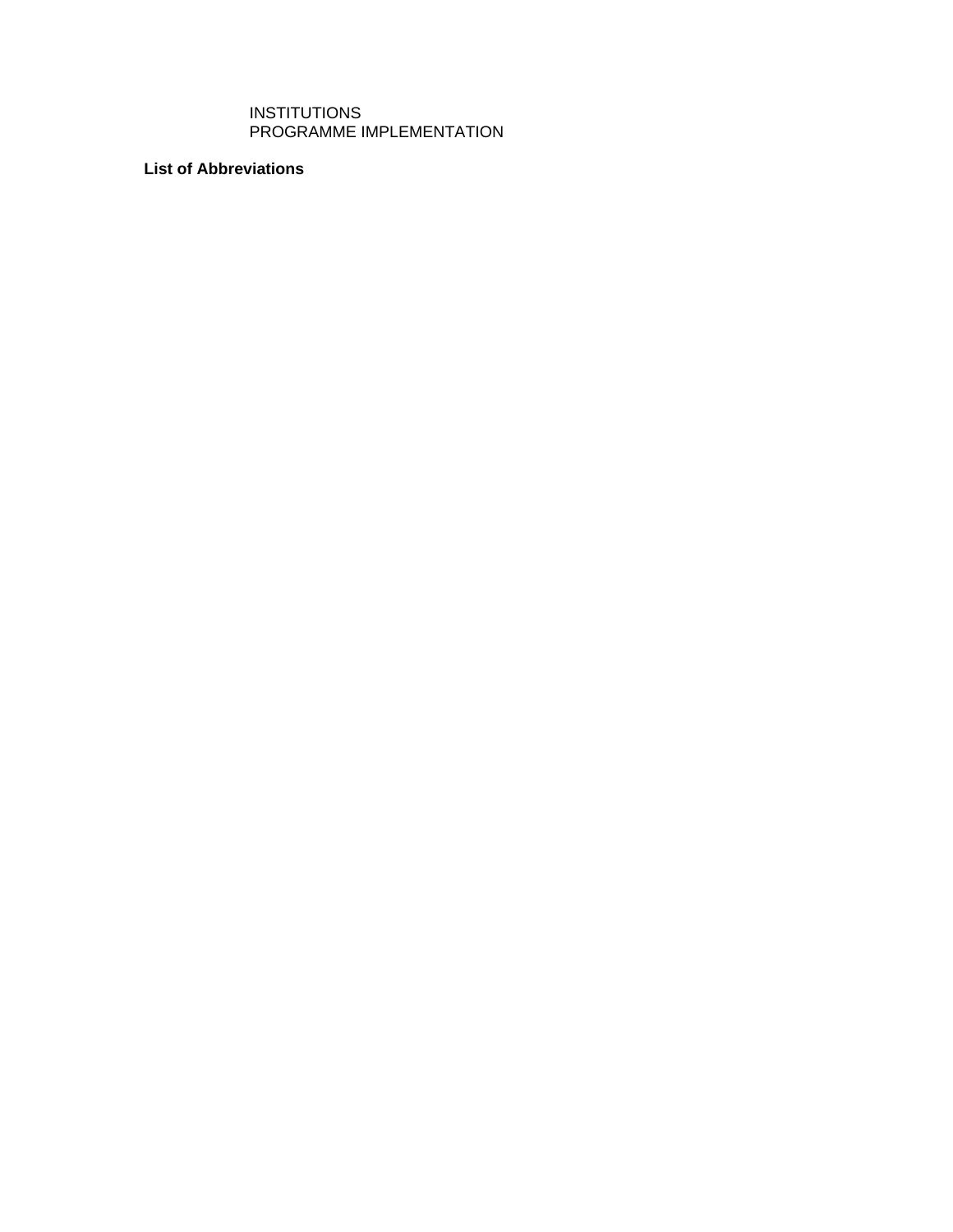INSTITUTIONS
PROGRAMME IMPLEMENTATION

**List of Abbreviations**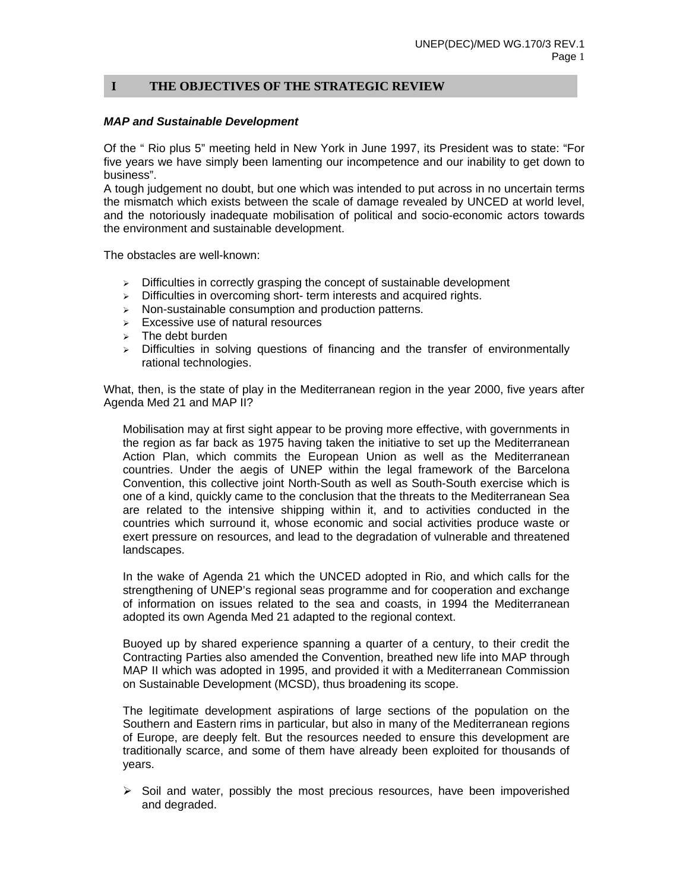# I THE OBJECTIVES OF THE STRATEGIC REVIEW

***MAP and Sustainable Development***

Of the " Rio plus 5" meeting held in New York in June 1997, its President was to state: "For five years we have simply been lamenting our incompetence and our inability to get down to business".
A tough judgement no doubt, but one which was intended to put across in no uncertain terms the mismatch which exists between the scale of damage revealed by UNCED at world level, and the notoriously inadequate mobilisation of political and socio-economic actors towards the environment and sustainable development.

The obstacles are well-known:

- Difficulties in correctly grasping the concept of sustainable development
- Difficulties in overcoming short- term interests and acquired rights.
- Non-sustainable consumption and production patterns.
- Excessive use of natural resources
- The debt burden
- Difficulties in solving questions of financing and the transfer of environmentally rational technologies.

What, then, is the state of play in the Mediterranean region in the year 2000, five years after Agenda Med 21 and MAP II?

Mobilisation may at first sight appear to be proving more effective, with governments in the region as far back as 1975 having taken the initiative to set up the Mediterranean Action Plan, which commits the European Union as well as the Mediterranean countries. Under the aegis of UNEP within the legal framework of the Barcelona Convention, this collective joint North-South as well as South-South exercise which is one of a kind, quickly came to the conclusion that the threats to the Mediterranean Sea are related to the intensive shipping within it, and to activities conducted in the countries which surround it, whose economic and social activities produce waste or exert pressure on resources, and lead to the degradation of vulnerable and threatened landscapes.

In the wake of Agenda 21 which the UNCED adopted in Rio, and which calls for the strengthening of UNEP's regional seas programme and for cooperation and exchange of information on issues related to the sea and coasts, in 1994 the Mediterranean adopted its own Agenda Med 21 adapted to the regional context.

Buoyed up by shared experience spanning a quarter of a century, to their credit the Contracting Parties also amended the Convention, breathed new life into MAP through MAP II which was adopted in 1995, and provided it with a Mediterranean Commission on Sustainable Development (MCSD), thus broadening its scope.

The legitimate development aspirations of large sections of the population on the Southern and Eastern rims in particular, but also in many of the Mediterranean regions of Europe, are deeply felt. But the resources needed to ensure this development are traditionally scarce, and some of them have already been exploited for thousands of years.

- Soil and water, possibly the most precious resources, have been impoverished and degraded.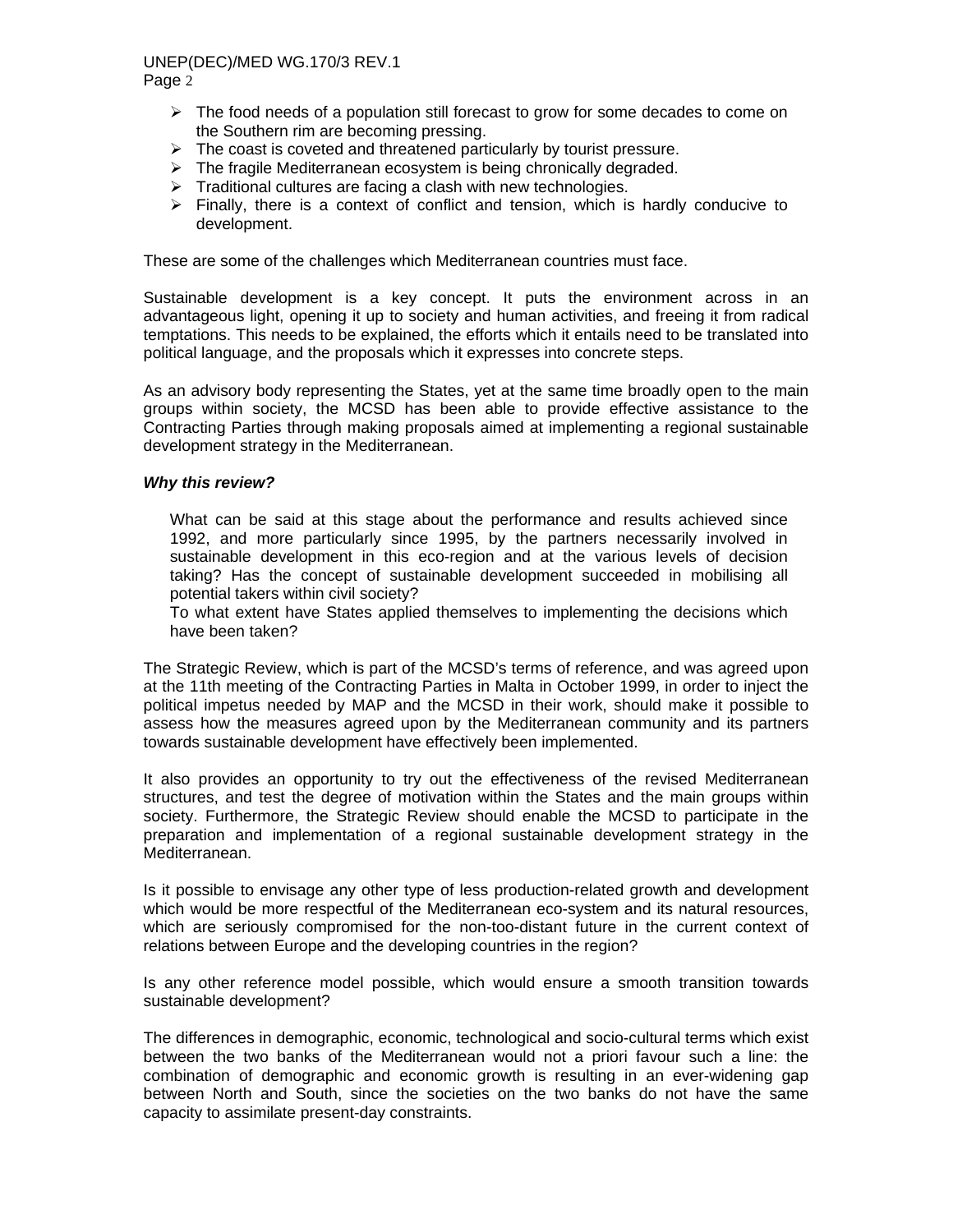- The food needs of a population still forecast to grow for some decades to come on the Southern rim are becoming pressing.
- The coast is coveted and threatened particularly by tourist pressure.
- The fragile Mediterranean ecosystem is being chronically degraded.
- Traditional cultures are facing a clash with new technologies.
- Finally, there is a context of conflict and tension, which is hardly conducive to development.

These are some of the challenges which Mediterranean countries must face.

Sustainable development is a key concept. It puts the environment across in an advantageous light, opening it up to society and human activities, and freeing it from radical temptations. This needs to be explained, the efforts which it entails need to be translated into political language, and the proposals which it expresses into concrete steps.

As an advisory body representing the States, yet at the same time broadly open to the main groups within society, the MCSD has been able to provide effective assistance to the Contracting Parties through making proposals aimed at implementing a regional sustainable development strategy in the Mediterranean.

***Why this review?***

> What can be said at this stage about the performance and results achieved since 1992, and more particularly since 1995, by the partners necessarily involved in sustainable development in this eco-region and at the various levels of decision taking? Has the concept of sustainable development succeeded in mobilising all potential takers within civil society?
> To what extent have States applied themselves to implementing the decisions which have been taken?

The Strategic Review, which is part of the MCSD's terms of reference, and was agreed upon at the 11th meeting of the Contracting Parties in Malta in October 1999, in order to inject the political impetus needed by MAP and the MCSD in their work, should make it possible to assess how the measures agreed upon by the Mediterranean community and its partners towards sustainable development have effectively been implemented.

It also provides an opportunity to try out the effectiveness of the revised Mediterranean structures, and test the degree of motivation within the States and the main groups within society. Furthermore, the Strategic Review should enable the MCSD to participate in the preparation and implementation of a regional sustainable development strategy in the Mediterranean.

Is it possible to envisage any other type of less production-related growth and development which would be more respectful of the Mediterranean eco-system and its natural resources, which are seriously compromised for the non-too-distant future in the current context of relations between Europe and the developing countries in the region?

Is any other reference model possible, which would ensure a smooth transition towards sustainable development?

The differences in demographic, economic, technological and socio-cultural terms which exist between the two banks of the Mediterranean would not a priori favour such a line: the combination of demographic and economic growth is resulting in an ever-widening gap between North and South, since the societies on the two banks do not have the same capacity to assimilate present-day constraints.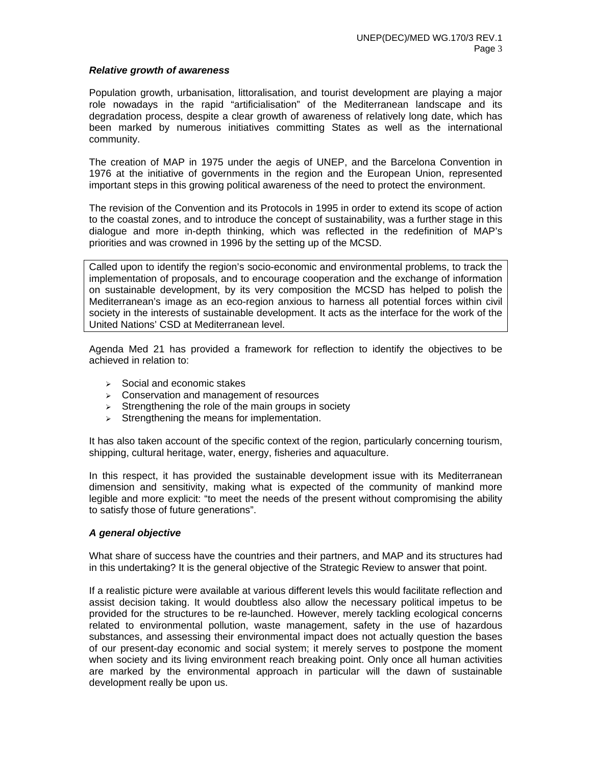***Relative growth of awareness***

Population growth, urbanisation, littoralisation, and tourist development are playing a major role nowadays in the rapid "artificialisation" of the Mediterranean landscape and its degradation process, despite a clear growth of awareness of relatively long date, which has been marked by numerous initiatives committing States as well as the international community.

The creation of MAP in 1975 under the aegis of UNEP, and the Barcelona Convention in 1976 at the initiative of governments in the region and the European Union, represented important steps in this growing political awareness of the need to protect the environment.

The revision of the Convention and its Protocols in 1995 in order to extend its scope of action to the coastal zones, and to introduce the concept of sustainability, was a further stage in this dialogue and more in-depth thinking, which was reflected in the redefinition of MAP's priorities and was crowned in 1996 by the setting up of the MCSD.

Called upon to identify the region's socio-economic and environmental problems, to track the implementation of proposals, and to encourage cooperation and the exchange of information on sustainable development, by its very composition the MCSD has helped to polish the Mediterranean's image as an eco-region anxious to harness all potential forces within civil society in the interests of sustainable development. It acts as the interface for the work of the United Nations' CSD at Mediterranean level.

Agenda Med 21 has provided a framework for reflection to identify the objectives to be achieved in relation to:

- Social and economic stakes
- Conservation and management of resources
- Strengthening the role of the main groups in society
- Strengthening the means for implementation.

It has also taken account of the specific context of the region, particularly concerning tourism, shipping, cultural heritage, water, energy, fisheries and aquaculture.

In this respect, it has provided the sustainable development issue with its Mediterranean dimension and sensitivity, making what is expected of the community of mankind more legible and more explicit: "to meet the needs of the present without compromising the ability to satisfy those of future generations".

***A general objective***

What share of success have the countries and their partners, and MAP and its structures had in this undertaking? It is the general objective of the Strategic Review to answer that point.

If a realistic picture were available at various different levels this would facilitate reflection and assist decision taking. It would doubtless also allow the necessary political impetus to be provided for the structures to be re-launched. However, merely tackling ecological concerns related to environmental pollution, waste management, safety in the use of hazardous substances, and assessing their environmental impact does not actually question the bases of our present-day economic and social system; it merely serves to postpone the moment when society and its living environment reach breaking point. Only once all human activities are marked by the environmental approach in particular will the dawn of sustainable development really be upon us.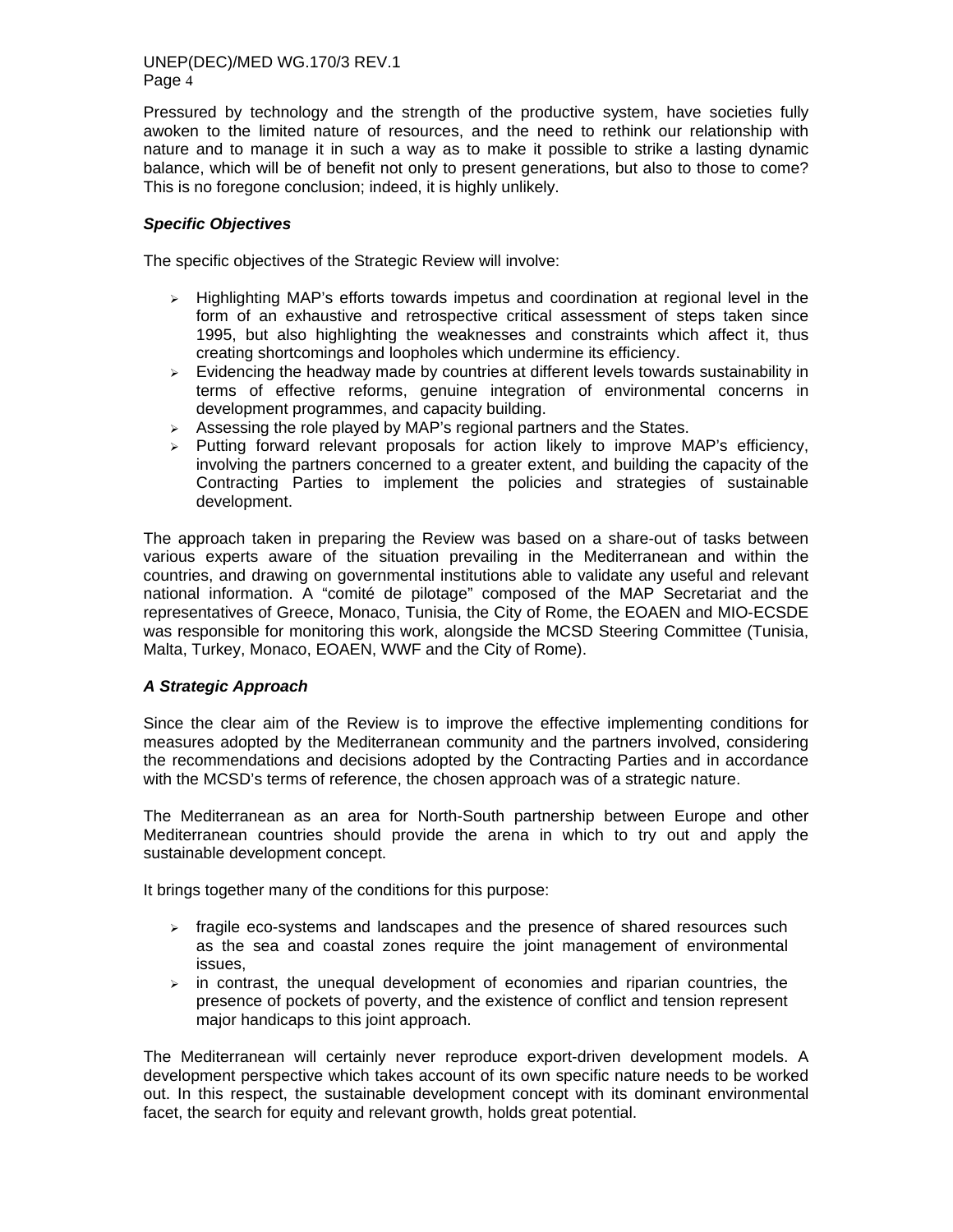Pressured by technology and the strength of the productive system, have societies fully awoken to the limited nature of resources, and the need to rethink our relationship with nature and to manage it in such a way as to make it possible to strike a lasting dynamic balance, which will be of benefit not only to present generations, but also to those to come? This is no foregone conclusion; indeed, it is highly unlikely.

### *Specific Objectives*

The specific objectives of the Strategic Review will involve:

- Highlighting MAP's efforts towards impetus and coordination at regional level in the form of an exhaustive and retrospective critical assessment of steps taken since 1995, but also highlighting the weaknesses and constraints which affect it, thus creating shortcomings and loopholes which undermine its efficiency.
- Evidencing the headway made by countries at different levels towards sustainability in terms of effective reforms, genuine integration of environmental concerns in development programmes, and capacity building.
- Assessing the role played by MAP's regional partners and the States.
- Putting forward relevant proposals for action likely to improve MAP's efficiency, involving the partners concerned to a greater extent, and building the capacity of the Contracting Parties to implement the policies and strategies of sustainable development.

The approach taken in preparing the Review was based on a share-out of tasks between various experts aware of the situation prevailing in the Mediterranean and within the countries, and drawing on governmental institutions able to validate any useful and relevant national information. A "comité de pilotage" composed of the MAP Secretariat and the representatives of Greece, Monaco, Tunisia, the City of Rome, the EOAEN and MIO-ECSDE was responsible for monitoring this work, alongside the MCSD Steering Committee (Tunisia, Malta, Turkey, Monaco, EOAEN, WWF and the City of Rome).

### *A Strategic Approach*

Since the clear aim of the Review is to improve the effective implementing conditions for measures adopted by the Mediterranean community and the partners involved, considering the recommendations and decisions adopted by the Contracting Parties and in accordance with the MCSD's terms of reference, the chosen approach was of a strategic nature.

The Mediterranean as an area for North-South partnership between Europe and other Mediterranean countries should provide the arena in which to try out and apply the sustainable development concept.

It brings together many of the conditions for this purpose:

- fragile eco-systems and landscapes and the presence of shared resources such as the sea and coastal zones require the joint management of environmental issues,
- in contrast, the unequal development of economies and riparian countries, the presence of pockets of poverty, and the existence of conflict and tension represent major handicaps to this joint approach.

The Mediterranean will certainly never reproduce export-driven development models. A development perspective which takes account of its own specific nature needs to be worked out. In this respect, the sustainable development concept with its dominant environmental facet, the search for equity and relevant growth, holds great potential.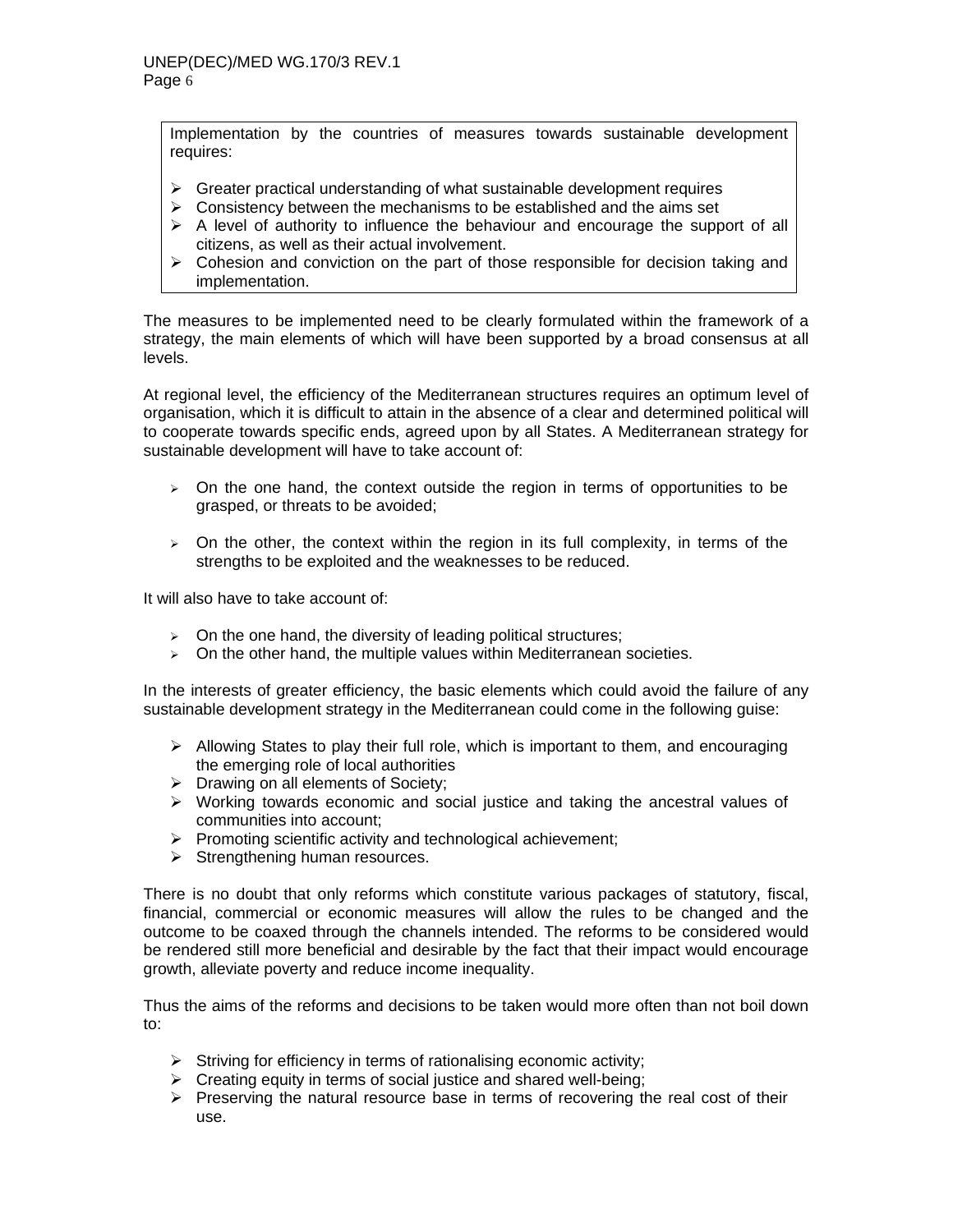Implementation by the countries of measures towards sustainable development requires:

- Greater practical understanding of what sustainable development requires
- Consistency between the mechanisms to be established and the aims set
- A level of authority to influence the behaviour and encourage the support of all citizens, as well as their actual involvement.
- Cohesion and conviction on the part of those responsible for decision taking and implementation.

The measures to be implemented need to be clearly formulated within the framework of a strategy, the main elements of which will have been supported by a broad consensus at all levels.

At regional level, the efficiency of the Mediterranean structures requires an optimum level of organisation, which it is difficult to attain in the absence of a clear and determined political will to cooperate towards specific ends, agreed upon by all States. A Mediterranean strategy for sustainable development will have to take account of:

- On the one hand, the context outside the region in terms of opportunities to be grasped, or threats to be avoided;

- On the other, the context within the region in its full complexity, in terms of the strengths to be exploited and the weaknesses to be reduced.

It will also have to take account of:

- On the one hand, the diversity of leading political structures;
- On the other hand, the multiple values within Mediterranean societies.

In the interests of greater efficiency, the basic elements which could avoid the failure of any sustainable development strategy in the Mediterranean could come in the following guise:

- Allowing States to play their full role, which is important to them, and encouraging the emerging role of local authorities
- Drawing on all elements of Society;
- Working towards economic and social justice and taking the ancestral values of communities into account;
- Promoting scientific activity and technological achievement;
- Strengthening human resources.

There is no doubt that only reforms which constitute various packages of statutory, fiscal, financial, commercial or economic measures will allow the rules to be changed and the outcome to be coaxed through the channels intended. The reforms to be considered would be rendered still more beneficial and desirable by the fact that their impact would encourage growth, alleviate poverty and reduce income inequality.

Thus the aims of the reforms and decisions to be taken would more often than not boil down to:

- Striving for efficiency in terms of rationalising economic activity;
- Creating equity in terms of social justice and shared well-being;
- Preserving the natural resource base in terms of recovering the real cost of their use.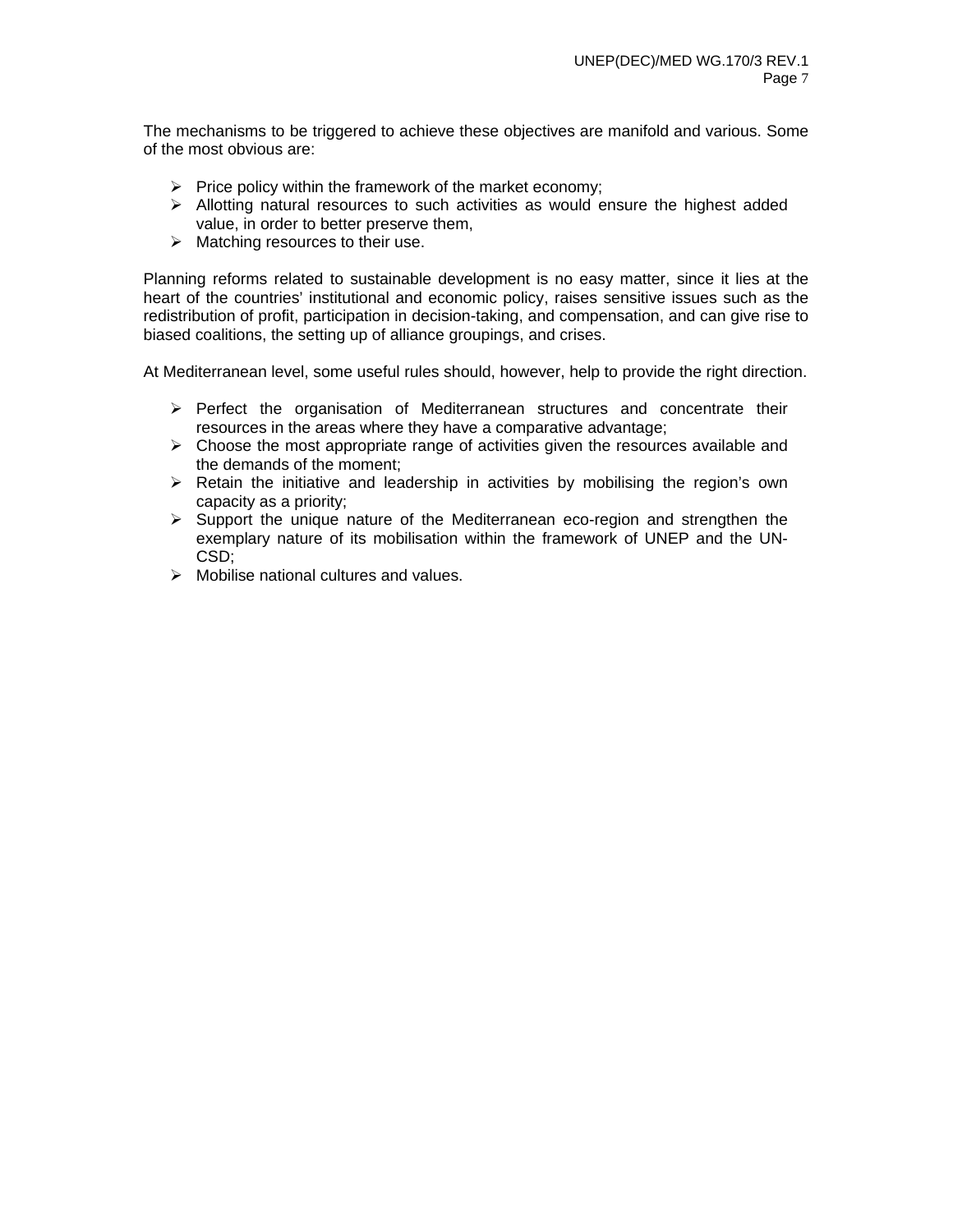The mechanisms to be triggered to achieve these objectives are manifold and various. Some of the most obvious are:

- Price policy within the framework of the market economy;
- Allotting natural resources to such activities as would ensure the highest added value, in order to better preserve them,
- Matching resources to their use.

Planning reforms related to sustainable development is no easy matter, since it lies at the heart of the countries' institutional and economic policy, raises sensitive issues such as the redistribution of profit, participation in decision-taking, and compensation, and can give rise to biased coalitions, the setting up of alliance groupings, and crises.

At Mediterranean level, some useful rules should, however, help to provide the right direction.

- Perfect the organisation of Mediterranean structures and concentrate their resources in the areas where they have a comparative advantage;
- Choose the most appropriate range of activities given the resources available and the demands of the moment;
- Retain the initiative and leadership in activities by mobilising the region's own capacity as a priority;
- Support the unique nature of the Mediterranean eco-region and strengthen the exemplary nature of its mobilisation within the framework of UNEP and the UN-CSD;
- Mobilise national cultures and values.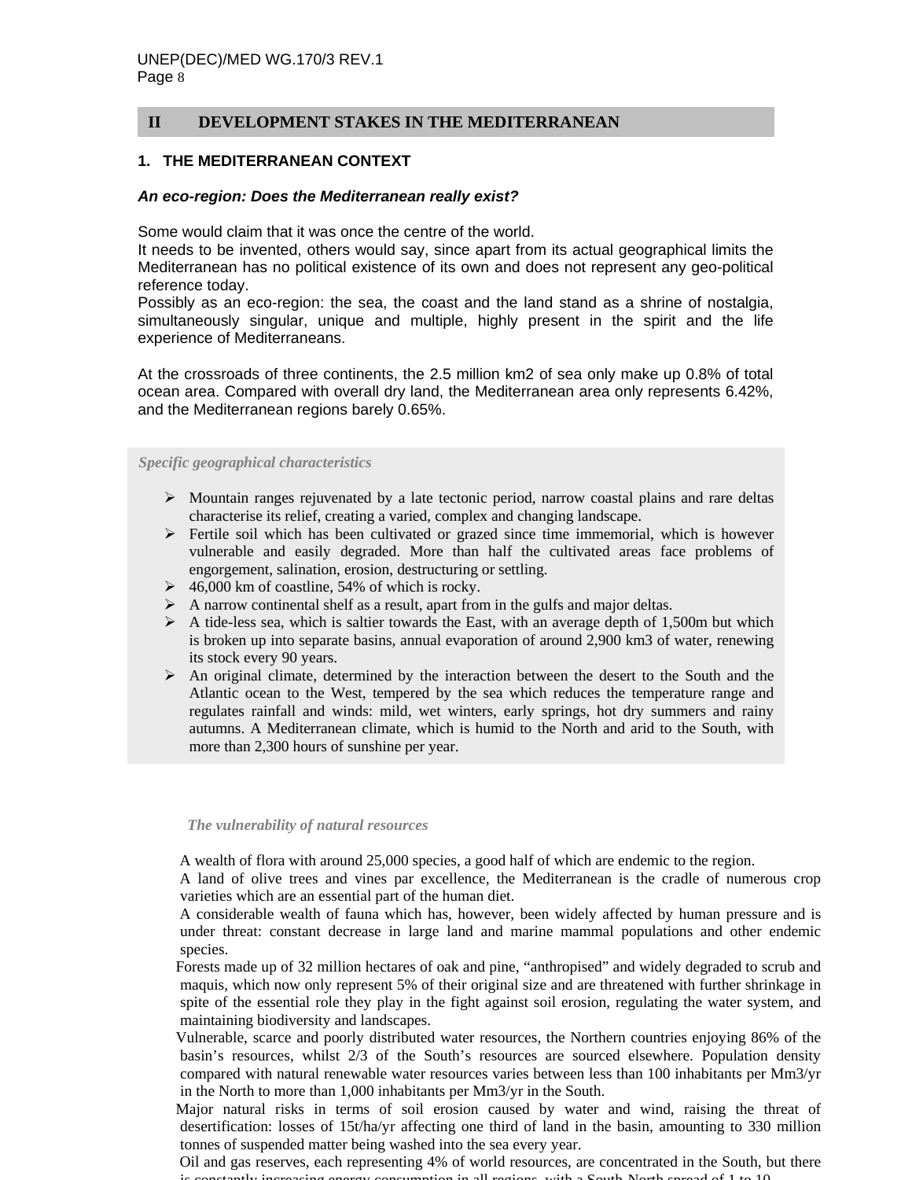## II DEVELOPMENT STAKES IN THE MEDITERRANEAN

### 1. THE MEDITERRANEAN CONTEXT

***An eco-region: Does the Mediterranean really exist?***

Some would claim that it was once the centre of the world.
It needs to be invented, others would say, since apart from its actual geographical limits the Mediterranean has no political existence of its own and does not represent any geo-political reference today.
Possibly as an eco-region: the sea, the coast and the land stand as a shrine of nostalgia, simultaneously singular, unique and multiple, highly present in the spirit and the life experience of Mediterraneans.

At the crossroads of three continents, the 2.5 million km2 of sea only make up 0.8% of total ocean area. Compared with overall dry land, the Mediterranean area only represents 6.42%, and the Mediterranean regions barely 0.65%.

***Specific geographical characteristics***

- Mountain ranges rejuvenated by a late tectonic period, narrow coastal plains and rare deltas characterise its relief, creating a varied, complex and changing landscape.
- Fertile soil which has been cultivated or grazed since time immemorial, which is however vulnerable and easily degraded. More than half the cultivated areas face problems of engorgement, salination, erosion, destructuring or settling.
- 46,000 km of coastline, 54% of which is rocky.
- A narrow continental shelf as a result, apart from in the gulfs and major deltas.
- A tide-less sea, which is saltier towards the East, with an average depth of 1,500m but which is broken up into separate basins, annual evaporation of around 2,900 km3 of water, renewing its stock every 90 years.
- An original climate, determined by the interaction between the desert to the South and the Atlantic ocean to the West, tempered by the sea which reduces the temperature range and regulates rainfall and winds: mild, wet winters, early springs, hot dry summers and rainy autumns. A Mediterranean climate, which is humid to the North and arid to the South, with more than 2,300 hours of sunshine per year.

***The vulnerability of natural resources***

A wealth of flora with around 25,000 species, a good half of which are endemic to the region.
A land of olive trees and vines par excellence, the Mediterranean is the cradle of numerous crop varieties which are an essential part of the human diet.
A considerable wealth of fauna which has, however, been widely affected by human pressure and is under threat: constant decrease in large land and marine mammal populations and other endemic species.
Forests made up of 32 million hectares of oak and pine, "anthropised" and widely degraded to scrub and maquis, which now only represent 5% of their original size and are threatened with further shrinkage in spite of the essential role they play in the fight against soil erosion, regulating the water system, and maintaining biodiversity and landscapes.
Vulnerable, scarce and poorly distributed water resources, the Northern countries enjoying 86% of the basin's resources, whilst 2/3 of the South's resources are sourced elsewhere. Population density compared with natural renewable water resources varies between less than 100 inhabitants per Mm3/yr in the North to more than 1,000 inhabitants per Mm3/yr in the South.
Major natural risks in terms of soil erosion caused by water and wind, raising the threat of desertification: losses of 15t/ha/yr affecting one third of land in the basin, amounting to 330 million tonnes of suspended matter being washed into the sea every year.
Oil and gas reserves, each representing 4% of world resources, are concentrated in the South, but there is constantly increasing energy consumption in all regions, with a South-North spread of 1 to 10.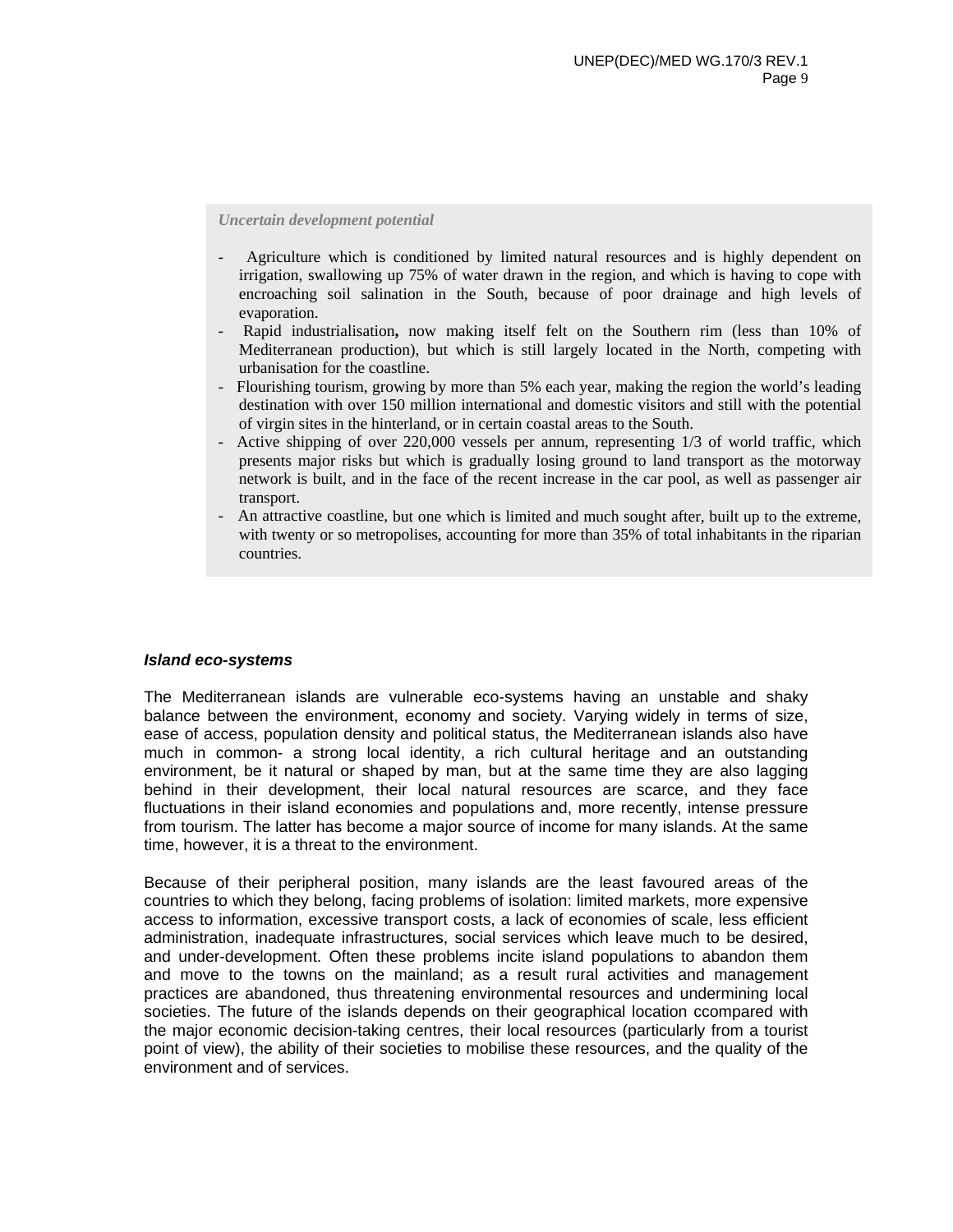*Uncertain development potential*

- Agriculture which is conditioned by limited natural resources and is highly dependent on irrigation, swallowing up 75% of water drawn in the region, and which is having to cope with encroaching soil salination in the South, because of poor drainage and high levels of evaporation.
- Rapid industrialisation**,** now making itself felt on the Southern rim (less than 10% of Mediterranean production), but which is still largely located in the North, competing with urbanisation for the coastline.
- Flourishing tourism, growing by more than 5% each year, making the region the world's leading destination with over 150 million international and domestic visitors and still with the potential of virgin sites in the hinterland, or in certain coastal areas to the South.
- Active shipping of over 220,000 vessels per annum, representing 1/3 of world traffic, which presents major risks but which is gradually losing ground to land transport as the motorway network is built, and in the face of the recent increase in the car pool, as well as passenger air transport.
- An attractive coastline, but one which is limited and much sought after, built up to the extreme, with twenty or so metropolises, accounting for more than 35% of total inhabitants in the riparian countries.

***Island eco-systems***

The Mediterranean islands are vulnerable eco-systems having an unstable and shaky balance between the environment, economy and society. Varying widely in terms of size, ease of access, population density and political status, the Mediterranean islands also have much in common- a strong local identity, a rich cultural heritage and an outstanding environment, be it natural or shaped by man, but at the same time they are also lagging behind in their development, their local natural resources are scarce, and they face fluctuations in their island economies and populations and, more recently, intense pressure from tourism. The latter has become a major source of income for many islands. At the same time, however, it is a threat to the environment.

Because of their peripheral position, many islands are the least favoured areas of the countries to which they belong, facing problems of isolation: limited markets, more expensive access to information, excessive transport costs, a lack of economies of scale, less efficient administration, inadequate infrastructures, social services which leave much to be desired, and under-development. Often these problems incite island populations to abandon them and move to the towns on the mainland; as a result rural activities and management practices are abandoned, thus threatening environmental resources and undermining local societies. The future of the islands depends on their geographical location ccompared with the major economic decision-taking centres, their local resources (particularly from a tourist point of view), the ability of their societies to mobilise these resources, and the quality of the environment and of services.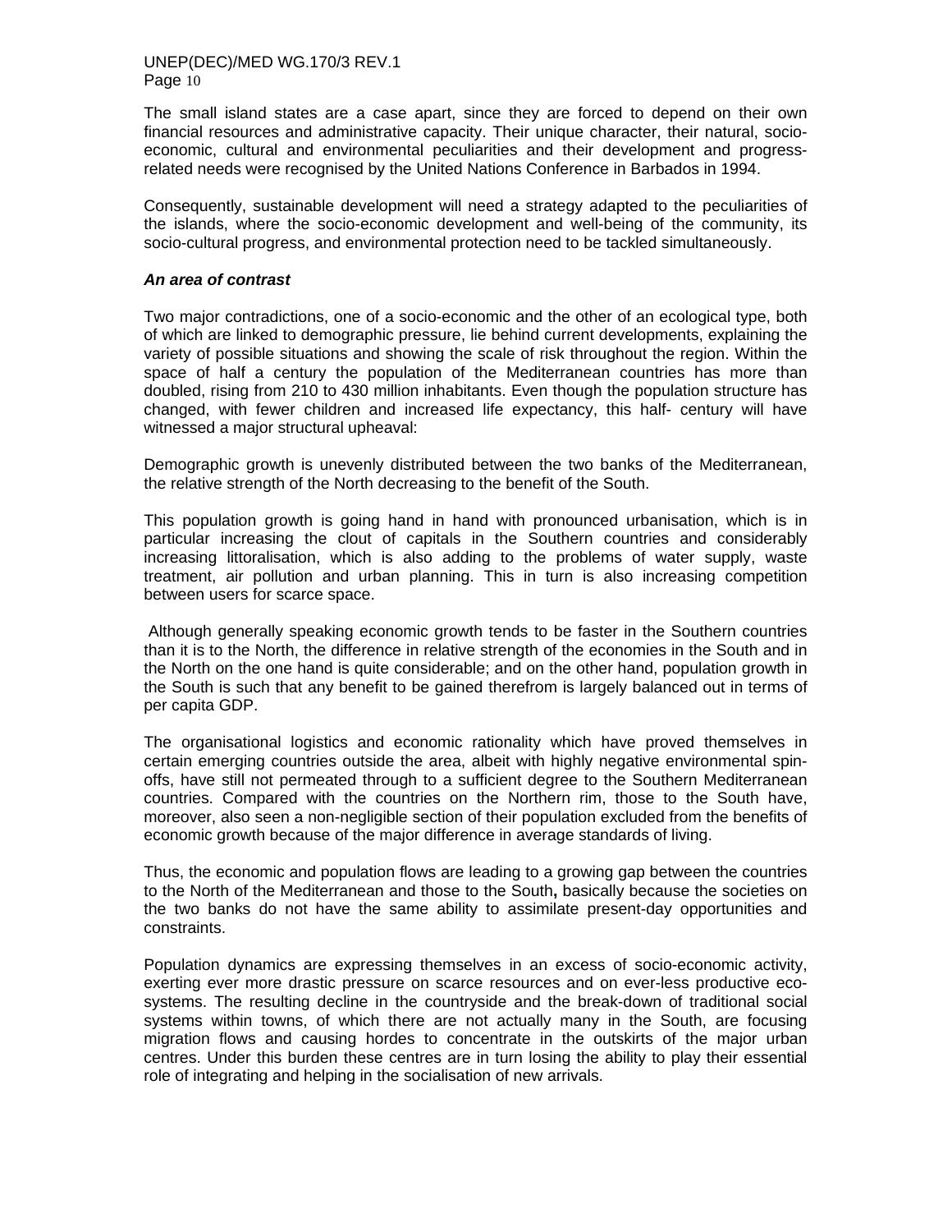The small island states are a case apart, since they are forced to depend on their own financial resources and administrative capacity. Their unique character, their natural, socio-economic, cultural and environmental peculiarities and their development and progress-related needs were recognised by the United Nations Conference in Barbados in 1994.

Consequently, sustainable development will need a strategy adapted to the peculiarities of the islands, where the socio-economic development and well-being of the community, its socio-cultural progress, and environmental protection need to be tackled simultaneously.

***An area of contrast***

Two major contradictions, one of a socio-economic and the other of an ecological type, both of which are linked to demographic pressure, lie behind current developments, explaining the variety of possible situations and showing the scale of risk throughout the region. Within the space of half a century the population of the Mediterranean countries has more than doubled, rising from 210 to 430 million inhabitants. Even though the population structure has changed, with fewer children and increased life expectancy, this half- century will have witnessed a major structural upheaval:

Demographic growth is unevenly distributed between the two banks of the Mediterranean, the relative strength of the North decreasing to the benefit of the South.

This population growth is going hand in hand with pronounced urbanisation, which is in particular increasing the clout of capitals in the Southern countries and considerably increasing littoralisation, which is also adding to the problems of water supply, waste treatment, air pollution and urban planning. This in turn is also increasing competition between users for scarce space.

Although generally speaking economic growth tends to be faster in the Southern countries than it is to the North, the difference in relative strength of the economies in the South and in the North on the one hand is quite considerable; and on the other hand, population growth in the South is such that any benefit to be gained therefrom is largely balanced out in terms of per capita GDP.

The organisational logistics and economic rationality which have proved themselves in certain emerging countries outside the area, albeit with highly negative environmental spin-offs, have still not permeated through to a sufficient degree to the Southern Mediterranean countries. Compared with the countries on the Northern rim, those to the South have, moreover, also seen a non-negligible section of their population excluded from the benefits of economic growth because of the major difference in average standards of living.

Thus, the economic and population flows are leading to a growing gap between the countries to the North of the Mediterranean and those to the South**,** basically because the societies on the two banks do not have the same ability to assimilate present-day opportunities and constraints.

Population dynamics are expressing themselves in an excess of socio-economic activity, exerting ever more drastic pressure on scarce resources and on ever-less productive eco-systems. The resulting decline in the countryside and the break-down of traditional social systems within towns, of which there are not actually many in the South, are focusing migration flows and causing hordes to concentrate in the outskirts of the major urban centres. Under this burden these centres are in turn losing the ability to play their essential role of integrating and helping in the socialisation of new arrivals.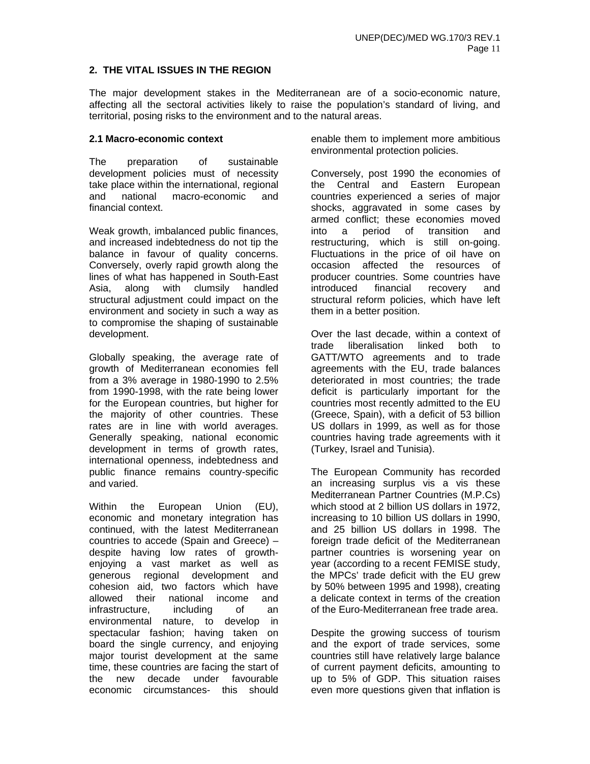## 2. THE VITAL ISSUES IN THE REGION

The major development stakes in the Mediterranean are of a socio-economic nature, affecting all the sectoral activities likely to raise the population's standard of living, and territorial, posing risks to the environment and to the natural areas.

### 2.1 Macro-economic context

The preparation of sustainable development policies must of necessity take place within the international, regional and national macro-economic and financial context.

Weak growth, imbalanced public finances, and increased indebtedness do not tip the balance in favour of quality concerns. Conversely, overly rapid growth along the lines of what has happened in South-East Asia, along with clumsily handled structural adjustment could impact on the environment and society in such a way as to compromise the shaping of sustainable development.

Globally speaking, the average rate of growth of Mediterranean economies fell from a 3% average in 1980-1990 to 2.5% from 1990-1998, with the rate being lower for the European countries, but higher for the majority of other countries. These rates are in line with world averages. Generally speaking, national economic development in terms of growth rates, international openness, indebtedness and public finance remains country-specific and varied.

Within the European Union (EU), economic and monetary integration has continued, with the latest Mediterranean countries to accede (Spain and Greece) – despite having low rates of growth- enjoying a vast market as well as generous regional development and cohesion aid, two factors which have allowed their national income and infrastructure, including of an environmental nature, to develop in spectacular fashion; having taken on board the single currency, and enjoying major tourist development at the same time, these countries are facing the start of the new decade under favourable economic circumstances- this should enable them to implement more ambitious environmental protection policies.

Conversely, post 1990 the economies of the Central and Eastern European countries experienced a series of major shocks, aggravated in some cases by armed conflict; these economies moved into a period of transition and restructuring, which is still on-going. Fluctuations in the price of oil have on occasion affected the resources of producer countries. Some countries have introduced financial recovery and structural reform policies, which have left them in a better position.

Over the last decade, within a context of trade liberalisation linked both to GATT/WTO agreements and to trade agreements with the EU, trade balances deteriorated in most countries; the trade deficit is particularly important for the countries most recently admitted to the EU (Greece, Spain), with a deficit of 53 billion US dollars in 1999, as well as for those countries having trade agreements with it (Turkey, Israel and Tunisia).

The European Community has recorded an increasing surplus vis a vis these Mediterranean Partner Countries (M.P.Cs) which stood at 2 billion US dollars in 1972, increasing to 10 billion US dollars in 1990, and 25 billion US dollars in 1998. The foreign trade deficit of the Mediterranean partner countries is worsening year on year (according to a recent FEMISE study, the MPCs' trade deficit with the EU grew by 50% between 1995 and 1998), creating a delicate context in terms of the creation of the Euro-Mediterranean free trade area.

Despite the growing success of tourism and the export of trade services, some countries still have relatively large balance of current payment deficits, amounting to up to 5% of GDP. This situation raises even more questions given that inflation is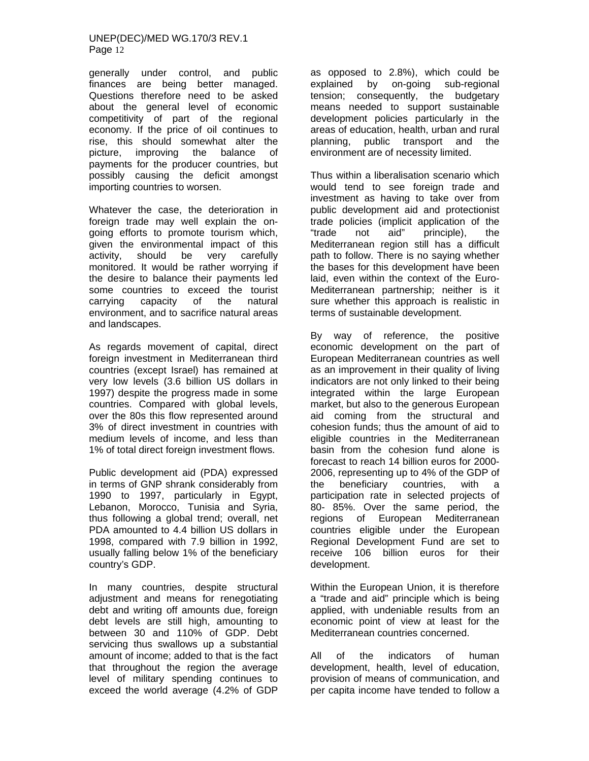generally under control, and public finances are being better managed. Questions therefore need to be asked about the general level of economic competitivity of part of the regional economy. If the price of oil continues to rise, this should somewhat alter the picture, improving the balance of payments for the producer countries, but possibly causing the deficit amongst importing countries to worsen.

Whatever the case, the deterioration in foreign trade may well explain the on-going efforts to promote tourism which, given the environmental impact of this activity, should be very carefully monitored. It would be rather worrying if the desire to balance their payments led some countries to exceed the tourist carrying capacity of the natural environment, and to sacrifice natural areas and landscapes.

As regards movement of capital, direct foreign investment in Mediterranean third countries (except Israel) has remained at very low levels (3.6 billion US dollars in 1997) despite the progress made in some countries. Compared with global levels, over the 80s this flow represented around 3% of direct investment in countries with medium levels of income, and less than 1% of total direct foreign investment flows.

Public development aid (PDA) expressed in terms of GNP shrank considerably from 1990 to 1997, particularly in Egypt, Lebanon, Morocco, Tunisia and Syria, thus following a global trend; overall, net PDA amounted to 4.4 billion US dollars in 1998, compared with 7.9 billion in 1992, usually falling below 1% of the beneficiary country's GDP.

In many countries, despite structural adjustment and means for renegotiating debt and writing off amounts due, foreign debt levels are still high, amounting to between 30 and 110% of GDP. Debt servicing thus swallows up a substantial amount of income; added to that is the fact that throughout the region the average level of military spending continues to exceed the world average (4.2% of GDP as opposed to 2.8%), which could be explained by on-going sub-regional tension; consequently, the budgetary means needed to support sustainable development policies particularly in the areas of education, health, urban and rural planning, public transport and the environment are of necessity limited.

Thus within a liberalisation scenario which would tend to see foreign trade and investment as having to take over from public development aid and protectionist trade policies (implicit application of the "trade not aid" principle), the Mediterranean region still has a difficult path to follow. There is no saying whether the bases for this development have been laid, even within the context of the Euro-Mediterranean partnership; neither is it sure whether this approach is realistic in terms of sustainable development.

By way of reference, the positive economic development on the part of European Mediterranean countries as well as an improvement in their quality of living indicators are not only linked to their being integrated within the large European market, but also to the generous European aid coming from the structural and cohesion funds; thus the amount of aid to eligible countries in the Mediterranean basin from the cohesion fund alone is forecast to reach 14 billion euros for 2000-2006, representing up to 4% of the GDP of the beneficiary countries, with a participation rate in selected projects of 80- 85%. Over the same period, the regions of European Mediterranean countries eligible under the European Regional Development Fund are set to receive 106 billion euros for their development.

Within the European Union, it is therefore a "trade and aid" principle which is being applied, with undeniable results from an economic point of view at least for the Mediterranean countries concerned.

All of the indicators of human development, health, level of education, provision of means of communication, and per capita income have tended to follow a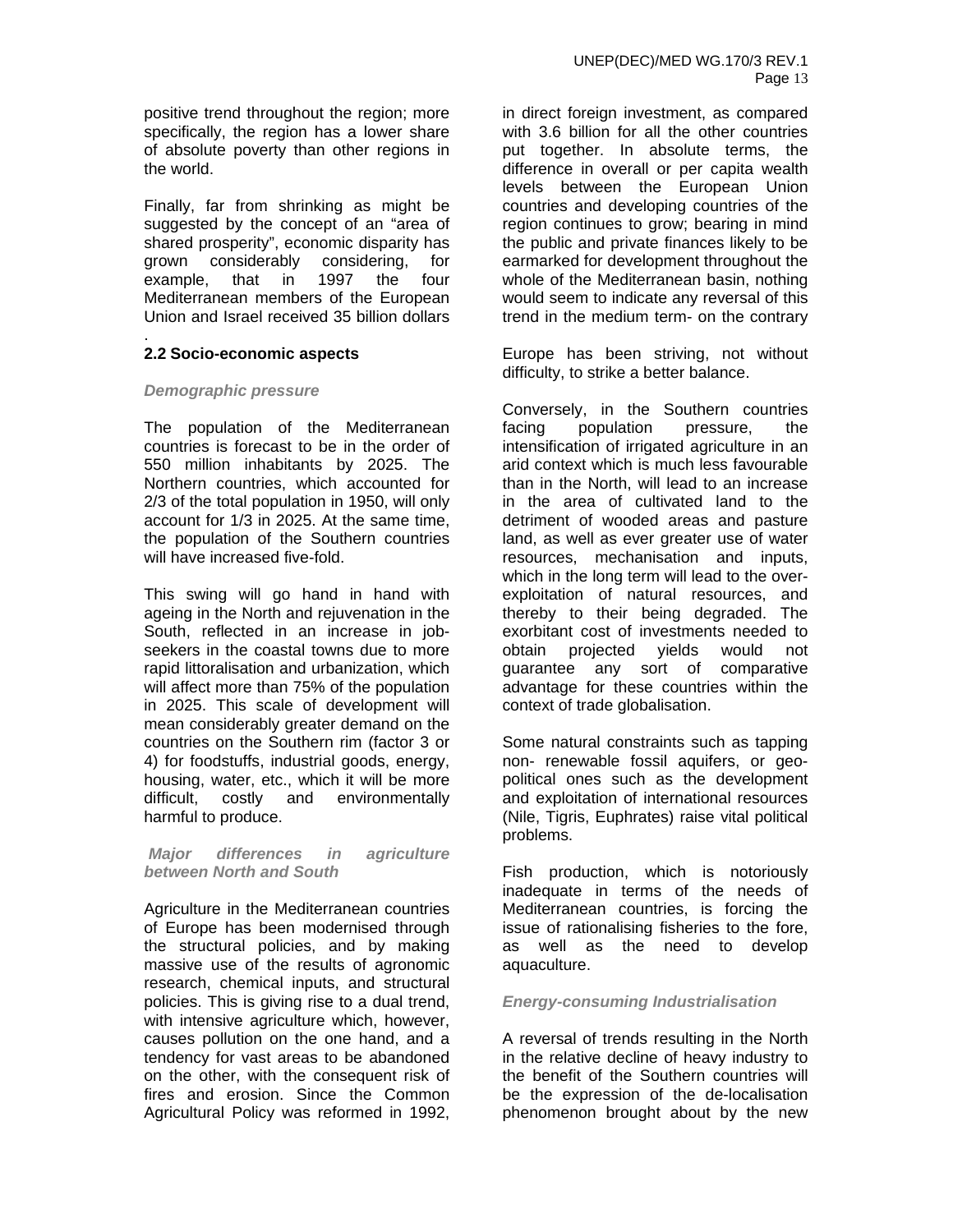positive trend throughout the region; more specifically, the region has a lower share of absolute poverty than other regions in the world.

Finally, far from shrinking as might be suggested by the concept of an "area of shared prosperity", economic disparity has grown considerably considering, for example, that in 1997 the four Mediterranean members of the European Union and Israel received 35 billion dollars in direct foreign investment, as compared with 3.6 billion for all the other countries put together. In absolute terms, the difference in overall or per capita wealth levels between the European Union countries and developing countries of the region continues to grow; bearing in mind the public and private finances likely to be earmarked for development throughout the whole of the Mediterranean basin, nothing would seem to indicate any reversal of this trend in the medium term- on the contrary

.

## 2.2 Socio-economic aspects

### *Demographic pressure*

The population of the Mediterranean countries is forecast to be in the order of 550 million inhabitants by 2025. The Northern countries, which accounted for 2/3 of the total population in 1950, will only account for 1/3 in 2025. At the same time, the population of the Southern countries will have increased five-fold.

This swing will go hand in hand with ageing in the North and rejuvenation in the South, reflected in an increase in job-seekers in the coastal towns due to more rapid littoralisation and urbanization, which will affect more than 75% of the population in 2025. This scale of development will mean considerably greater demand on the countries on the Southern rim (factor 3 or 4) for foodstuffs, industrial goods, energy, housing, water, etc., which it will be more difficult, costly and environmentally harmful to produce.

### *Major differences in agriculture between North and South*

Agriculture in the Mediterranean countries of Europe has been modernised through the structural policies, and by making massive use of the results of agronomic research, chemical inputs, and structural policies. This is giving rise to a dual trend, with intensive agriculture which, however, causes pollution on the one hand, and a tendency for vast areas to be abandoned on the other, with the consequent risk of fires and erosion. Since the Common Agricultural Policy was reformed in 1992, Europe has been striving, not without difficulty, to strike a better balance.

Conversely, in the Southern countries facing population pressure, the intensification of irrigated agriculture in an arid context which is much less favourable than in the North, will lead to an increase in the area of cultivated land to the detriment of wooded areas and pasture land, as well as ever greater use of water resources, mechanisation and inputs, which in the long term will lead to the over-exploitation of natural resources, and thereby to their being degraded. The exorbitant cost of investments needed to obtain projected yields would not guarantee any sort of comparative advantage for these countries within the context of trade globalisation.

Some natural constraints such as tapping non- renewable fossil aquifers, or geo-political ones such as the development and exploitation of international resources (Nile, Tigris, Euphrates) raise vital political problems.

Fish production, which is notoriously inadequate in terms of the needs of Mediterranean countries, is forcing the issue of rationalising fisheries to the fore, as well as the need to develop aquaculture.

### *Energy-consuming Industrialisation*

A reversal of trends resulting in the North in the relative decline of heavy industry to the benefit of the Southern countries will be the expression of the de-localisation phenomenon brought about by the new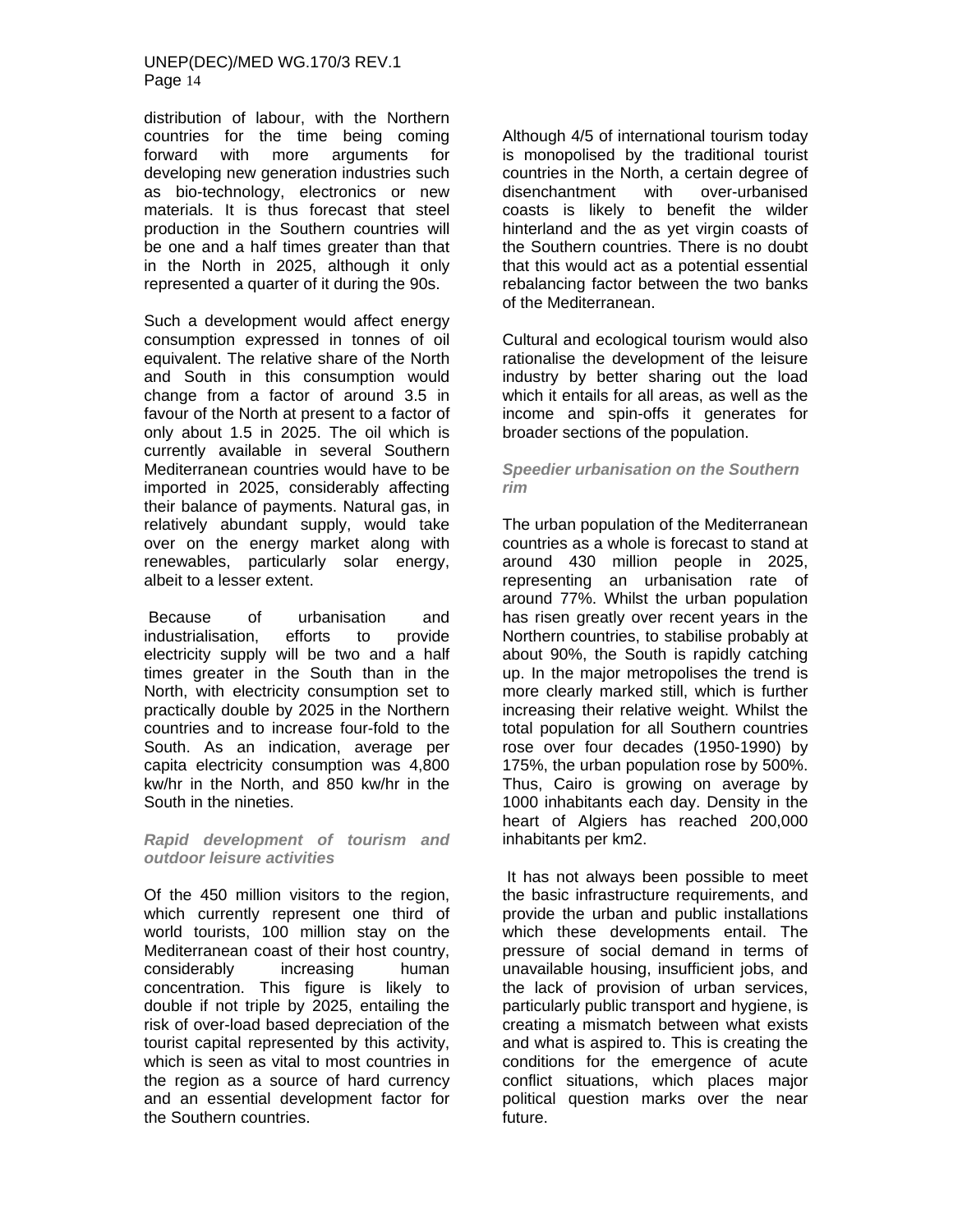distribution of labour, with the Northern countries for the time being coming forward with more arguments for developing new generation industries such as bio-technology, electronics or new materials. It is thus forecast that steel production in the Southern countries will be one and a half times greater than that in the North in 2025, although it only represented a quarter of it during the 90s.

Such a development would affect energy consumption expressed in tonnes of oil equivalent. The relative share of the North and South in this consumption would change from a factor of around 3.5 in favour of the North at present to a factor of only about 1.5 in 2025. The oil which is currently available in several Southern Mediterranean countries would have to be imported in 2025, considerably affecting their balance of payments. Natural gas, in relatively abundant supply, would take over on the energy market along with renewables, particularly solar energy, albeit to a lesser extent.

Because of urbanisation and industrialisation, efforts to provide electricity supply will be two and a half times greater in the South than in the North, with electricity consumption set to practically double by 2025 in the Northern countries and to increase four-fold to the South. As an indication, average per capita electricity consumption was 4,800 kw/hr in the North, and 850 kw/hr in the South in the nineties.

***Rapid development of tourism and outdoor leisure activities***

Of the 450 million visitors to the region, which currently represent one third of world tourists, 100 million stay on the Mediterranean coast of their host country, considerably increasing human concentration. This figure is likely to double if not triple by 2025, entailing the risk of over-load based depreciation of the tourist capital represented by this activity, which is seen as vital to most countries in the region as a source of hard currency and an essential development factor for the Southern countries.

Although 4/5 of international tourism today is monopolised by the traditional tourist countries in the North, a certain degree of disenchantment with over-urbanised coasts is likely to benefit the wilder hinterland and the as yet virgin coasts of the Southern countries. There is no doubt that this would act as a potential essential rebalancing factor between the two banks of the Mediterranean.

Cultural and ecological tourism would also rationalise the development of the leisure industry by better sharing out the load which it entails for all areas, as well as the income and spin-offs it generates for broader sections of the population.

***Speedier urbanisation on the Southern rim***

The urban population of the Mediterranean countries as a whole is forecast to stand at around 430 million people in 2025, representing an urbanisation rate of around 77%. Whilst the urban population has risen greatly over recent years in the Northern countries, to stabilise probably at about 90%, the South is rapidly catching up. In the major metropolises the trend is more clearly marked still, which is further increasing their relative weight. Whilst the total population for all Southern countries rose over four decades (1950-1990) by 175%, the urban population rose by 500%. Thus, Cairo is growing on average by 1000 inhabitants each day. Density in the heart of Algiers has reached 200,000 inhabitants per km2.

It has not always been possible to meet the basic infrastructure requirements, and provide the urban and public installations which these developments entail. The pressure of social demand in terms of unavailable housing, insufficient jobs, and the lack of provision of urban services, particularly public transport and hygiene, is creating a mismatch between what exists and what is aspired to. This is creating the conditions for the emergence of acute conflict situations, which places major political question marks over the near future.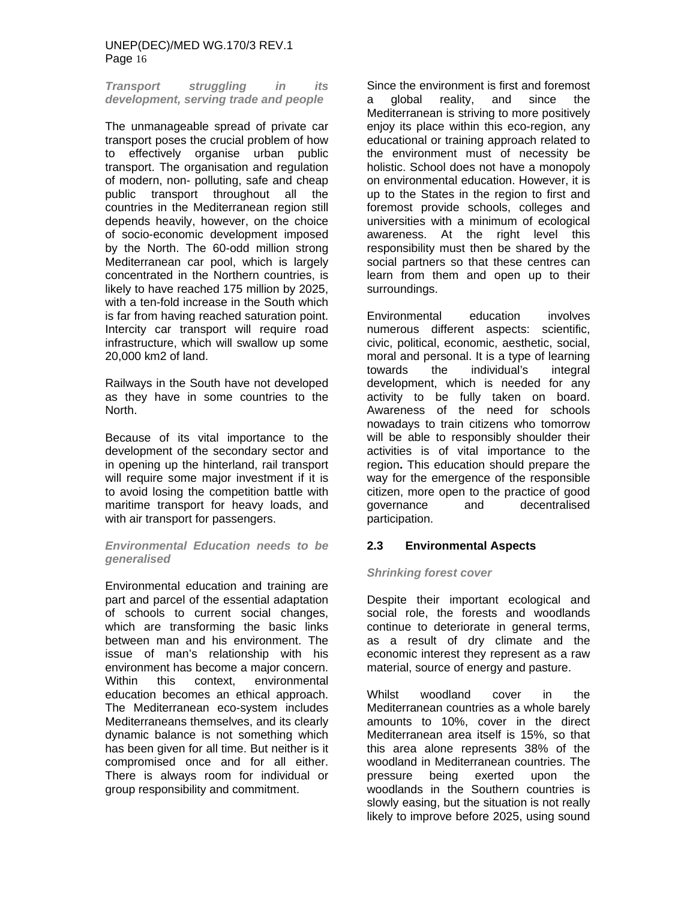***Transport struggling in its development, serving trade and people***

The unmanageable spread of private car transport poses the crucial problem of how to effectively organise urban public transport. The organisation and regulation of modern, non- polluting, safe and cheap public transport throughout all the countries in the Mediterranean region still depends heavily, however, on the choice of socio-economic development imposed by the North. The 60-odd million strong Mediterranean car pool, which is largely concentrated in the Northern countries, is likely to have reached 175 million by 2025, with a ten-fold increase in the South which is far from having reached saturation point. Intercity car transport will require road infrastructure, which will swallow up some 20,000 km2 of land.

Railways in the South have not developed as they have in some countries to the North.

Because of its vital importance to the development of the secondary sector and in opening up the hinterland, rail transport will require some major investment if it is to avoid losing the competition battle with maritime transport for heavy loads, and with air transport for passengers.

***Environmental Education needs to be generalised***

Environmental education and training are part and parcel of the essential adaptation of schools to current social changes, which are transforming the basic links between man and his environment. The issue of man's relationship with his environment has become a major concern. Within this context, environmental education becomes an ethical approach. The Mediterranean eco-system includes Mediterraneans themselves, and its clearly dynamic balance is not something which has been given for all time. But neither is it compromised once and for all either. There is always room for individual or group responsibility and commitment.

Since the environment is first and foremost a global reality, and since the Mediterranean is striving to more positively enjoy its place within this eco-region, any educational or training approach related to the environment must of necessity be holistic. School does not have a monopoly on environmental education. However, it is up to the States in the region to first and foremost provide schools, colleges and universities with a minimum of ecological awareness. At the right level this responsibility must then be shared by the social partners so that these centres can learn from them and open up to their surroundings.

Environmental education involves numerous different aspects: scientific, civic, political, economic, aesthetic, social, moral and personal. It is a type of learning towards the individual's integral development, which is needed for any activity to be fully taken on board. Awareness of the need for schools nowadays to train citizens who tomorrow will be able to responsibly shoulder their activities is of vital importance to the region**.** This education should prepare the way for the emergence of the responsible citizen, more open to the practice of good governance and decentralised participation.

## 2.3 Environmental Aspects

***Shrinking forest cover***

Despite their important ecological and social role, the forests and woodlands continue to deteriorate in general terms, as a result of dry climate and the economic interest they represent as a raw material, source of energy and pasture.

Whilst woodland cover in the Mediterranean countries as a whole barely amounts to 10%, cover in the direct Mediterranean area itself is 15%, so that this area alone represents 38% of the woodland in Mediterranean countries. The pressure being exerted upon the woodlands in the Southern countries is slowly easing, but the situation is not really likely to improve before 2025, using sound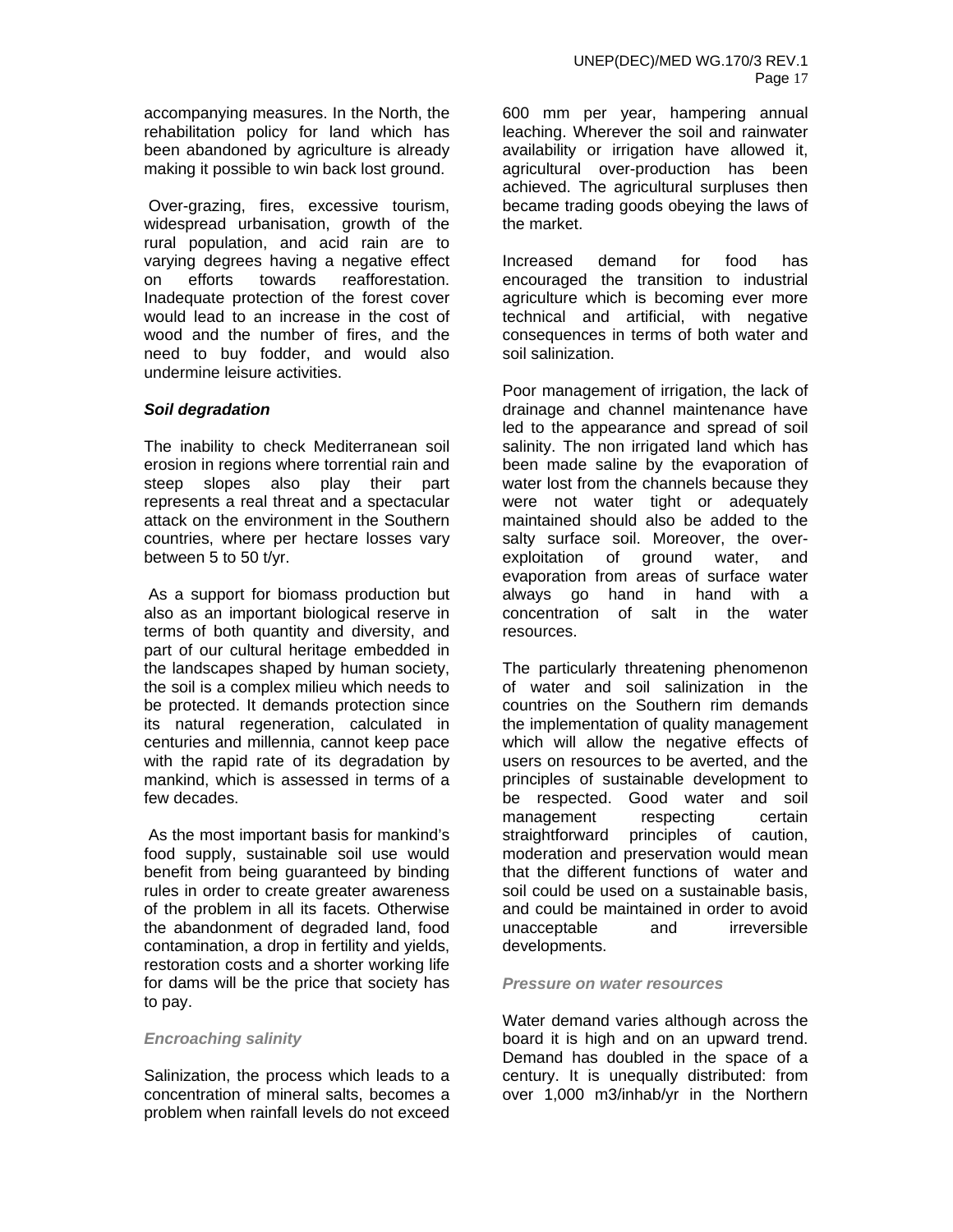accompanying measures. In the North, the rehabilitation policy for land which has been abandoned by agriculture is already making it possible to win back lost ground.

Over-grazing, fires, excessive tourism, widespread urbanisation, growth of the rural population, and acid rain are to varying degrees having a negative effect on efforts towards reafforestation. Inadequate protection of the forest cover would lead to an increase in the cost of wood and the number of fires, and the need to buy fodder, and would also undermine leisure activities.

***Soil degradation***

The inability to check Mediterranean soil erosion in regions where torrential rain and steep slopes also play their part represents a real threat and a spectacular attack on the environment in the Southern countries, where per hectare losses vary between 5 to 50 t/yr.

As a support for biomass production but also as an important biological reserve in terms of both quantity and diversity, and part of our cultural heritage embedded in the landscapes shaped by human society, the soil is a complex milieu which needs to be protected. It demands protection since its natural regeneration, calculated in centuries and millennia, cannot keep pace with the rapid rate of its degradation by mankind, which is assessed in terms of a few decades.

As the most important basis for mankind's food supply, sustainable soil use would benefit from being guaranteed by binding rules in order to create greater awareness of the problem in all its facets. Otherwise the abandonment of degraded land, food contamination, a drop in fertility and yields, restoration costs and a shorter working life for dams will be the price that society has to pay.

***Encroaching salinity***

Salinization, the process which leads to a concentration of mineral salts, becomes a problem when rainfall levels do not exceed 600 mm per year, hampering annual leaching. Wherever the soil and rainwater availability or irrigation have allowed it, agricultural over-production has been achieved. The agricultural surpluses then became trading goods obeying the laws of the market.

Increased demand for food has encouraged the transition to industrial agriculture which is becoming ever more technical and artificial, with negative consequences in terms of both water and soil salinization.

Poor management of irrigation, the lack of drainage and channel maintenance have led to the appearance and spread of soil salinity. The non irrigated land which has been made saline by the evaporation of water lost from the channels because they were not water tight or adequately maintained should also be added to the salty surface soil. Moreover, the over-exploitation of ground water, and evaporation from areas of surface water always go hand in hand with a concentration of salt in the water resources.

The particularly threatening phenomenon of water and soil salinization in the countries on the Southern rim demands the implementation of quality management which will allow the negative effects of users on resources to be averted, and the principles of sustainable development to be respected. Good water and soil management respecting certain straightforward principles of caution, moderation and preservation would mean that the different functions of water and soil could be used on a sustainable basis, and could be maintained in order to avoid unacceptable and irreversible developments.

***Pressure on water resources***

Water demand varies although across the board it is high and on an upward trend. Demand has doubled in the space of a century. It is unequally distributed: from over 1,000 m3/inhab/yr in the Northern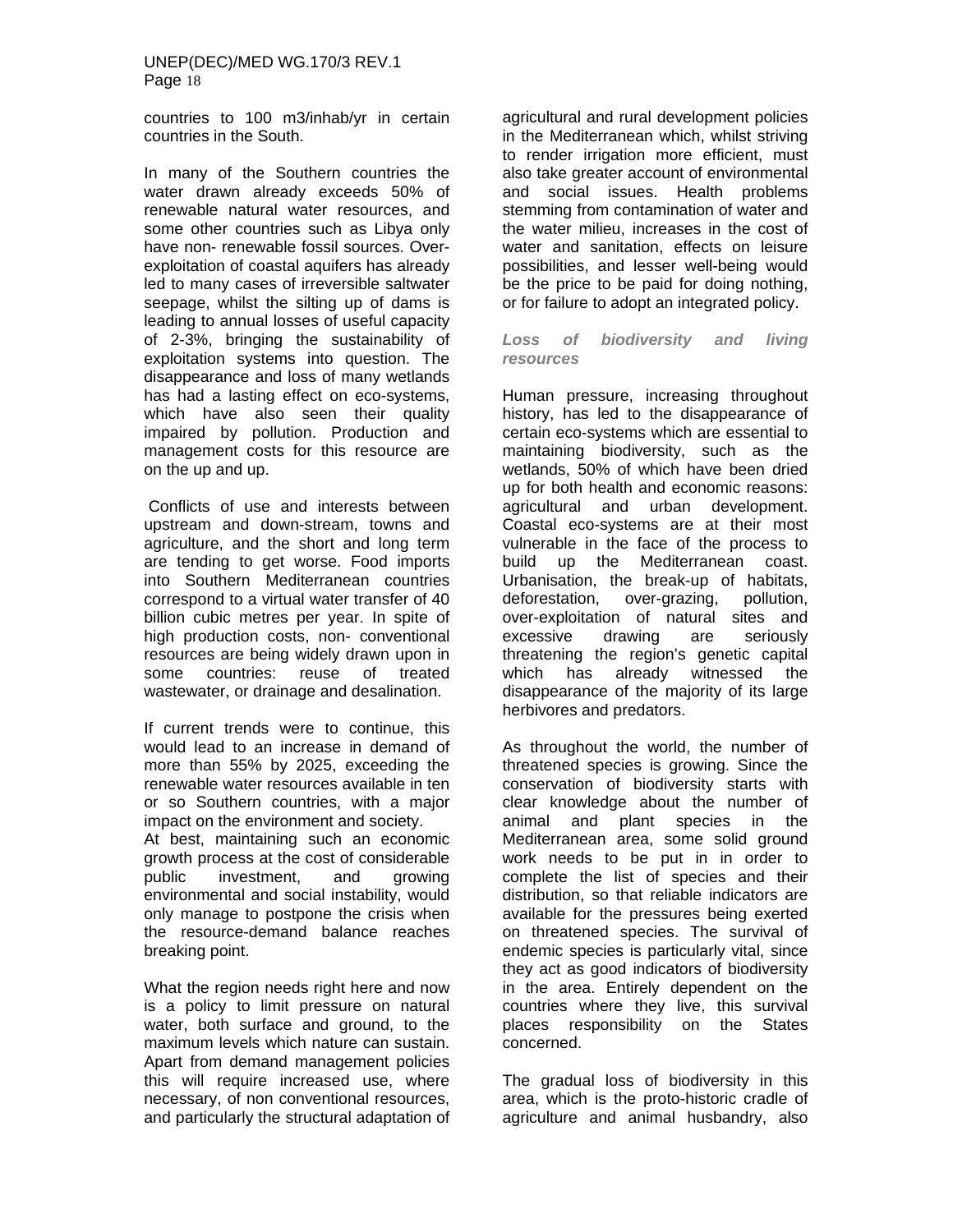countries to 100 m3/inhab/yr in certain countries in the South.

In many of the Southern countries the water drawn already exceeds 50% of renewable natural water resources, and some other countries such as Libya only have non- renewable fossil sources. Over-exploitation of coastal aquifers has already led to many cases of irreversible saltwater seepage, whilst the silting up of dams is leading to annual losses of useful capacity of 2-3%, bringing the sustainability of exploitation systems into question. The disappearance and loss of many wetlands has had a lasting effect on eco-systems, which have also seen their quality impaired by pollution. Production and management costs for this resource are on the up and up.

Conflicts of use and interests between upstream and down-stream, towns and agriculture, and the short and long term are tending to get worse. Food imports into Southern Mediterranean countries correspond to a virtual water transfer of 40 billion cubic metres per year. In spite of high production costs, non- conventional resources are being widely drawn upon in some countries: reuse of treated wastewater, or drainage and desalination.

If current trends were to continue, this would lead to an increase in demand of more than 55% by 2025, exceeding the renewable water resources available in ten or so Southern countries, with a major impact on the environment and society.
At best, maintaining such an economic growth process at the cost of considerable public investment, and growing environmental and social instability, would only manage to postpone the crisis when the resource-demand balance reaches breaking point.

What the region needs right here and now is a policy to limit pressure on natural water, both surface and ground, to the maximum levels which nature can sustain. Apart from demand management policies this will require increased use, where necessary, of non conventional resources, and particularly the structural adaptation of agricultural and rural development policies in the Mediterranean which, whilst striving to render irrigation more efficient, must also take greater account of environmental and social issues. Health problems stemming from contamination of water and the water milieu, increases in the cost of water and sanitation, effects on leisure possibilities, and lesser well-being would be the price to be paid for doing nothing, or for failure to adopt an integrated policy.

***Loss of biodiversity and living resources***

Human pressure, increasing throughout history, has led to the disappearance of certain eco-systems which are essential to maintaining biodiversity, such as the wetlands, 50% of which have been dried up for both health and economic reasons: agricultural and urban development. Coastal eco-systems are at their most vulnerable in the face of the process to build up the Mediterranean coast. Urbanisation, the break-up of habitats, deforestation, over-grazing, pollution, over-exploitation of natural sites and excessive drawing are seriously threatening the region's genetic capital which has already witnessed the disappearance of the majority of its large herbivores and predators.

As throughout the world, the number of threatened species is growing. Since the conservation of biodiversity starts with clear knowledge about the number of animal and plant species in the Mediterranean area, some solid ground work needs to be put in in order to complete the list of species and their distribution, so that reliable indicators are available for the pressures being exerted on threatened species. The survival of endemic species is particularly vital, since they act as good indicators of biodiversity in the area. Entirely dependent on the countries where they live, this survival places responsibility on the States concerned.

The gradual loss of biodiversity in this area, which is the proto-historic cradle of agriculture and animal husbandry, also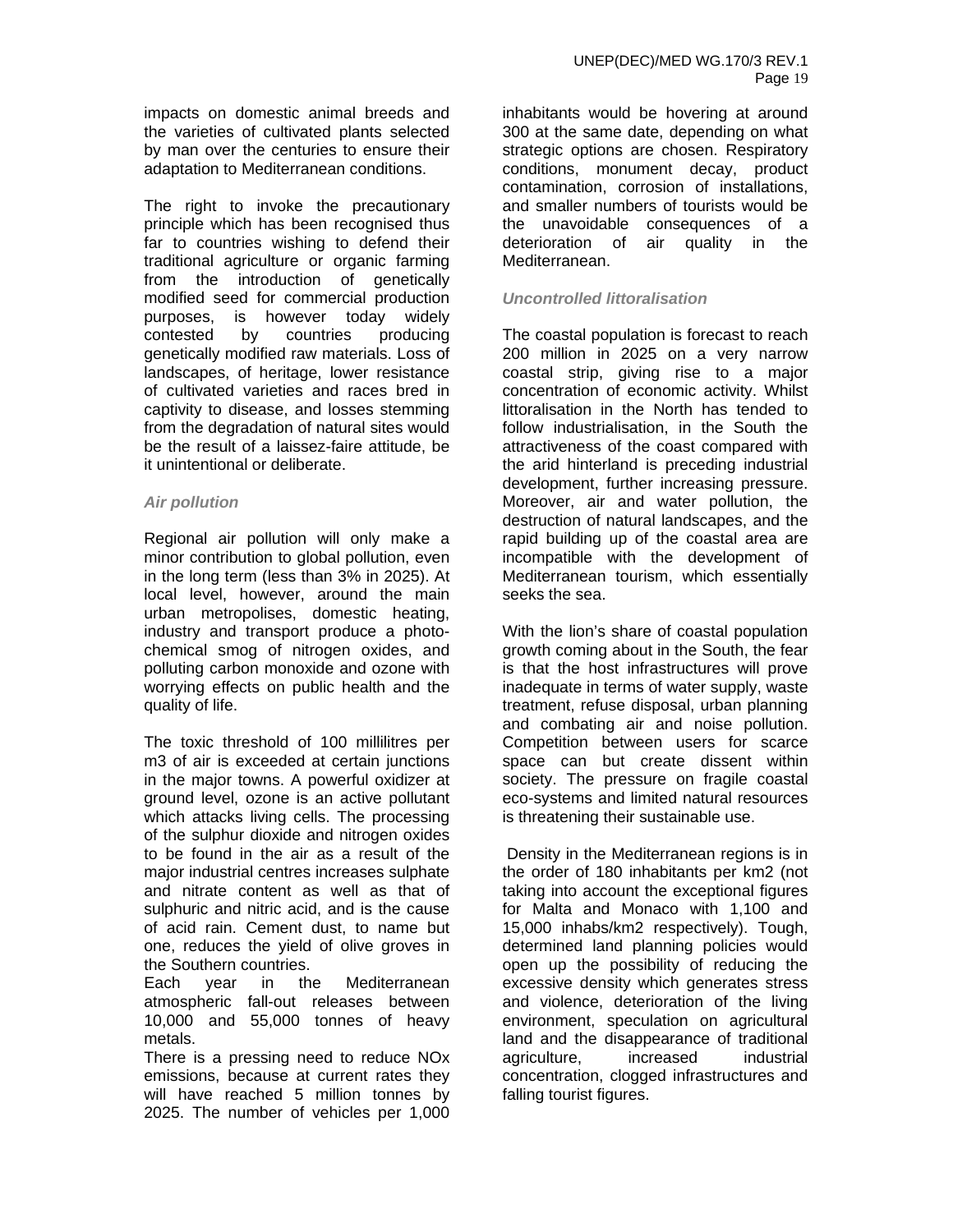impacts on domestic animal breeds and the varieties of cultivated plants selected by man over the centuries to ensure their adaptation to Mediterranean conditions.

The right to invoke the precautionary principle which has been recognised thus far to countries wishing to defend their traditional agriculture or organic farming from the introduction of genetically modified seed for commercial production purposes, is however today widely contested by countries producing genetically modified raw materials. Loss of landscapes, of heritage, lower resistance of cultivated varieties and races bred in captivity to disease, and losses stemming from the degradation of natural sites would be the result of a laissez-faire attitude, be it unintentional or deliberate.

***Air pollution***

Regional air pollution will only make a minor contribution to global pollution, even in the long term (less than 3% in 2025). At local level, however, around the main urban metropolises, domestic heating, industry and transport produce a photo-chemical smog of nitrogen oxides, and polluting carbon monoxide and ozone with worrying effects on public health and the quality of life.

The toxic threshold of 100 millilitres per m3 of air is exceeded at certain junctions in the major towns. A powerful oxidizer at ground level, ozone is an active pollutant which attacks living cells. The processing of the sulphur dioxide and nitrogen oxides to be found in the air as a result of the major industrial centres increases sulphate and nitrate content as well as that of sulphuric and nitric acid, and is the cause of acid rain. Cement dust, to name but one, reduces the yield of olive groves in the Southern countries.

Each year in the Mediterranean atmospheric fall-out releases between 10,000 and 55,000 tonnes of heavy metals.

There is a pressing need to reduce NOx emissions, because at current rates they will have reached 5 million tonnes by 2025. The number of vehicles per 1,000 inhabitants would be hovering at around 300 at the same date, depending on what strategic options are chosen. Respiratory conditions, monument decay, product contamination, corrosion of installations, and smaller numbers of tourists would be the unavoidable consequences of a deterioration of air quality in the Mediterranean.

***Uncontrolled littoralisation***

The coastal population is forecast to reach 200 million in 2025 on a very narrow coastal strip, giving rise to a major concentration of economic activity. Whilst littoralisation in the North has tended to follow industrialisation, in the South the attractiveness of the coast compared with the arid hinterland is preceding industrial development, further increasing pressure. Moreover, air and water pollution, the destruction of natural landscapes, and the rapid building up of the coastal area are incompatible with the development of Mediterranean tourism, which essentially seeks the sea.

With the lion's share of coastal population growth coming about in the South, the fear is that the host infrastructures will prove inadequate in terms of water supply, waste treatment, refuse disposal, urban planning and combating air and noise pollution. Competition between users for scarce space can but create dissent within society. The pressure on fragile coastal eco-systems and limited natural resources is threatening their sustainable use.

Density in the Mediterranean regions is in the order of 180 inhabitants per km2 (not taking into account the exceptional figures for Malta and Monaco with 1,100 and 15,000 inhabs/km2 respectively). Tough, determined land planning policies would open up the possibility of reducing the excessive density which generates stress and violence, deterioration of the living environment, speculation on agricultural land and the disappearance of traditional agriculture, increased industrial concentration, clogged infrastructures and falling tourist figures.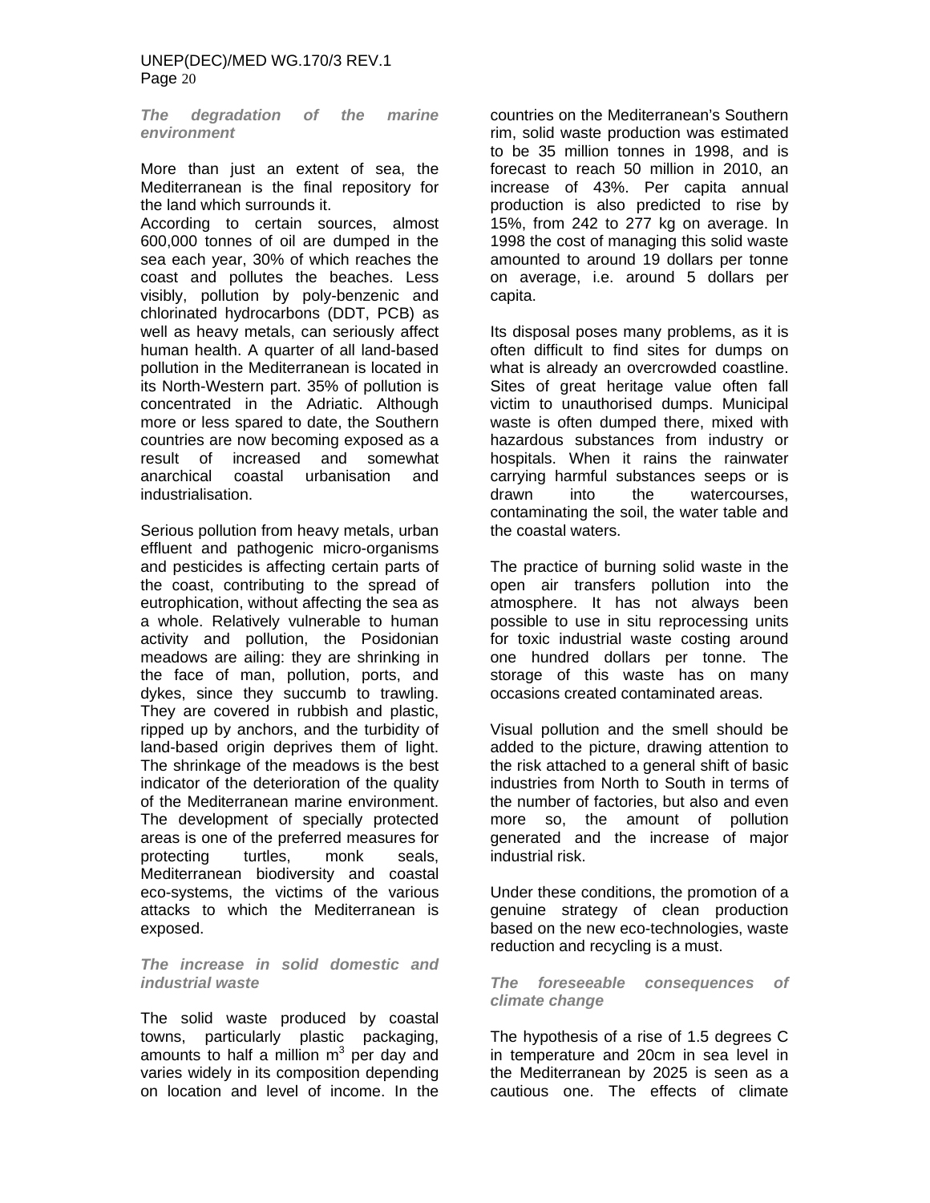### *The degradation of the marine environment*

More than just an extent of sea, the Mediterranean is the final repository for the land which surrounds it.
According to certain sources, almost 600,000 tonnes of oil are dumped in the sea each year, 30% of which reaches the coast and pollutes the beaches. Less visibly, pollution by poly-benzenic and chlorinated hydrocarbons (DDT, PCB) as well as heavy metals, can seriously affect human health. A quarter of all land-based pollution in the Mediterranean is located in its North-Western part. 35% of pollution is concentrated in the Adriatic. Although more or less spared to date, the Southern countries are now becoming exposed as a result of increased and somewhat anarchical coastal urbanisation and industrialisation.

Serious pollution from heavy metals, urban effluent and pathogenic micro-organisms and pesticides is affecting certain parts of the coast, contributing to the spread of eutrophication, without affecting the sea as a whole. Relatively vulnerable to human activity and pollution, the Posidonian meadows are ailing: they are shrinking in the face of man, pollution, ports, and dykes, since they succumb to trawling. They are covered in rubbish and plastic, ripped up by anchors, and the turbidity of land-based origin deprives them of light. The shrinkage of the meadows is the best indicator of the deterioration of the quality of the Mediterranean marine environment. The development of specially protected areas is one of the preferred measures for protecting turtles, monk seals, Mediterranean biodiversity and coastal eco-systems, the victims of the various attacks to which the Mediterranean is exposed.

### *The increase in solid domestic and industrial waste*

The solid waste produced by coastal towns, particularly plastic packaging, amounts to half a million $m^3$ per day and varies widely in its composition depending on location and level of income. In the countries on the Mediterranean's Southern rim, solid waste production was estimated to be 35 million tonnes in 1998, and is forecast to reach 50 million in 2010, an increase of 43%. Per capita annual production is also predicted to rise by 15%, from 242 to 277 kg on average. In 1998 the cost of managing this solid waste amounted to around 19 dollars per tonne on average, i.e. around 5 dollars per capita.

Its disposal poses many problems, as it is often difficult to find sites for dumps on what is already an overcrowded coastline. Sites of great heritage value often fall victim to unauthorised dumps. Municipal waste is often dumped there, mixed with hazardous substances from industry or hospitals. When it rains the rainwater carrying harmful substances seeps or is drawn into the watercourses, contaminating the soil, the water table and the coastal waters.

The practice of burning solid waste in the open air transfers pollution into the atmosphere. It has not always been possible to use in situ reprocessing units for toxic industrial waste costing around one hundred dollars per tonne. The storage of this waste has on many occasions created contaminated areas.

Visual pollution and the smell should be added to the picture, drawing attention to the risk attached to a general shift of basic industries from North to South in terms of the number of factories, but also and even more so, the amount of pollution generated and the increase of major industrial risk.

Under these conditions, the promotion of a genuine strategy of clean production based on the new eco-technologies, waste reduction and recycling is a must.

### *The foreseeable consequences of climate change*

The hypothesis of a rise of 1.5 degrees C in temperature and 20cm in sea level in the Mediterranean by 2025 is seen as a cautious one. The effects of climate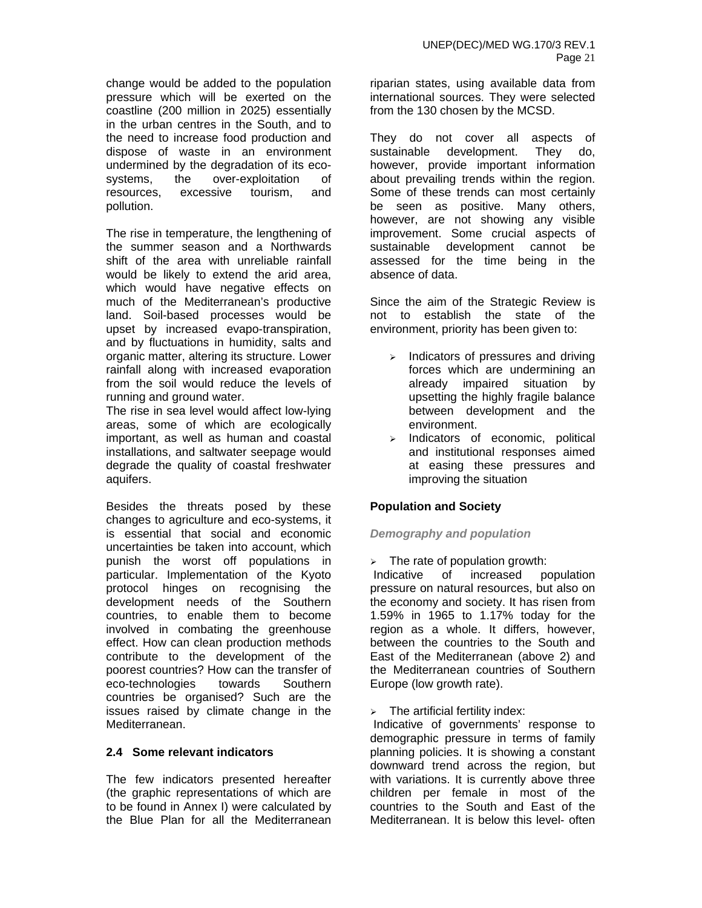change would be added to the population pressure which will be exerted on the coastline (200 million in 2025) essentially in the urban centres in the South, and to the need to increase food production and dispose of waste in an environment undermined by the degradation of its eco-systems, the over-exploitation of resources, excessive tourism, and pollution.

The rise in temperature, the lengthening of the summer season and a Northwards shift of the area with unreliable rainfall would be likely to extend the arid area, which would have negative effects on much of the Mediterranean's productive land. Soil-based processes would be upset by increased evapo-transpiration, and by fluctuations in humidity, salts and organic matter, altering its structure. Lower rainfall along with increased evaporation from the soil would reduce the levels of running and ground water.

The rise in sea level would affect low-lying areas, some of which are ecologically important, as well as human and coastal installations, and saltwater seepage would degrade the quality of coastal freshwater aquifers.

Besides the threats posed by these changes to agriculture and eco-systems, it is essential that social and economic uncertainties be taken into account, which punish the worst off populations in particular. Implementation of the Kyoto protocol hinges on recognising the development needs of the Southern countries, to enable them to become involved in combating the greenhouse effect. How can clean production methods contribute to the development of the poorest countries? How can the transfer of eco-technologies towards Southern countries be organised? Such are the issues raised by climate change in the Mediterranean.

## 2.4 Some relevant indicators

The few indicators presented hereafter (the graphic representations of which are to be found in Annex I) were calculated by the Blue Plan for all the Mediterranean riparian states, using available data from international sources. They were selected from the 130 chosen by the MCSD.

They do not cover all aspects of sustainable development. They do, however, provide important information about prevailing trends within the region. Some of these trends can most certainly be seen as positive. Many others, however, are not showing any visible improvement. Some crucial aspects of sustainable development cannot be assessed for the time being in the absence of data.

Since the aim of the Strategic Review is not to establish the state of the environment, priority has been given to:

- Indicators of pressures and driving forces which are undermining an already impaired situation by upsetting the highly fragile balance between development and the environment.
- Indicators of economic, political and institutional responses aimed at easing these pressures and improving the situation

### Population and Society

#### *Demography and population*

- The rate of population growth:

Indicative of increased population pressure on natural resources, but also on the economy and society. It has risen from 1.59% in 1965 to 1.17% today for the region as a whole. It differs, however, between the countries to the South and East of the Mediterranean (above 2) and the Mediterranean countries of Southern Europe (low growth rate).

- The artificial fertility index:

Indicative of governments' response to demographic pressure in terms of family planning policies. It is showing a constant downward trend across the region, but with variations. It is currently above three children per female in most of the countries to the South and East of the Mediterranean. It is below this level- often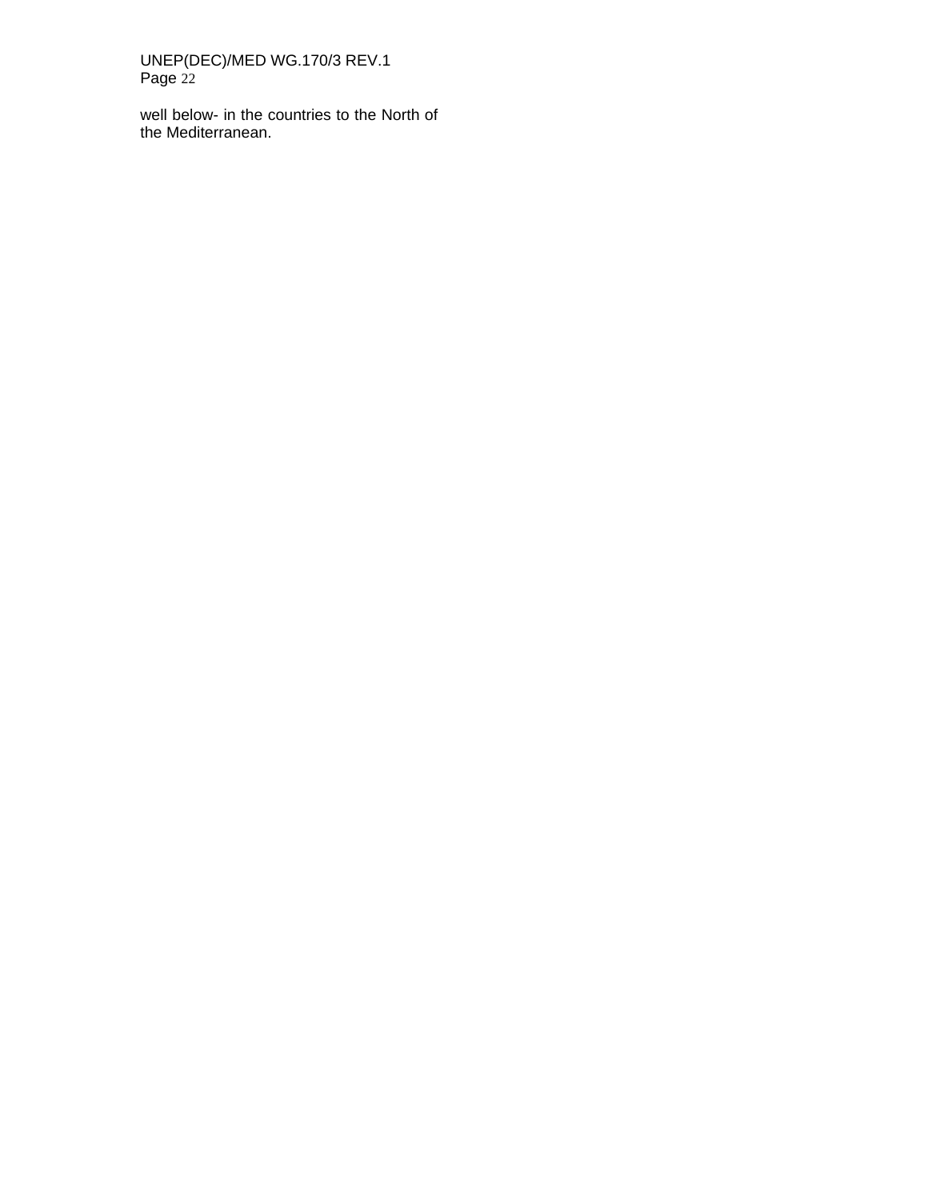well below- in the countries to the North of the Mediterranean.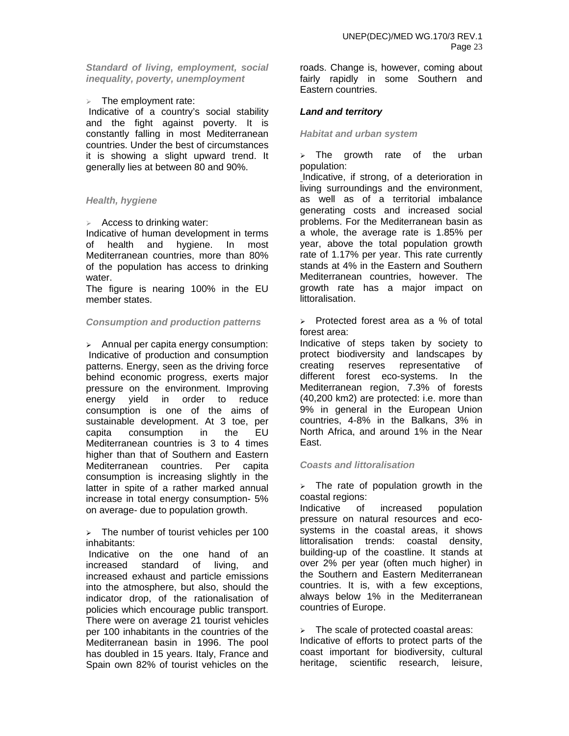### *Standard of living, employment, social inequality, poverty, unemployment*

- The employment rate:

Indicative of a country's social stability and the fight against poverty. It is constantly falling in most Mediterranean countries. Under the best of circumstances it is showing a slight upward trend. It generally lies at between 80 and 90%.

### *Health, hygiene*

- Access to drinking water:

Indicative of human development in terms of health and hygiene. In most Mediterranean countries, more than 80% of the population has access to drinking water.

The figure is nearing 100% in the EU member states.

### *Consumption and production patterns*

- Annual per capita energy consumption:

Indicative of production and consumption patterns. Energy, seen as the driving force behind economic progress, exerts major pressure on the environment. Improving energy yield in order to reduce consumption is one of the aims of sustainable development. At 3 toe, per capita consumption in the EU Mediterranean countries is 3 to 4 times higher than that of Southern and Eastern Mediterranean countries. Per capita consumption is increasing slightly in the latter in spite of a rather marked annual increase in total energy consumption- 5% on average- due to population growth.

- The number of tourist vehicles per 100 inhabitants:

Indicative on the one hand of an increased standard of living, and increased exhaust and particle emissions into the atmosphere, but also, should the indicator drop, of the rationalisation of policies which encourage public transport. There were on average 21 tourist vehicles per 100 inhabitants in the countries of the Mediterranean basin in 1996. The pool has doubled in 15 years. Italy, France and Spain own 82% of tourist vehicles on the roads. Change is, however, coming about fairly rapidly in some Southern and Eastern countries.

## *Land and territory*

### *Habitat and urban system*

- The growth rate of the urban population:

Indicative, if strong, of a deterioration in living surroundings and the environment, as well as of a territorial imbalance generating costs and increased social problems. For the Mediterranean basin as a whole, the average rate is 1.85% per year, above the total population growth rate of 1.17% per year. This rate currently stands at 4% in the Eastern and Southern Mediterranean countries, however. The growth rate has a major impact on littoralisation.

- Protected forest area as a % of total forest area:

Indicative of steps taken by society to protect biodiversity and landscapes by creating reserves representative of different forest eco-systems. In the Mediterranean region, 7.3% of forests (40,200 km2) are protected: i.e. more than 9% in general in the European Union countries, 4-8% in the Balkans, 3% in North Africa, and around 1% in the Near East.

### *Coasts and littoralisation*

- The rate of population growth in the coastal regions:

Indicative of increased population pressure on natural resources and eco-systems in the coastal areas, it shows littoralisation trends: coastal density, building-up of the coastline. It stands at over 2% per year (often much higher) in the Southern and Eastern Mediterranean countries. It is, with a few exceptions, always below 1% in the Mediterranean countries of Europe.

- The scale of protected coastal areas:

Indicative of efforts to protect parts of the coast important for biodiversity, cultural heritage, scientific research, leisure,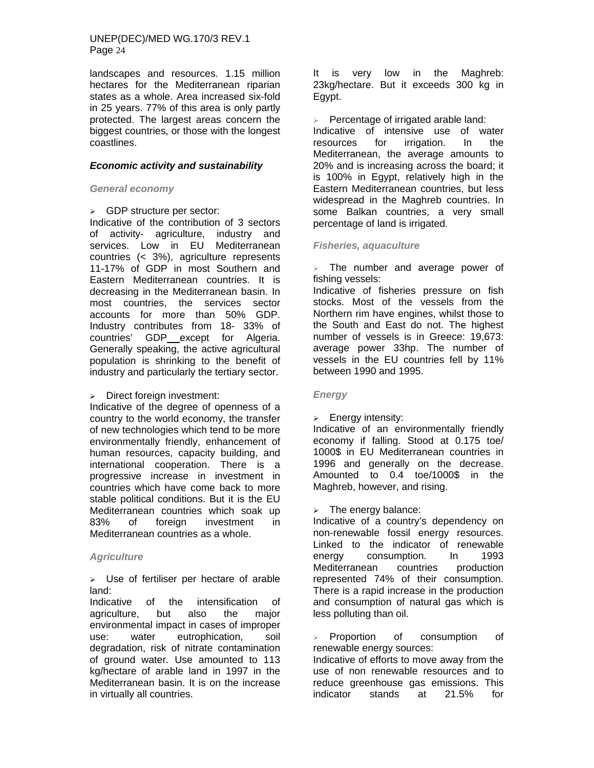landscapes and resources. 1.15 million hectares for the Mediterranean riparian states as a whole. Area increased six-fold in 25 years. 77% of this area is only partly protected. The largest areas concern the biggest countries, or those with the longest coastlines.

### *Economic activity and sustainability*

#### *General economy*

- GDP structure per sector:

Indicative of the contribution of 3 sectors of activity- agriculture, industry and services. Low in EU Mediterranean countries (< 3%), agriculture represents 11-17% of GDP in most Southern and Eastern Mediterranean countries. It is decreasing in the Mediterranean basin. In most countries, the services sector accounts for more than 50% GDP. Industry contributes from 18- 33% of countries' GDP except for Algeria. Generally speaking, the active agricultural population is shrinking to the benefit of industry and particularly the tertiary sector.

- Direct foreign investment:

Indicative of the degree of openness of a country to the world economy, the transfer of new technologies which tend to be more environmentally friendly, enhancement of human resources, capacity building, and international cooperation. There is a progressive increase in investment in countries which have come back to more stable political conditions. But it is the EU Mediterranean countries which soak up 83% of foreign investment in Mediterranean countries as a whole.

#### *Agriculture*

- Use of fertiliser per hectare of arable land:

Indicative of the intensification of agriculture, but also the major environmental impact in cases of improper use: water eutrophication, soil degradation, risk of nitrate contamination of ground water. Use amounted to 113 kg/hectare of arable land in 1997 in the Mediterranean basin. It is on the increase in virtually all countries. It is very low in the Maghreb: 23kg/hectare. But it exceeds 300 kg in Egypt.

- Percentage of irrigated arable land:

Indicative of intensive use of water resources for irrigation. In the Mediterranean, the average amounts to 20% and is increasing across the board; it is 100% in Egypt, relatively high in the Eastern Mediterranean countries, but less widespread in the Maghreb countries. In some Balkan countries, a very small percentage of land is irrigated.

#### *Fisheries, aquaculture*

- The number and average power of fishing vessels:

Indicative of fisheries pressure on fish stocks. Most of the vessels from the Northern rim have engines, whilst those to the South and East do not. The highest number of vessels is in Greece: 19,673: average power 33hp. The number of vessels in the EU countries fell by 11% between 1990 and 1995.

#### *Energy*

- Energy intensity:

Indicative of an environmentally friendly economy if falling. Stood at 0.175 toe/ 1000$ in EU Mediterranean countries in 1996 and generally on the decrease. Amounted to 0.4 toe/1000$ in the Maghreb, however, and rising.

- The energy balance:

Indicative of a country's dependency on non-renewable fossil energy resources. Linked to the indicator of renewable energy consumption. In 1993 Mediterranean countries production represented 74% of their consumption. There is a rapid increase in the production and consumption of natural gas which is less polluting than oil.

- Proportion of consumption of renewable energy sources:

Indicative of efforts to move away from the use of non renewable resources and to reduce greenhouse gas emissions. This indicator stands at 21.5% for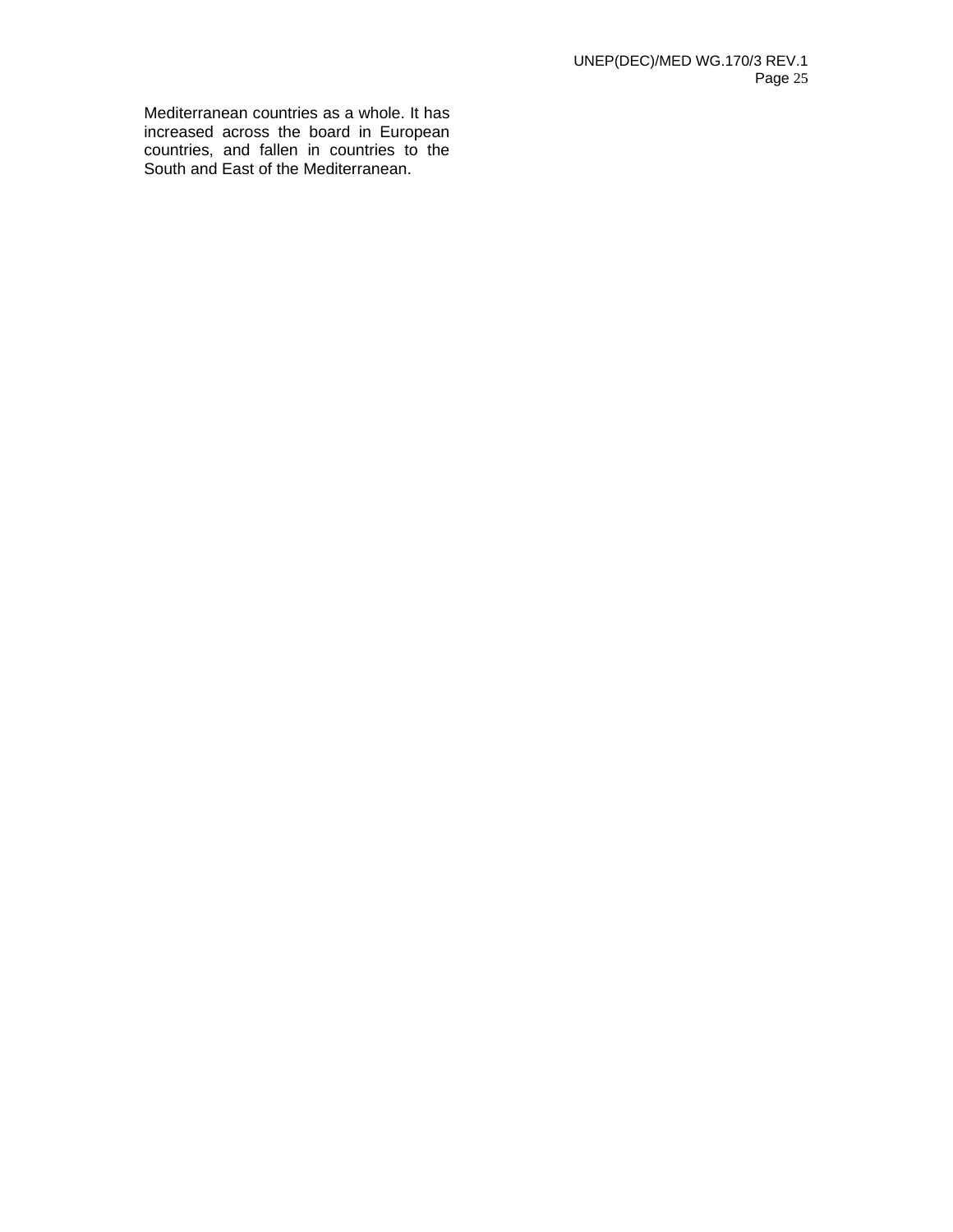Mediterranean countries as a whole. It has increased across the board in European countries, and fallen in countries to the South and East of the Mediterranean.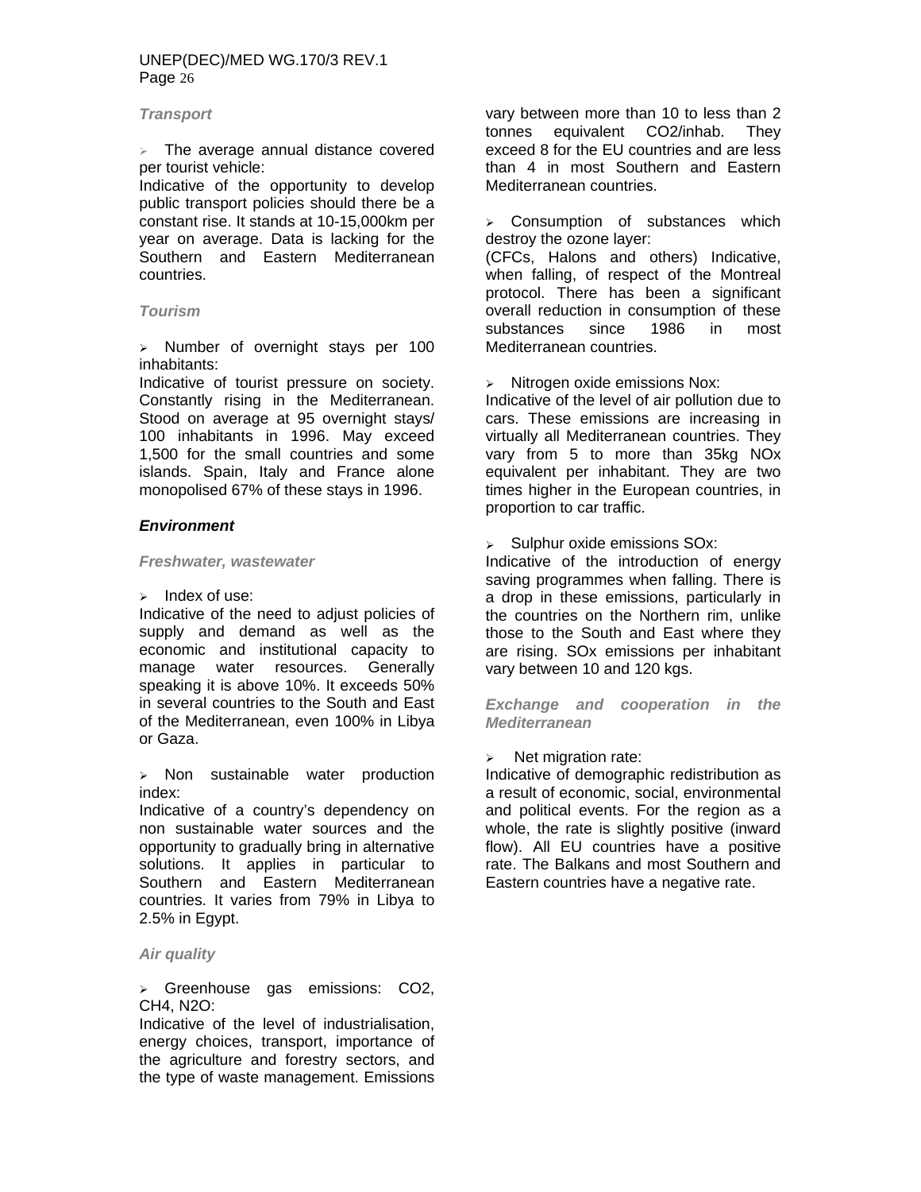### Transport

- The average annual distance covered per tourist vehicle:

Indicative of the opportunity to develop public transport policies should there be a constant rise. It stands at 10-15,000km per year on average. Data is lacking for the Southern and Eastern Mediterranean countries.

### Tourism

- Number of overnight stays per 100 inhabitants:

Indicative of tourist pressure on society. Constantly rising in the Mediterranean. Stood on average at 95 overnight stays/ 100 inhabitants in 1996. May exceed 1,500 for the small countries and some islands. Spain, Italy and France alone monopolised 67% of these stays in 1996.

## Environment

### Freshwater, wastewater

- Index of use:

Indicative of the need to adjust policies of supply and demand as well as the economic and institutional capacity to manage water resources. Generally speaking it is above 10%. It exceeds 50% in several countries to the South and East of the Mediterranean, even 100% in Libya or Gaza.

- Non sustainable water production index:

Indicative of a country's dependency on non sustainable water sources and the opportunity to gradually bring in alternative solutions. It applies in particular to Southern and Eastern Mediterranean countries. It varies from 79% in Libya to 2.5% in Egypt.

### Air quality

- Greenhouse gas emissions: $CO_2$, $CH_4$, $N_2O$:

Indicative of the level of industrialisation, energy choices, transport, importance of the agriculture and forestry sectors, and the type of waste management. Emissions vary between more than 10 to less than 2 tonnes equivalent $CO_2$/inhab. They exceed 8 for the EU countries and are less than 4 in most Southern and Eastern Mediterranean countries.

- Consumption of substances which destroy the ozone layer:

(CFCs, Halons and others) Indicative, when falling, of respect of the Montreal protocol. There has been a significant overall reduction in consumption of these substances since 1986 in most Mediterranean countries.

- Nitrogen oxide emissions Nox:

Indicative of the level of air pollution due to cars. These emissions are increasing in virtually all Mediterranean countries. They vary from 5 to more than 35kg $NO_x$ equivalent per inhabitant. They are two times higher in the European countries, in proportion to car traffic.

- Sulphur oxide emissions $SO_x$:

Indicative of the introduction of energy saving programmes when falling. There is a drop in these emissions, particularly in the countries on the Northern rim, unlike those to the South and East where they are rising. $SO_x$ emissions per inhabitant vary between 10 and 120 kgs.

### Exchange and cooperation in the Mediterranean

- Net migration rate:

Indicative of demographic redistribution as a result of economic, social, environmental and political events. For the region as a whole, the rate is slightly positive (inward flow). All EU countries have a positive rate. The Balkans and most Southern and Eastern countries have a negative rate.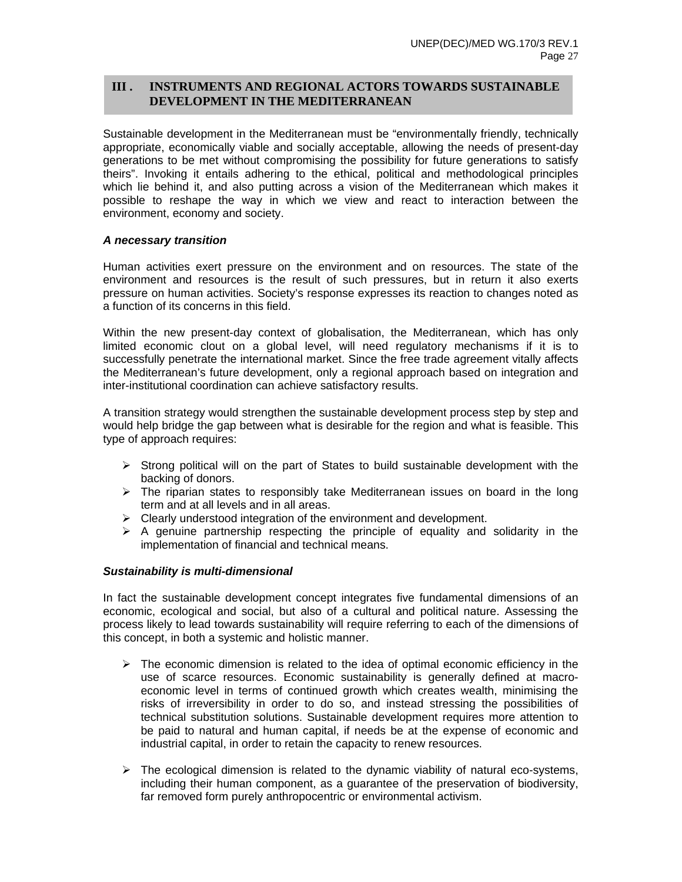## III . INSTRUMENTS AND REGIONAL ACTORS TOWARDS SUSTAINABLE DEVELOPMENT IN THE MEDITERRANEAN

Sustainable development in the Mediterranean must be "environmentally friendly, technically appropriate, economically viable and socially acceptable, allowing the needs of present-day generations to be met without compromising the possibility for future generations to satisfy theirs". Invoking it entails adhering to the ethical, political and methodological principles which lie behind it, and also putting across a vision of the Mediterranean which makes it possible to reshape the way in which we view and react to interaction between the environment, economy and society.

***A necessary transition***

Human activities exert pressure on the environment and on resources. The state of the environment and resources is the result of such pressures, but in return it also exerts pressure on human activities. Society's response expresses its reaction to changes noted as a function of its concerns in this field.

Within the new present-day context of globalisation, the Mediterranean, which has only limited economic clout on a global level, will need regulatory mechanisms if it is to successfully penetrate the international market. Since the free trade agreement vitally affects the Mediterranean's future development, only a regional approach based on integration and inter-institutional coordination can achieve satisfactory results.

A transition strategy would strengthen the sustainable development process step by step and would help bridge the gap between what is desirable for the region and what is feasible. This type of approach requires:

- Strong political will on the part of States to build sustainable development with the backing of donors.
- The riparian states to responsibly take Mediterranean issues on board in the long term and at all levels and in all areas.
- Clearly understood integration of the environment and development.
- A genuine partnership respecting the principle of equality and solidarity in the implementation of financial and technical means.

***Sustainability is multi-dimensional***

In fact the sustainable development concept integrates five fundamental dimensions of an economic, ecological and social, but also of a cultural and political nature. Assessing the process likely to lead towards sustainability will require referring to each of the dimensions of this concept, in both a systemic and holistic manner.

- The economic dimension is related to the idea of optimal economic efficiency in the use of scarce resources. Economic sustainability is generally defined at macro-economic level in terms of continued growth which creates wealth, minimising the risks of irreversibility in order to do so, and instead stressing the possibilities of technical substitution solutions. Sustainable development requires more attention to be paid to natural and human capital, if needs be at the expense of economic and industrial capital, in order to retain the capacity to renew resources.

- The ecological dimension is related to the dynamic viability of natural eco-systems, including their human component, as a guarantee of the preservation of biodiversity, far removed form purely anthropocentric or environmental activism.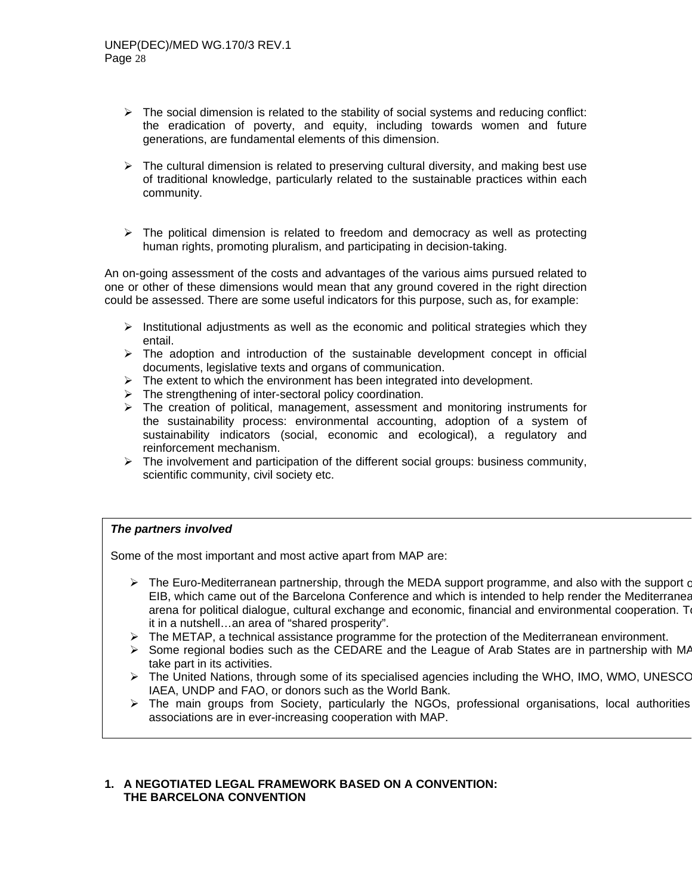- The social dimension is related to the stability of social systems and reducing conflict: the eradication of poverty, and equity, including towards women and future generations, are fundamental elements of this dimension.

- The cultural dimension is related to preserving cultural diversity, and making best use of traditional knowledge, particularly related to the sustainable practices within each community.

- The political dimension is related to freedom and democracy as well as protecting human rights, promoting pluralism, and participating in decision-taking.

An on-going assessment of the costs and advantages of the various aims pursued related to one or other of these dimensions would mean that any ground covered in the right direction could be assessed. There are some useful indicators for this purpose, such as, for example:

- Institutional adjustments as well as the economic and political strategies which they entail.
- The adoption and introduction of the sustainable development concept in official documents, legislative texts and organs of communication.
- The extent to which the environment has been integrated into development.
- The strengthening of inter-sectoral policy coordination.
- The creation of political, management, assessment and monitoring instruments for the sustainability process: environmental accounting, adoption of a system of sustainability indicators (social, economic and ecological), a regulatory and reinforcement mechanism.
- The involvement and participation of the different social groups: business community, scientific community, civil society etc.

***The partners involved***

Some of the most important and most active apart from MAP are:

- The Euro-Mediterranean partnership, through the MEDA support programme, and also with the support o EIB, which came out of the Barcelona Conference and which is intended to help render the Mediterranea arena for political dialogue, cultural exchange and economic, financial and environmental cooperation. To it in a nutshell…an area of "shared prosperity".
- The METAP, a technical assistance programme for the protection of the Mediterranean environment.
- Some regional bodies such as the CEDARE and the League of Arab States are in partnership with MA take part in its activities.
- The United Nations, through some of its specialised agencies including the WHO, IMO, WMO, UNESCO IAEA, UNDP and FAO, or donors such as the World Bank.
- The main groups from Society, particularly the NGOs, professional organisations, local authorities associations are in ever-increasing cooperation with MAP.

## 1. A NEGOTIATED LEGAL FRAMEWORK BASED ON A CONVENTION: THE BARCELONA CONVENTION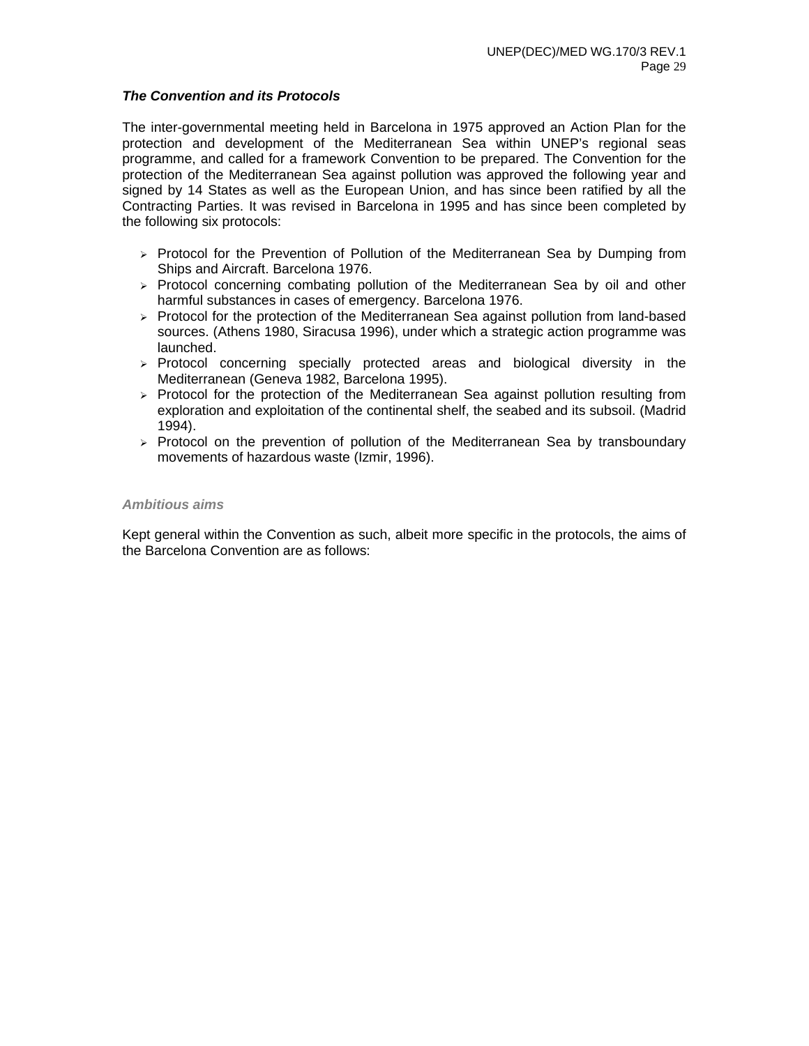***The Convention and its Protocols***

The inter-governmental meeting held in Barcelona in 1975 approved an Action Plan for the protection and development of the Mediterranean Sea within UNEP's regional seas programme, and called for a framework Convention to be prepared. The Convention for the protection of the Mediterranean Sea against pollution was approved the following year and signed by 14 States as well as the European Union, and has since been ratified by all the Contracting Parties. It was revised in Barcelona in 1995 and has since been completed by the following six protocols:

- Protocol for the Prevention of Pollution of the Mediterranean Sea by Dumping from Ships and Aircraft. Barcelona 1976.
- Protocol concerning combating pollution of the Mediterranean Sea by oil and other harmful substances in cases of emergency. Barcelona 1976.
- Protocol for the protection of the Mediterranean Sea against pollution from land-based sources. (Athens 1980, Siracusa 1996), under which a strategic action programme was launched.
- Protocol concerning specially protected areas and biological diversity in the Mediterranean (Geneva 1982, Barcelona 1995).
- Protocol for the protection of the Mediterranean Sea against pollution resulting from exploration and exploitation of the continental shelf, the seabed and its subsoil. (Madrid 1994).
- Protocol on the prevention of pollution of the Mediterranean Sea by transboundary movements of hazardous waste (Izmir, 1996).

***Ambitious aims***

Kept general within the Convention as such, albeit more specific in the protocols, the aims of the Barcelona Convention are as follows: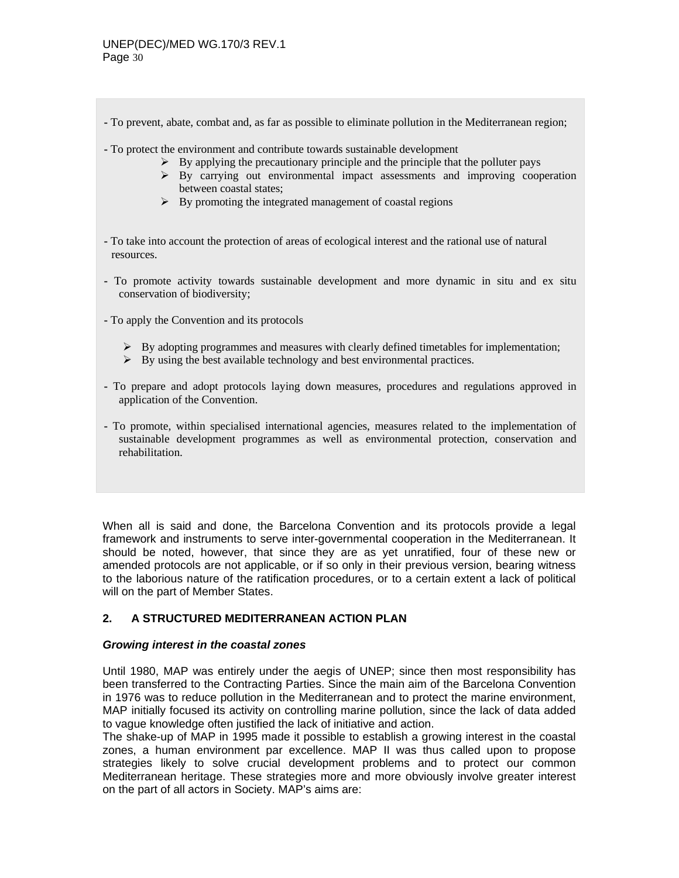- To prevent, abate, combat and, as far as possible to eliminate pollution in the Mediterranean region;

- To protect the environment and contribute towards sustainable development
    - By applying the precautionary principle and the principle that the polluter pays
    - By carrying out environmental impact assessments and improving cooperation between coastal states;
    - By promoting the integrated management of coastal regions

- To take into account the protection of areas of ecological interest and the rational use of natural resources.

- To promote activity towards sustainable development and more dynamic in situ and ex situ conservation of biodiversity;

- To apply the Convention and its protocols
    - By adopting programmes and measures with clearly defined timetables for implementation;
    - By using the best available technology and best environmental practices.

- To prepare and adopt protocols laying down measures, procedures and regulations approved in application of the Convention.

- To promote, within specialised international agencies, measures related to the implementation of sustainable development programmes as well as environmental protection, conservation and rehabilitation.

When all is said and done, the Barcelona Convention and its protocols provide a legal framework and instruments to serve inter-governmental cooperation in the Mediterranean. It should be noted, however, that since they are as yet unratified, four of these new or amended protocols are not applicable, or if so only in their previous version, bearing witness to the laborious nature of the ratification procedures, or to a certain extent a lack of political will on the part of Member States.

## 2. A STRUCTURED MEDITERRANEAN ACTION PLAN

***Growing interest in the coastal zones***

Until 1980, MAP was entirely under the aegis of UNEP; since then most responsibility has been transferred to the Contracting Parties. Since the main aim of the Barcelona Convention in 1976 was to reduce pollution in the Mediterranean and to protect the marine environment, MAP initially focused its activity on controlling marine pollution, since the lack of data added to vague knowledge often justified the lack of initiative and action.

The shake-up of MAP in 1995 made it possible to establish a growing interest in the coastal zones, a human environment par excellence. MAP II was thus called upon to propose strategies likely to solve crucial development problems and to protect our common Mediterranean heritage. These strategies more and more obviously involve greater interest on the part of all actors in Society. MAP's aims are: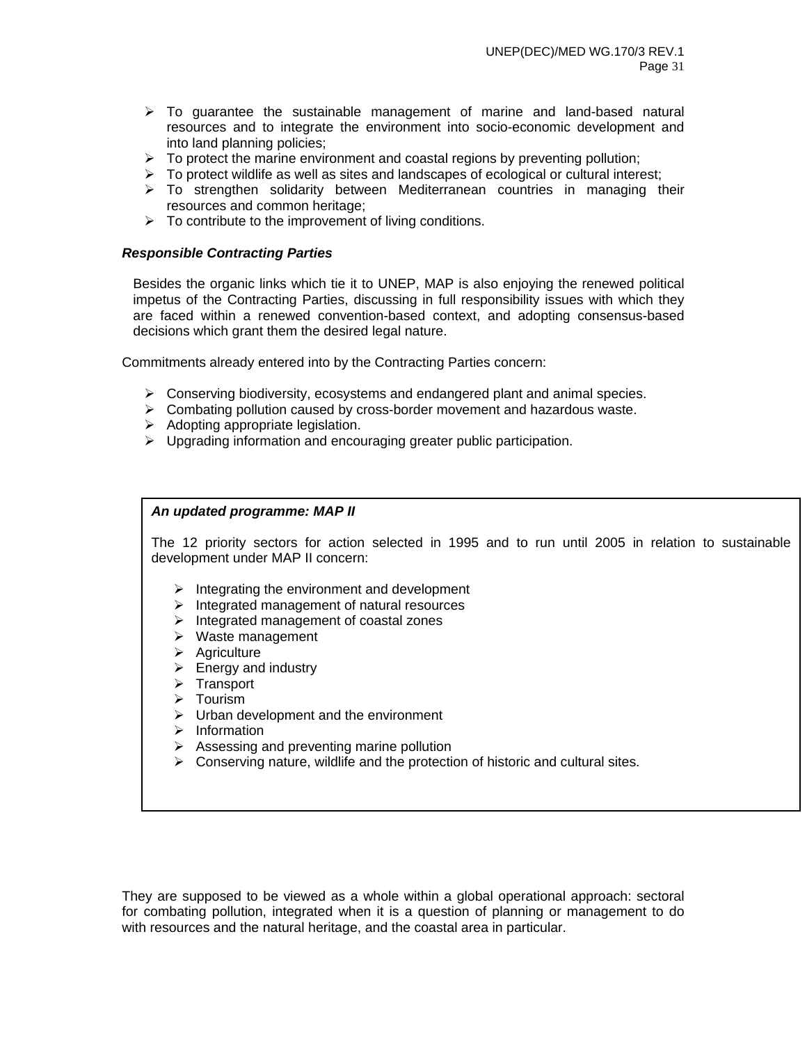- To guarantee the sustainable management of marine and land-based natural resources and to integrate the environment into socio-economic development and into land planning policies;
- To protect the marine environment and coastal regions by preventing pollution;
- To protect wildlife as well as sites and landscapes of ecological or cultural interest;
- To strengthen solidarity between Mediterranean countries in managing their resources and common heritage;
- To contribute to the improvement of living conditions.

***Responsible Contracting Parties***

Besides the organic links which tie it to UNEP, MAP is also enjoying the renewed political impetus of the Contracting Parties, discussing in full responsibility issues with which they are faced within a renewed convention-based context, and adopting consensus-based decisions which grant them the desired legal nature.

Commitments already entered into by the Contracting Parties concern:

- Conserving biodiversity, ecosystems and endangered plant and animal species.
- Combating pollution caused by cross-border movement and hazardous waste.
- Adopting appropriate legislation.
- Upgrading information and encouraging greater public participation.

***An updated programme: MAP II***

The 12 priority sectors for action selected in 1995 and to run until 2005 in relation to sustainable development under MAP II concern:

- Integrating the environment and development
- Integrated management of natural resources
- Integrated management of coastal zones
- Waste management
- Agriculture
- Energy and industry
- Transport
- Tourism
- Urban development and the environment
- Information
- Assessing and preventing marine pollution
- Conserving nature, wildlife and the protection of historic and cultural sites.

They are supposed to be viewed as a whole within a global operational approach: sectoral for combating pollution, integrated when it is a question of planning or management to do with resources and the natural heritage, and the coastal area in particular.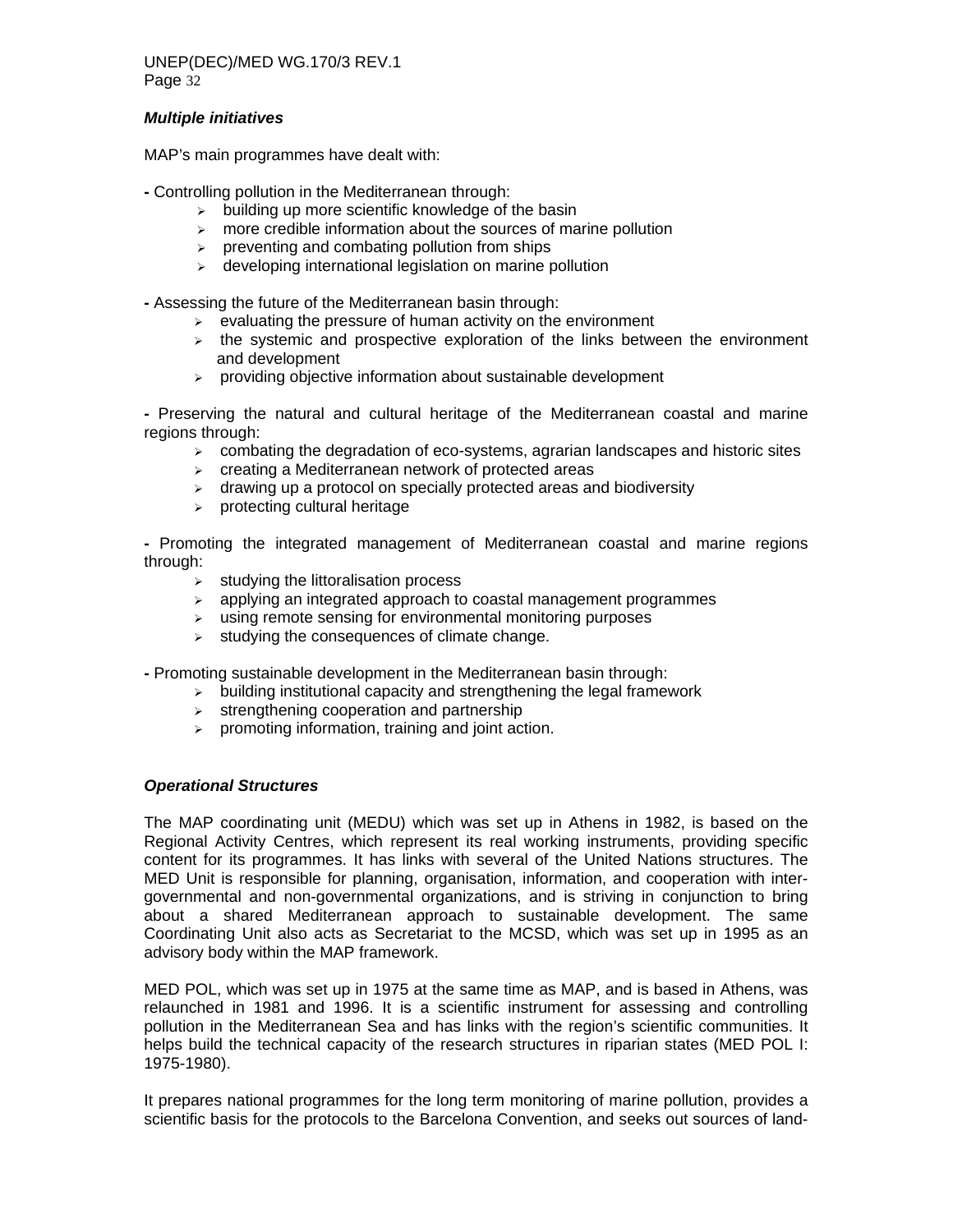***Multiple initiatives***

MAP's main programmes have dealt with:

- Controlling pollution in the Mediterranean through:
  - building up more scientific knowledge of the basin
  - more credible information about the sources of marine pollution
  - preventing and combating pollution from ships
  - developing international legislation on marine pollution

- Assessing the future of the Mediterranean basin through:
  - evaluating the pressure of human activity on the environment
  - the systemic and prospective exploration of the links between the environment and development
  - providing objective information about sustainable development

- Preserving the natural and cultural heritage of the Mediterranean coastal and marine regions through:
  - combating the degradation of eco-systems, agrarian landscapes and historic sites
  - creating a Mediterranean network of protected areas
  - drawing up a protocol on specially protected areas and biodiversity
  - protecting cultural heritage

- Promoting the integrated management of Mediterranean coastal and marine regions through:
  - studying the littoralisation process
  - applying an integrated approach to coastal management programmes
  - using remote sensing for environmental monitoring purposes
  - studying the consequences of climate change.

- Promoting sustainable development in the Mediterranean basin through:
  - building institutional capacity and strengthening the legal framework
  - strengthening cooperation and partnership
  - promoting information, training and joint action.

***Operational Structures***

The MAP coordinating unit (MEDU) which was set up in Athens in 1982, is based on the Regional Activity Centres, which represent its real working instruments, providing specific content for its programmes. It has links with several of the United Nations structures. The MED Unit is responsible for planning, organisation, information, and cooperation with inter-governmental and non-governmental organizations, and is striving in conjunction to bring about a shared Mediterranean approach to sustainable development. The same Coordinating Unit also acts as Secretariat to the MCSD, which was set up in 1995 as an advisory body within the MAP framework.

MED POL, which was set up in 1975 at the same time as MAP, and is based in Athens, was relaunched in 1981 and 1996. It is a scientific instrument for assessing and controlling pollution in the Mediterranean Sea and has links with the region's scientific communities. It helps build the technical capacity of the research structures in riparian states (MED POL I: 1975-1980).

It prepares national programmes for the long term monitoring of marine pollution, provides a scientific basis for the protocols to the Barcelona Convention, and seeks out sources of land-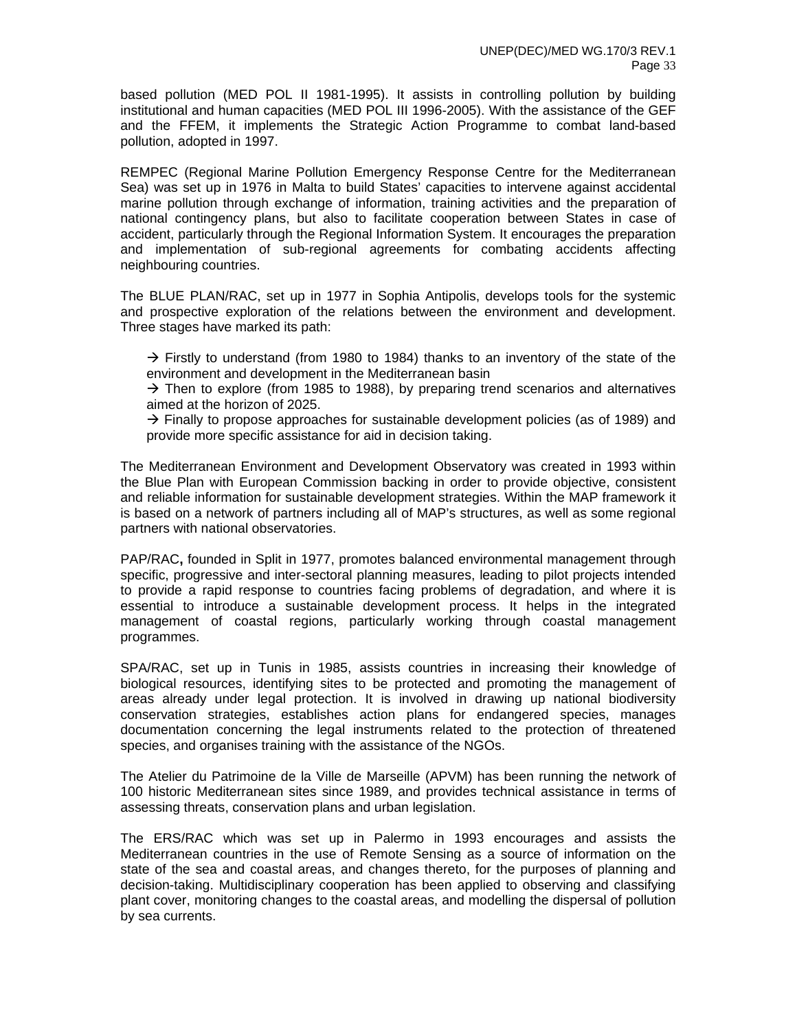based pollution (MED POL II 1981-1995). It assists in controlling pollution by building institutional and human capacities (MED POL III 1996-2005). With the assistance of the GEF and the FFEM, it implements the Strategic Action Programme to combat land-based pollution, adopted in 1997.

REMPEC (Regional Marine Pollution Emergency Response Centre for the Mediterranean Sea) was set up in 1976 in Malta to build States' capacities to intervene against accidental marine pollution through exchange of information, training activities and the preparation of national contingency plans, but also to facilitate cooperation between States in case of accident, particularly through the Regional Information System. It encourages the preparation and implementation of sub-regional agreements for combating accidents affecting neighbouring countries.

The BLUE PLAN/RAC, set up in 1977 in Sophia Antipolis, develops tools for the systemic and prospective exploration of the relations between the environment and development. Three stages have marked its path:

→ Firstly to understand (from 1980 to 1984) thanks to an inventory of the state of the environment and development in the Mediterranean basin
→ Then to explore (from 1985 to 1988), by preparing trend scenarios and alternatives aimed at the horizon of 2025.
→ Finally to propose approaches for sustainable development policies (as of 1989) and provide more specific assistance for aid in decision taking.

The Mediterranean Environment and Development Observatory was created in 1993 within the Blue Plan with European Commission backing in order to provide objective, consistent and reliable information for sustainable development strategies. Within the MAP framework it is based on a network of partners including all of MAP's structures, as well as some regional partners with national observatories.

PAP/RAC**,** founded in Split in 1977, promotes balanced environmental management through specific, progressive and inter-sectoral planning measures, leading to pilot projects intended to provide a rapid response to countries facing problems of degradation, and where it is essential to introduce a sustainable development process. It helps in the integrated management of coastal regions, particularly working through coastal management programmes.

SPA/RAC, set up in Tunis in 1985, assists countries in increasing their knowledge of biological resources, identifying sites to be protected and promoting the management of areas already under legal protection. It is involved in drawing up national biodiversity conservation strategies, establishes action plans for endangered species, manages documentation concerning the legal instruments related to the protection of threatened species, and organises training with the assistance of the NGOs.

The Atelier du Patrimoine de la Ville de Marseille (APVM) has been running the network of 100 historic Mediterranean sites since 1989, and provides technical assistance in terms of assessing threats, conservation plans and urban legislation.

The ERS/RAC which was set up in Palermo in 1993 encourages and assists the Mediterranean countries in the use of Remote Sensing as a source of information on the state of the sea and coastal areas, and changes thereto, for the purposes of planning and decision-taking. Multidisciplinary cooperation has been applied to observing and classifying plant cover, monitoring changes to the coastal areas, and modelling the dispersal of pollution by sea currents.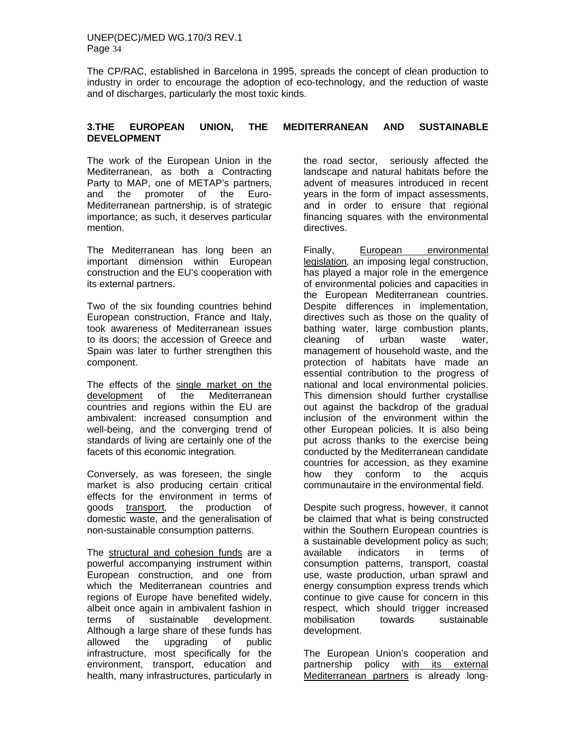The CP/RAC, established in Barcelona in 1995, spreads the concept of clean production to industry in order to encourage the adoption of eco-technology, and the reduction of waste and of discharges, particularly the most toxic kinds.

## 3.THE EUROPEAN UNION, THE MEDITERRANEAN AND SUSTAINABLE DEVELOPMENT

The work of the European Union in the Mediterranean, as both a Contracting Party to MAP, one of METAP's partners, and the promoter of the Euro-Mediterranean partnership, is of strategic importance; as such, it deserves particular mention.

The Mediterranean has long been an important dimension within European construction and the EU's cooperation with its external partners.

Two of the six founding countries behind European construction, France and Italy, took awareness of Mediterranean issues to its doors; the accession of Greece and Spain was later to further strengthen this component.

The effects of the single market on the development of the Mediterranean countries and regions within the EU are ambivalent: increased consumption and well-being, and the converging trend of standards of living are certainly one of the facets of this economic integration.

Conversely, as was foreseen, the single market is also producing certain critical effects for the environment in terms of goods transport, the production of domestic waste, and the generalisation of non-sustainable consumption patterns.

The structural and cohesion funds are a powerful accompanying instrument within European construction, and one from which the Mediterranean countries and regions of Europe have benefited widely, albeit once again in ambivalent fashion in terms of sustainable development. Although a large share of these funds has allowed the upgrading of public infrastructure, most specifically for the environment, transport, education and health, many infrastructures, particularly in the road sector, seriously affected the landscape and natural habitats before the advent of measures introduced in recent years in the form of impact assessments, and in order to ensure that regional financing squares with the environmental directives.

Finally, European environmental legislation, an imposing legal construction, has played a major role in the emergence of environmental policies and capacities in the European Mediterranean countries. Despite differences in implementation, directives such as those on the quality of bathing water, large combustion plants, cleaning of urban waste water, management of household waste, and the protection of habitats have made an essential contribution to the progress of national and local environmental policies. This dimension should further crystallise out against the backdrop of the gradual inclusion of the environment within the other European policies. It is also being put across thanks to the exercise being conducted by the Mediterranean candidate countries for accession, as they examine how they conform to the acquis communautaire in the environmental field.

Despite such progress, however, it cannot be claimed that what is being constructed within the Southern European countries is a sustainable development policy as such; available indicators in terms of consumption patterns, transport, coastal use, waste production, urban sprawl and energy consumption express trends which continue to give cause for concern in this respect, which should trigger increased mobilisation towards sustainable development.

The European Union's cooperation and partnership policy with its external Mediterranean partners is already long-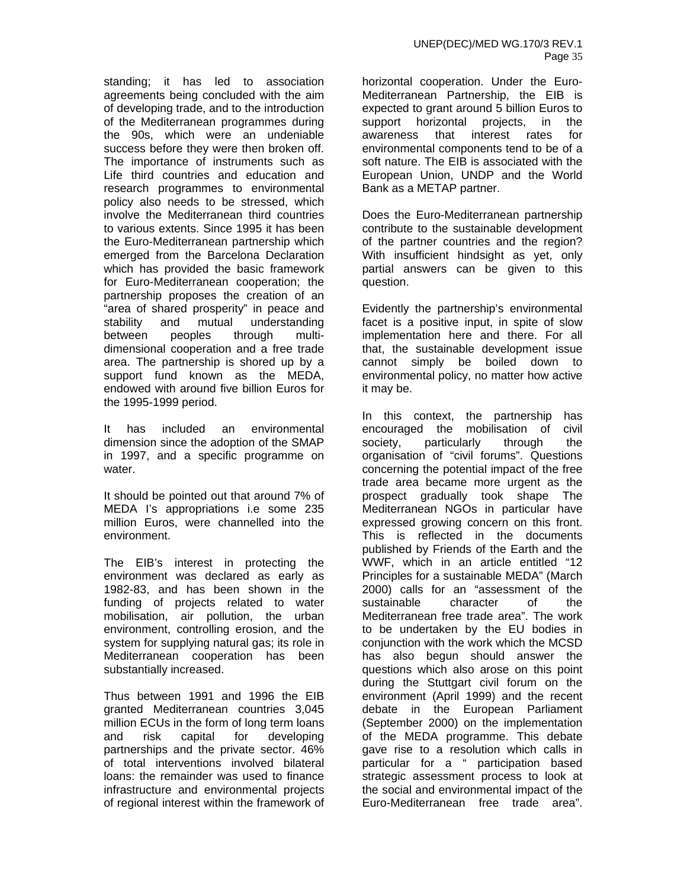standing; it has led to association agreements being concluded with the aim of developing trade, and to the introduction of the Mediterranean programmes during the 90s, which were an undeniable success before they were then broken off. The importance of instruments such as Life third countries and education and research programmes to environmental policy also needs to be stressed, which involve the Mediterranean third countries to various extents. Since 1995 it has been the Euro-Mediterranean partnership which emerged from the Barcelona Declaration which has provided the basic framework for Euro-Mediterranean cooperation; the partnership proposes the creation of an "area of shared prosperity" in peace and stability and mutual understanding between peoples through multi-dimensional cooperation and a free trade area. The partnership is shored up by a support fund known as the MEDA, endowed with around five billion Euros for the 1995-1999 period.

It has included an environmental dimension since the adoption of the SMAP in 1997, and a specific programme on water.

It should be pointed out that around 7% of MEDA I's appropriations i.e some 235 million Euros, were channelled into the environment.

The EIB's interest in protecting the environment was declared as early as 1982-83, and has been shown in the funding of projects related to water mobilisation, air pollution, the urban environment, controlling erosion, and the system for supplying natural gas; its role in Mediterranean cooperation has been substantially increased.

Thus between 1991 and 1996 the EIB granted Mediterranean countries 3,045 million ECUs in the form of long term loans and risk capital for developing partnerships and the private sector. 46% of total interventions involved bilateral loans: the remainder was used to finance infrastructure and environmental projects of regional interest within the framework of horizontal cooperation. Under the Euro-Mediterranean Partnership, the EIB is expected to grant around 5 billion Euros to support horizontal projects, in the awareness that interest rates for environmental components tend to be of a soft nature. The EIB is associated with the European Union, UNDP and the World Bank as a METAP partner.

Does the Euro-Mediterranean partnership contribute to the sustainable development of the partner countries and the region? With insufficient hindsight as yet, only partial answers can be given to this question.

Evidently the partnership's environmental facet is a positive input, in spite of slow implementation here and there. For all that, the sustainable development issue cannot simply be boiled down to environmental policy, no matter how active it may be.

In this context, the partnership has encouraged the mobilisation of civil society, particularly through the organisation of "civil forums". Questions concerning the potential impact of the free trade area became more urgent as the prospect gradually took shape The Mediterranean NGOs in particular have expressed growing concern on this front. This is reflected in the documents published by Friends of the Earth and the WWF, which in an article entitled "12 Principles for a sustainable MEDA" (March 2000) calls for an "assessment of the sustainable character of the Mediterranean free trade area". The work to be undertaken by the EU bodies in conjunction with the work which the MCSD has also begun should answer the questions which also arose on this point during the Stuttgart civil forum on the environment (April 1999) and the recent debate in the European Parliament (September 2000) on the implementation of the MEDA programme. This debate gave rise to a resolution which calls in particular for a " participation based strategic assessment process to look at the social and environmental impact of the Euro-Mediterranean free trade area".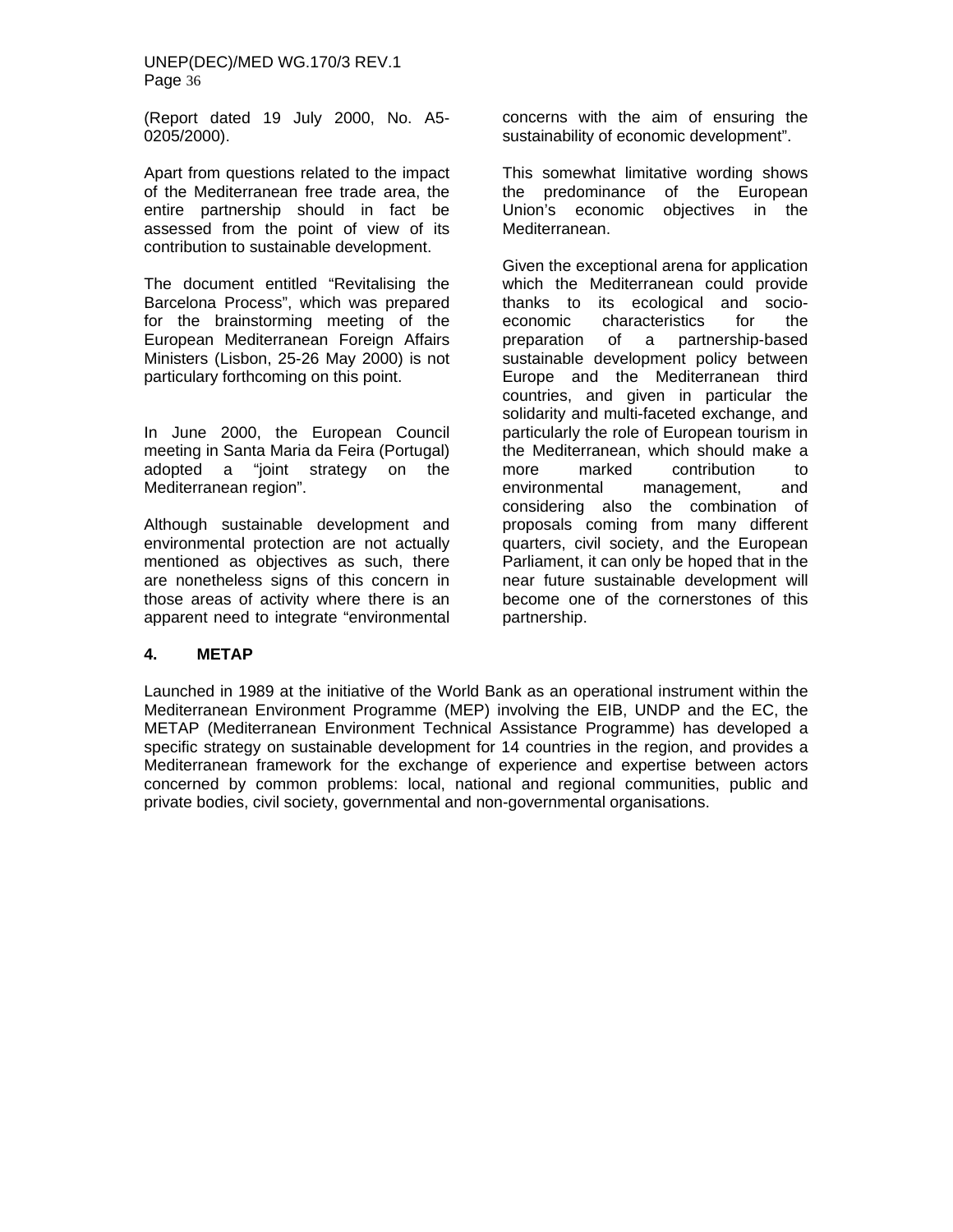(Report dated 19 July 2000, No. A5-0205/2000).

Apart from questions related to the impact of the Mediterranean free trade area, the entire partnership should in fact be assessed from the point of view of its contribution to sustainable development.

The document entitled "Revitalising the Barcelona Process", which was prepared for the brainstorming meeting of the European Mediterranean Foreign Affairs Ministers (Lisbon, 25-26 May 2000) is not particulary forthcoming on this point.

In June 2000, the European Council meeting in Santa Maria da Feira (Portugal) adopted a "joint strategy on the Mediterranean region".

Although sustainable development and environmental protection are not actually mentioned as objectives as such, there are nonetheless signs of this concern in those areas of activity where there is an apparent need to integrate "environmental concerns with the aim of ensuring the sustainability of economic development".

This somewhat limitative wording shows the predominance of the European Union's economic objectives in the Mediterranean.

Given the exceptional arena for application which the Mediterranean could provide thanks to its ecological and socio-economic characteristics for the preparation of a partnership-based sustainable development policy between Europe and the Mediterranean third countries, and given in particular the solidarity and multi-faceted exchange, and particularly the role of European tourism in the Mediterranean, which should make a more marked contribution to environmental management, and considering also the combination of proposals coming from many different quarters, civil society, and the European Parliament, it can only be hoped that in the near future sustainable development will become one of the cornerstones of this partnership.

## 4. METAP

Launched in 1989 at the initiative of the World Bank as an operational instrument within the Mediterranean Environment Programme (MEP) involving the EIB, UNDP and the EC, the METAP (Mediterranean Environment Technical Assistance Programme) has developed a specific strategy on sustainable development for 14 countries in the region, and provides a Mediterranean framework for the exchange of experience and expertise between actors concerned by common problems: local, national and regional communities, public and private bodies, civil society, governmental and non-governmental organisations.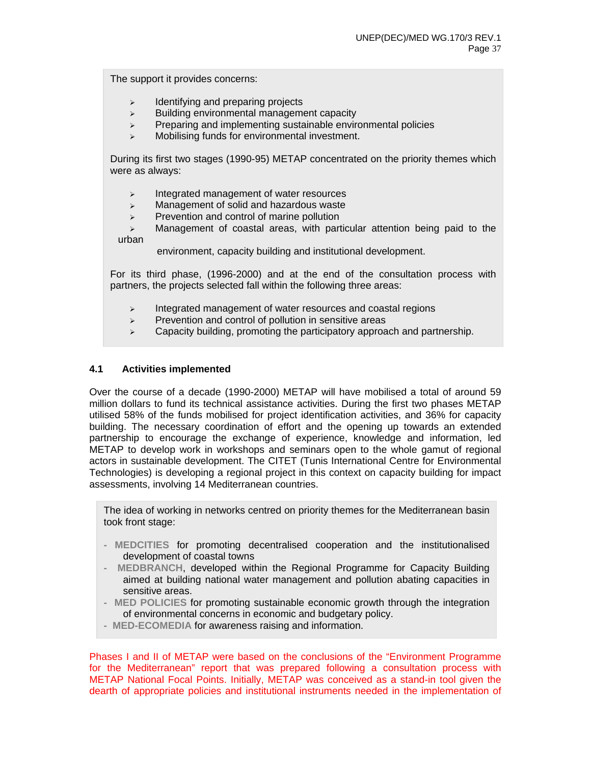The support it provides concerns:

- Identifying and preparing projects
- Building environmental management capacity
- Preparing and implementing sustainable environmental policies
- Mobilising funds for environmental investment.

During its first two stages (1990-95) METAP concentrated on the priority themes which were as always:

- Integrated management of water resources
- Management of solid and hazardous waste
- Prevention and control of marine pollution
- Management of coastal areas, with particular attention being paid to the urban environment, capacity building and institutional development.

For its third phase, (1996-2000) and at the end of the consultation process with partners, the projects selected fall within the following three areas:

- Integrated management of water resources and coastal regions
- Prevention and control of pollution in sensitive areas
- Capacity building, promoting the participatory approach and partnership.

### 4.1 Activities implemented

Over the course of a decade (1990-2000) METAP will have mobilised a total of around 59 million dollars to fund its technical assistance activities. During the first two phases METAP utilised 58% of the funds mobilised for project identification activities, and 36% for capacity building. The necessary coordination of effort and the opening up towards an extended partnership to encourage the exchange of experience, knowledge and information, led METAP to develop work in workshops and seminars open to the whole gamut of regional actors in sustainable development. The CITET (Tunis International Centre for Environmental Technologies) is developing a regional project in this context on capacity building for impact assessments, involving 14 Mediterranean countries.

The idea of working in networks centred on priority themes for the Mediterranean basin took front stage:

- **MEDCITIES** for promoting decentralised cooperation and the institutionalised development of coastal towns
- **MEDBRANCH**, developed within the Regional Programme for Capacity Building aimed at building national water management and pollution abating capacities in sensitive areas.
- **MED POLICIES** for promoting sustainable economic growth through the integration of environmental concerns in economic and budgetary policy.
- **MED-ECOMEDIA** for awareness raising and information.

Phases I and II of METAP were based on the conclusions of the "Environment Programme for the Mediterranean" report that was prepared following a consultation process with METAP National Focal Points. Initially, METAP was conceived as a stand-in tool given the dearth of appropriate policies and institutional instruments needed in the implementation of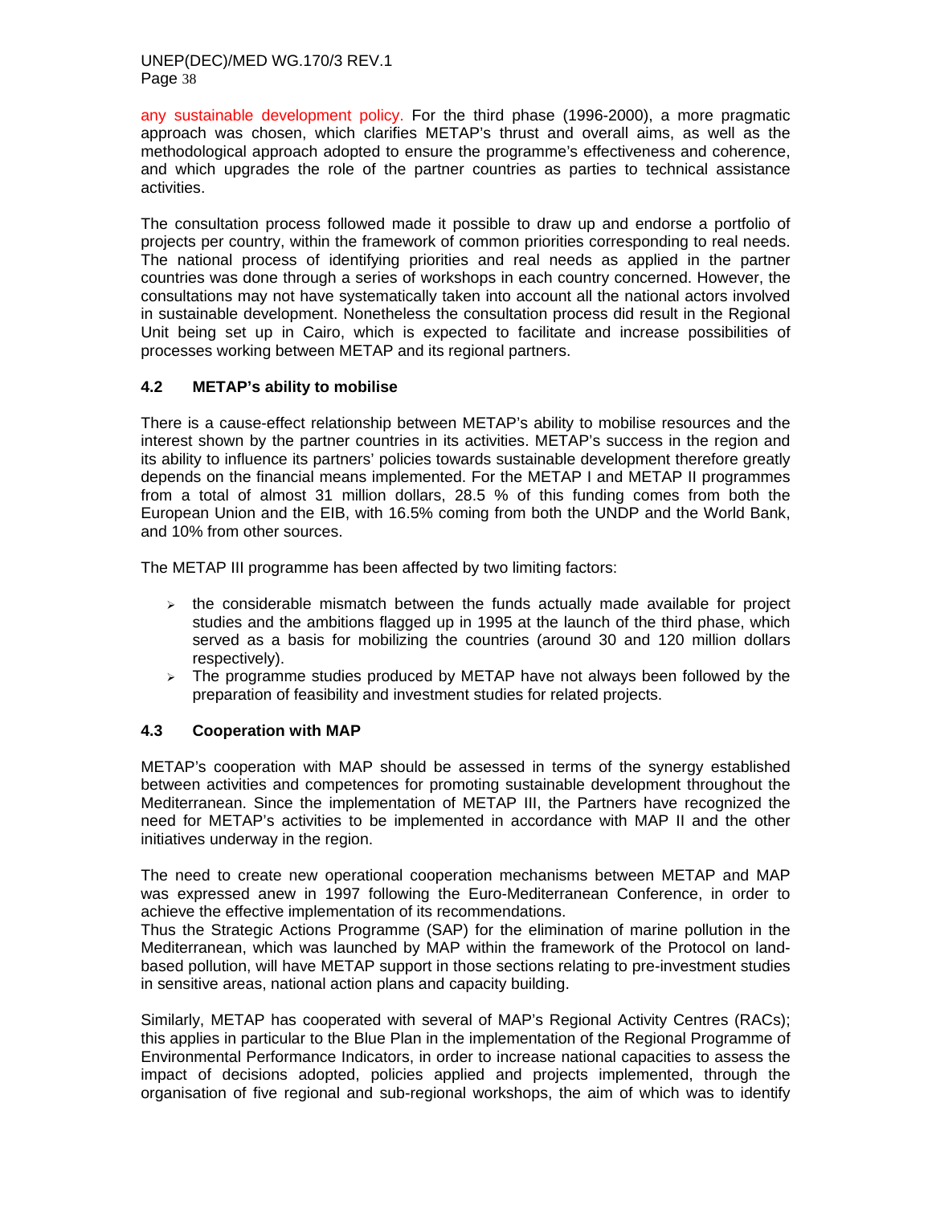any sustainable development policy. For the third phase (1996-2000), a more pragmatic approach was chosen, which clarifies METAP's thrust and overall aims, as well as the methodological approach adopted to ensure the programme's effectiveness and coherence, and which upgrades the role of the partner countries as parties to technical assistance activities.

The consultation process followed made it possible to draw up and endorse a portfolio of projects per country, within the framework of common priorities corresponding to real needs. The national process of identifying priorities and real needs as applied in the partner countries was done through a series of workshops in each country concerned. However, the consultations may not have systematically taken into account all the national actors involved in sustainable development. Nonetheless the consultation process did result in the Regional Unit being set up in Cairo, which is expected to facilitate and increase possibilities of processes working between METAP and its regional partners.

### 4.2 METAP's ability to mobilise

There is a cause-effect relationship between METAP's ability to mobilise resources and the interest shown by the partner countries in its activities. METAP's success in the region and its ability to influence its partners' policies towards sustainable development therefore greatly depends on the financial means implemented. For the METAP I and METAP II programmes from a total of almost 31 million dollars, 28.5 % of this funding comes from both the European Union and the EIB, with 16.5% coming from both the UNDP and the World Bank, and 10% from other sources.

The METAP III programme has been affected by two limiting factors:

- the considerable mismatch between the funds actually made available for project studies and the ambitions flagged up in 1995 at the launch of the third phase, which served as a basis for mobilizing the countries (around 30 and 120 million dollars respectively).
- The programme studies produced by METAP have not always been followed by the preparation of feasibility and investment studies for related projects.

### 4.3 Cooperation with MAP

METAP's cooperation with MAP should be assessed in terms of the synergy established between activities and competences for promoting sustainable development throughout the Mediterranean. Since the implementation of METAP III, the Partners have recognized the need for METAP's activities to be implemented in accordance with MAP II and the other initiatives underway in the region.

The need to create new operational cooperation mechanisms between METAP and MAP was expressed anew in 1997 following the Euro-Mediterranean Conference, in order to achieve the effective implementation of its recommendations.
Thus the Strategic Actions Programme (SAP) for the elimination of marine pollution in the Mediterranean, which was launched by MAP within the framework of the Protocol on land-based pollution, will have METAP support in those sections relating to pre-investment studies in sensitive areas, national action plans and capacity building.

Similarly, METAP has cooperated with several of MAP's Regional Activity Centres (RACs); this applies in particular to the Blue Plan in the implementation of the Regional Programme of Environmental Performance Indicators, in order to increase national capacities to assess the impact of decisions adopted, policies applied and projects implemented, through the organisation of five regional and sub-regional workshops, the aim of which was to identify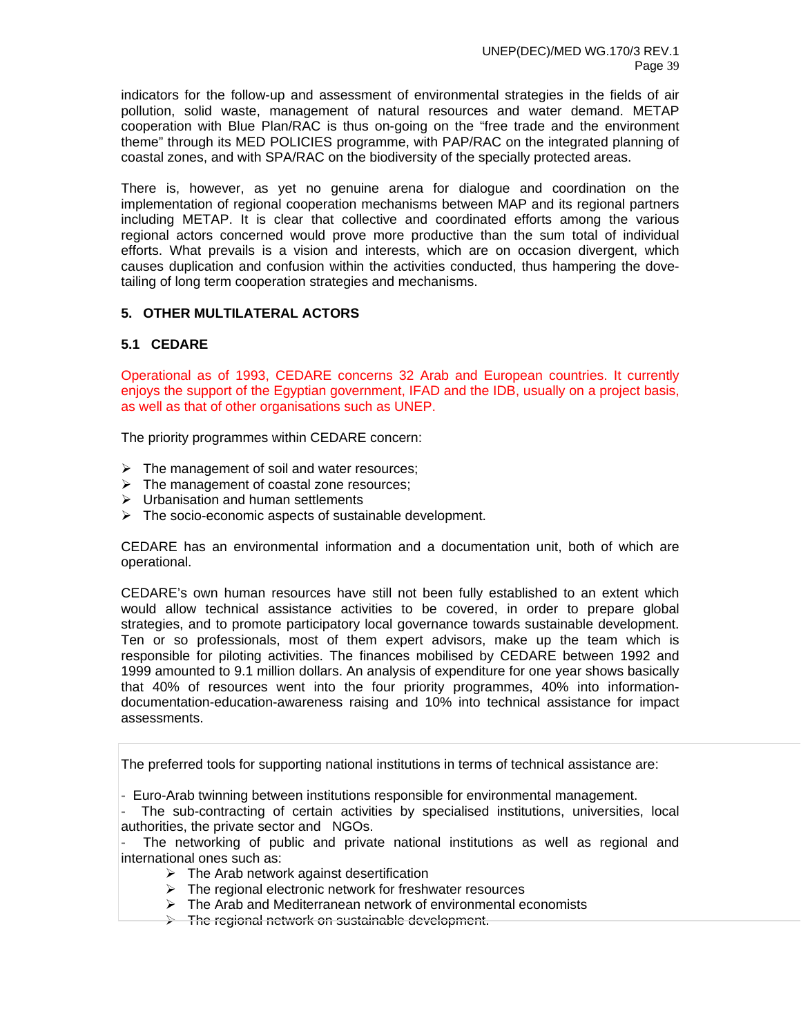indicators for the follow-up and assessment of environmental strategies in the fields of air pollution, solid waste, management of natural resources and water demand. METAP cooperation with Blue Plan/RAC is thus on-going on the "free trade and the environment theme" through its MED POLICIES programme, with PAP/RAC on the integrated planning of coastal zones, and with SPA/RAC on the biodiversity of the specially protected areas.

There is, however, as yet no genuine arena for dialogue and coordination on the implementation of regional cooperation mechanisms between MAP and its regional partners including METAP. It is clear that collective and coordinated efforts among the various regional actors concerned would prove more productive than the sum total of individual efforts. What prevails is a vision and interests, which are on occasion divergent, which causes duplication and confusion within the activities conducted, thus hampering the dove-tailing of long term cooperation strategies and mechanisms.

## 5. OTHER MULTILATERAL ACTORS

### 5.1 CEDARE

Operational as of 1993, CEDARE concerns 32 Arab and European countries. It currently enjoys the support of the Egyptian government, IFAD and the IDB, usually on a project basis, as well as that of other organisations such as UNEP.

The priority programmes within CEDARE concern:

- The management of soil and water resources;
- The management of coastal zone resources;
- Urbanisation and human settlements
- The socio-economic aspects of sustainable development.

CEDARE has an environmental information and a documentation unit, both of which are operational.

CEDARE's own human resources have still not been fully established to an extent which would allow technical assistance activities to be covered, in order to prepare global strategies, and to promote participatory local governance towards sustainable development. Ten or so professionals, most of them expert advisors, make up the team which is responsible for piloting activities. The finances mobilised by CEDARE between 1992 and 1999 amounted to 9.1 million dollars. An analysis of expenditure for one year shows basically that 40% of resources went into the four priority programmes, 40% into information-documentation-education-awareness raising and 10% into technical assistance for impact assessments.

The preferred tools for supporting national institutions in terms of technical assistance are:

- Euro-Arab twinning between institutions responsible for environmental management.
- The sub-contracting of certain activities by specialised institutions, universities, local authorities, the private sector and NGOs.
- The networking of public and private national institutions as well as regional and international ones such as:
  - The Arab network against desertification
  - The regional electronic network for freshwater resources
  - The Arab and Mediterranean network of environmental economists
  - The regional network on sustainable development.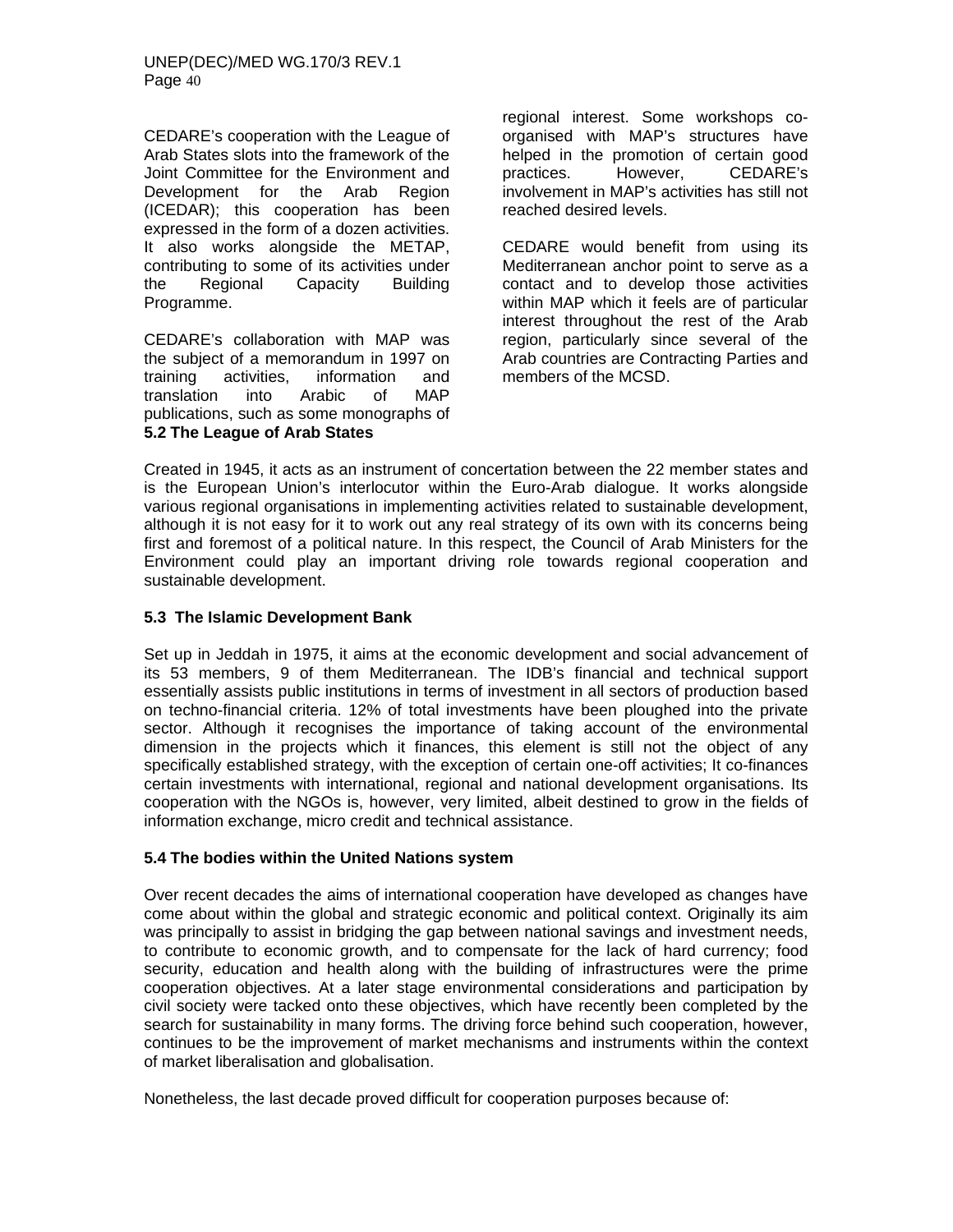CEDARE's cooperation with the League of Arab States slots into the framework of the Joint Committee for the Environment and Development for the Arab Region (ICEDAR); this cooperation has been expressed in the form of a dozen activities. It also works alongside the METAP, contributing to some of its activities under the Regional Capacity Building Programme.

CEDARE's collaboration with MAP was the subject of a memorandum in 1997 on training activities, information and translation into Arabic of MAP publications, such as some monographs of regional interest. Some workshops co-organised with MAP's structures have helped in the promotion of certain good practices. However, CEDARE's involvement in MAP's activities has still not reached desired levels.

CEDARE would benefit from using its Mediterranean anchor point to serve as a contact and to develop those activities within MAP which it feels are of particular interest throughout the rest of the Arab region, particularly since several of the Arab countries are Contracting Parties and members of the MCSD.

### 5.2 The League of Arab States

Created in 1945, it acts as an instrument of concertation between the 22 member states and is the European Union's interlocutor within the Euro-Arab dialogue. It works alongside various regional organisations in implementing activities related to sustainable development, although it is not easy for it to work out any real strategy of its own with its concerns being first and foremost of a political nature. In this respect, the Council of Arab Ministers for the Environment could play an important driving role towards regional cooperation and sustainable development.

### 5.3 The Islamic Development Bank

Set up in Jeddah in 1975, it aims at the economic development and social advancement of its 53 members, 9 of them Mediterranean. The IDB's financial and technical support essentially assists public institutions in terms of investment in all sectors of production based on techno-financial criteria. 12% of total investments have been ploughed into the private sector. Although it recognises the importance of taking account of the environmental dimension in the projects which it finances, this element is still not the object of any specifically established strategy, with the exception of certain one-off activities; It co-finances certain investments with international, regional and national development organisations. Its cooperation with the NGOs is, however, very limited, albeit destined to grow in the fields of information exchange, micro credit and technical assistance.

### 5.4 The bodies within the United Nations system

Over recent decades the aims of international cooperation have developed as changes have come about within the global and strategic economic and political context. Originally its aim was principally to assist in bridging the gap between national savings and investment needs, to contribute to economic growth, and to compensate for the lack of hard currency; food security, education and health along with the building of infrastructures were the prime cooperation objectives. At a later stage environmental considerations and participation by civil society were tacked onto these objectives, which have recently been completed by the search for sustainability in many forms. The driving force behind such cooperation, however, continues to be the improvement of market mechanisms and instruments within the context of market liberalisation and globalisation.

Nonetheless, the last decade proved difficult for cooperation purposes because of: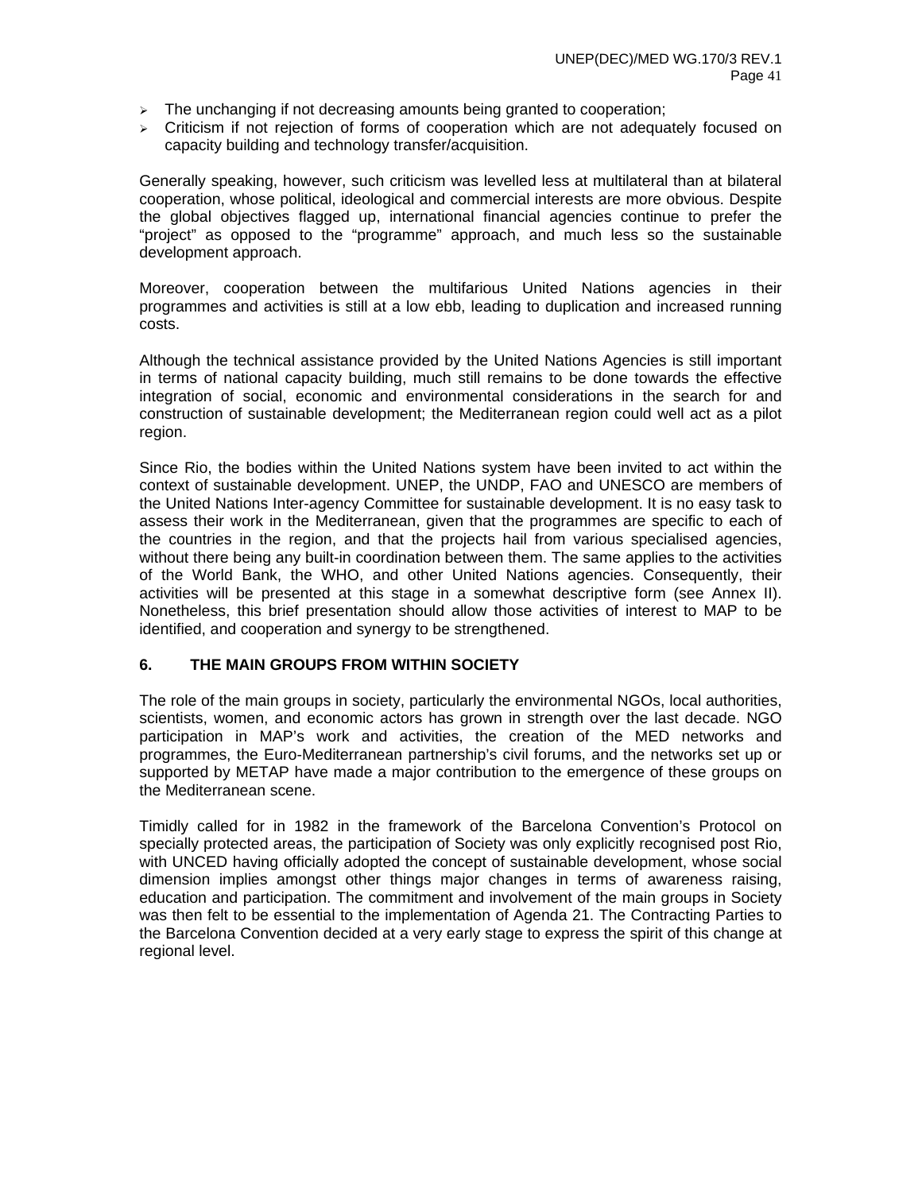- The unchanging if not decreasing amounts being granted to cooperation;
- Criticism if not rejection of forms of cooperation which are not adequately focused on capacity building and technology transfer/acquisition.

Generally speaking, however, such criticism was levelled less at multilateral than at bilateral cooperation, whose political, ideological and commercial interests are more obvious. Despite the global objectives flagged up, international financial agencies continue to prefer the "project" as opposed to the "programme" approach, and much less so the sustainable development approach.

Moreover, cooperation between the multifarious United Nations agencies in their programmes and activities is still at a low ebb, leading to duplication and increased running costs.

Although the technical assistance provided by the United Nations Agencies is still important in terms of national capacity building, much still remains to be done towards the effective integration of social, economic and environmental considerations in the search for and construction of sustainable development; the Mediterranean region could well act as a pilot region.

Since Rio, the bodies within the United Nations system have been invited to act within the context of sustainable development. UNEP, the UNDP, FAO and UNESCO are members of the United Nations Inter-agency Committee for sustainable development. It is no easy task to assess their work in the Mediterranean, given that the programmes are specific to each of the countries in the region, and that the projects hail from various specialised agencies, without there being any built-in coordination between them. The same applies to the activities of the World Bank, the WHO, and other United Nations agencies. Consequently, their activities will be presented at this stage in a somewhat descriptive form (see Annex II). Nonetheless, this brief presentation should allow those activities of interest to MAP to be identified, and cooperation and synergy to be strengthened.

## 6. THE MAIN GROUPS FROM WITHIN SOCIETY

The role of the main groups in society, particularly the environmental NGOs, local authorities, scientists, women, and economic actors has grown in strength over the last decade. NGO participation in MAP's work and activities, the creation of the MED networks and programmes, the Euro-Mediterranean partnership's civil forums, and the networks set up or supported by METAP have made a major contribution to the emergence of these groups on the Mediterranean scene.

Timidly called for in 1982 in the framework of the Barcelona Convention's Protocol on specially protected areas, the participation of Society was only explicitly recognised post Rio, with UNCED having officially adopted the concept of sustainable development, whose social dimension implies amongst other things major changes in terms of awareness raising, education and participation. The commitment and involvement of the main groups in Society was then felt to be essential to the implementation of Agenda 21. The Contracting Parties to the Barcelona Convention decided at a very early stage to express the spirit of this change at regional level.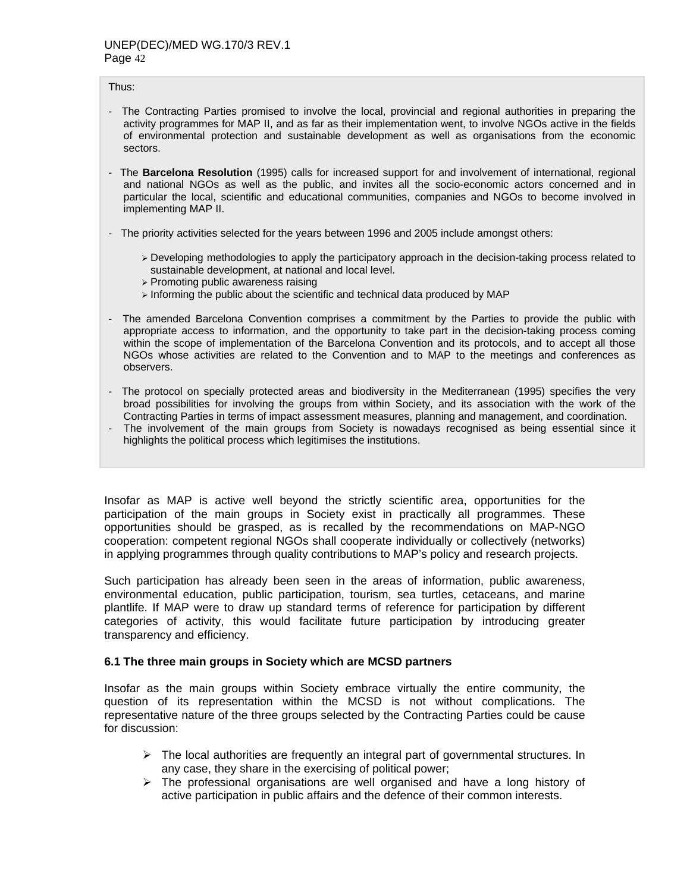Thus:

- The Contracting Parties promised to involve the local, provincial and regional authorities in preparing the activity programmes for MAP II, and as far as their implementation went, to involve NGOs active in the fields of environmental protection and sustainable development as well as organisations from the economic sectors.

- The **Barcelona Resolution** (1995) calls for increased support for and involvement of international, regional and national NGOs as well as the public, and invites all the socio-economic actors concerned and in particular the local, scientific and educational communities, companies and NGOs to become involved in implementing MAP II.

- The priority activities selected for the years between 1996 and 2005 include amongst others:

  - Developing methodologies to apply the participatory approach in the decision-taking process related to sustainable development, at national and local level.
  - Promoting public awareness raising
  - Informing the public about the scientific and technical data produced by MAP

- The amended Barcelona Convention comprises a commitment by the Parties to provide the public with appropriate access to information, and the opportunity to take part in the decision-taking process coming within the scope of implementation of the Barcelona Convention and its protocols, and to accept all those NGOs whose activities are related to the Convention and to MAP to the meetings and conferences as observers.

- The protocol on specially protected areas and biodiversity in the Mediterranean (1995) specifies the very broad possibilities for involving the groups from within Society, and its association with the work of the Contracting Parties in terms of impact assessment measures, planning and management, and coordination.
- The involvement of the main groups from Society is nowadays recognised as being essential since it highlights the political process which legitimises the institutions.

Insofar as MAP is active well beyond the strictly scientific area, opportunities for the participation of the main groups in Society exist in practically all programmes. These opportunities should be grasped, as is recalled by the recommendations on MAP-NGO cooperation: competent regional NGOs shall cooperate individually or collectively (networks) in applying programmes through quality contributions to MAP's policy and research projects.

Such participation has already been seen in the areas of information, public awareness, environmental education, public participation, tourism, sea turtles, cetaceans, and marine plantlife. If MAP were to draw up standard terms of reference for participation by different categories of activity, this would facilitate future participation by introducing greater transparency and efficiency.

### 6.1 The three main groups in Society which are MCSD partners

Insofar as the main groups within Society embrace virtually the entire community, the question of its representation within the MCSD is not without complications. The representative nature of the three groups selected by the Contracting Parties could be cause for discussion:

- The local authorities are frequently an integral part of governmental structures. In any case, they share in the exercising of political power;
- The professional organisations are well organised and have a long history of active participation in public affairs and the defence of their common interests.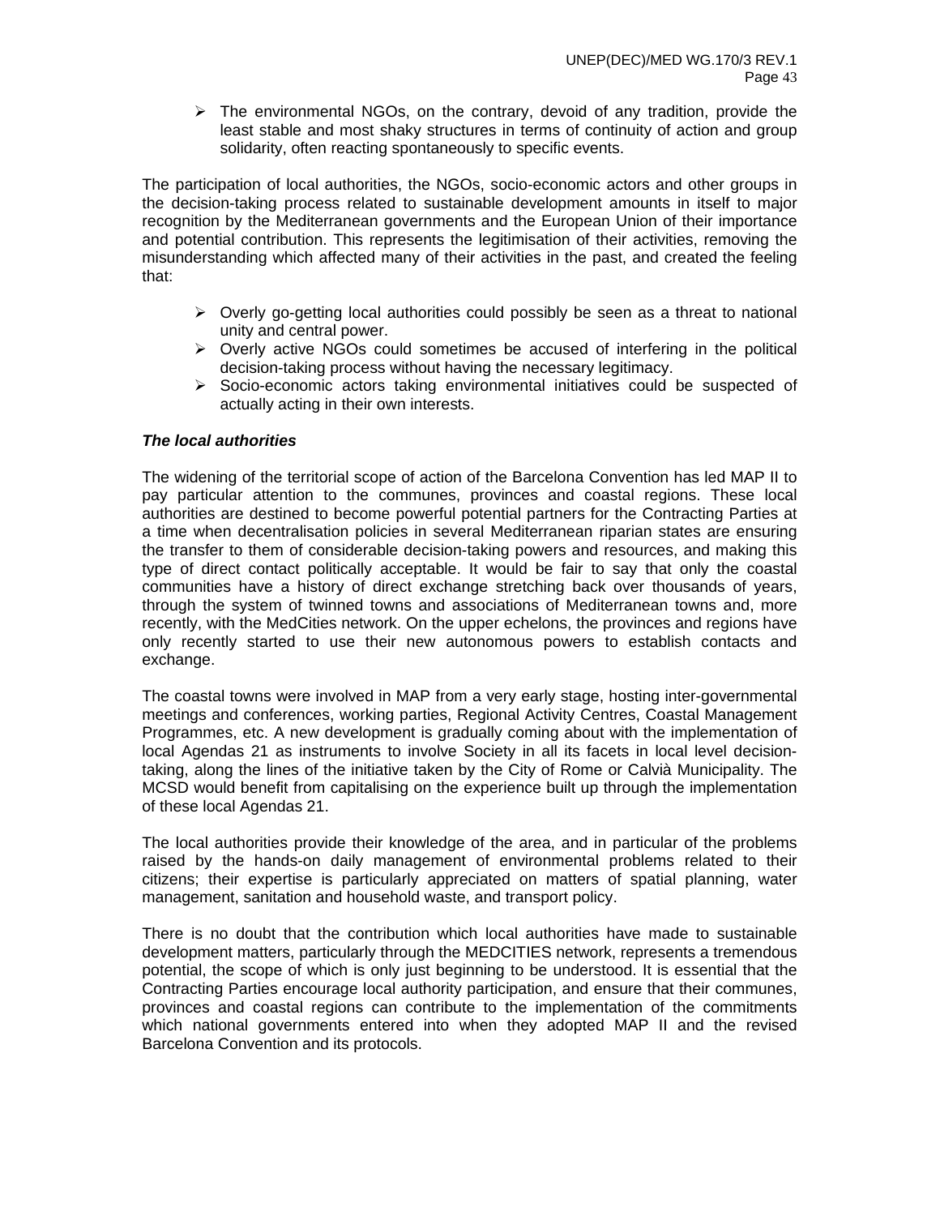- The environmental NGOs, on the contrary, devoid of any tradition, provide the least stable and most shaky structures in terms of continuity of action and group solidarity, often reacting spontaneously to specific events.

The participation of local authorities, the NGOs, socio-economic actors and other groups in the decision-taking process related to sustainable development amounts in itself to major recognition by the Mediterranean governments and the European Union of their importance and potential contribution. This represents the legitimisation of their activities, removing the misunderstanding which affected many of their activities in the past, and created the feeling that:

- Overly go-getting local authorities could possibly be seen as a threat to national unity and central power.
- Overly active NGOs could sometimes be accused of interfering in the political decision-taking process without having the necessary legitimacy.
- Socio-economic actors taking environmental initiatives could be suspected of actually acting in their own interests.

***The local authorities***

The widening of the territorial scope of action of the Barcelona Convention has led MAP II to pay particular attention to the communes, provinces and coastal regions. These local authorities are destined to become powerful potential partners for the Contracting Parties at a time when decentralisation policies in several Mediterranean riparian states are ensuring the transfer to them of considerable decision-taking powers and resources, and making this type of direct contact politically acceptable. It would be fair to say that only the coastal communities have a history of direct exchange stretching back over thousands of years, through the system of twinned towns and associations of Mediterranean towns and, more recently, with the MedCities network. On the upper echelons, the provinces and regions have only recently started to use their new autonomous powers to establish contacts and exchange.

The coastal towns were involved in MAP from a very early stage, hosting inter-governmental meetings and conferences, working parties, Regional Activity Centres, Coastal Management Programmes, etc. A new development is gradually coming about with the implementation of local Agendas 21 as instruments to involve Society in all its facets in local level decision-taking, along the lines of the initiative taken by the City of Rome or Calvià Municipality. The MCSD would benefit from capitalising on the experience built up through the implementation of these local Agendas 21.

The local authorities provide their knowledge of the area, and in particular of the problems raised by the hands-on daily management of environmental problems related to their citizens; their expertise is particularly appreciated on matters of spatial planning, water management, sanitation and household waste, and transport policy.

There is no doubt that the contribution which local authorities have made to sustainable development matters, particularly through the MEDCITIES network, represents a tremendous potential, the scope of which is only just beginning to be understood. It is essential that the Contracting Parties encourage local authority participation, and ensure that their communes, provinces and coastal regions can contribute to the implementation of the commitments which national governments entered into when they adopted MAP II and the revised Barcelona Convention and its protocols.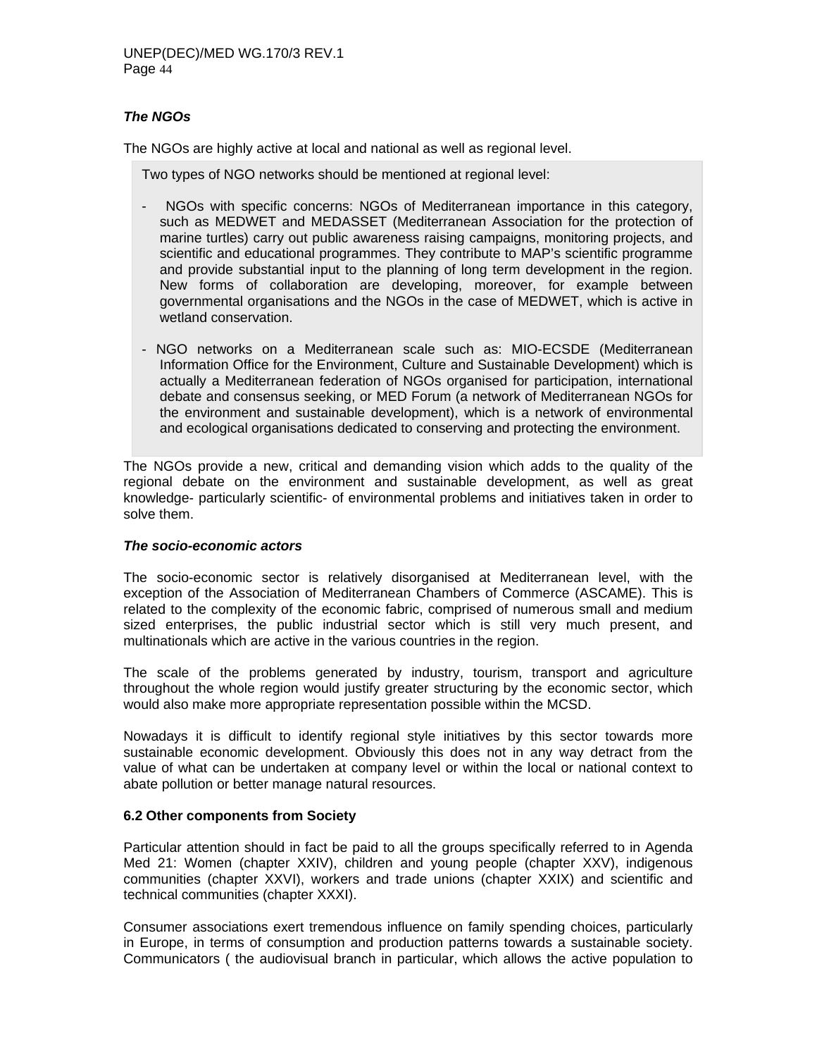***The NGOs***

The NGOs are highly active at local and national as well as regional level.

Two types of NGO networks should be mentioned at regional level:

- NGOs with specific concerns: NGOs of Mediterranean importance in this category, such as MEDWET and MEDASSET (Mediterranean Association for the protection of marine turtles) carry out public awareness raising campaigns, monitoring projects, and scientific and educational programmes. They contribute to MAP's scientific programme and provide substantial input to the planning of long term development in the region. New forms of collaboration are developing, moreover, for example between governmental organisations and the NGOs in the case of MEDWET, which is active in wetland conservation.

- NGO networks on a Mediterranean scale such as: MIO-ECSDE (Mediterranean Information Office for the Environment, Culture and Sustainable Development) which is actually a Mediterranean federation of NGOs organised for participation, international debate and consensus seeking, or MED Forum (a network of Mediterranean NGOs for the environment and sustainable development), which is a network of environmental and ecological organisations dedicated to conserving and protecting the environment.

The NGOs provide a new, critical and demanding vision which adds to the quality of the regional debate on the environment and sustainable development, as well as great knowledge- particularly scientific- of environmental problems and initiatives taken in order to solve them.

***The socio-economic actors***

The socio-economic sector is relatively disorganised at Mediterranean level, with the exception of the Association of Mediterranean Chambers of Commerce (ASCAME). This is related to the complexity of the economic fabric, comprised of numerous small and medium sized enterprises, the public industrial sector which is still very much present, and multinationals which are active in the various countries in the region.

The scale of the problems generated by industry, tourism, transport and agriculture throughout the whole region would justify greater structuring by the economic sector, which would also make more appropriate representation possible within the MCSD.

Nowadays it is difficult to identify regional style initiatives by this sector towards more sustainable economic development. Obviously this does not in any way detract from the value of what can be undertaken at company level or within the local or national context to abate pollution or better manage natural resources.

**6.2 Other components from Society**

Particular attention should in fact be paid to all the groups specifically referred to in Agenda Med 21: Women (chapter XXIV), children and young people (chapter XXV), indigenous communities (chapter XXVI), workers and trade unions (chapter XXIX) and scientific and technical communities (chapter XXXI).

Consumer associations exert tremendous influence on family spending choices, particularly in Europe, in terms of consumption and production patterns towards a sustainable society. Communicators ( the audiovisual branch in particular, which allows the active population to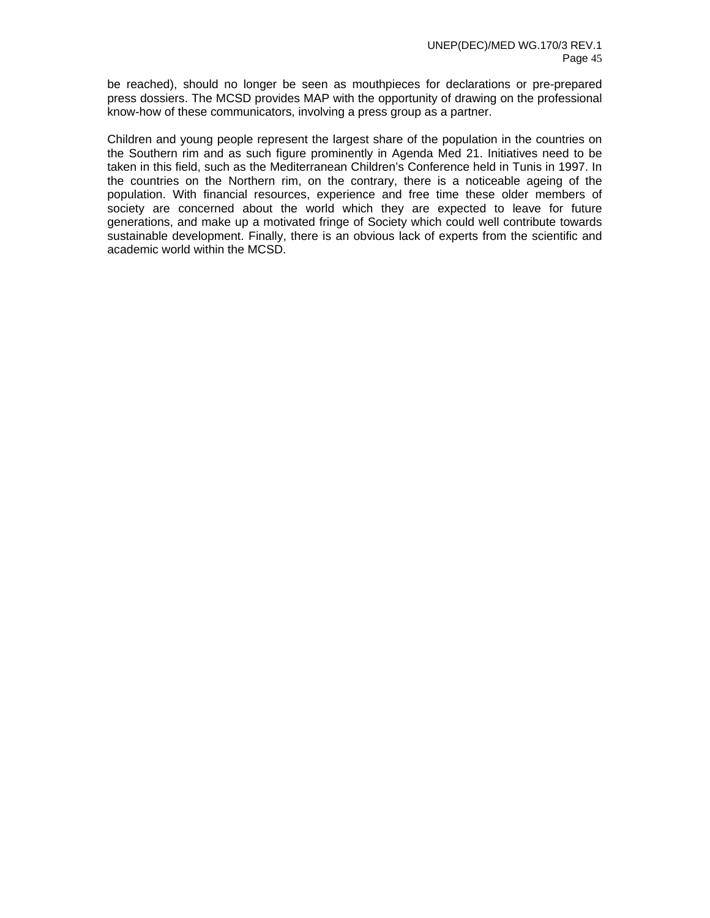be reached), should no longer be seen as mouthpieces for declarations or pre-prepared press dossiers. The MCSD provides MAP with the opportunity of drawing on the professional know-how of these communicators, involving a press group as a partner.

Children and young people represent the largest share of the population in the countries on the Southern rim and as such figure prominently in Agenda Med 21. Initiatives need to be taken in this field, such as the Mediterranean Children's Conference held in Tunis in 1997. In the countries on the Northern rim, on the contrary, there is a noticeable ageing of the population. With financial resources, experience and free time these older members of society are concerned about the world which they are expected to leave for future generations, and make up a motivated fringe of Society which could well contribute towards sustainable development. Finally, there is an obvious lack of experts from the scientific and academic world within the MCSD.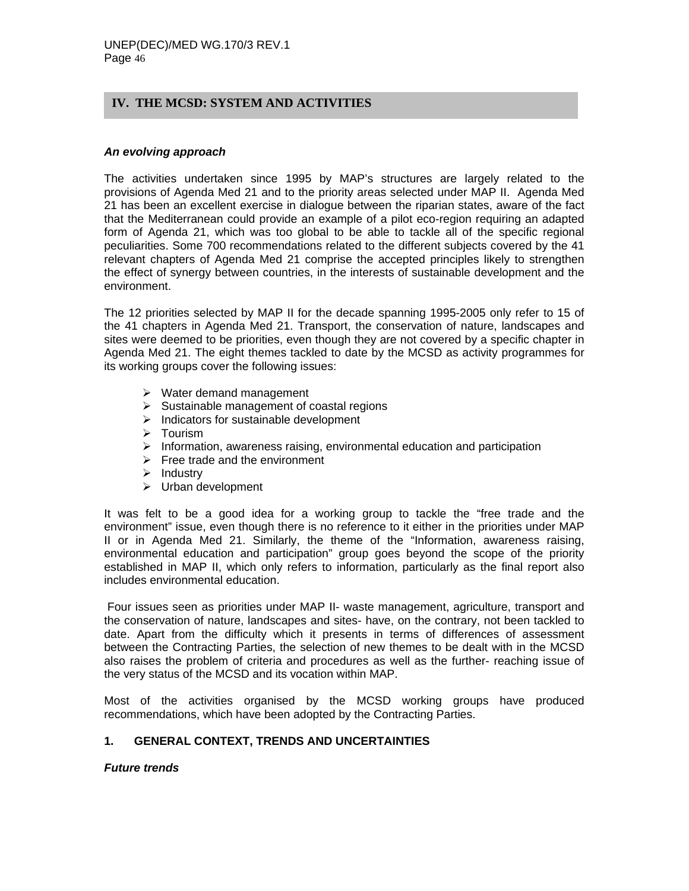## IV. THE MCSD: SYSTEM AND ACTIVITIES

***An evolving approach***

The activities undertaken since 1995 by MAP's structures are largely related to the provisions of Agenda Med 21 and to the priority areas selected under MAP II. Agenda Med 21 has been an excellent exercise in dialogue between the riparian states, aware of the fact that the Mediterranean could provide an example of a pilot eco-region requiring an adapted form of Agenda 21, which was too global to be able to tackle all of the specific regional peculiarities. Some 700 recommendations related to the different subjects covered by the 41 relevant chapters of Agenda Med 21 comprise the accepted principles likely to strengthen the effect of synergy between countries, in the interests of sustainable development and the environment.

The 12 priorities selected by MAP II for the decade spanning 1995-2005 only refer to 15 of the 41 chapters in Agenda Med 21. Transport, the conservation of nature, landscapes and sites were deemed to be priorities, even though they are not covered by a specific chapter in Agenda Med 21. The eight themes tackled to date by the MCSD as activity programmes for its working groups cover the following issues:

- Water demand management
- Sustainable management of coastal regions
- Indicators for sustainable development
- Tourism
- Information, awareness raising, environmental education and participation
- Free trade and the environment
- Industry
- Urban development

It was felt to be a good idea for a working group to tackle the "free trade and the environment" issue, even though there is no reference to it either in the priorities under MAP II or in Agenda Med 21. Similarly, the theme of the "Information, awareness raising, environmental education and participation" group goes beyond the scope of the priority established in MAP II, which only refers to information, particularly as the final report also includes environmental education.

Four issues seen as priorities under MAP II- waste management, agriculture, transport and the conservation of nature, landscapes and sites- have, on the contrary, not been tackled to date. Apart from the difficulty which it presents in terms of differences of assessment between the Contracting Parties, the selection of new themes to be dealt with in the MCSD also raises the problem of criteria and procedures as well as the further- reaching issue of the very status of the MCSD and its vocation within MAP.

Most of the activities organised by the MCSD working groups have produced recommendations, which have been adopted by the Contracting Parties.

### 1. GENERAL CONTEXT, TRENDS AND UNCERTAINTIES

***Future trends***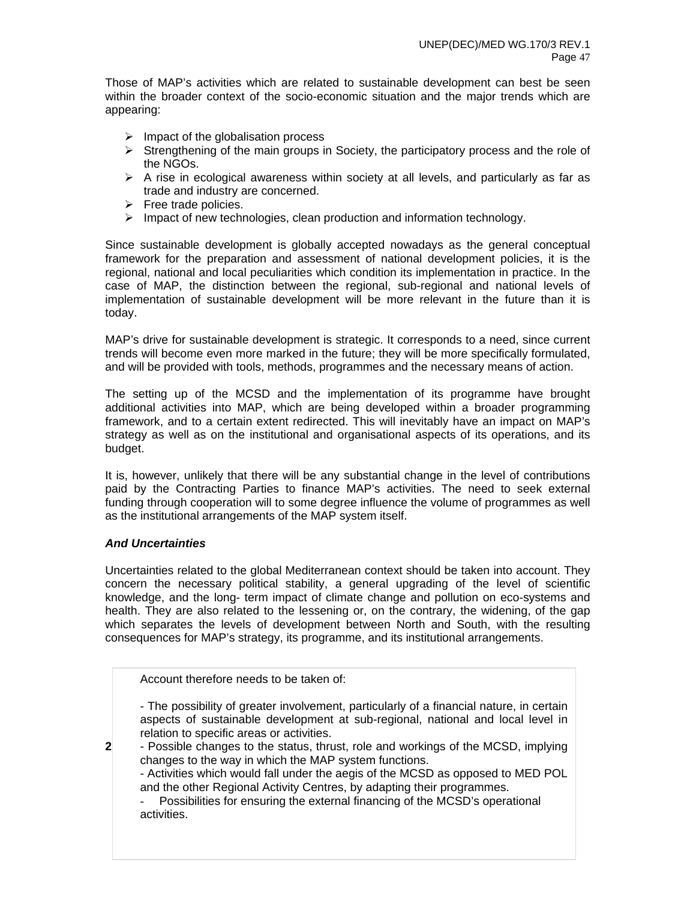Those of MAP's activities which are related to sustainable development can best be seen within the broader context of the socio-economic situation and the major trends which are appearing:

- Impact of the globalisation process
- Strengthening of the main groups in Society, the participatory process and the role of the NGOs.
- A rise in ecological awareness within society at all levels, and particularly as far as trade and industry are concerned.
- Free trade policies.
- Impact of new technologies, clean production and information technology.

Since sustainable development is globally accepted nowadays as the general conceptual framework for the preparation and assessment of national development policies, it is the regional, national and local peculiarities which condition its implementation in practice. In the case of MAP, the distinction between the regional, sub-regional and national levels of implementation of sustainable development will be more relevant in the future than it is today.

MAP's drive for sustainable development is strategic. It corresponds to a need, since current trends will become even more marked in the future; they will be more specifically formulated, and will be provided with tools, methods, programmes and the necessary means of action.

The setting up of the MCSD and the implementation of its programme have brought additional activities into MAP, which are being developed within a broader programming framework, and to a certain extent redirected. This will inevitably have an impact on MAP's strategy as well as on the institutional and organisational aspects of its operations, and its budget.

It is, however, unlikely that there will be any substantial change in the level of contributions paid by the Contracting Parties to finance MAP's activities. The need to seek external funding through cooperation will to some degree influence the volume of programmes as well as the institutional arrangements of the MAP system itself.

***And Uncertainties***

Uncertainties related to the global Mediterranean context should be taken into account. They concern the necessary political stability, a general upgrading of the level of scientific knowledge, and the long- term impact of climate change and pollution on eco-systems and health. They are also related to the lessening or, on the contrary, the widening, of the gap which separates the levels of development between North and South, with the resulting consequences for MAP's strategy, its programme, and its institutional arrangements.

**2**

Account therefore needs to be taken of:

- The possibility of greater involvement, particularly of a financial nature, in certain aspects of sustainable development at sub-regional, national and local level in relation to specific areas or activities.
- Possible changes to the status, thrust, role and workings of the MCSD, implying changes to the way in which the MAP system functions.
- Activities which would fall under the aegis of the MCSD as opposed to MED POL and the other Regional Activity Centres, by adapting their programmes.
- Possibilities for ensuring the external financing of the MCSD's operational activities.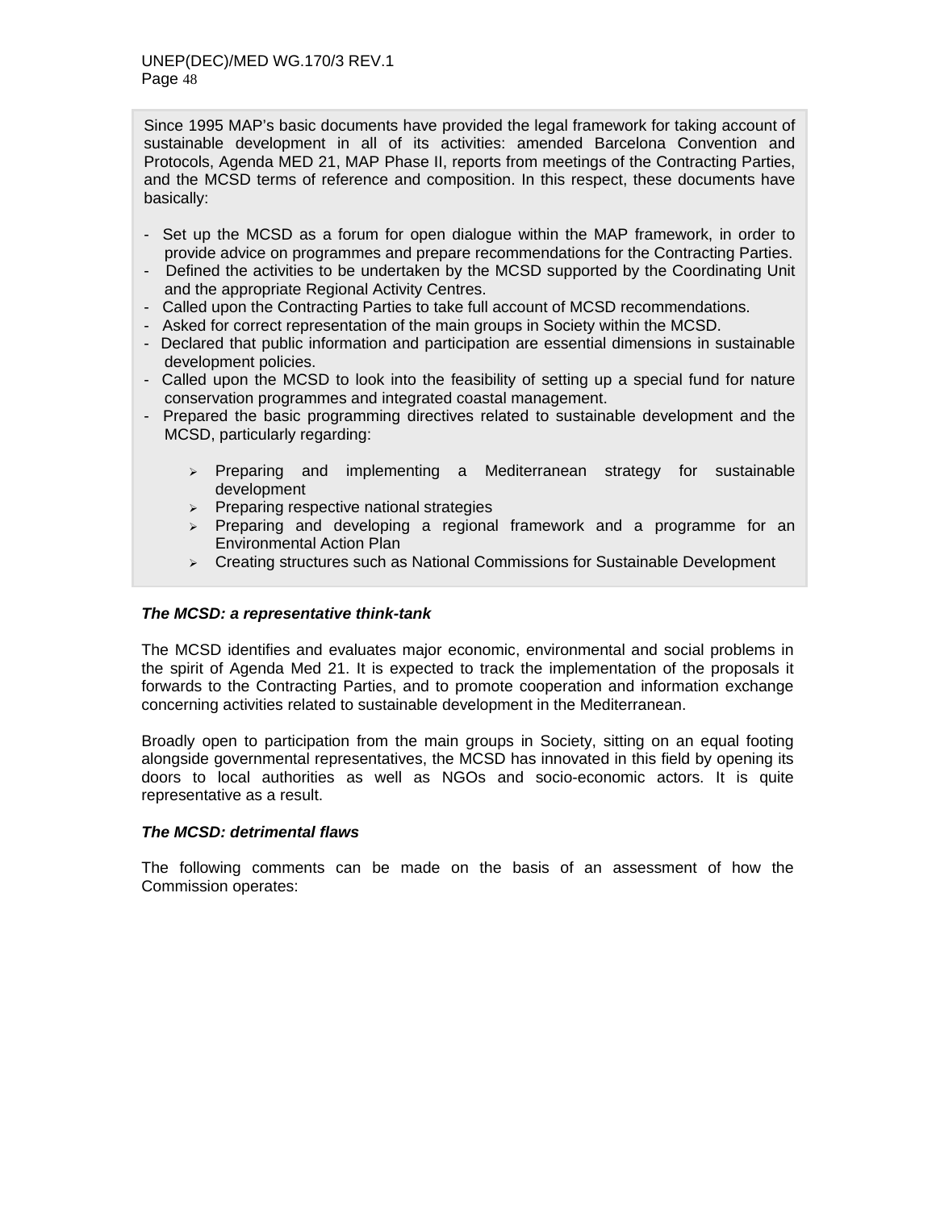Since 1995 MAP's basic documents have provided the legal framework for taking account of sustainable development in all of its activities: amended Barcelona Convention and Protocols, Agenda MED 21, MAP Phase II, reports from meetings of the Contracting Parties, and the MCSD terms of reference and composition. In this respect, these documents have basically:

- Set up the MCSD as a forum for open dialogue within the MAP framework, in order to provide advice on programmes and prepare recommendations for the Contracting Parties.
- Defined the activities to be undertaken by the MCSD supported by the Coordinating Unit and the appropriate Regional Activity Centres.
- Called upon the Contracting Parties to take full account of MCSD recommendations.
- Asked for correct representation of the main groups in Society within the MCSD.
- Declared that public information and participation are essential dimensions in sustainable development policies.
- Called upon the MCSD to look into the feasibility of setting up a special fund for nature conservation programmes and integrated coastal management.
- Prepared the basic programming directives related to sustainable development and the MCSD, particularly regarding:
  - Preparing and implementing a Mediterranean strategy for sustainable development
  - Preparing respective national strategies
  - Preparing and developing a regional framework and a programme for an Environmental Action Plan
  - Creating structures such as National Commissions for Sustainable Development

***The MCSD: a representative think-tank***

The MCSD identifies and evaluates major economic, environmental and social problems in the spirit of Agenda Med 21. It is expected to track the implementation of the proposals it forwards to the Contracting Parties, and to promote cooperation and information exchange concerning activities related to sustainable development in the Mediterranean.

Broadly open to participation from the main groups in Society, sitting on an equal footing alongside governmental representatives, the MCSD has innovated in this field by opening its doors to local authorities as well as NGOs and socio-economic actors. It is quite representative as a result.

***The MCSD: detrimental flaws***

The following comments can be made on the basis of an assessment of how the Commission operates: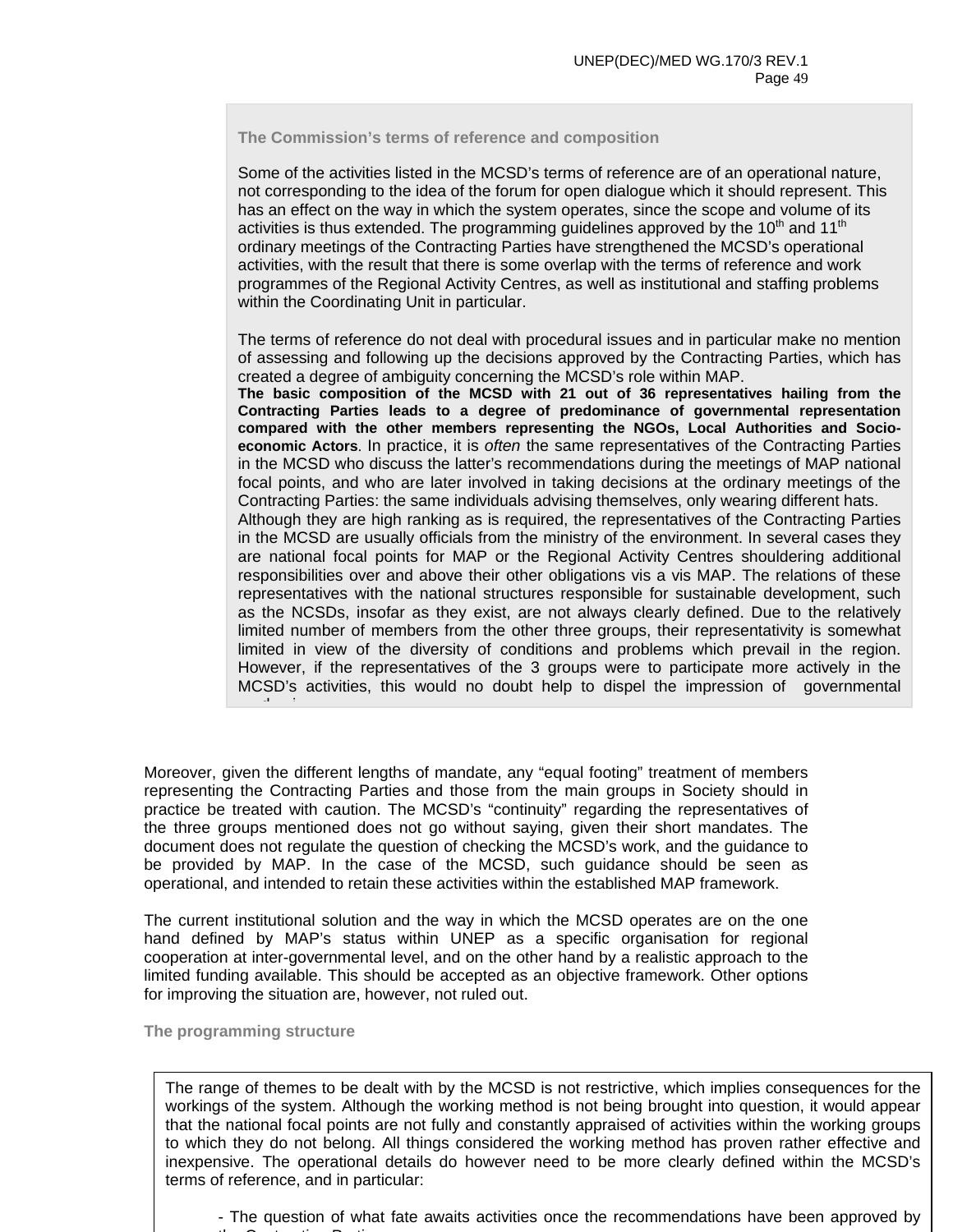**The Commission's terms of reference and composition**

Some of the activities listed in the MCSD's terms of reference are of an operational nature, not corresponding to the idea of the forum for open dialogue which it should represent. This has an effect on the way in which the system operates, since the scope and volume of its activities is thus extended. The programming guidelines approved by the 10th and 11th ordinary meetings of the Contracting Parties have strengthened the MCSD's operational activities, with the result that there is some overlap with the terms of reference and work programmes of the Regional Activity Centres, as well as institutional and staffing problems within the Coordinating Unit in particular.

The terms of reference do not deal with procedural issues and in particular make no mention of assessing and following up the decisions approved by the Contracting Parties, which has created a degree of ambiguity concerning the MCSD's role within MAP.

**The basic composition of the MCSD with 21 out of 36 representatives hailing from the Contracting Parties leads to a degree of predominance of governmental representation compared with the other members representing the NGOs, Local Authorities and Socio-economic Actors**. In practice, it is *often* the same representatives of the Contracting Parties in the MCSD who discuss the latter's recommendations during the meetings of MAP national focal points, and who are later involved in taking decisions at the ordinary meetings of the Contracting Parties: the same individuals advising themselves, only wearing different hats.

Although they are high ranking as is required, the representatives of the Contracting Parties in the MCSD are usually officials from the ministry of the environment. In several cases they are national focal points for MAP or the Regional Activity Centres shouldering additional responsibilities over and above their other obligations vis a vis MAP. The relations of these representatives with the national structures responsible for sustainable development, such as the NCSDs, insofar as they exist, are not always clearly defined. Due to the relatively limited number of members from the other three groups, their representativity is somewhat limited in view of the diversity of conditions and problems which prevail in the region. However, if the representatives of the 3 groups were to participate more actively in the MCSD's activities, this would no doubt help to dispel the impression of governmental authorisms.

Moreover, given the different lengths of mandate, any "equal footing" treatment of members representing the Contracting Parties and those from the main groups in Society should in practice be treated with caution. The MCSD's "continuity" regarding the representatives of the three groups mentioned does not go without saying, given their short mandates. The document does not regulate the question of checking the MCSD's work, and the guidance to be provided by MAP. In the case of the MCSD, such guidance should be seen as operational, and intended to retain these activities within the established MAP framework.

The current institutional solution and the way in which the MCSD operates are on the one hand defined by MAP's status within UNEP as a specific organisation for regional cooperation at inter-governmental level, and on the other hand by a realistic approach to the limited funding available. This should be accepted as an objective framework. Other options for improving the situation are, however, not ruled out.

**The programming structure**

The range of themes to be dealt with by the MCSD is not restrictive, which implies consequences for the workings of the system. Although the working method is not being brought into question, it would appear that the national focal points are not fully and constantly appraised of activities within the working groups to which they do not belong. All things considered the working method has proven rather effective and inexpensive. The operational details do however need to be more clearly defined within the MCSD's terms of reference, and in particular:

- The question of what fate awaits activities once the recommendations have been approved by the Contracting Parties;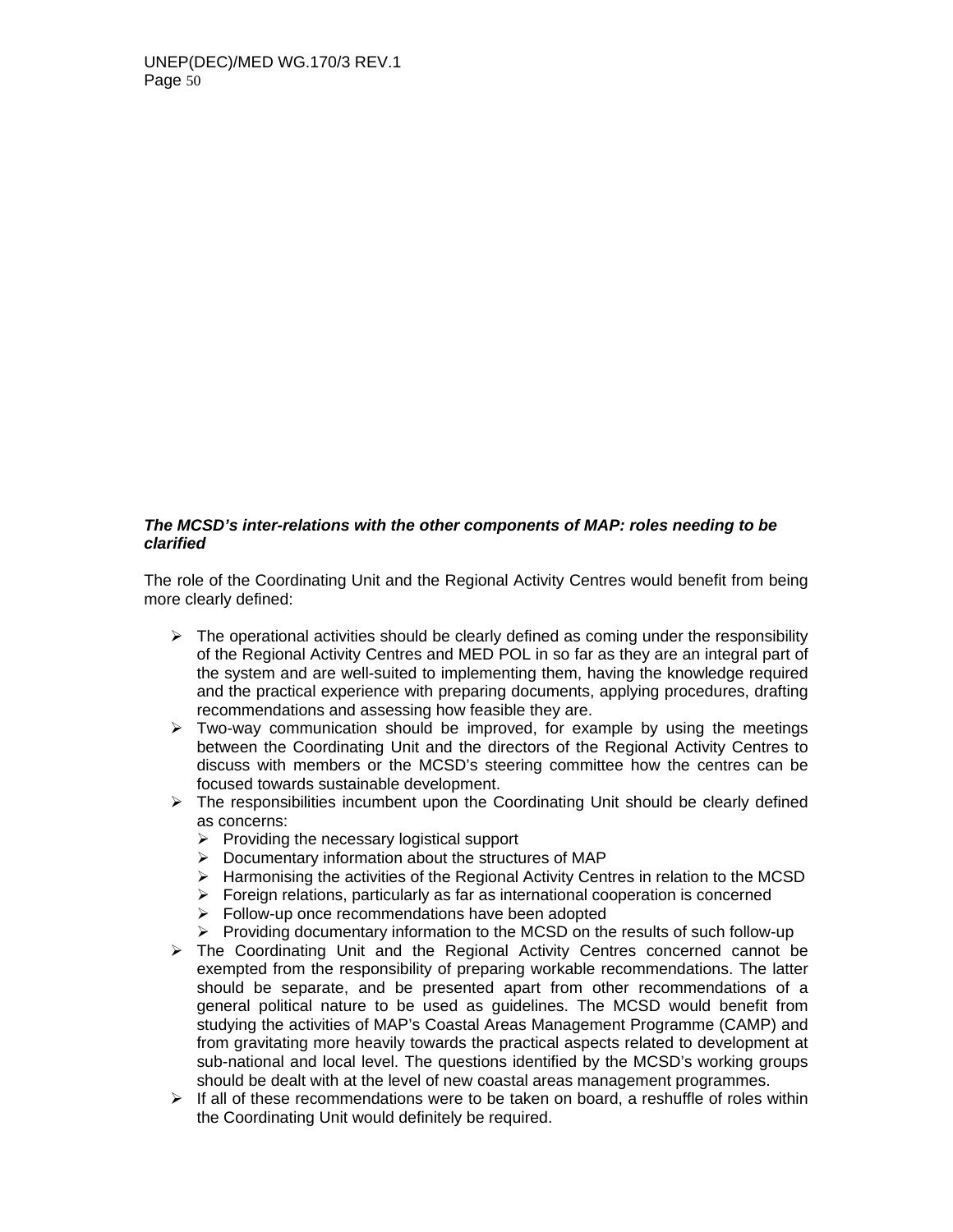***The MCSD's inter-relations with the other components of MAP: roles needing to be clarified***

The role of the Coordinating Unit and the Regional Activity Centres would benefit from being more clearly defined:

- The operational activities should be clearly defined as coming under the responsibility of the Regional Activity Centres and MED POL in so far as they are an integral part of the system and are well-suited to implementing them, having the knowledge required and the practical experience with preparing documents, applying procedures, drafting recommendations and assessing how feasible they are.
- Two-way communication should be improved, for example by using the meetings between the Coordinating Unit and the directors of the Regional Activity Centres to discuss with members or the MCSD's steering committee how the centres can be focused towards sustainable development.
- The responsibilities incumbent upon the Coordinating Unit should be clearly defined as concerns:
  - Providing the necessary logistical support
  - Documentary information about the structures of MAP
  - Harmonising the activities of the Regional Activity Centres in relation to the MCSD
  - Foreign relations, particularly as far as international cooperation is concerned
  - Follow-up once recommendations have been adopted
  - Providing documentary information to the MCSD on the results of such follow-up
- The Coordinating Unit and the Regional Activity Centres concerned cannot be exempted from the responsibility of preparing workable recommendations. The latter should be separate, and be presented apart from other recommendations of a general political nature to be used as guidelines. The MCSD would benefit from studying the activities of MAP's Coastal Areas Management Programme (CAMP) and from gravitating more heavily towards the practical aspects related to development at sub-national and local level. The questions identified by the MCSD's working groups should be dealt with at the level of new coastal areas management programmes.
- If all of these recommendations were to be taken on board, a reshuffle of roles within the Coordinating Unit would definitely be required.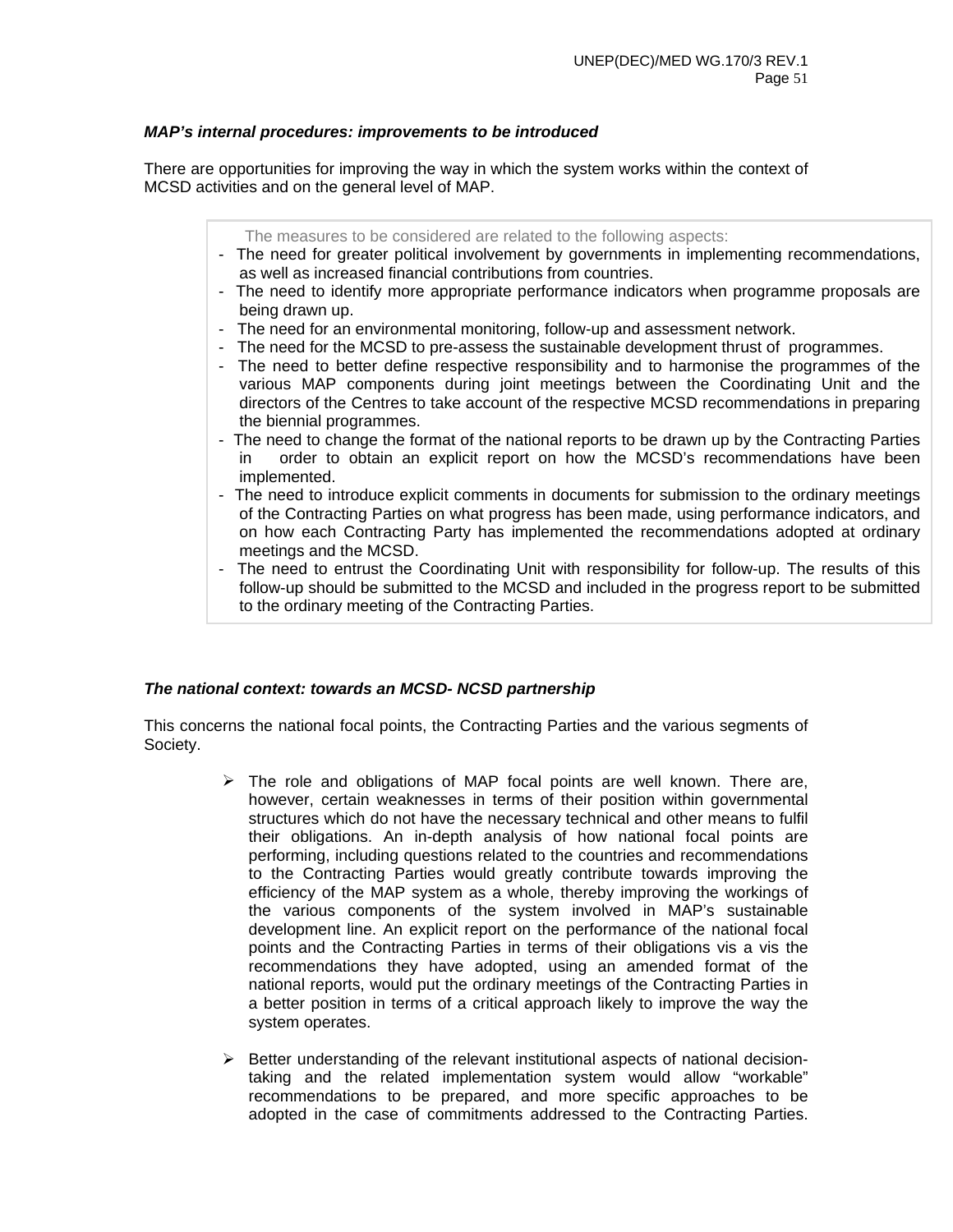***MAP's internal procedures: improvements to be introduced***

There are opportunities for improving the way in which the system works within the context of MCSD activities and on the general level of MAP.

The measures to be considered are related to the following aspects:

- The need for greater political involvement by governments in implementing recommendations, as well as increased financial contributions from countries.
- The need to identify more appropriate performance indicators when programme proposals are being drawn up.
- The need for an environmental monitoring, follow-up and assessment network.
- The need for the MCSD to pre-assess the sustainable development thrust of programmes.
- The need to better define respective responsibility and to harmonise the programmes of the various MAP components during joint meetings between the Coordinating Unit and the directors of the Centres to take account of the respective MCSD recommendations in preparing the biennial programmes.
- The need to change the format of the national reports to be drawn up by the Contracting Parties in order to obtain an explicit report on how the MCSD's recommendations have been implemented.
- The need to introduce explicit comments in documents for submission to the ordinary meetings of the Contracting Parties on what progress has been made, using performance indicators, and on how each Contracting Party has implemented the recommendations adopted at ordinary meetings and the MCSD.
- The need to entrust the Coordinating Unit with responsibility for follow-up. The results of this follow-up should be submitted to the MCSD and included in the progress report to be submitted to the ordinary meeting of the Contracting Parties.

***The national context: towards an MCSD- NCSD partnership***

This concerns the national focal points, the Contracting Parties and the various segments of Society.

- The role and obligations of MAP focal points are well known. There are, however, certain weaknesses in terms of their position within governmental structures which do not have the necessary technical and other means to fulfil their obligations. An in-depth analysis of how national focal points are performing, including questions related to the countries and recommendations to the Contracting Parties would greatly contribute towards improving the efficiency of the MAP system as a whole, thereby improving the workings of the various components of the system involved in MAP's sustainable development line. An explicit report on the performance of the national focal points and the Contracting Parties in terms of their obligations vis a vis the recommendations they have adopted, using an amended format of the national reports, would put the ordinary meetings of the Contracting Parties in a better position in terms of a critical approach likely to improve the way the system operates.

- Better understanding of the relevant institutional aspects of national decision-taking and the related implementation system would allow "workable" recommendations to be prepared, and more specific approaches to be adopted in the case of commitments addressed to the Contracting Parties.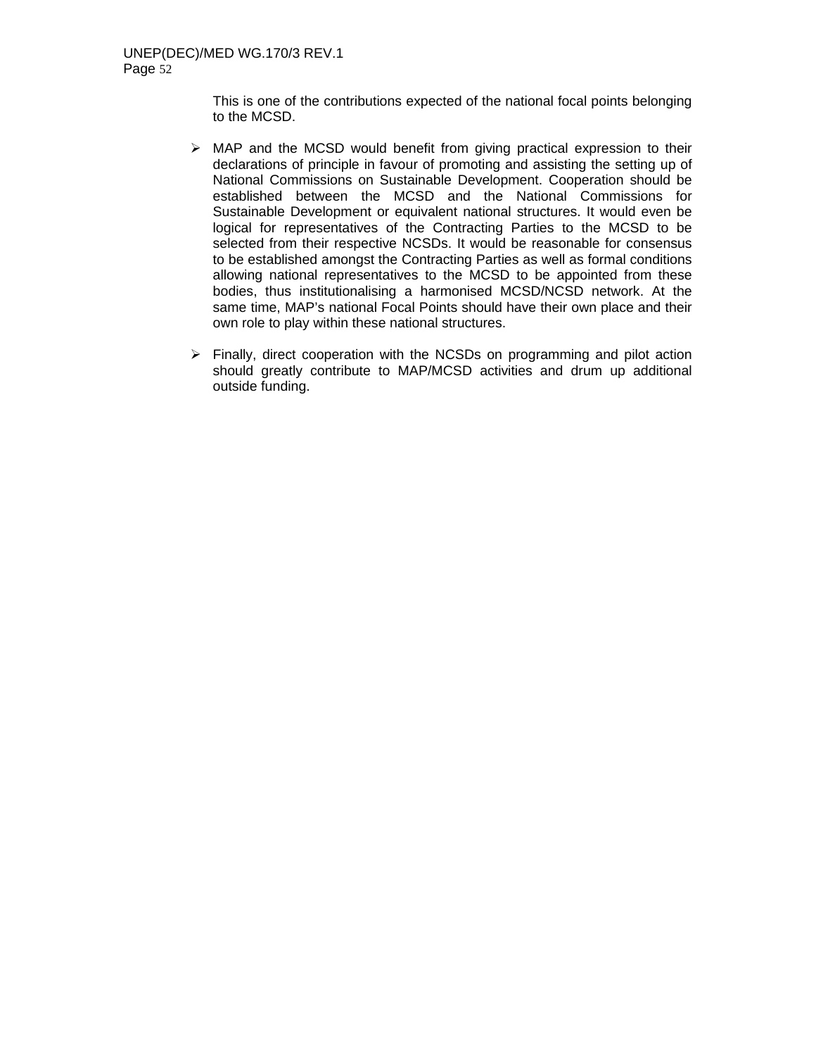This is one of the contributions expected of the national focal points belonging to the MCSD.

- MAP and the MCSD would benefit from giving practical expression to their declarations of principle in favour of promoting and assisting the setting up of National Commissions on Sustainable Development. Cooperation should be established between the MCSD and the National Commissions for Sustainable Development or equivalent national structures. It would even be logical for representatives of the Contracting Parties to the MCSD to be selected from their respective NCSDs. It would be reasonable for consensus to be established amongst the Contracting Parties as well as formal conditions allowing national representatives to the MCSD to be appointed from these bodies, thus institutionalising a harmonised MCSD/NCSD network. At the same time, MAP's national Focal Points should have their own place and their own role to play within these national structures.

- Finally, direct cooperation with the NCSDs on programming and pilot action should greatly contribute to MAP/MCSD activities and drum up additional outside funding.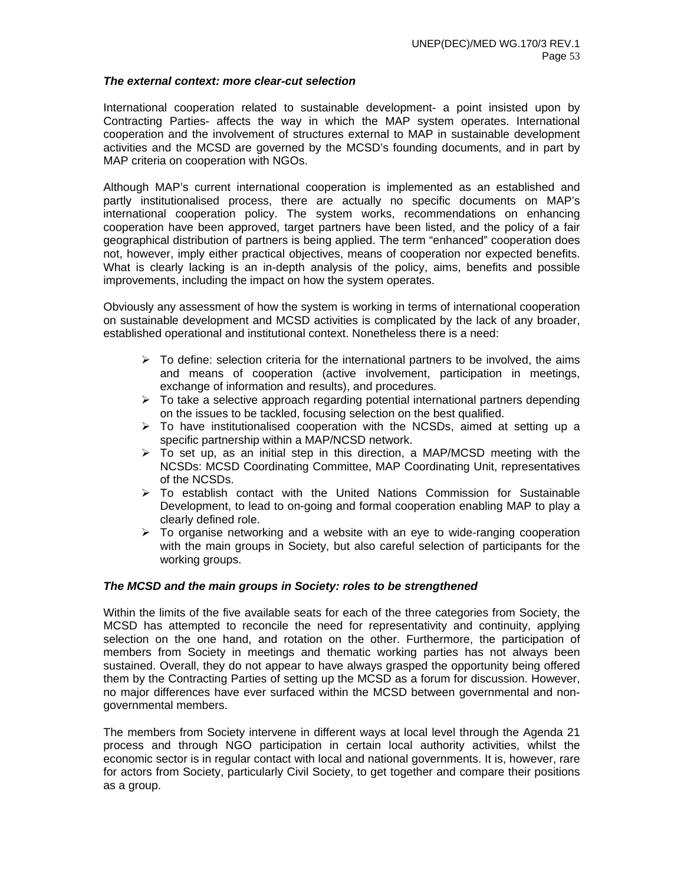***The external context: more clear-cut selection***

International cooperation related to sustainable development- a point insisted upon by Contracting Parties- affects the way in which the MAP system operates. International cooperation and the involvement of structures external to MAP in sustainable development activities and the MCSD are governed by the MCSD's founding documents, and in part by MAP criteria on cooperation with NGOs.

Although MAP's current international cooperation is implemented as an established and partly institutionalised process, there are actually no specific documents on MAP's international cooperation policy. The system works, recommendations on enhancing cooperation have been approved, target partners have been listed, and the policy of a fair geographical distribution of partners is being applied. The term "enhanced" cooperation does not, however, imply either practical objectives, means of cooperation nor expected benefits. What is clearly lacking is an in-depth analysis of the policy, aims, benefits and possible improvements, including the impact on how the system operates.

Obviously any assessment of how the system is working in terms of international cooperation on sustainable development and MCSD activities is complicated by the lack of any broader, established operational and institutional context. Nonetheless there is a need:

- To define: selection criteria for the international partners to be involved, the aims and means of cooperation (active involvement, participation in meetings, exchange of information and results), and procedures.
- To take a selective approach regarding potential international partners depending on the issues to be tackled, focusing selection on the best qualified.
- To have institutionalised cooperation with the NCSDs, aimed at setting up a specific partnership within a MAP/NCSD network.
- To set up, as an initial step in this direction, a MAP/MCSD meeting with the NCSDs: MCSD Coordinating Committee, MAP Coordinating Unit, representatives of the NCSDs.
- To establish contact with the United Nations Commission for Sustainable Development, to lead to on-going and formal cooperation enabling MAP to play a clearly defined role.
- To organise networking and a website with an eye to wide-ranging cooperation with the main groups in Society, but also careful selection of participants for the working groups.

***The MCSD and the main groups in Society: roles to be strengthened***

Within the limits of the five available seats for each of the three categories from Society, the MCSD has attempted to reconcile the need for representativity and continuity, applying selection on the one hand, and rotation on the other. Furthermore, the participation of members from Society in meetings and thematic working parties has not always been sustained. Overall, they do not appear to have always grasped the opportunity being offered them by the Contracting Parties of setting up the MCSD as a forum for discussion. However, no major differences have ever surfaced within the MCSD between governmental and non-governmental members.

The members from Society intervene in different ways at local level through the Agenda 21 process and through NGO participation in certain local authority activities, whilst the economic sector is in regular contact with local and national governments. It is, however, rare for actors from Society, particularly Civil Society, to get together and compare their positions as a group.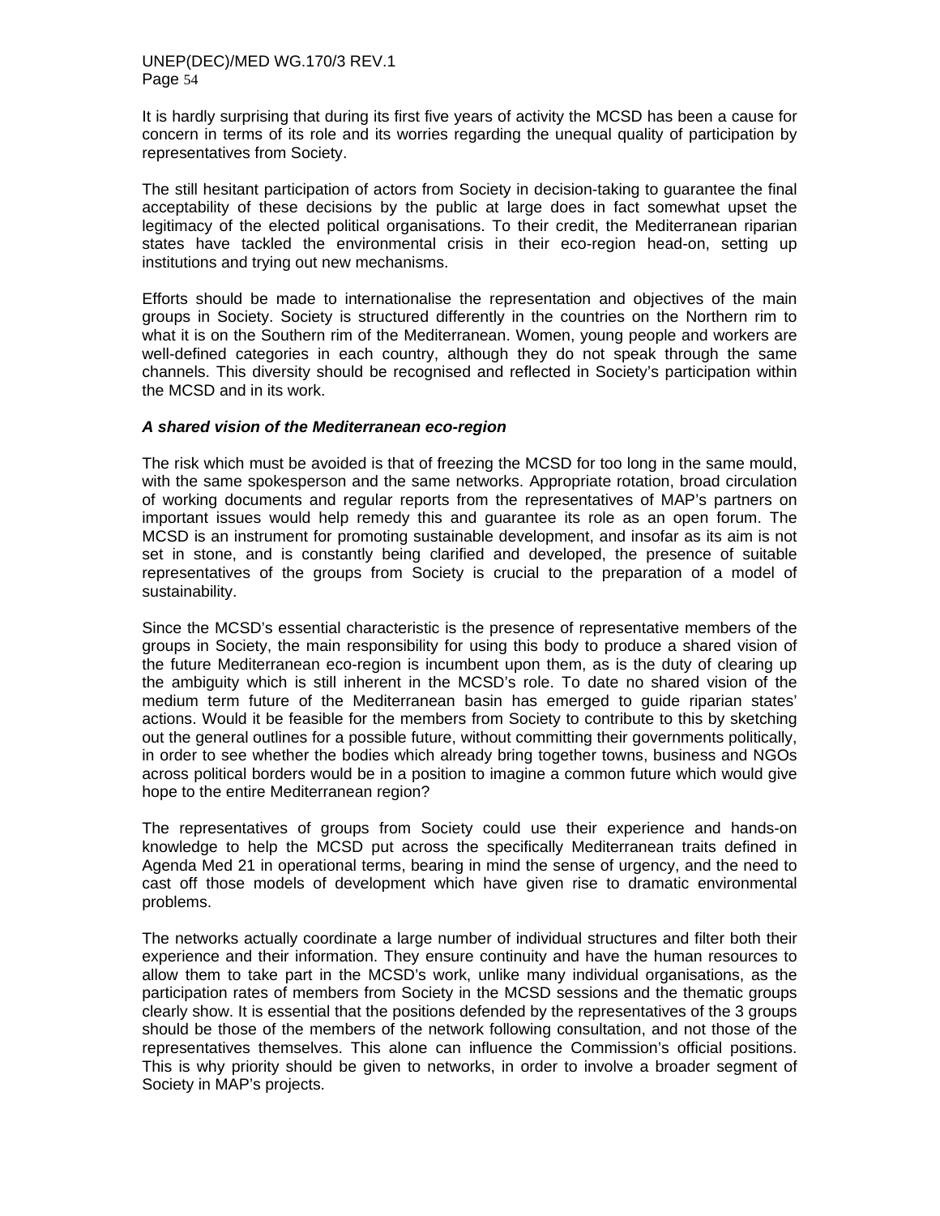It is hardly surprising that during its first five years of activity the MCSD has been a cause for concern in terms of its role and its worries regarding the unequal quality of participation by representatives from Society.

The still hesitant participation of actors from Society in decision-taking to guarantee the final acceptability of these decisions by the public at large does in fact somewhat upset the legitimacy of the elected political organisations. To their credit, the Mediterranean riparian states have tackled the environmental crisis in their eco-region head-on, setting up institutions and trying out new mechanisms.

Efforts should be made to internationalise the representation and objectives of the main groups in Society. Society is structured differently in the countries on the Northern rim to what it is on the Southern rim of the Mediterranean. Women, young people and workers are well-defined categories in each country, although they do not speak through the same channels. This diversity should be recognised and reflected in Society's participation within the MCSD and in its work.

***A shared vision of the Mediterranean eco-region***

The risk which must be avoided is that of freezing the MCSD for too long in the same mould, with the same spokesperson and the same networks. Appropriate rotation, broad circulation of working documents and regular reports from the representatives of MAP's partners on important issues would help remedy this and guarantee its role as an open forum. The MCSD is an instrument for promoting sustainable development, and insofar as its aim is not set in stone, and is constantly being clarified and developed, the presence of suitable representatives of the groups from Society is crucial to the preparation of a model of sustainability.

Since the MCSD's essential characteristic is the presence of representative members of the groups in Society, the main responsibility for using this body to produce a shared vision of the future Mediterranean eco-region is incumbent upon them, as is the duty of clearing up the ambiguity which is still inherent in the MCSD's role. To date no shared vision of the medium term future of the Mediterranean basin has emerged to guide riparian states' actions. Would it be feasible for the members from Society to contribute to this by sketching out the general outlines for a possible future, without committing their governments politically, in order to see whether the bodies which already bring together towns, business and NGOs across political borders would be in a position to imagine a common future which would give hope to the entire Mediterranean region?

The representatives of groups from Society could use their experience and hands-on knowledge to help the MCSD put across the specifically Mediterranean traits defined in Agenda Med 21 in operational terms, bearing in mind the sense of urgency, and the need to cast off those models of development which have given rise to dramatic environmental problems.

The networks actually coordinate a large number of individual structures and filter both their experience and their information. They ensure continuity and have the human resources to allow them to take part in the MCSD's work, unlike many individual organisations, as the participation rates of members from Society in the MCSD sessions and the thematic groups clearly show. It is essential that the positions defended by the representatives of the 3 groups should be those of the members of the network following consultation, and not those of the representatives themselves. This alone can influence the Commission's official positions. This is why priority should be given to networks, in order to involve a broader segment of Society in MAP's projects.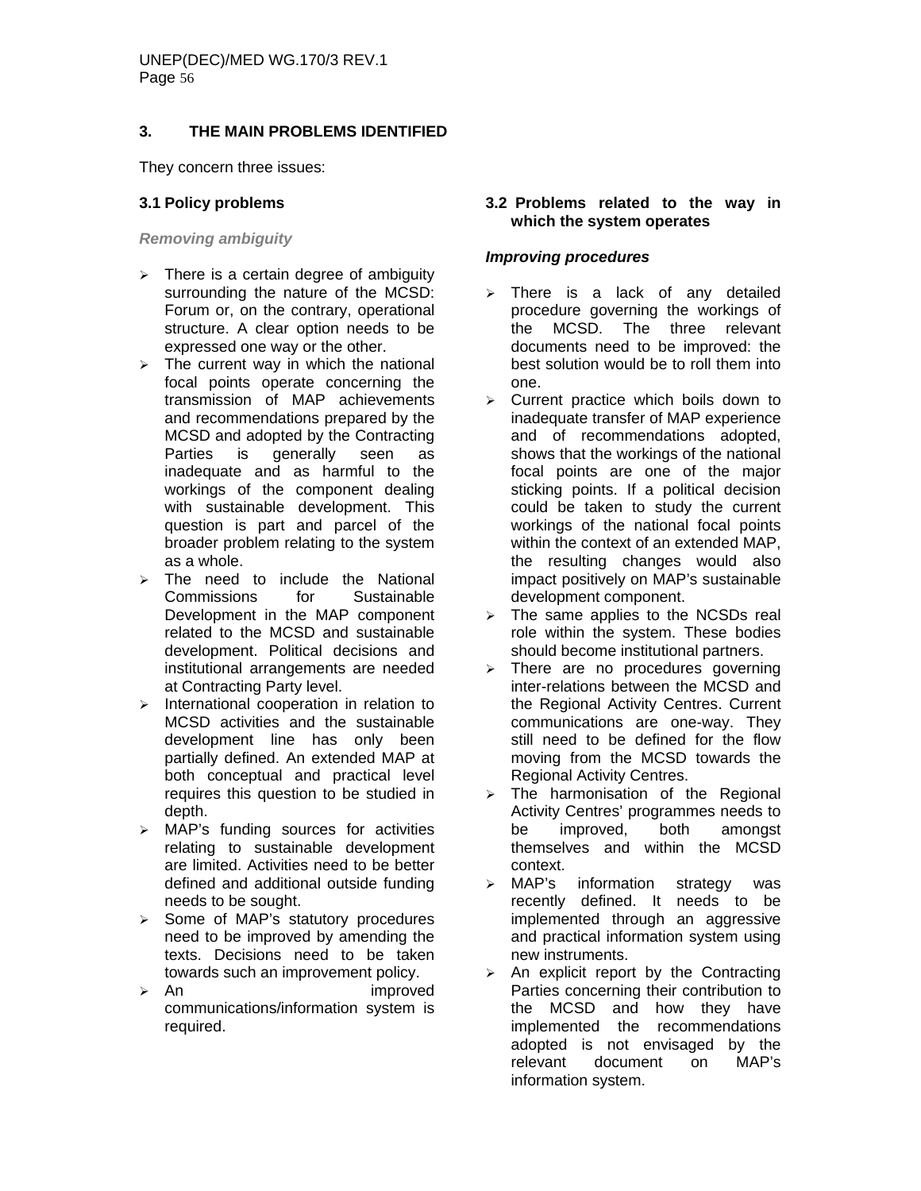## 3. THE MAIN PROBLEMS IDENTIFIED

They concern three issues:

### 3.1 Policy problems

***Removing ambiguity***

- There is a certain degree of ambiguity surrounding the nature of the MCSD: Forum or, on the contrary, operational structure. A clear option needs to be expressed one way or the other.
- The current way in which the national focal points operate concerning the transmission of MAP achievements and recommendations prepared by the MCSD and adopted by the Contracting Parties is generally seen as inadequate and as harmful to the workings of the component dealing with sustainable development. This question is part and parcel of the broader problem relating to the system as a whole.
- The need to include the National Commissions for Sustainable Development in the MAP component related to the MCSD and sustainable development. Political decisions and institutional arrangements are needed at Contracting Party level.
- International cooperation in relation to MCSD activities and the sustainable development line has only been partially defined. An extended MAP at both conceptual and practical level requires this question to be studied in depth.
- MAP's funding sources for activities relating to sustainable development are limited. Activities need to be better defined and additional outside funding needs to be sought.
- Some of MAP's statutory procedures need to be improved by amending the texts. Decisions need to be taken towards such an improvement policy.
- An improved communications/information system is required.

### 3.2 Problems related to the way in which the system operates

***Improving procedures***

- There is a lack of any detailed procedure governing the workings of the MCSD. The three relevant documents need to be improved: the best solution would be to roll them into one.
- Current practice which boils down to inadequate transfer of MAP experience and of recommendations adopted, shows that the workings of the national focal points are one of the major sticking points. If a political decision could be taken to study the current workings of the national focal points within the context of an extended MAP, the resulting changes would also impact positively on MAP's sustainable development component.
- The same applies to the NCSDs real role within the system. These bodies should become institutional partners.
- There are no procedures governing inter-relations between the MCSD and the Regional Activity Centres. Current communications are one-way. They still need to be defined for the flow moving from the MCSD towards the Regional Activity Centres.
- The harmonisation of the Regional Activity Centres' programmes needs to be improved, both amongst themselves and within the MCSD context.
- MAP's information strategy was recently defined. It needs to be implemented through an aggressive and practical information system using new instruments.
- An explicit report by the Contracting Parties concerning their contribution to the MCSD and how they have implemented the recommendations adopted is not envisaged by the relevant document on MAP's information system.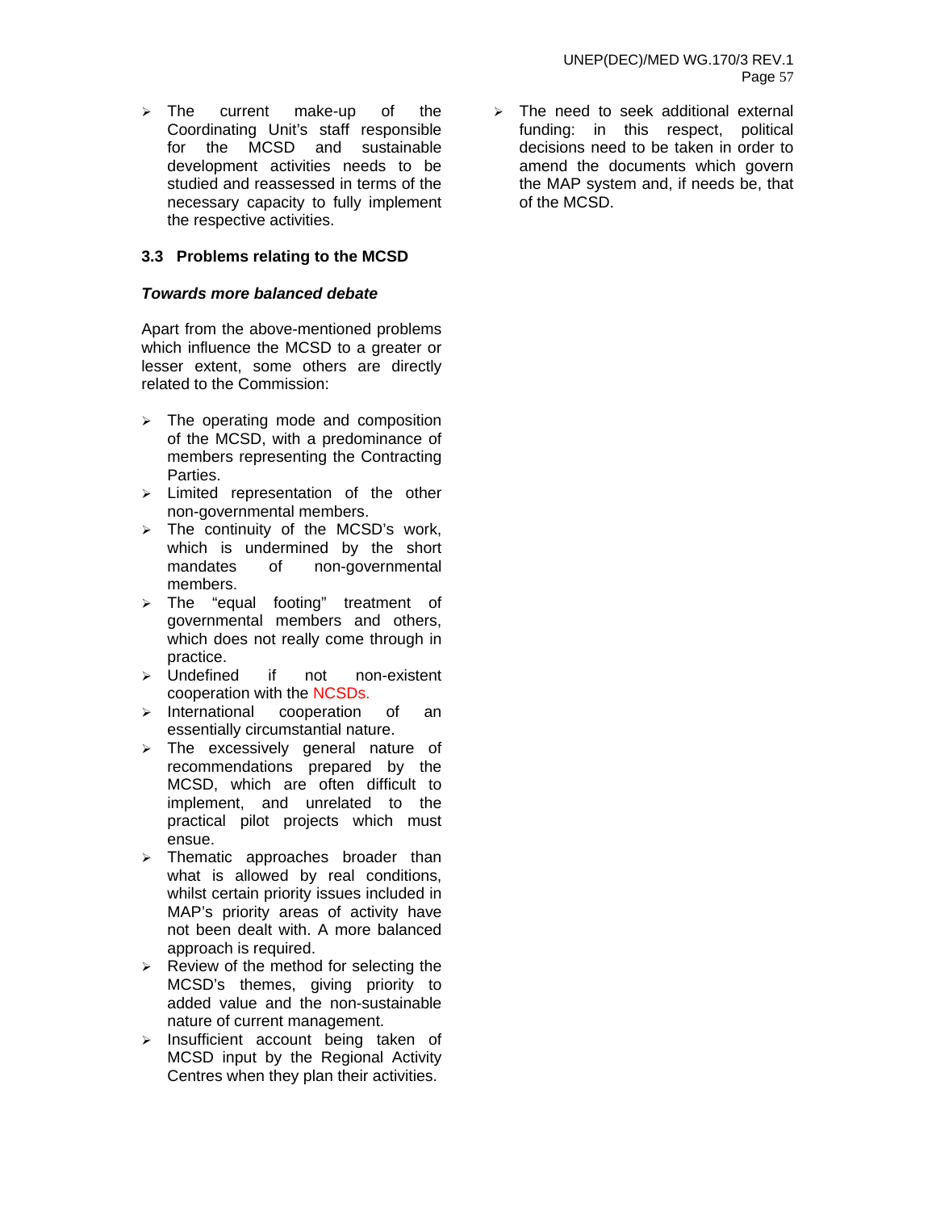- The current make-up of the Coordinating Unit's staff responsible for the MCSD and sustainable development activities needs to be studied and reassessed in terms of the necessary capacity to fully implement the respective activities.

### 3.3 Problems relating to the MCSD

***Towards more balanced debate***

Apart from the above-mentioned problems which influence the MCSD to a greater or lesser extent, some others are directly related to the Commission:

- The operating mode and composition of the MCSD, with a predominance of members representing the Contracting Parties.
- Limited representation of the other non-governmental members.
- The continuity of the MCSD's work, which is undermined by the short mandates of non-governmental members.
- The "equal footing" treatment of governmental members and others, which does not really come through in practice.
- Undefined if not non-existent cooperation with the NCSDs.
- International cooperation of an essentially circumstantial nature.
- The excessively general nature of recommendations prepared by the MCSD, which are often difficult to implement, and unrelated to the practical pilot projects which must ensue.
- Thematic approaches broader than what is allowed by real conditions, whilst certain priority issues included in MAP's priority areas of activity have not been dealt with. A more balanced approach is required.
- Review of the method for selecting the MCSD's themes, giving priority to added value and the non-sustainable nature of current management.
- Insufficient account being taken of MCSD input by the Regional Activity Centres when they plan their activities.
- The need to seek additional external funding: in this respect, political decisions need to be taken in order to amend the documents which govern the MAP system and, if needs be, that of the MCSD.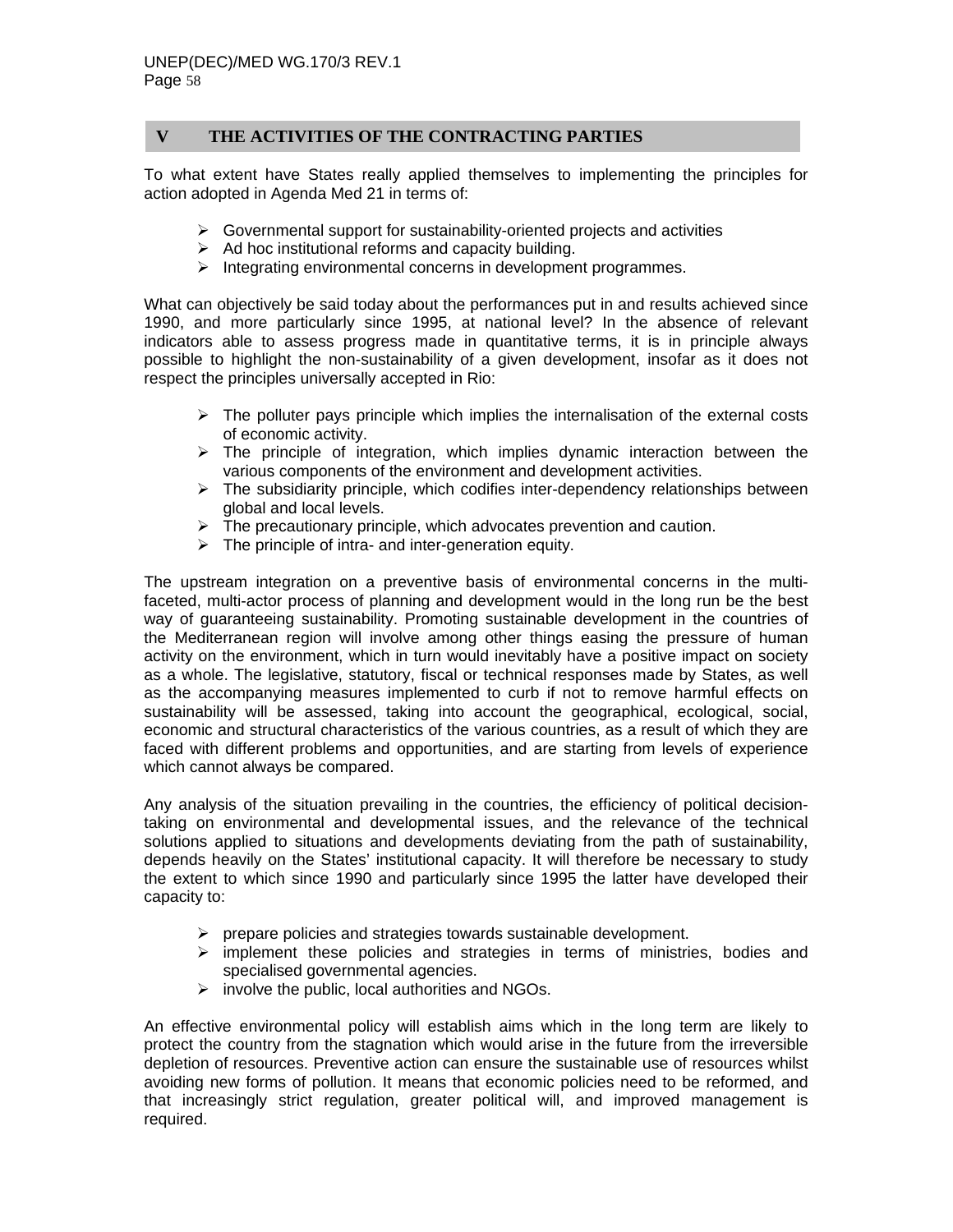## V THE ACTIVITIES OF THE CONTRACTING PARTIES

To what extent have States really applied themselves to implementing the principles for action adopted in Agenda Med 21 in terms of:

- Governmental support for sustainability-oriented projects and activities
- Ad hoc institutional reforms and capacity building.
- Integrating environmental concerns in development programmes.

What can objectively be said today about the performances put in and results achieved since 1990, and more particularly since 1995, at national level? In the absence of relevant indicators able to assess progress made in quantitative terms, it is in principle always possible to highlight the non-sustainability of a given development, insofar as it does not respect the principles universally accepted in Rio:

- The polluter pays principle which implies the internalisation of the external costs of economic activity.
- The principle of integration, which implies dynamic interaction between the various components of the environment and development activities.
- The subsidiarity principle, which codifies inter-dependency relationships between global and local levels.
- The precautionary principle, which advocates prevention and caution.
- The principle of intra- and inter-generation equity.

The upstream integration on a preventive basis of environmental concerns in the multi-faceted, multi-actor process of planning and development would in the long run be the best way of guaranteeing sustainability. Promoting sustainable development in the countries of the Mediterranean region will involve among other things easing the pressure of human activity on the environment, which in turn would inevitably have a positive impact on society as a whole. The legislative, statutory, fiscal or technical responses made by States, as well as the accompanying measures implemented to curb if not to remove harmful effects on sustainability will be assessed, taking into account the geographical, ecological, social, economic and structural characteristics of the various countries, as a result of which they are faced with different problems and opportunities, and are starting from levels of experience which cannot always be compared.

Any analysis of the situation prevailing in the countries, the efficiency of political decision-taking on environmental and developmental issues, and the relevance of the technical solutions applied to situations and developments deviating from the path of sustainability, depends heavily on the States' institutional capacity. It will therefore be necessary to study the extent to which since 1990 and particularly since 1995 the latter have developed their capacity to:

- prepare policies and strategies towards sustainable development.
- implement these policies and strategies in terms of ministries, bodies and specialised governmental agencies.
- involve the public, local authorities and NGOs.

An effective environmental policy will establish aims which in the long term are likely to protect the country from the stagnation which would arise in the future from the irreversible depletion of resources. Preventive action can ensure the sustainable use of resources whilst avoiding new forms of pollution. It means that economic policies need to be reformed, and that increasingly strict regulation, greater political will, and improved management is required.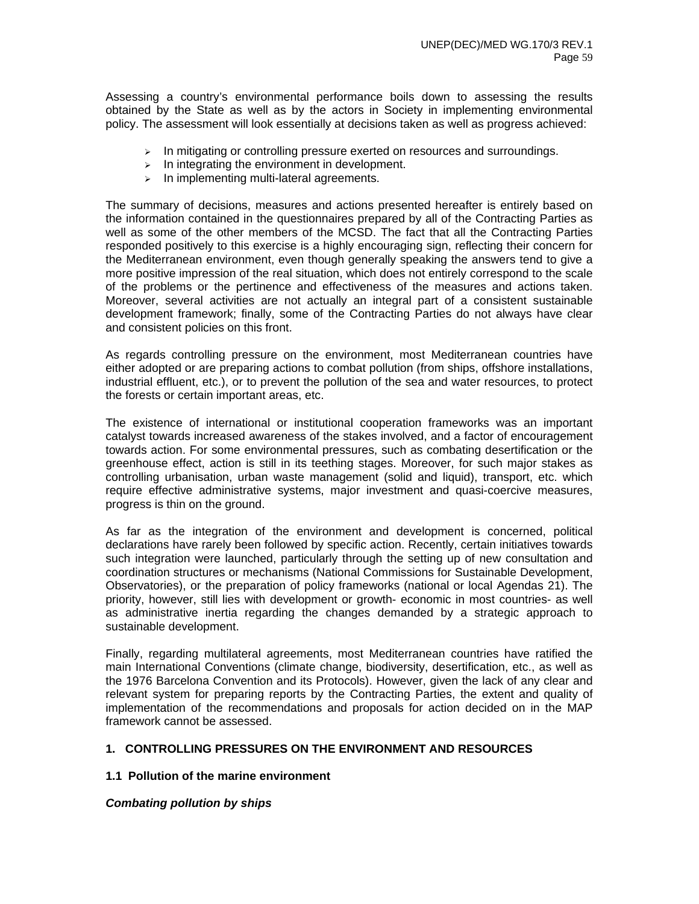Assessing a country's environmental performance boils down to assessing the results obtained by the State as well as by the actors in Society in implementing environmental policy. The assessment will look essentially at decisions taken as well as progress achieved:

- In mitigating or controlling pressure exerted on resources and surroundings.
- In integrating the environment in development.
- In implementing multi-lateral agreements.

The summary of decisions, measures and actions presented hereafter is entirely based on the information contained in the questionnaires prepared by all of the Contracting Parties as well as some of the other members of the MCSD. The fact that all the Contracting Parties responded positively to this exercise is a highly encouraging sign, reflecting their concern for the Mediterranean environment, even though generally speaking the answers tend to give a more positive impression of the real situation, which does not entirely correspond to the scale of the problems or the pertinence and effectiveness of the measures and actions taken. Moreover, several activities are not actually an integral part of a consistent sustainable development framework; finally, some of the Contracting Parties do not always have clear and consistent policies on this front.

As regards controlling pressure on the environment, most Mediterranean countries have either adopted or are preparing actions to combat pollution (from ships, offshore installations, industrial effluent, etc.), or to prevent the pollution of the sea and water resources, to protect the forests or certain important areas, etc.

The existence of international or institutional cooperation frameworks was an important catalyst towards increased awareness of the stakes involved, and a factor of encouragement towards action. For some environmental pressures, such as combating desertification or the greenhouse effect, action is still in its teething stages. Moreover, for such major stakes as controlling urbanisation, urban waste management (solid and liquid), transport, etc. which require effective administrative systems, major investment and quasi-coercive measures, progress is thin on the ground.

As far as the integration of the environment and development is concerned, political declarations have rarely been followed by specific action. Recently, certain initiatives towards such integration were launched, particularly through the setting up of new consultation and coordination structures or mechanisms (National Commissions for Sustainable Development, Observatories), or the preparation of policy frameworks (national or local Agendas 21). The priority, however, still lies with development or growth- economic in most countries- as well as administrative inertia regarding the changes demanded by a strategic approach to sustainable development.

Finally, regarding multilateral agreements, most Mediterranean countries have ratified the main International Conventions (climate change, biodiversity, desertification, etc., as well as the 1976 Barcelona Convention and its Protocols). However, given the lack of any clear and relevant system for preparing reports by the Contracting Parties, the extent and quality of implementation of the recommendations and proposals for action decided on in the MAP framework cannot be assessed.

## 1. CONTROLLING PRESSURES ON THE ENVIRONMENT AND RESOURCES

### 1.1 Pollution of the marine environment

***Combating pollution by ships***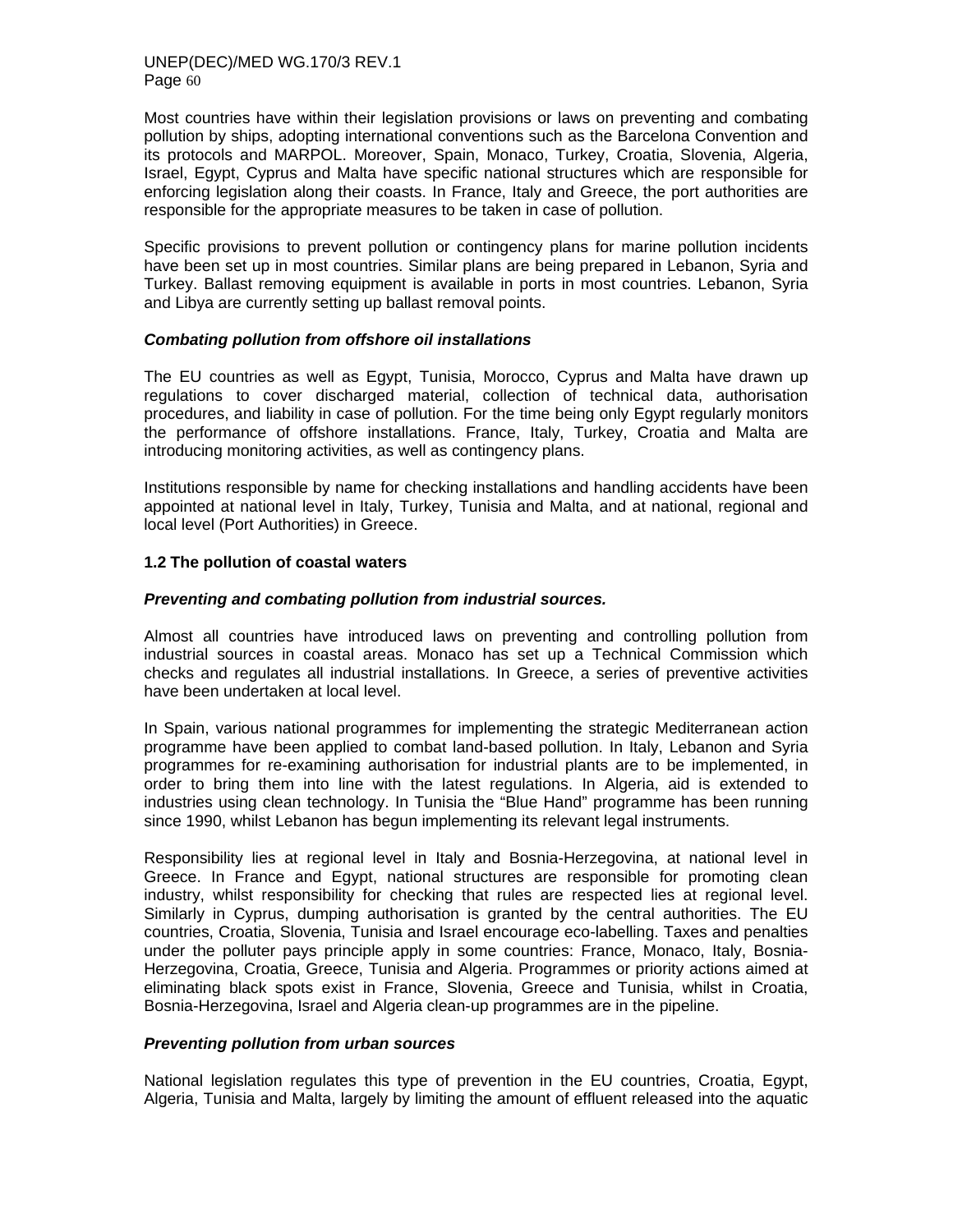Most countries have within their legislation provisions or laws on preventing and combating pollution by ships, adopting international conventions such as the Barcelona Convention and its protocols and MARPOL. Moreover, Spain, Monaco, Turkey, Croatia, Slovenia, Algeria, Israel, Egypt, Cyprus and Malta have specific national structures which are responsible for enforcing legislation along their coasts. In France, Italy and Greece, the port authorities are responsible for the appropriate measures to be taken in case of pollution.

Specific provisions to prevent pollution or contingency plans for marine pollution incidents have been set up in most countries. Similar plans are being prepared in Lebanon, Syria and Turkey. Ballast removing equipment is available in ports in most countries. Lebanon, Syria and Libya are currently setting up ballast removal points.

***Combating pollution from offshore oil installations***

The EU countries as well as Egypt, Tunisia, Morocco, Cyprus and Malta have drawn up regulations to cover discharged material, collection of technical data, authorisation procedures, and liability in case of pollution. For the time being only Egypt regularly monitors the performance of offshore installations. France, Italy, Turkey, Croatia and Malta are introducing monitoring activities, as well as contingency plans.

Institutions responsible by name for checking installations and handling accidents have been appointed at national level in Italy, Turkey, Tunisia and Malta, and at national, regional and local level (Port Authorities) in Greece.

**1.2 The pollution of coastal waters**

***Preventing and combating pollution from industrial sources.***

Almost all countries have introduced laws on preventing and controlling pollution from industrial sources in coastal areas. Monaco has set up a Technical Commission which checks and regulates all industrial installations. In Greece, a series of preventive activities have been undertaken at local level.

In Spain, various national programmes for implementing the strategic Mediterranean action programme have been applied to combat land-based pollution. In Italy, Lebanon and Syria programmes for re-examining authorisation for industrial plants are to be implemented, in order to bring them into line with the latest regulations. In Algeria, aid is extended to industries using clean technology. In Tunisia the "Blue Hand" programme has been running since 1990, whilst Lebanon has begun implementing its relevant legal instruments.

Responsibility lies at regional level in Italy and Bosnia-Herzegovina, at national level in Greece. In France and Egypt, national structures are responsible for promoting clean industry, whilst responsibility for checking that rules are respected lies at regional level. Similarly in Cyprus, dumping authorisation is granted by the central authorities. The EU countries, Croatia, Slovenia, Tunisia and Israel encourage eco-labelling. Taxes and penalties under the polluter pays principle apply in some countries: France, Monaco, Italy, Bosnia-Herzegovina, Croatia, Greece, Tunisia and Algeria. Programmes or priority actions aimed at eliminating black spots exist in France, Slovenia, Greece and Tunisia, whilst in Croatia, Bosnia-Herzegovina, Israel and Algeria clean-up programmes are in the pipeline.

***Preventing pollution from urban sources***

National legislation regulates this type of prevention in the EU countries, Croatia, Egypt, Algeria, Tunisia and Malta, largely by limiting the amount of effluent released into the aquatic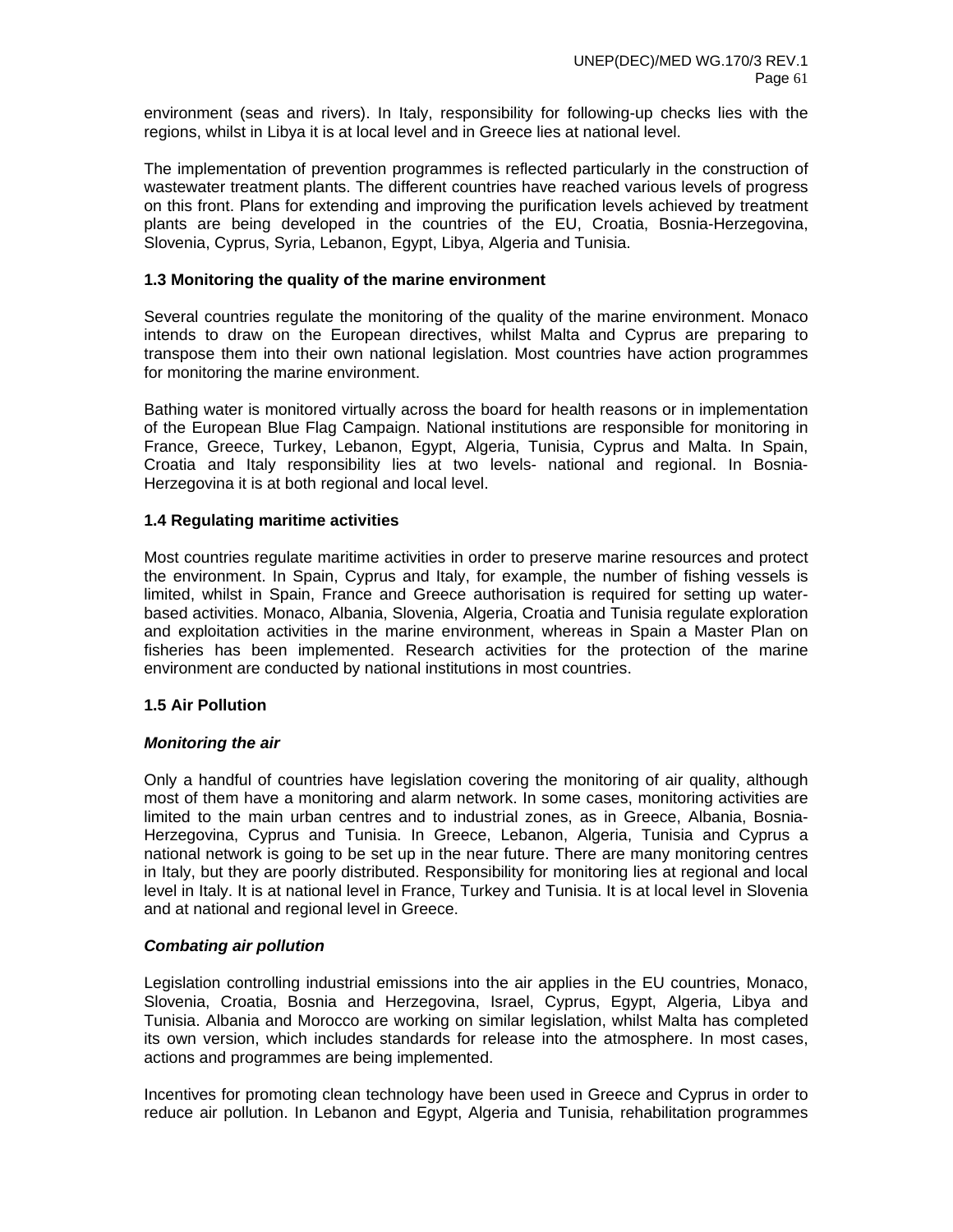environment (seas and rivers). In Italy, responsibility for following-up checks lies with the regions, whilst in Libya it is at local level and in Greece lies at national level.

The implementation of prevention programmes is reflected particularly in the construction of wastewater treatment plants. The different countries have reached various levels of progress on this front. Plans for extending and improving the purification levels achieved by treatment plants are being developed in the countries of the EU, Croatia, Bosnia-Herzegovina, Slovenia, Cyprus, Syria, Lebanon, Egypt, Libya, Algeria and Tunisia.

### 1.3 Monitoring the quality of the marine environment

Several countries regulate the monitoring of the quality of the marine environment. Monaco intends to draw on the European directives, whilst Malta and Cyprus are preparing to transpose them into their own national legislation. Most countries have action programmes for monitoring the marine environment.

Bathing water is monitored virtually across the board for health reasons or in implementation of the European Blue Flag Campaign. National institutions are responsible for monitoring in France, Greece, Turkey, Lebanon, Egypt, Algeria, Tunisia, Cyprus and Malta. In Spain, Croatia and Italy responsibility lies at two levels- national and regional. In Bosnia-Herzegovina it is at both regional and local level.

### 1.4 Regulating maritime activities

Most countries regulate maritime activities in order to preserve marine resources and protect the environment. In Spain, Cyprus and Italy, for example, the number of fishing vessels is limited, whilst in Spain, France and Greece authorisation is required for setting up water-based activities. Monaco, Albania, Slovenia, Algeria, Croatia and Tunisia regulate exploration and exploitation activities in the marine environment, whereas in Spain a Master Plan on fisheries has been implemented. Research activities for the protection of the marine environment are conducted by national institutions in most countries.

### 1.5 Air Pollution

#### *Monitoring the air*

Only a handful of countries have legislation covering the monitoring of air quality, although most of them have a monitoring and alarm network. In some cases, monitoring activities are limited to the main urban centres and to industrial zones, as in Greece, Albania, Bosnia-Herzegovina, Cyprus and Tunisia. In Greece, Lebanon, Algeria, Tunisia and Cyprus a national network is going to be set up in the near future. There are many monitoring centres in Italy, but they are poorly distributed. Responsibility for monitoring lies at regional and local level in Italy. It is at national level in France, Turkey and Tunisia. It is at local level in Slovenia and at national and regional level in Greece.

#### *Combating air pollution*

Legislation controlling industrial emissions into the air applies in the EU countries, Monaco, Slovenia, Croatia, Bosnia and Herzegovina, Israel, Cyprus, Egypt, Algeria, Libya and Tunisia. Albania and Morocco are working on similar legislation, whilst Malta has completed its own version, which includes standards for release into the atmosphere. In most cases, actions and programmes are being implemented.

Incentives for promoting clean technology have been used in Greece and Cyprus in order to reduce air pollution. In Lebanon and Egypt, Algeria and Tunisia, rehabilitation programmes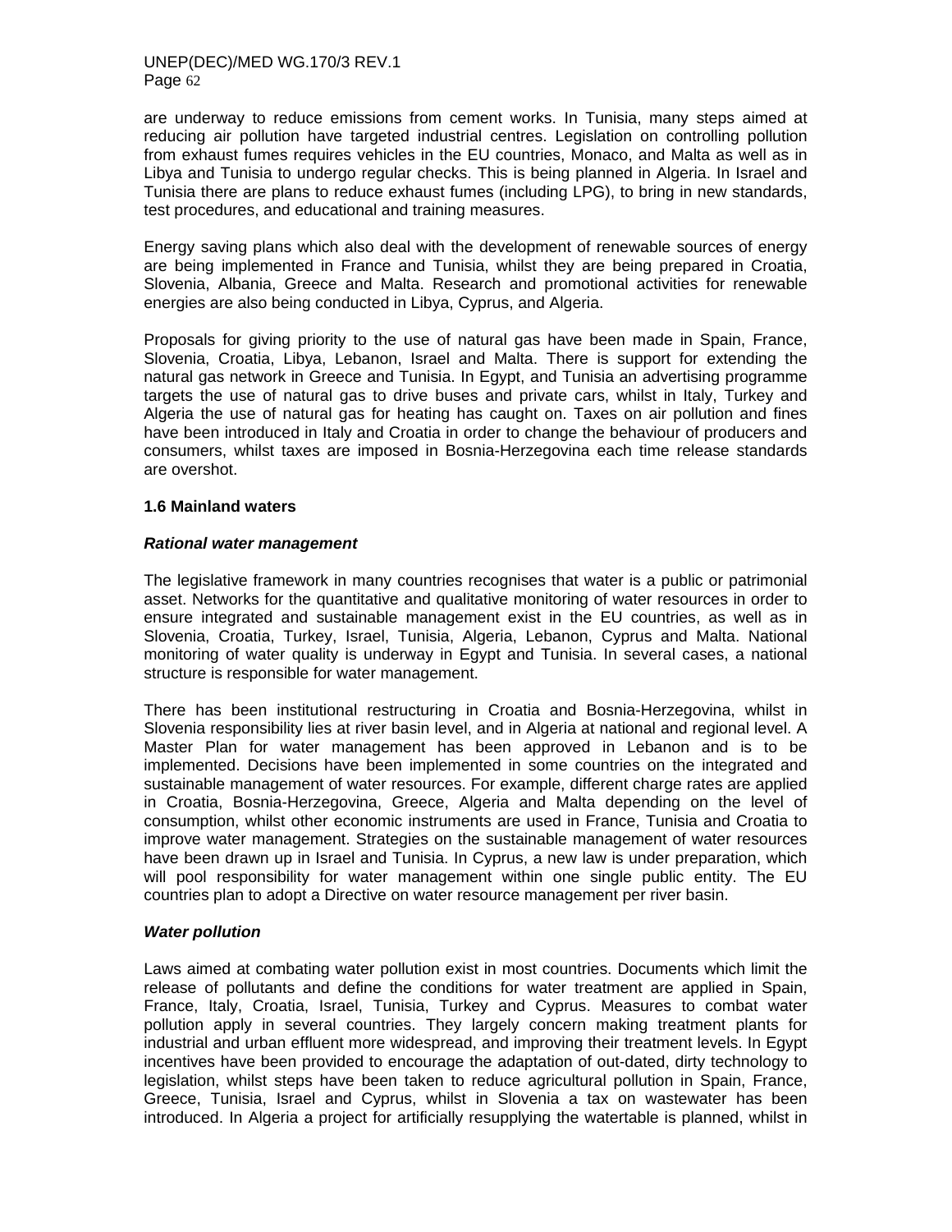are underway to reduce emissions from cement works. In Tunisia, many steps aimed at reducing air pollution have targeted industrial centres. Legislation on controlling pollution from exhaust fumes requires vehicles in the EU countries, Monaco, and Malta as well as in Libya and Tunisia to undergo regular checks. This is being planned in Algeria. In Israel and Tunisia there are plans to reduce exhaust fumes (including LPG), to bring in new standards, test procedures, and educational and training measures.

Energy saving plans which also deal with the development of renewable sources of energy are being implemented in France and Tunisia, whilst they are being prepared in Croatia, Slovenia, Albania, Greece and Malta. Research and promotional activities for renewable energies are also being conducted in Libya, Cyprus, and Algeria.

Proposals for giving priority to the use of natural gas have been made in Spain, France, Slovenia, Croatia, Libya, Lebanon, Israel and Malta. There is support for extending the natural gas network in Greece and Tunisia. In Egypt, and Tunisia an advertising programme targets the use of natural gas to drive buses and private cars, whilst in Italy, Turkey and Algeria the use of natural gas for heating has caught on. Taxes on air pollution and fines have been introduced in Italy and Croatia in order to change the behaviour of producers and consumers, whilst taxes are imposed in Bosnia-Herzegovina each time release standards are overshot.

### 1.6 Mainland waters

***Rational water management***

The legislative framework in many countries recognises that water is a public or patrimonial asset. Networks for the quantitative and qualitative monitoring of water resources in order to ensure integrated and sustainable management exist in the EU countries, as well as in Slovenia, Croatia, Turkey, Israel, Tunisia, Algeria, Lebanon, Cyprus and Malta. National monitoring of water quality is underway in Egypt and Tunisia. In several cases, a national structure is responsible for water management.

There has been institutional restructuring in Croatia and Bosnia-Herzegovina, whilst in Slovenia responsibility lies at river basin level, and in Algeria at national and regional level. A Master Plan for water management has been approved in Lebanon and is to be implemented. Decisions have been implemented in some countries on the integrated and sustainable management of water resources. For example, different charge rates are applied in Croatia, Bosnia-Herzegovina, Greece, Algeria and Malta depending on the level of consumption, whilst other economic instruments are used in France, Tunisia and Croatia to improve water management. Strategies on the sustainable management of water resources have been drawn up in Israel and Tunisia. In Cyprus, a new law is under preparation, which will pool responsibility for water management within one single public entity. The EU countries plan to adopt a Directive on water resource management per river basin.

***Water pollution***

Laws aimed at combating water pollution exist in most countries. Documents which limit the release of pollutants and define the conditions for water treatment are applied in Spain, France, Italy, Croatia, Israel, Tunisia, Turkey and Cyprus. Measures to combat water pollution apply in several countries. They largely concern making treatment plants for industrial and urban effluent more widespread, and improving their treatment levels. In Egypt incentives have been provided to encourage the adaptation of out-dated, dirty technology to legislation, whilst steps have been taken to reduce agricultural pollution in Spain, France, Greece, Tunisia, Israel and Cyprus, whilst in Slovenia a tax on wastewater has been introduced. In Algeria a project for artificially resupplying the watertable is planned, whilst in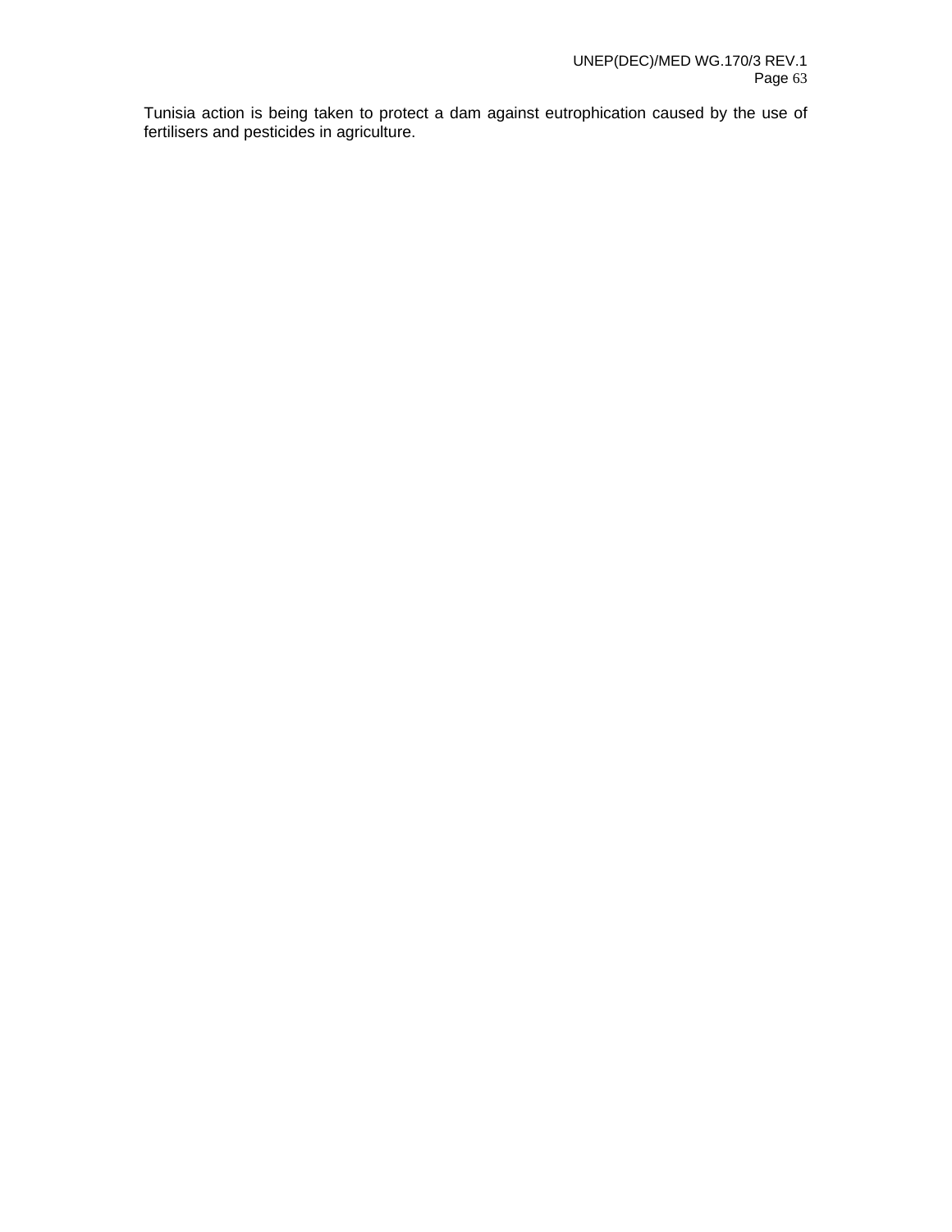Tunisia action is being taken to protect a dam against eutrophication caused by the use of fertilisers and pesticides in agriculture.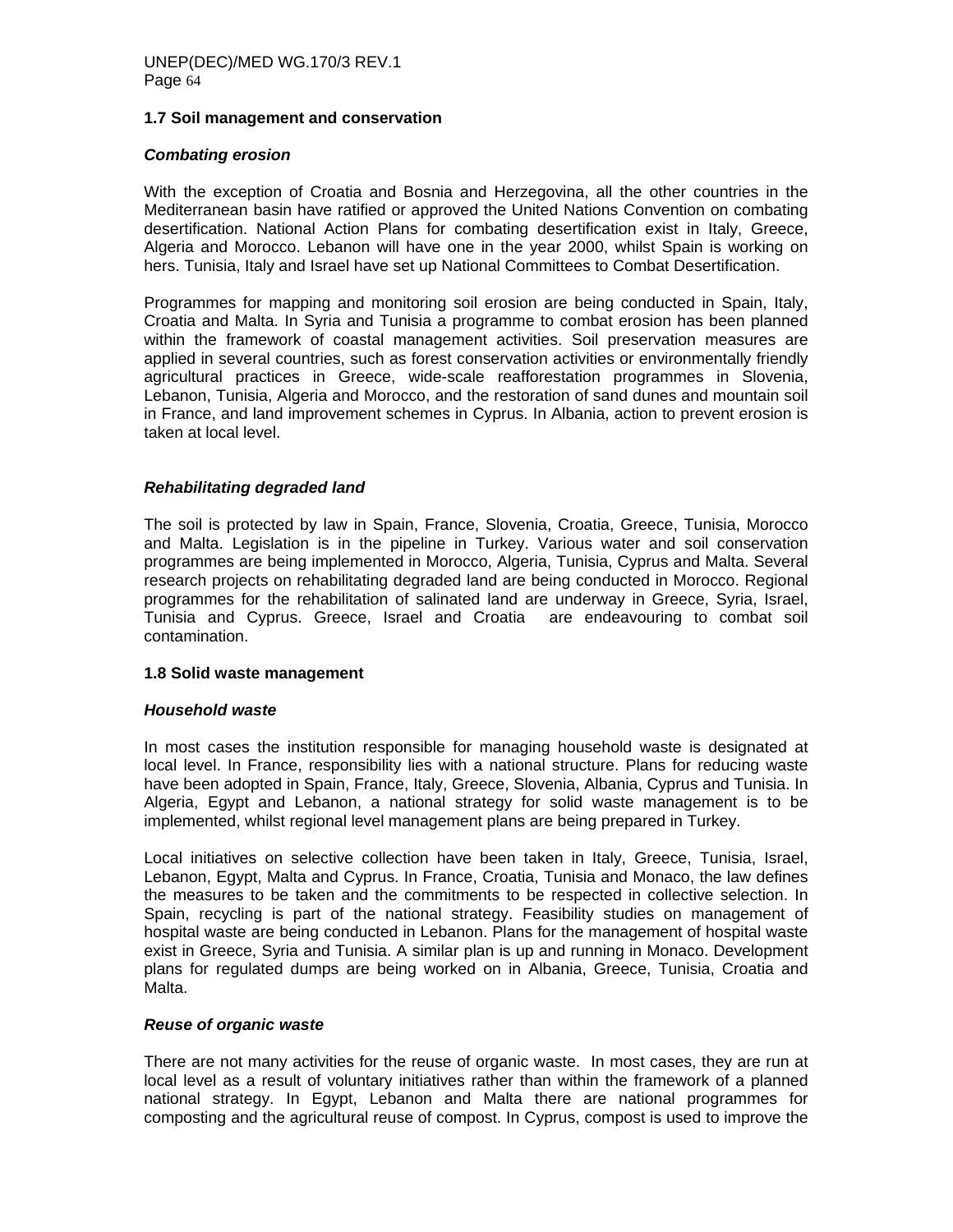### 1.7 Soil management and conservation

***Combating erosion***

With the exception of Croatia and Bosnia and Herzegovina, all the other countries in the Mediterranean basin have ratified or approved the United Nations Convention on combating desertification. National Action Plans for combating desertification exist in Italy, Greece, Algeria and Morocco. Lebanon will have one in the year 2000, whilst Spain is working on hers. Tunisia, Italy and Israel have set up National Committees to Combat Desertification.

Programmes for mapping and monitoring soil erosion are being conducted in Spain, Italy, Croatia and Malta. In Syria and Tunisia a programme to combat erosion has been planned within the framework of coastal management activities. Soil preservation measures are applied in several countries, such as forest conservation activities or environmentally friendly agricultural practices in Greece, wide-scale reafforestation programmes in Slovenia, Lebanon, Tunisia, Algeria and Morocco, and the restoration of sand dunes and mountain soil in France, and land improvement schemes in Cyprus. In Albania, action to prevent erosion is taken at local level.

***Rehabilitating degraded land***

The soil is protected by law in Spain, France, Slovenia, Croatia, Greece, Tunisia, Morocco and Malta. Legislation is in the pipeline in Turkey. Various water and soil conservation programmes are being implemented in Morocco, Algeria, Tunisia, Cyprus and Malta. Several research projects on rehabilitating degraded land are being conducted in Morocco. Regional programmes for the rehabilitation of salinated land are underway in Greece, Syria, Israel, Tunisia and Cyprus. Greece, Israel and Croatia are endeavouring to combat soil contamination.

### 1.8 Solid waste management

***Household waste***

In most cases the institution responsible for managing household waste is designated at local level. In France, responsibility lies with a national structure. Plans for reducing waste have been adopted in Spain, France, Italy, Greece, Slovenia, Albania, Cyprus and Tunisia. In Algeria, Egypt and Lebanon, a national strategy for solid waste management is to be implemented, whilst regional level management plans are being prepared in Turkey.

Local initiatives on selective collection have been taken in Italy, Greece, Tunisia, Israel, Lebanon, Egypt, Malta and Cyprus. In France, Croatia, Tunisia and Monaco, the law defines the measures to be taken and the commitments to be respected in collective selection. In Spain, recycling is part of the national strategy. Feasibility studies on management of hospital waste are being conducted in Lebanon. Plans for the management of hospital waste exist in Greece, Syria and Tunisia. A similar plan is up and running in Monaco. Development plans for regulated dumps are being worked on in Albania, Greece, Tunisia, Croatia and Malta.

***Reuse of organic waste***

There are not many activities for the reuse of organic waste. In most cases, they are run at local level as a result of voluntary initiatives rather than within the framework of a planned national strategy. In Egypt, Lebanon and Malta there are national programmes for composting and the agricultural reuse of compost. In Cyprus, compost is used to improve the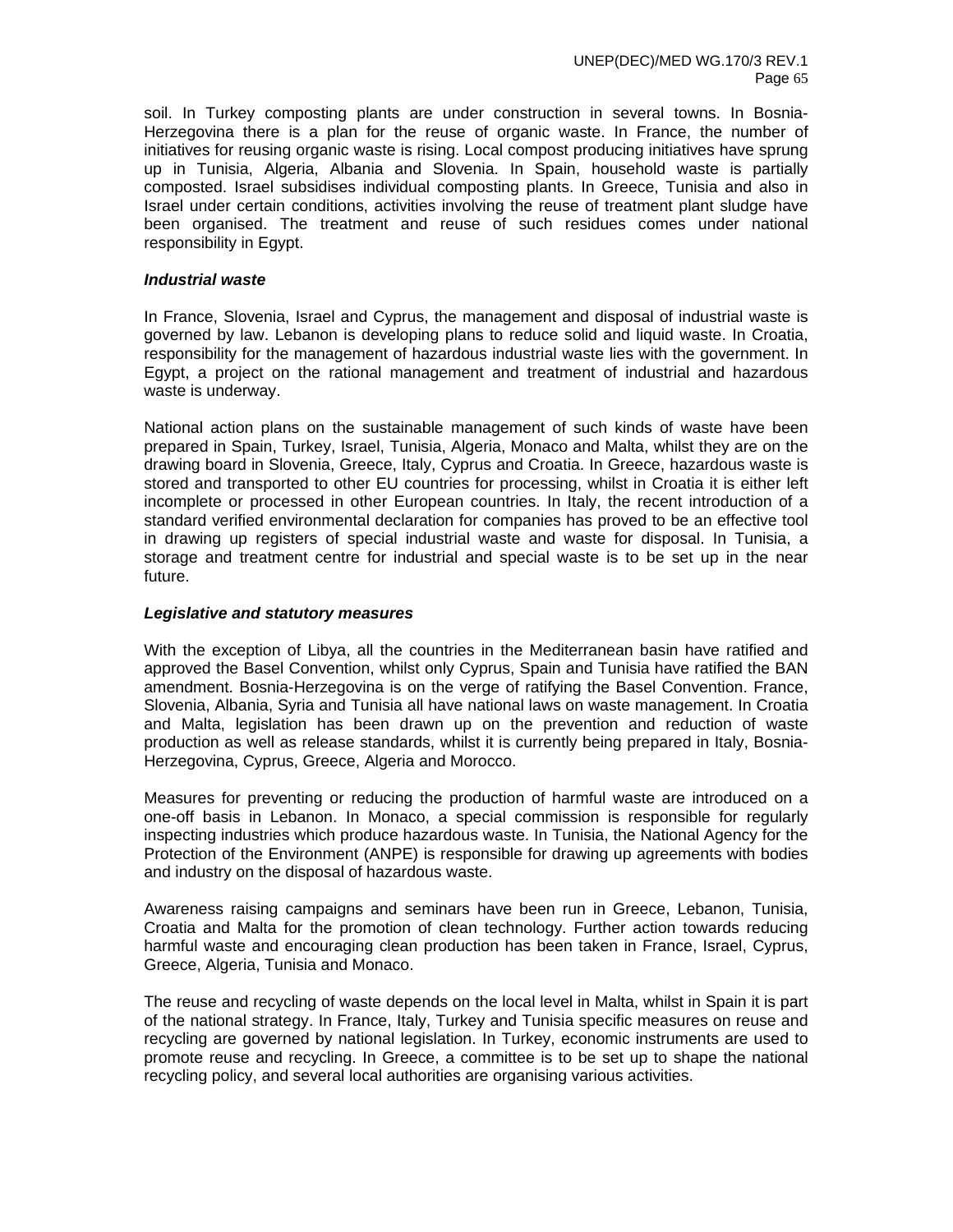soil. In Turkey composting plants are under construction in several towns. In Bosnia-Herzegovina there is a plan for the reuse of organic waste. In France, the number of initiatives for reusing organic waste is rising. Local compost producing initiatives have sprung up in Tunisia, Algeria, Albania and Slovenia. In Spain, household waste is partially composted. Israel subsidises individual composting plants. In Greece, Tunisia and also in Israel under certain conditions, activities involving the reuse of treatment plant sludge have been organised. The treatment and reuse of such residues comes under national responsibility in Egypt.

***Industrial waste***

In France, Slovenia, Israel and Cyprus, the management and disposal of industrial waste is governed by law. Lebanon is developing plans to reduce solid and liquid waste. In Croatia, responsibility for the management of hazardous industrial waste lies with the government. In Egypt, a project on the rational management and treatment of industrial and hazardous waste is underway.

National action plans on the sustainable management of such kinds of waste have been prepared in Spain, Turkey, Israel, Tunisia, Algeria, Monaco and Malta, whilst they are on the drawing board in Slovenia, Greece, Italy, Cyprus and Croatia. In Greece, hazardous waste is stored and transported to other EU countries for processing, whilst in Croatia it is either left incomplete or processed in other European countries. In Italy, the recent introduction of a standard verified environmental declaration for companies has proved to be an effective tool in drawing up registers of special industrial waste and waste for disposal. In Tunisia, a storage and treatment centre for industrial and special waste is to be set up in the near future.

***Legislative and statutory measures***

With the exception of Libya, all the countries in the Mediterranean basin have ratified and approved the Basel Convention, whilst only Cyprus, Spain and Tunisia have ratified the BAN amendment. Bosnia-Herzegovina is on the verge of ratifying the Basel Convention. France, Slovenia, Albania, Syria and Tunisia all have national laws on waste management. In Croatia and Malta, legislation has been drawn up on the prevention and reduction of waste production as well as release standards, whilst it is currently being prepared in Italy, Bosnia-Herzegovina, Cyprus, Greece, Algeria and Morocco.

Measures for preventing or reducing the production of harmful waste are introduced on a one-off basis in Lebanon. In Monaco, a special commission is responsible for regularly inspecting industries which produce hazardous waste. In Tunisia, the National Agency for the Protection of the Environment (ANPE) is responsible for drawing up agreements with bodies and industry on the disposal of hazardous waste.

Awareness raising campaigns and seminars have been run in Greece, Lebanon, Tunisia, Croatia and Malta for the promotion of clean technology. Further action towards reducing harmful waste and encouraging clean production has been taken in France, Israel, Cyprus, Greece, Algeria, Tunisia and Monaco.

The reuse and recycling of waste depends on the local level in Malta, whilst in Spain it is part of the national strategy. In France, Italy, Turkey and Tunisia specific measures on reuse and recycling are governed by national legislation. In Turkey, economic instruments are used to promote reuse and recycling. In Greece, a committee is to be set up to shape the national recycling policy, and several local authorities are organising various activities.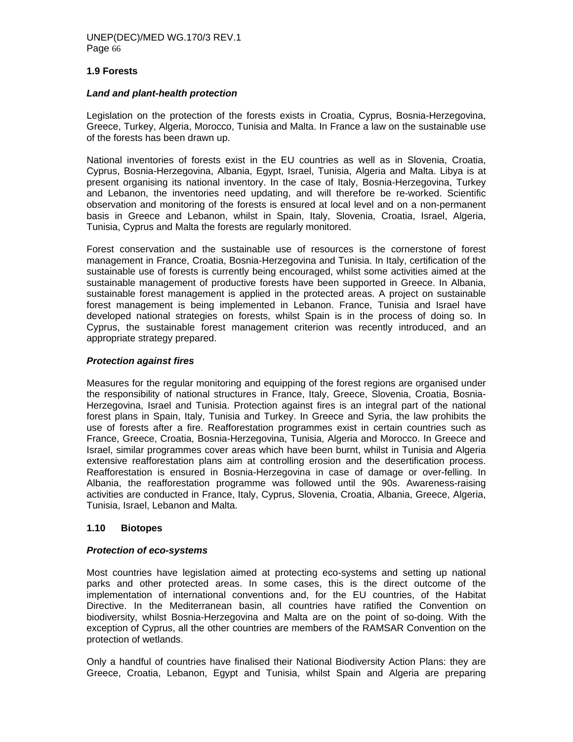## 1.9 Forests

### *Land and plant-health protection*

Legislation on the protection of the forests exists in Croatia, Cyprus, Bosnia-Herzegovina, Greece, Turkey, Algeria, Morocco, Tunisia and Malta. In France a law on the sustainable use of the forests has been drawn up.

National inventories of forests exist in the EU countries as well as in Slovenia, Croatia, Cyprus, Bosnia-Herzegovina, Albania, Egypt, Israel, Tunisia, Algeria and Malta. Libya is at present organising its national inventory. In the case of Italy, Bosnia-Herzegovina, Turkey and Lebanon, the inventories need updating, and will therefore be re-worked. Scientific observation and monitoring of the forests is ensured at local level and on a non-permanent basis in Greece and Lebanon, whilst in Spain, Italy, Slovenia, Croatia, Israel, Algeria, Tunisia, Cyprus and Malta the forests are regularly monitored.

Forest conservation and the sustainable use of resources is the cornerstone of forest management in France, Croatia, Bosnia-Herzegovina and Tunisia. In Italy, certification of the sustainable use of forests is currently being encouraged, whilst some activities aimed at the sustainable management of productive forests have been supported in Greece. In Albania, sustainable forest management is applied in the protected areas. A project on sustainable forest management is being implemented in Lebanon. France, Tunisia and Israel have developed national strategies on forests, whilst Spain is in the process of doing so. In Cyprus, the sustainable forest management criterion was recently introduced, and an appropriate strategy prepared.

### *Protection against fires*

Measures for the regular monitoring and equipping of the forest regions are organised under the responsibility of national structures in France, Italy, Greece, Slovenia, Croatia, Bosnia-Herzegovina, Israel and Tunisia. Protection against fires is an integral part of the national forest plans in Spain, Italy, Tunisia and Turkey. In Greece and Syria, the law prohibits the use of forests after a fire. Reafforestation programmes exist in certain countries such as France, Greece, Croatia, Bosnia-Herzegovina, Tunisia, Algeria and Morocco. In Greece and Israel, similar programmes cover areas which have been burnt, whilst in Tunisia and Algeria extensive reafforestation plans aim at controlling erosion and the desertification process. Reafforestation is ensured in Bosnia-Herzegovina in case of damage or over-felling. In Albania, the reafforestation programme was followed until the 90s. Awareness-raising activities are conducted in France, Italy, Cyprus, Slovenia, Croatia, Albania, Greece, Algeria, Tunisia, Israel, Lebanon and Malta.

## 1.10 Biotopes

### *Protection of eco-systems*

Most countries have legislation aimed at protecting eco-systems and setting up national parks and other protected areas. In some cases, this is the direct outcome of the implementation of international conventions and, for the EU countries, of the Habitat Directive. In the Mediterranean basin, all countries have ratified the Convention on biodiversity, whilst Bosnia-Herzegovina and Malta are on the point of so-doing. With the exception of Cyprus, all the other countries are members of the RAMSAR Convention on the protection of wetlands.

Only a handful of countries have finalised their National Biodiversity Action Plans: they are Greece, Croatia, Lebanon, Egypt and Tunisia, whilst Spain and Algeria are preparing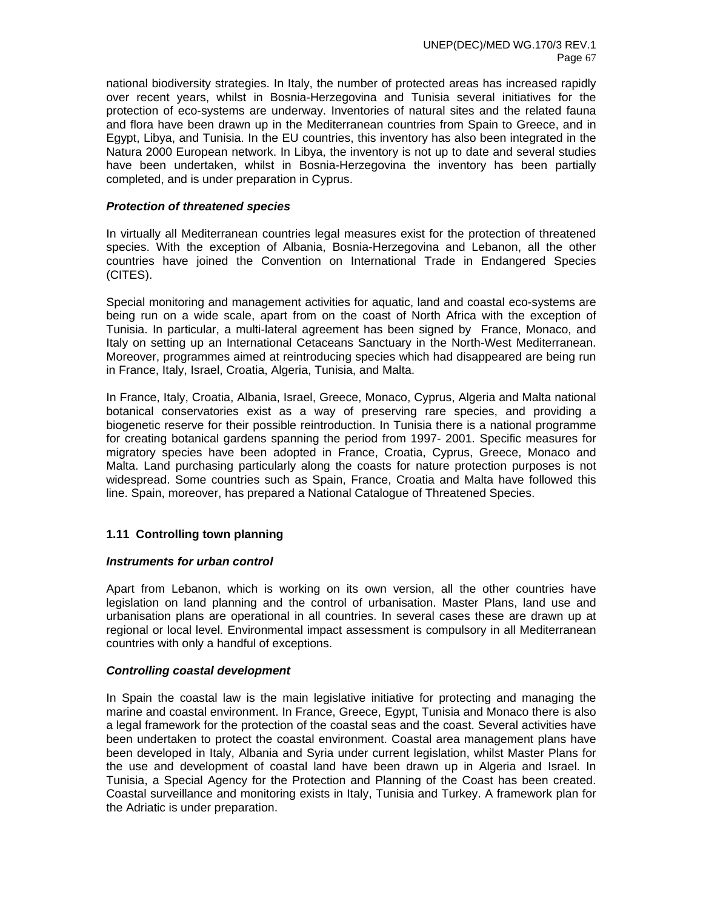national biodiversity strategies. In Italy, the number of protected areas has increased rapidly over recent years, whilst in Bosnia-Herzegovina and Tunisia several initiatives for the protection of eco-systems are underway. Inventories of natural sites and the related fauna and flora have been drawn up in the Mediterranean countries from Spain to Greece, and in Egypt, Libya, and Tunisia. In the EU countries, this inventory has also been integrated in the Natura 2000 European network. In Libya, the inventory is not up to date and several studies have been undertaken, whilst in Bosnia-Herzegovina the inventory has been partially completed, and is under preparation in Cyprus.

***Protection of threatened species***

In virtually all Mediterranean countries legal measures exist for the protection of threatened species. With the exception of Albania, Bosnia-Herzegovina and Lebanon, all the other countries have joined the Convention on International Trade in Endangered Species (CITES).

Special monitoring and management activities for aquatic, land and coastal eco-systems are being run on a wide scale, apart from on the coast of North Africa with the exception of Tunisia. In particular, a multi-lateral agreement has been signed by France, Monaco, and Italy on setting up an International Cetaceans Sanctuary in the North-West Mediterranean. Moreover, programmes aimed at reintroducing species which had disappeared are being run in France, Italy, Israel, Croatia, Algeria, Tunisia, and Malta.

In France, Italy, Croatia, Albania, Israel, Greece, Monaco, Cyprus, Algeria and Malta national botanical conservatories exist as a way of preserving rare species, and providing a biogenetic reserve for their possible reintroduction. In Tunisia there is a national programme for creating botanical gardens spanning the period from 1997- 2001. Specific measures for migratory species have been adopted in France, Croatia, Cyprus, Greece, Monaco and Malta. Land purchasing particularly along the coasts for nature protection purposes is not widespread. Some countries such as Spain, France, Croatia and Malta have followed this line. Spain, moreover, has prepared a National Catalogue of Threatened Species.

### 1.11 Controlling town planning

***Instruments for urban control***

Apart from Lebanon, which is working on its own version, all the other countries have legislation on land planning and the control of urbanisation. Master Plans, land use and urbanisation plans are operational in all countries. In several cases these are drawn up at regional or local level. Environmental impact assessment is compulsory in all Mediterranean countries with only a handful of exceptions.

***Controlling coastal development***

In Spain the coastal law is the main legislative initiative for protecting and managing the marine and coastal environment. In France, Greece, Egypt, Tunisia and Monaco there is also a legal framework for the protection of the coastal seas and the coast. Several activities have been undertaken to protect the coastal environment. Coastal area management plans have been developed in Italy, Albania and Syria under current legislation, whilst Master Plans for the use and development of coastal land have been drawn up in Algeria and Israel. In Tunisia, a Special Agency for the Protection and Planning of the Coast has been created. Coastal surveillance and monitoring exists in Italy, Tunisia and Turkey. A framework plan for the Adriatic is under preparation.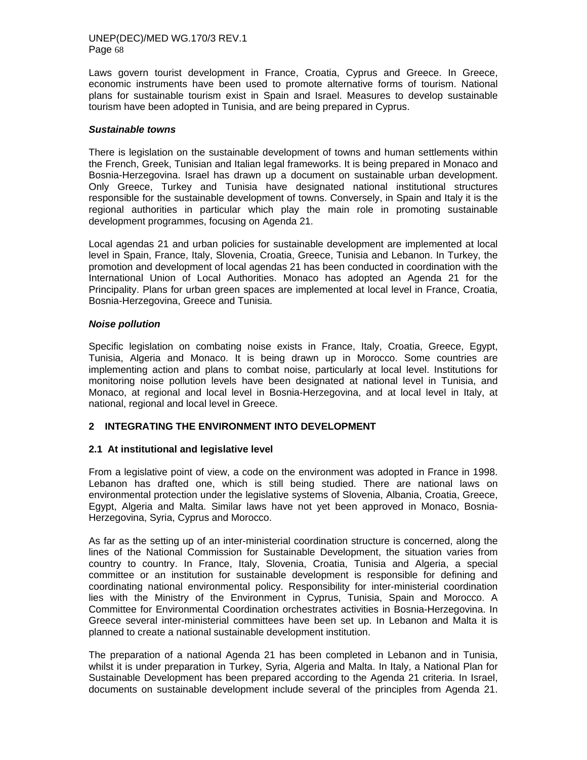Laws govern tourist development in France, Croatia, Cyprus and Greece. In Greece, economic instruments have been used to promote alternative forms of tourism. National plans for sustainable tourism exist in Spain and Israel. Measures to develop sustainable tourism have been adopted in Tunisia, and are being prepared in Cyprus.

***Sustainable towns***

There is legislation on the sustainable development of towns and human settlements within the French, Greek, Tunisian and Italian legal frameworks. It is being prepared in Monaco and Bosnia-Herzegovina. Israel has drawn up a document on sustainable urban development. Only Greece, Turkey and Tunisia have designated national institutional structures responsible for the sustainable development of towns. Conversely, in Spain and Italy it is the regional authorities in particular which play the main role in promoting sustainable development programmes, focusing on Agenda 21.

Local agendas 21 and urban policies for sustainable development are implemented at local level in Spain, France, Italy, Slovenia, Croatia, Greece, Tunisia and Lebanon. In Turkey, the promotion and development of local agendas 21 has been conducted in coordination with the International Union of Local Authorities. Monaco has adopted an Agenda 21 for the Principality. Plans for urban green spaces are implemented at local level in France, Croatia, Bosnia-Herzegovina, Greece and Tunisia.

***Noise pollution***

Specific legislation on combating noise exists in France, Italy, Croatia, Greece, Egypt, Tunisia, Algeria and Monaco. It is being drawn up in Morocco. Some countries are implementing action and plans to combat noise, particularly at local level. Institutions for monitoring noise pollution levels have been designated at national level in Tunisia, and Monaco, at regional and local level in Bosnia-Herzegovina, and at local level in Italy, at national, regional and local level in Greece.

## 2 INTEGRATING THE ENVIRONMENT INTO DEVELOPMENT

### 2.1 At institutional and legislative level

From a legislative point of view, a code on the environment was adopted in France in 1998. Lebanon has drafted one, which is still being studied. There are national laws on environmental protection under the legislative systems of Slovenia, Albania, Croatia, Greece, Egypt, Algeria and Malta. Similar laws have not yet been approved in Monaco, Bosnia-Herzegovina, Syria, Cyprus and Morocco.

As far as the setting up of an inter-ministerial coordination structure is concerned, along the lines of the National Commission for Sustainable Development, the situation varies from country to country. In France, Italy, Slovenia, Croatia, Tunisia and Algeria, a special committee or an institution for sustainable development is responsible for defining and coordinating national environmental policy. Responsibility for inter-ministerial coordination lies with the Ministry of the Environment in Cyprus, Tunisia, Spain and Morocco. A Committee for Environmental Coordination orchestrates activities in Bosnia-Herzegovina. In Greece several inter-ministerial committees have been set up. In Lebanon and Malta it is planned to create a national sustainable development institution.

The preparation of a national Agenda 21 has been completed in Lebanon and in Tunisia, whilst it is under preparation in Turkey, Syria, Algeria and Malta. In Italy, a National Plan for Sustainable Development has been prepared according to the Agenda 21 criteria. In Israel, documents on sustainable development include several of the principles from Agenda 21.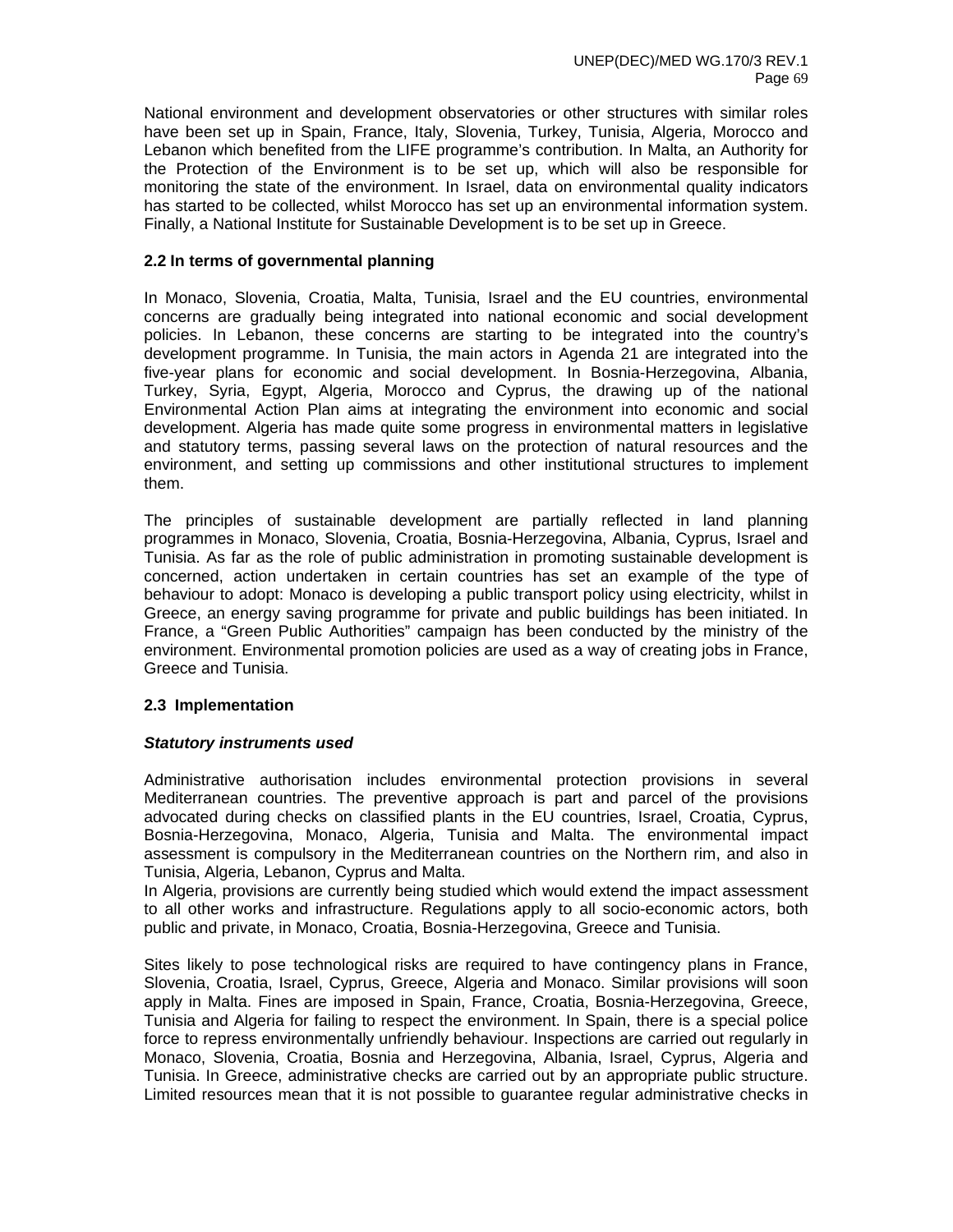National environment and development observatories or other structures with similar roles have been set up in Spain, France, Italy, Slovenia, Turkey, Tunisia, Algeria, Morocco and Lebanon which benefited from the LIFE programme's contribution. In Malta, an Authority for the Protection of the Environment is to be set up, which will also be responsible for monitoring the state of the environment. In Israel, data on environmental quality indicators has started to be collected, whilst Morocco has set up an environmental information system. Finally, a National Institute for Sustainable Development is to be set up in Greece.

### 2.2 In terms of governmental planning

In Monaco, Slovenia, Croatia, Malta, Tunisia, Israel and the EU countries, environmental concerns are gradually being integrated into national economic and social development policies. In Lebanon, these concerns are starting to be integrated into the country's development programme. In Tunisia, the main actors in Agenda 21 are integrated into the five-year plans for economic and social development. In Bosnia-Herzegovina, Albania, Turkey, Syria, Egypt, Algeria, Morocco and Cyprus, the drawing up of the national Environmental Action Plan aims at integrating the environment into economic and social development. Algeria has made quite some progress in environmental matters in legislative and statutory terms, passing several laws on the protection of natural resources and the environment, and setting up commissions and other institutional structures to implement them.

The principles of sustainable development are partially reflected in land planning programmes in Monaco, Slovenia, Croatia, Bosnia-Herzegovina, Albania, Cyprus, Israel and Tunisia. As far as the role of public administration in promoting sustainable development is concerned, action undertaken in certain countries has set an example of the type of behaviour to adopt: Monaco is developing a public transport policy using electricity, whilst in Greece, an energy saving programme for private and public buildings has been initiated. In France, a "Green Public Authorities" campaign has been conducted by the ministry of the environment. Environmental promotion policies are used as a way of creating jobs in France, Greece and Tunisia.

### 2.3 Implementation

***Statutory instruments used***

Administrative authorisation includes environmental protection provisions in several Mediterranean countries. The preventive approach is part and parcel of the provisions advocated during checks on classified plants in the EU countries, Israel, Croatia, Cyprus, Bosnia-Herzegovina, Monaco, Algeria, Tunisia and Malta. The environmental impact assessment is compulsory in the Mediterranean countries on the Northern rim, and also in Tunisia, Algeria, Lebanon, Cyprus and Malta.
In Algeria, provisions are currently being studied which would extend the impact assessment to all other works and infrastructure. Regulations apply to all socio-economic actors, both public and private, in Monaco, Croatia, Bosnia-Herzegovina, Greece and Tunisia.

Sites likely to pose technological risks are required to have contingency plans in France, Slovenia, Croatia, Israel, Cyprus, Greece, Algeria and Monaco. Similar provisions will soon apply in Malta. Fines are imposed in Spain, France, Croatia, Bosnia-Herzegovina, Greece, Tunisia and Algeria for failing to respect the environment. In Spain, there is a special police force to repress environmentally unfriendly behaviour. Inspections are carried out regularly in Monaco, Slovenia, Croatia, Bosnia and Herzegovina, Albania, Israel, Cyprus, Algeria and Tunisia. In Greece, administrative checks are carried out by an appropriate public structure. Limited resources mean that it is not possible to guarantee regular administrative checks in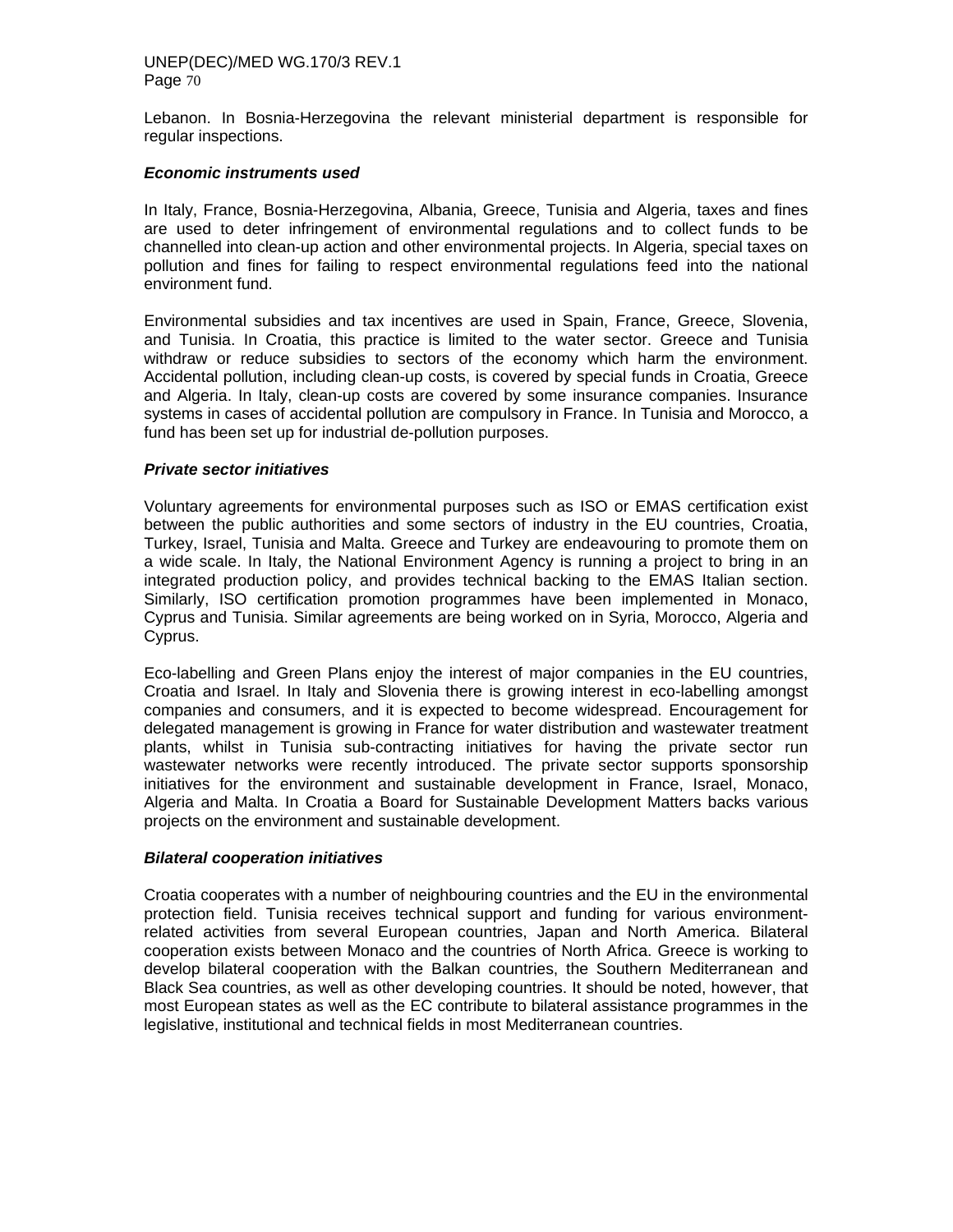Lebanon. In Bosnia-Herzegovina the relevant ministerial department is responsible for regular inspections.

***Economic instruments used***

In Italy, France, Bosnia-Herzegovina, Albania, Greece, Tunisia and Algeria, taxes and fines are used to deter infringement of environmental regulations and to collect funds to be channelled into clean-up action and other environmental projects. In Algeria, special taxes on pollution and fines for failing to respect environmental regulations feed into the national environment fund.

Environmental subsidies and tax incentives are used in Spain, France, Greece, Slovenia, and Tunisia. In Croatia, this practice is limited to the water sector. Greece and Tunisia withdraw or reduce subsidies to sectors of the economy which harm the environment. Accidental pollution, including clean-up costs, is covered by special funds in Croatia, Greece and Algeria. In Italy, clean-up costs are covered by some insurance companies. Insurance systems in cases of accidental pollution are compulsory in France. In Tunisia and Morocco, a fund has been set up for industrial de-pollution purposes.

***Private sector initiatives***

Voluntary agreements for environmental purposes such as ISO or EMAS certification exist between the public authorities and some sectors of industry in the EU countries, Croatia, Turkey, Israel, Tunisia and Malta. Greece and Turkey are endeavouring to promote them on a wide scale. In Italy, the National Environment Agency is running a project to bring in an integrated production policy, and provides technical backing to the EMAS Italian section. Similarly, ISO certification promotion programmes have been implemented in Monaco, Cyprus and Tunisia. Similar agreements are being worked on in Syria, Morocco, Algeria and Cyprus.

Eco-labelling and Green Plans enjoy the interest of major companies in the EU countries, Croatia and Israel. In Italy and Slovenia there is growing interest in eco-labelling amongst companies and consumers, and it is expected to become widespread. Encouragement for delegated management is growing in France for water distribution and wastewater treatment plants, whilst in Tunisia sub-contracting initiatives for having the private sector run wastewater networks were recently introduced. The private sector supports sponsorship initiatives for the environment and sustainable development in France, Israel, Monaco, Algeria and Malta. In Croatia a Board for Sustainable Development Matters backs various projects on the environment and sustainable development.

***Bilateral cooperation initiatives***

Croatia cooperates with a number of neighbouring countries and the EU in the environmental protection field. Tunisia receives technical support and funding for various environment-related activities from several European countries, Japan and North America. Bilateral cooperation exists between Monaco and the countries of North Africa. Greece is working to develop bilateral cooperation with the Balkan countries, the Southern Mediterranean and Black Sea countries, as well as other developing countries. It should be noted, however, that most European states as well as the EC contribute to bilateral assistance programmes in the legislative, institutional and technical fields in most Mediterranean countries.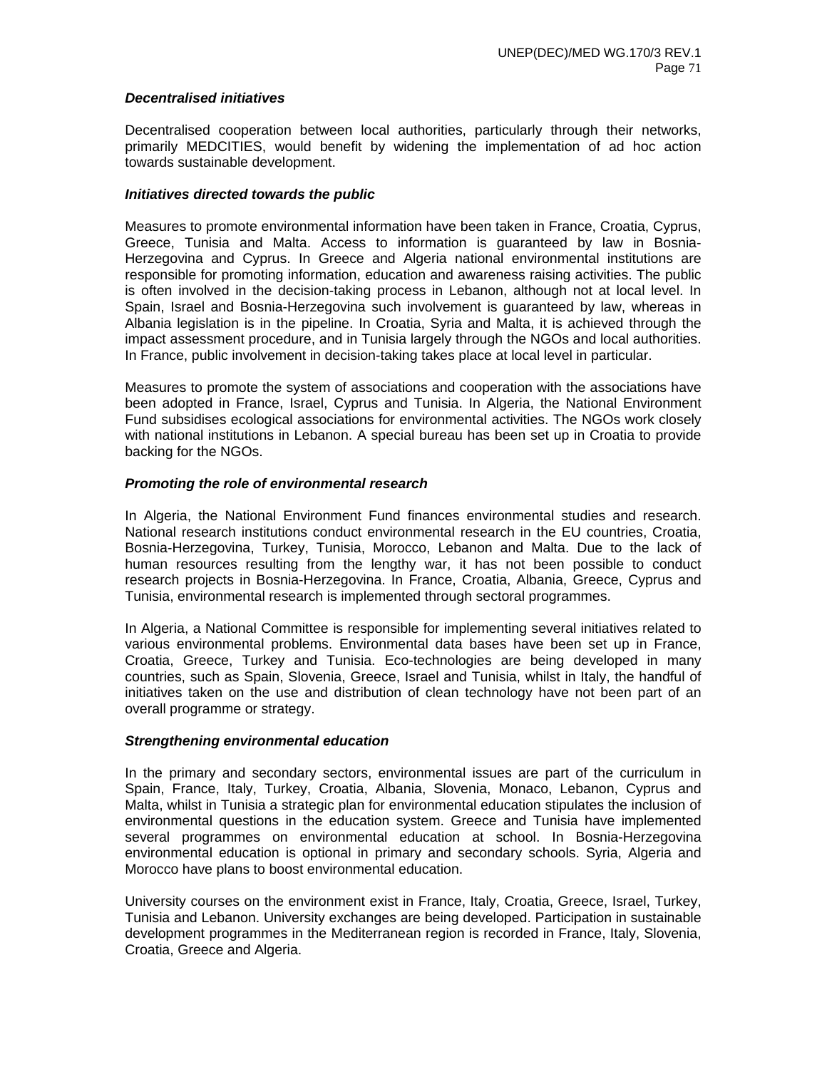***Decentralised initiatives***

Decentralised cooperation between local authorities, particularly through their networks, primarily MEDCITIES, would benefit by widening the implementation of ad hoc action towards sustainable development.

***Initiatives directed towards the public***

Measures to promote environmental information have been taken in France, Croatia, Cyprus, Greece, Tunisia and Malta. Access to information is guaranteed by law in Bosnia-Herzegovina and Cyprus. In Greece and Algeria national environmental institutions are responsible for promoting information, education and awareness raising activities. The public is often involved in the decision-taking process in Lebanon, although not at local level. In Spain, Israel and Bosnia-Herzegovina such involvement is guaranteed by law, whereas in Albania legislation is in the pipeline. In Croatia, Syria and Malta, it is achieved through the impact assessment procedure, and in Tunisia largely through the NGOs and local authorities. In France, public involvement in decision-taking takes place at local level in particular.

Measures to promote the system of associations and cooperation with the associations have been adopted in France, Israel, Cyprus and Tunisia. In Algeria, the National Environment Fund subsidises ecological associations for environmental activities. The NGOs work closely with national institutions in Lebanon. A special bureau has been set up in Croatia to provide backing for the NGOs.

***Promoting the role of environmental research***

In Algeria, the National Environment Fund finances environmental studies and research. National research institutions conduct environmental research in the EU countries, Croatia, Bosnia-Herzegovina, Turkey, Tunisia, Morocco, Lebanon and Malta. Due to the lack of human resources resulting from the lengthy war, it has not been possible to conduct research projects in Bosnia-Herzegovina. In France, Croatia, Albania, Greece, Cyprus and Tunisia, environmental research is implemented through sectoral programmes.

In Algeria, a National Committee is responsible for implementing several initiatives related to various environmental problems. Environmental data bases have been set up in France, Croatia, Greece, Turkey and Tunisia. Eco-technologies are being developed in many countries, such as Spain, Slovenia, Greece, Israel and Tunisia, whilst in Italy, the handful of initiatives taken on the use and distribution of clean technology have not been part of an overall programme or strategy.

***Strengthening environmental education***

In the primary and secondary sectors, environmental issues are part of the curriculum in Spain, France, Italy, Turkey, Croatia, Albania, Slovenia, Monaco, Lebanon, Cyprus and Malta, whilst in Tunisia a strategic plan for environmental education stipulates the inclusion of environmental questions in the education system. Greece and Tunisia have implemented several programmes on environmental education at school. In Bosnia-Herzegovina environmental education is optional in primary and secondary schools. Syria, Algeria and Morocco have plans to boost environmental education.

University courses on the environment exist in France, Italy, Croatia, Greece, Israel, Turkey, Tunisia and Lebanon. University exchanges are being developed. Participation in sustainable development programmes in the Mediterranean region is recorded in France, Italy, Slovenia, Croatia, Greece and Algeria.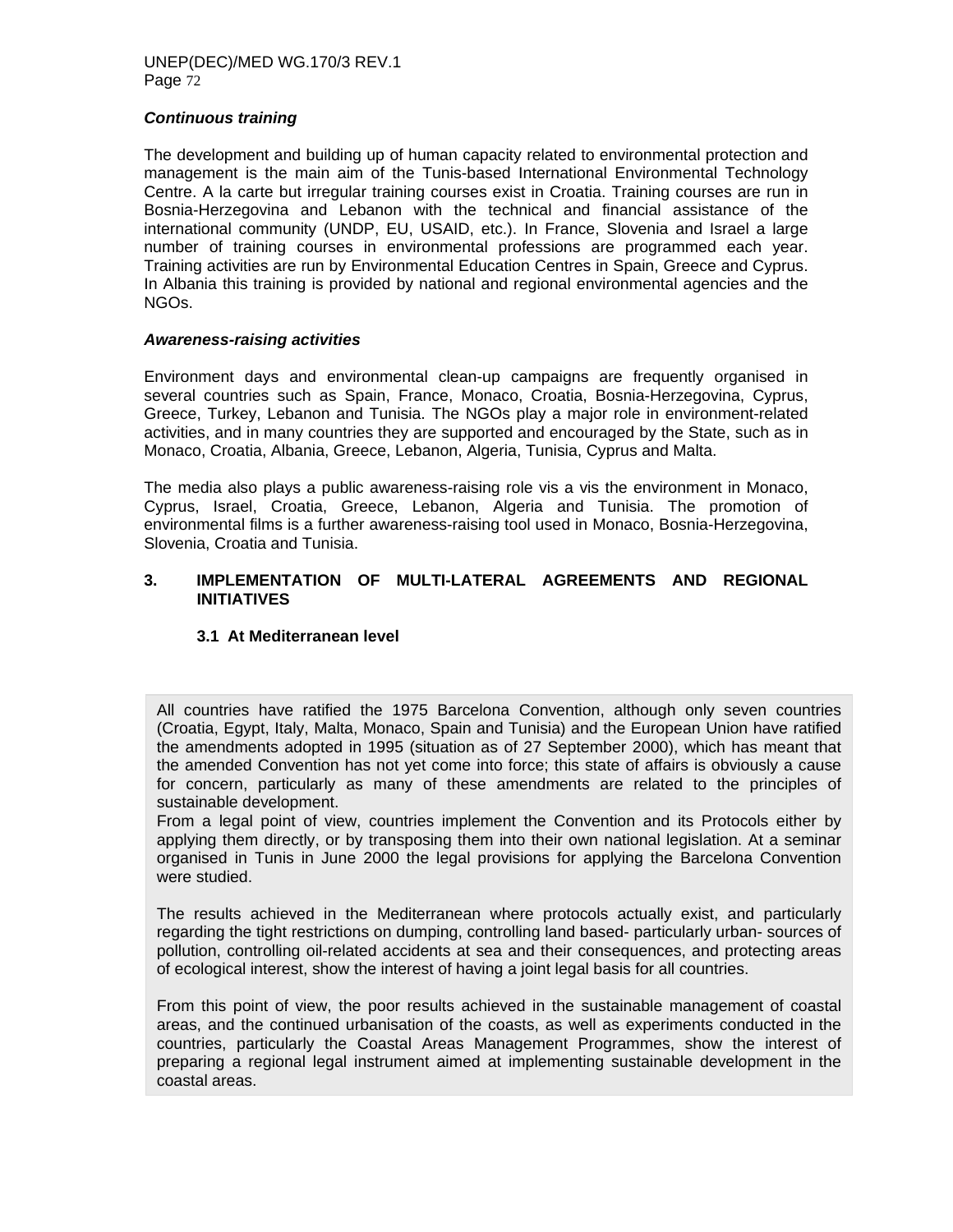***Continuous training***

The development and building up of human capacity related to environmental protection and management is the main aim of the Tunis-based International Environmental Technology Centre. A la carte but irregular training courses exist in Croatia. Training courses are run in Bosnia-Herzegovina and Lebanon with the technical and financial assistance of the international community (UNDP, EU, USAID, etc.). In France, Slovenia and Israel a large number of training courses in environmental professions are programmed each year. Training activities are run by Environmental Education Centres in Spain, Greece and Cyprus. In Albania this training is provided by national and regional environmental agencies and the NGOs.

***Awareness-raising activities***

Environment days and environmental clean-up campaigns are frequently organised in several countries such as Spain, France, Monaco, Croatia, Bosnia-Herzegovina, Cyprus, Greece, Turkey, Lebanon and Tunisia. The NGOs play a major role in environment-related activities, and in many countries they are supported and encouraged by the State, such as in Monaco, Croatia, Albania, Greece, Lebanon, Algeria, Tunisia, Cyprus and Malta.

The media also plays a public awareness-raising role vis a vis the environment in Monaco, Cyprus, Israel, Croatia, Greece, Lebanon, Algeria and Tunisia. The promotion of environmental films is a further awareness-raising tool used in Monaco, Bosnia-Herzegovina, Slovenia, Croatia and Tunisia.

## 3. IMPLEMENTATION OF MULTI-LATERAL AGREEMENTS AND REGIONAL INITIATIVES

### 3.1 At Mediterranean level

All countries have ratified the 1975 Barcelona Convention, although only seven countries (Croatia, Egypt, Italy, Malta, Monaco, Spain and Tunisia) and the European Union have ratified the amendments adopted in 1995 (situation as of 27 September 2000), which has meant that the amended Convention has not yet come into force; this state of affairs is obviously a cause for concern, particularly as many of these amendments are related to the principles of sustainable development.
From a legal point of view, countries implement the Convention and its Protocols either by applying them directly, or by transposing them into their own national legislation. At a seminar organised in Tunis in June 2000 the legal provisions for applying the Barcelona Convention were studied.

The results achieved in the Mediterranean where protocols actually exist, and particularly regarding the tight restrictions on dumping, controlling land based- particularly urban- sources of pollution, controlling oil-related accidents at sea and their consequences, and protecting areas of ecological interest, show the interest of having a joint legal basis for all countries.

From this point of view, the poor results achieved in the sustainable management of coastal areas, and the continued urbanisation of the coasts, as well as experiments conducted in the countries, particularly the Coastal Areas Management Programmes, show the interest of preparing a regional legal instrument aimed at implementing sustainable development in the coastal areas.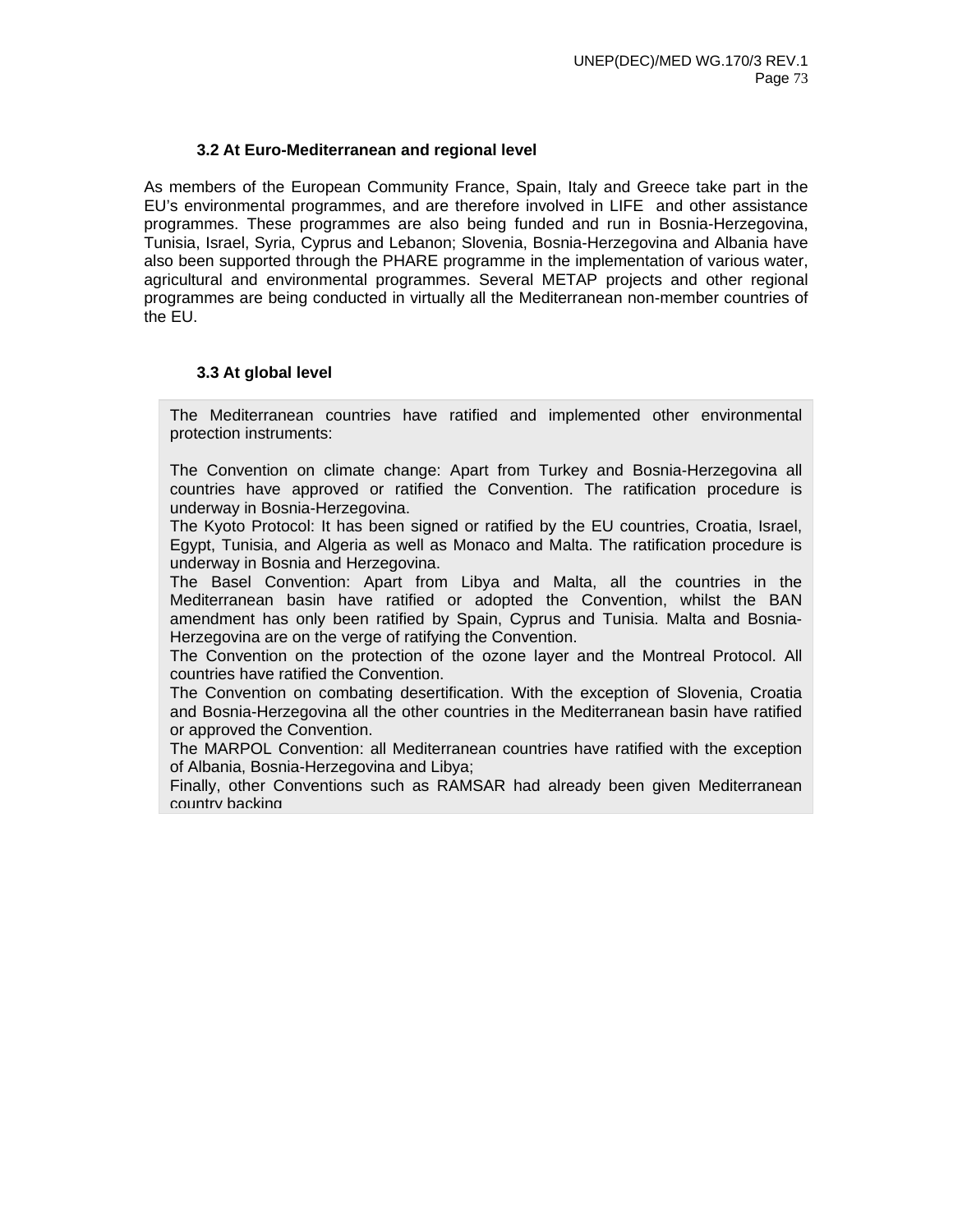### 3.2 At Euro-Mediterranean and regional level

As members of the European Community France, Spain, Italy and Greece take part in the EU's environmental programmes, and are therefore involved in LIFE and other assistance programmes. These programmes are also being funded and run in Bosnia-Herzegovina, Tunisia, Israel, Syria, Cyprus and Lebanon; Slovenia, Bosnia-Herzegovina and Albania have also been supported through the PHARE programme in the implementation of various water, agricultural and environmental programmes. Several METAP projects and other regional programmes are being conducted in virtually all the Mediterranean non-member countries of the EU.

### 3.3 At global level

The Mediterranean countries have ratified and implemented other environmental protection instruments:

The Convention on climate change: Apart from Turkey and Bosnia-Herzegovina all countries have approved or ratified the Convention. The ratification procedure is underway in Bosnia-Herzegovina.

The Kyoto Protocol: It has been signed or ratified by the EU countries, Croatia, Israel, Egypt, Tunisia, and Algeria as well as Monaco and Malta. The ratification procedure is underway in Bosnia and Herzegovina.

The Basel Convention: Apart from Libya and Malta, all the countries in the Mediterranean basin have ratified or adopted the Convention, whilst the BAN amendment has only been ratified by Spain, Cyprus and Tunisia. Malta and Bosnia-Herzegovina are on the verge of ratifying the Convention.

The Convention on the protection of the ozone layer and the Montreal Protocol. All countries have ratified the Convention.

The Convention on combating desertification. With the exception of Slovenia, Croatia and Bosnia-Herzegovina all the other countries in the Mediterranean basin have ratified or approved the Convention.

The MARPOL Convention: all Mediterranean countries have ratified with the exception of Albania, Bosnia-Herzegovina and Libya;

Finally, other Conventions such as RAMSAR had already been given Mediterranean country backing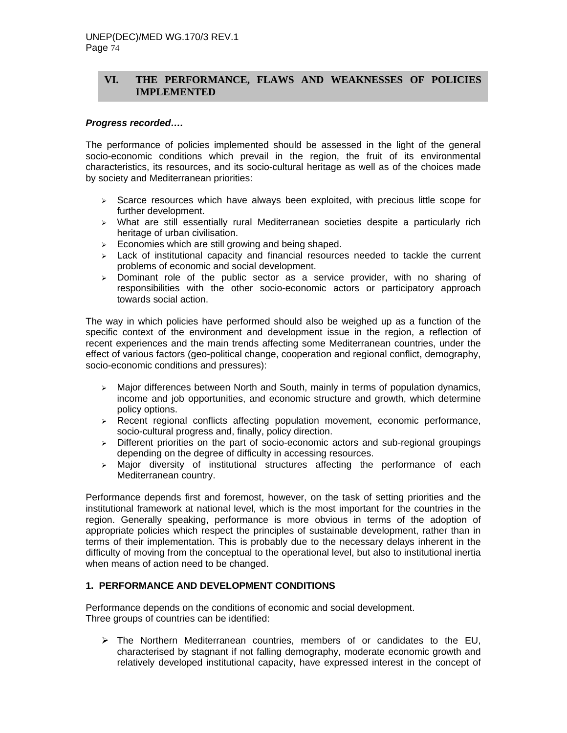## VI. THE PERFORMANCE, FLAWS AND WEAKNESSES OF POLICIES IMPLEMENTED

***Progress recorded….***

The performance of policies implemented should be assessed in the light of the general socio-economic conditions which prevail in the region, the fruit of its environmental characteristics, its resources, and its socio-cultural heritage as well as of the choices made by society and Mediterranean priorities:

- Scarce resources which have always been exploited, with precious little scope for further development.
- What are still essentially rural Mediterranean societies despite a particularly rich heritage of urban civilisation.
- Economies which are still growing and being shaped.
- Lack of institutional capacity and financial resources needed to tackle the current problems of economic and social development.
- Dominant role of the public sector as a service provider, with no sharing of responsibilities with the other socio-economic actors or participatory approach towards social action.

The way in which policies have performed should also be weighed up as a function of the specific context of the environment and development issue in the region, a reflection of recent experiences and the main trends affecting some Mediterranean countries, under the effect of various factors (geo-political change, cooperation and regional conflict, demography, socio-economic conditions and pressures):

- Major differences between North and South, mainly in terms of population dynamics, income and job opportunities, and economic structure and growth, which determine policy options.
- Recent regional conflicts affecting population movement, economic performance, socio-cultural progress and, finally, policy direction.
- Different priorities on the part of socio-economic actors and sub-regional groupings depending on the degree of difficulty in accessing resources.
- Major diversity of institutional structures affecting the performance of each Mediterranean country.

Performance depends first and foremost, however, on the task of setting priorities and the institutional framework at national level, which is the most important for the countries in the region. Generally speaking, performance is more obvious in terms of the adoption of appropriate policies which respect the principles of sustainable development, rather than in terms of their implementation. This is probably due to the necessary delays inherent in the difficulty of moving from the conceptual to the operational level, but also to institutional inertia when means of action need to be changed.

### 1. PERFORMANCE AND DEVELOPMENT CONDITIONS

Performance depends on the conditions of economic and social development.
Three groups of countries can be identified:

- The Northern Mediterranean countries, members of or candidates to the EU, characterised by stagnant if not falling demography, moderate economic growth and relatively developed institutional capacity, have expressed interest in the concept of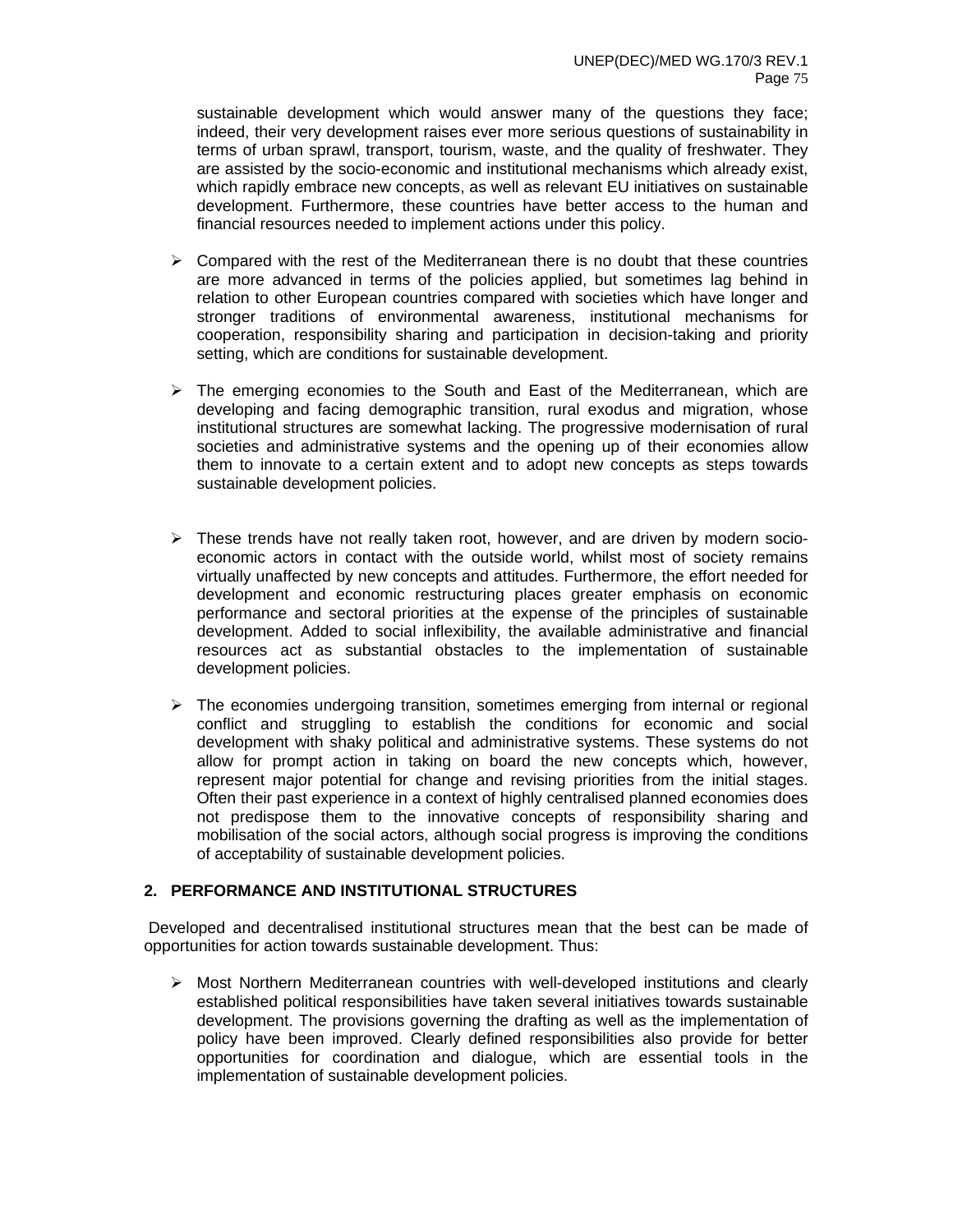sustainable development which would answer many of the questions they face; indeed, their very development raises ever more serious questions of sustainability in terms of urban sprawl, transport, tourism, waste, and the quality of freshwater. They are assisted by the socio-economic and institutional mechanisms which already exist, which rapidly embrace new concepts, as well as relevant EU initiatives on sustainable development. Furthermore, these countries have better access to the human and financial resources needed to implement actions under this policy.

- Compared with the rest of the Mediterranean there is no doubt that these countries are more advanced in terms of the policies applied, but sometimes lag behind in relation to other European countries compared with societies which have longer and stronger traditions of environmental awareness, institutional mechanisms for cooperation, responsibility sharing and participation in decision-taking and priority setting, which are conditions for sustainable development.

- The emerging economies to the South and East of the Mediterranean, which are developing and facing demographic transition, rural exodus and migration, whose institutional structures are somewhat lacking. The progressive modernisation of rural societies and administrative systems and the opening up of their economies allow them to innovate to a certain extent and to adopt new concepts as steps towards sustainable development policies.

- These trends have not really taken root, however, and are driven by modern socio-economic actors in contact with the outside world, whilst most of society remains virtually unaffected by new concepts and attitudes. Furthermore, the effort needed for development and economic restructuring places greater emphasis on economic performance and sectoral priorities at the expense of the principles of sustainable development. Added to social inflexibility, the available administrative and financial resources act as substantial obstacles to the implementation of sustainable development policies.

- The economies undergoing transition, sometimes emerging from internal or regional conflict and struggling to establish the conditions for economic and social development with shaky political and administrative systems. These systems do not allow for prompt action in taking on board the new concepts which, however, represent major potential for change and revising priorities from the initial stages. Often their past experience in a context of highly centralised planned economies does not predispose them to the innovative concepts of responsibility sharing and mobilisation of the social actors, although social progress is improving the conditions of acceptability of sustainable development policies.

## 2. PERFORMANCE AND INSTITUTIONAL STRUCTURES

Developed and decentralised institutional structures mean that the best can be made of opportunities for action towards sustainable development. Thus:

- Most Northern Mediterranean countries with well-developed institutions and clearly established political responsibilities have taken several initiatives towards sustainable development. The provisions governing the drafting as well as the implementation of policy have been improved. Clearly defined responsibilities also provide for better opportunities for coordination and dialogue, which are essential tools in the implementation of sustainable development policies.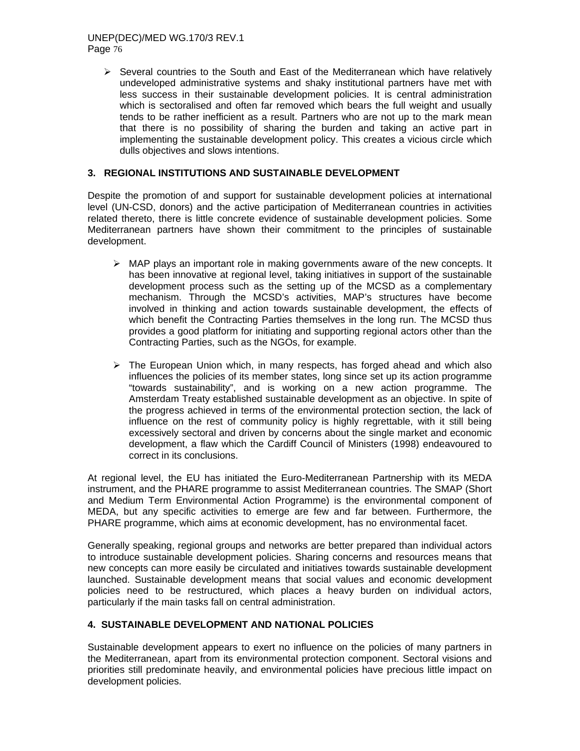- Several countries to the South and East of the Mediterranean which have relatively undeveloped administrative systems and shaky institutional partners have met with less success in their sustainable development policies. It is central administration which is sectoralised and often far removed which bears the full weight and usually tends to be rather inefficient as a result. Partners who are not up to the mark mean that there is no possibility of sharing the burden and taking an active part in implementing the sustainable development policy. This creates a vicious circle which dulls objectives and slows intentions.

## 3. REGIONAL INSTITUTIONS AND SUSTAINABLE DEVELOPMENT

Despite the promotion of and support for sustainable development policies at international level (UN-CSD, donors) and the active participation of Mediterranean countries in activities related thereto, there is little concrete evidence of sustainable development policies. Some Mediterranean partners have shown their commitment to the principles of sustainable development.

- MAP plays an important role in making governments aware of the new concepts. It has been innovative at regional level, taking initiatives in support of the sustainable development process such as the setting up of the MCSD as a complementary mechanism. Through the MCSD's activities, MAP's structures have become involved in thinking and action towards sustainable development, the effects of which benefit the Contracting Parties themselves in the long run. The MCSD thus provides a good platform for initiating and supporting regional actors other than the Contracting Parties, such as the NGOs, for example.

- The European Union which, in many respects, has forged ahead and which also influences the policies of its member states, long since set up its action programme "towards sustainability", and is working on a new action programme. The Amsterdam Treaty established sustainable development as an objective. In spite of the progress achieved in terms of the environmental protection section, the lack of influence on the rest of community policy is highly regrettable, with it still being excessively sectoral and driven by concerns about the single market and economic development, a flaw which the Cardiff Council of Ministers (1998) endeavoured to correct in its conclusions.

At regional level, the EU has initiated the Euro-Mediterranean Partnership with its MEDA instrument, and the PHARE programme to assist Mediterranean countries. The SMAP (Short and Medium Term Environmental Action Programme) is the environmental component of MEDA, but any specific activities to emerge are few and far between. Furthermore, the PHARE programme, which aims at economic development, has no environmental facet.

Generally speaking, regional groups and networks are better prepared than individual actors to introduce sustainable development policies. Sharing concerns and resources means that new concepts can more easily be circulated and initiatives towards sustainable development launched. Sustainable development means that social values and economic development policies need to be restructured, which places a heavy burden on individual actors, particularly if the main tasks fall on central administration.

## 4. SUSTAINABLE DEVELOPMENT AND NATIONAL POLICIES

Sustainable development appears to exert no influence on the policies of many partners in the Mediterranean, apart from its environmental protection component. Sectoral visions and priorities still predominate heavily, and environmental policies have precious little impact on development policies.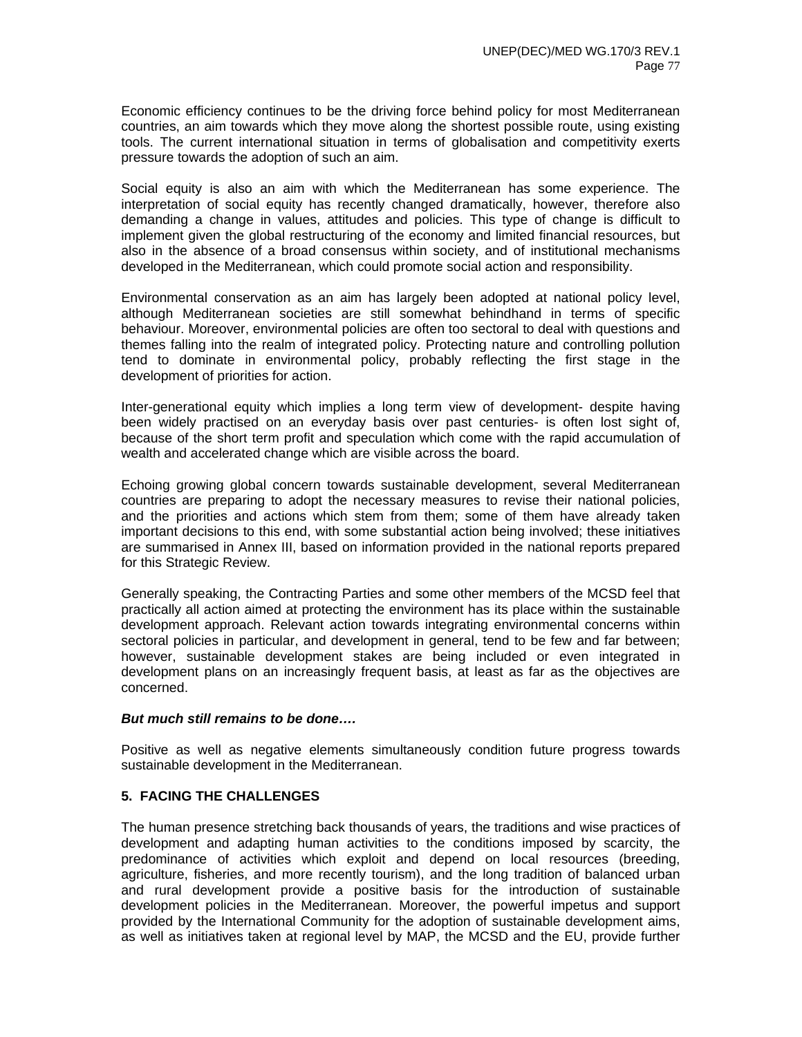Economic efficiency continues to be the driving force behind policy for most Mediterranean countries, an aim towards which they move along the shortest possible route, using existing tools. The current international situation in terms of globalisation and competitivity exerts pressure towards the adoption of such an aim.

Social equity is also an aim with which the Mediterranean has some experience. The interpretation of social equity has recently changed dramatically, however, therefore also demanding a change in values, attitudes and policies. This type of change is difficult to implement given the global restructuring of the economy and limited financial resources, but also in the absence of a broad consensus within society, and of institutional mechanisms developed in the Mediterranean, which could promote social action and responsibility.

Environmental conservation as an aim has largely been adopted at national policy level, although Mediterranean societies are still somewhat behindhand in terms of specific behaviour. Moreover, environmental policies are often too sectoral to deal with questions and themes falling into the realm of integrated policy. Protecting nature and controlling pollution tend to dominate in environmental policy, probably reflecting the first stage in the development of priorities for action.

Inter-generational equity which implies a long term view of development- despite having been widely practised on an everyday basis over past centuries- is often lost sight of, because of the short term profit and speculation which come with the rapid accumulation of wealth and accelerated change which are visible across the board.

Echoing growing global concern towards sustainable development, several Mediterranean countries are preparing to adopt the necessary measures to revise their national policies, and the priorities and actions which stem from them; some of them have already taken important decisions to this end, with some substantial action being involved; these initiatives are summarised in Annex III, based on information provided in the national reports prepared for this Strategic Review.

Generally speaking, the Contracting Parties and some other members of the MCSD feel that practically all action aimed at protecting the environment has its place within the sustainable development approach. Relevant action towards integrating environmental concerns within sectoral policies in particular, and development in general, tend to be few and far between; however, sustainable development stakes are being included or even integrated in development plans on an increasingly frequent basis, at least as far as the objectives are concerned.

***But much still remains to be done….***

Positive as well as negative elements simultaneously condition future progress towards sustainable development in the Mediterranean.

## 5. FACING THE CHALLENGES

The human presence stretching back thousands of years, the traditions and wise practices of development and adapting human activities to the conditions imposed by scarcity, the predominance of activities which exploit and depend on local resources (breeding, agriculture, fisheries, and more recently tourism), and the long tradition of balanced urban and rural development provide a positive basis for the introduction of sustainable development policies in the Mediterranean. Moreover, the powerful impetus and support provided by the International Community for the adoption of sustainable development aims, as well as initiatives taken at regional level by MAP, the MCSD and the EU, provide further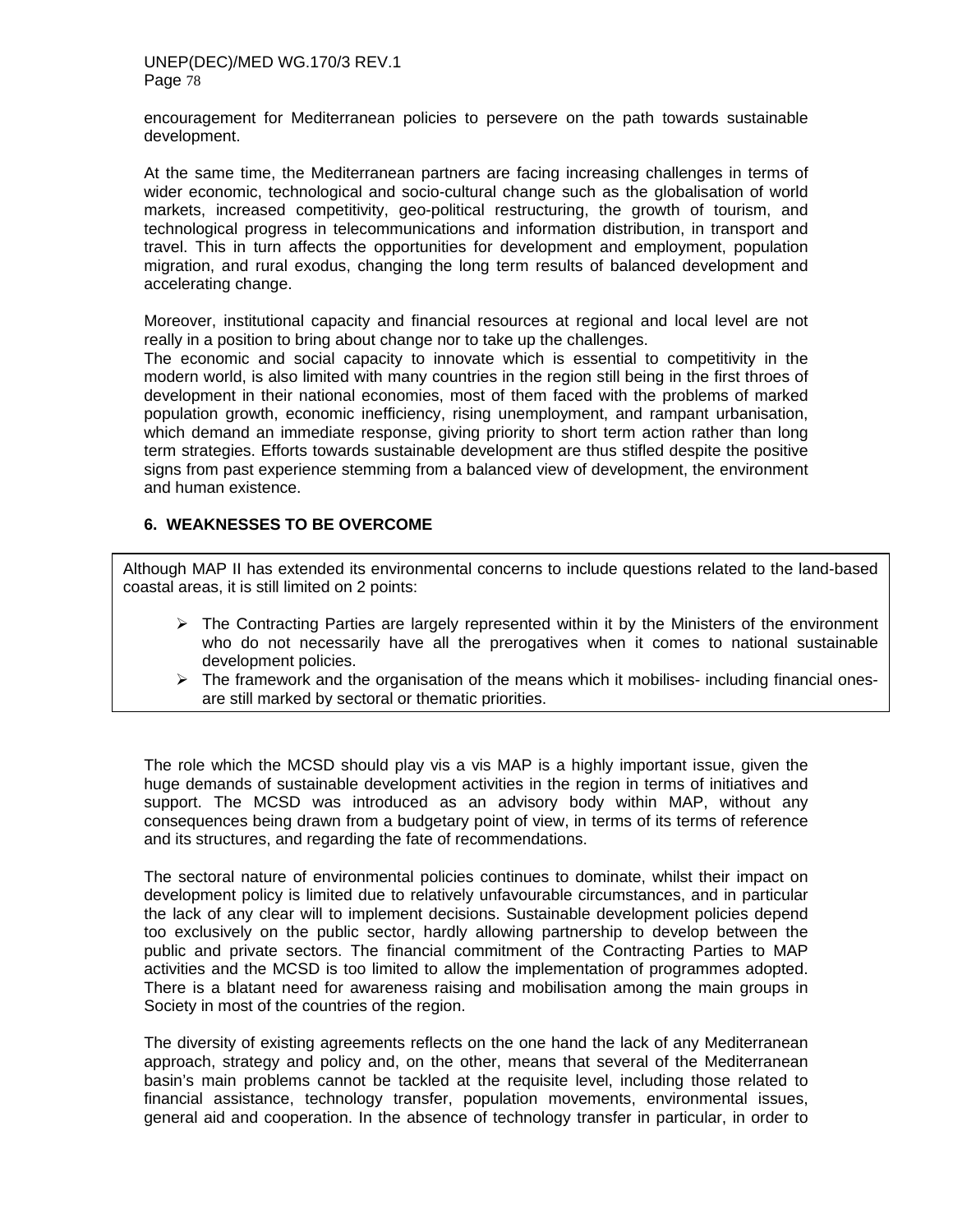encouragement for Mediterranean policies to persevere on the path towards sustainable development.

At the same time, the Mediterranean partners are facing increasing challenges in terms of wider economic, technological and socio-cultural change such as the globalisation of world markets, increased competitivity, geo-political restructuring, the growth of tourism, and technological progress in telecommunications and information distribution, in transport and travel. This in turn affects the opportunities for development and employment, population migration, and rural exodus, changing the long term results of balanced development and accelerating change.

Moreover, institutional capacity and financial resources at regional and local level are not really in a position to bring about change nor to take up the challenges.
The economic and social capacity to innovate which is essential to competitivity in the modern world, is also limited with many countries in the region still being in the first throes of development in their national economies, most of them faced with the problems of marked population growth, economic inefficiency, rising unemployment, and rampant urbanisation, which demand an immediate response, giving priority to short term action rather than long term strategies. Efforts towards sustainable development are thus stifled despite the positive signs from past experience stemming from a balanced view of development, the environment and human existence.

## 6. WEAKNESSES TO BE OVERCOME

Although MAP II has extended its environmental concerns to include questions related to the land-based coastal areas, it is still limited on 2 points:

- The Contracting Parties are largely represented within it by the Ministers of the environment who do not necessarily have all the prerogatives when it comes to national sustainable development policies.
- The framework and the organisation of the means which it mobilises- including financial ones- are still marked by sectoral or thematic priorities.

The role which the MCSD should play vis a vis MAP is a highly important issue, given the huge demands of sustainable development activities in the region in terms of initiatives and support. The MCSD was introduced as an advisory body within MAP, without any consequences being drawn from a budgetary point of view, in terms of its terms of reference and its structures, and regarding the fate of recommendations.

The sectoral nature of environmental policies continues to dominate, whilst their impact on development policy is limited due to relatively unfavourable circumstances, and in particular the lack of any clear will to implement decisions. Sustainable development policies depend too exclusively on the public sector, hardly allowing partnership to develop between the public and private sectors. The financial commitment of the Contracting Parties to MAP activities and the MCSD is too limited to allow the implementation of programmes adopted. There is a blatant need for awareness raising and mobilisation among the main groups in Society in most of the countries of the region.

The diversity of existing agreements reflects on the one hand the lack of any Mediterranean approach, strategy and policy and, on the other, means that several of the Mediterranean basin's main problems cannot be tackled at the requisite level, including those related to financial assistance, technology transfer, population movements, environmental issues, general aid and cooperation. In the absence of technology transfer in particular, in order to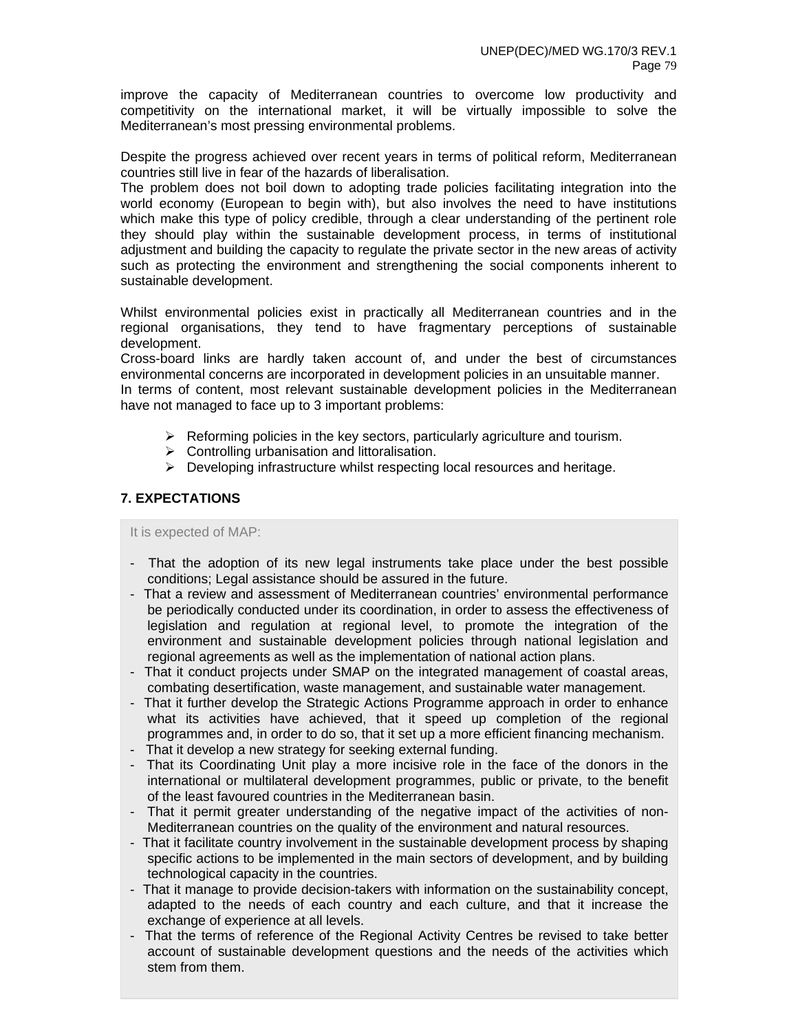improve the capacity of Mediterranean countries to overcome low productivity and competitivity on the international market, it will be virtually impossible to solve the Mediterranean's most pressing environmental problems.

Despite the progress achieved over recent years in terms of political reform, Mediterranean countries still live in fear of the hazards of liberalisation.
The problem does not boil down to adopting trade policies facilitating integration into the world economy (European to begin with), but also involves the need to have institutions which make this type of policy credible, through a clear understanding of the pertinent role they should play within the sustainable development process, in terms of institutional adjustment and building the capacity to regulate the private sector in the new areas of activity such as protecting the environment and strengthening the social components inherent to sustainable development.

Whilst environmental policies exist in practically all Mediterranean countries and in the regional organisations, they tend to have fragmentary perceptions of sustainable development.
Cross-board links are hardly taken account of, and under the best of circumstances environmental concerns are incorporated in development policies in an unsuitable manner.
In terms of content, most relevant sustainable development policies in the Mediterranean have not managed to face up to 3 important problems:

- Reforming policies in the key sectors, particularly agriculture and tourism.
- Controlling urbanisation and littoralisation.
- Developing infrastructure whilst respecting local resources and heritage.

**7. EXPECTATIONS**

It is expected of MAP:

- That the adoption of its new legal instruments take place under the best possible conditions; Legal assistance should be assured in the future.
- That a review and assessment of Mediterranean countries' environmental performance be periodically conducted under its coordination, in order to assess the effectiveness of legislation and regulation at regional level, to promote the integration of the environment and sustainable development policies through national legislation and regional agreements as well as the implementation of national action plans.
- That it conduct projects under SMAP on the integrated management of coastal areas, combating desertification, waste management, and sustainable water management.
- That it further develop the Strategic Actions Programme approach in order to enhance what its activities have achieved, that it speed up completion of the regional programmes and, in order to do so, that it set up a more efficient financing mechanism.
- That it develop a new strategy for seeking external funding.
- That its Coordinating Unit play a more incisive role in the face of the donors in the international or multilateral development programmes, public or private, to the benefit of the least favoured countries in the Mediterranean basin.
- That it permit greater understanding of the negative impact of the activities of non-Mediterranean countries on the quality of the environment and natural resources.
- That it facilitate country involvement in the sustainable development process by shaping specific actions to be implemented in the main sectors of development, and by building technological capacity in the countries.
- That it manage to provide decision-takers with information on the sustainability concept, adapted to the needs of each country and each culture, and that it increase the exchange of experience at all levels.
- That the terms of reference of the Regional Activity Centres be revised to take better account of sustainable development questions and the needs of the activities which stem from them.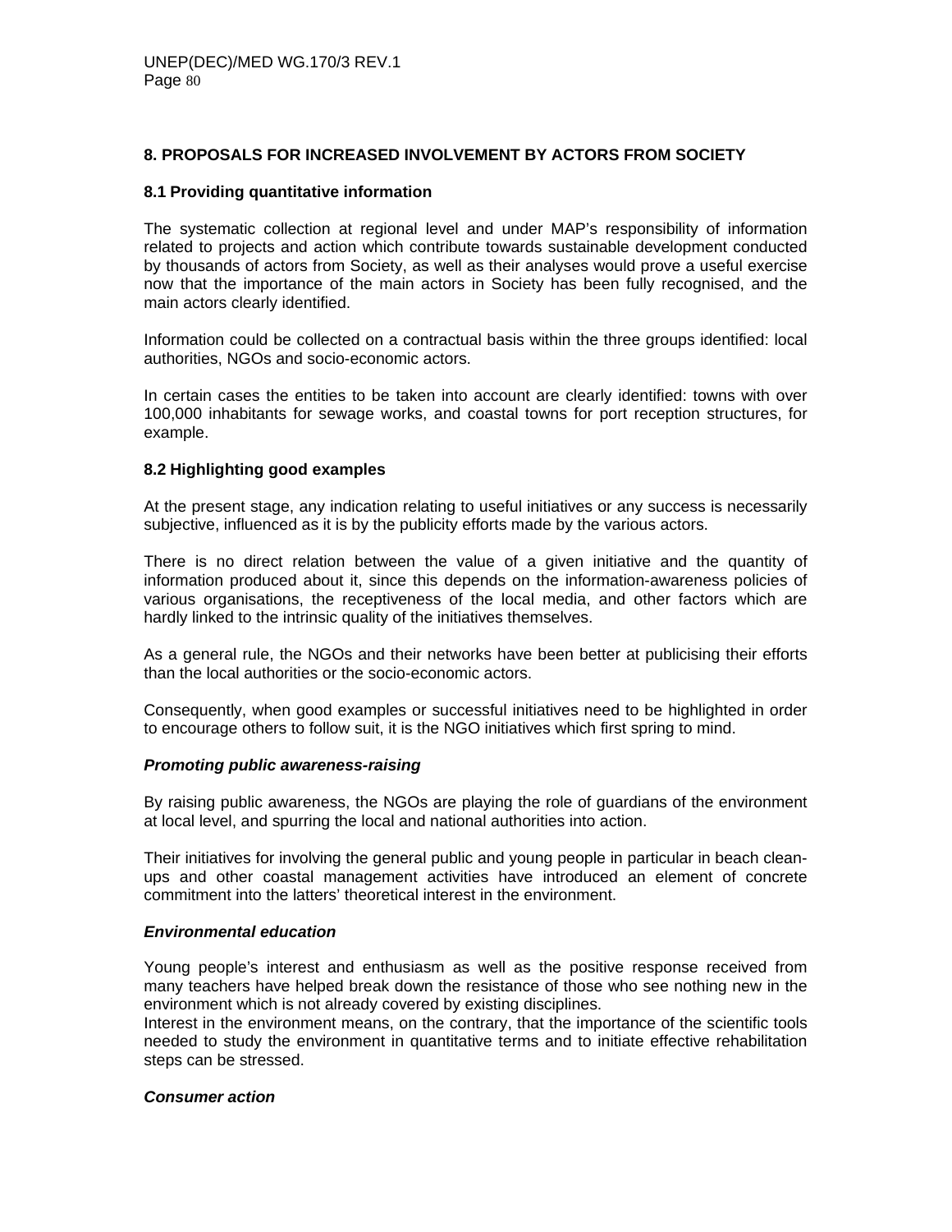## 8. PROPOSALS FOR INCREASED INVOLVEMENT BY ACTORS FROM SOCIETY

### 8.1 Providing quantitative information

The systematic collection at regional level and under MAP's responsibility of information related to projects and action which contribute towards sustainable development conducted by thousands of actors from Society, as well as their analyses would prove a useful exercise now that the importance of the main actors in Society has been fully recognised, and the main actors clearly identified.

Information could be collected on a contractual basis within the three groups identified: local authorities, NGOs and socio-economic actors.

In certain cases the entities to be taken into account are clearly identified: towns with over 100,000 inhabitants for sewage works, and coastal towns for port reception structures, for example.

### 8.2 Highlighting good examples

At the present stage, any indication relating to useful initiatives or any success is necessarily subjective, influenced as it is by the publicity efforts made by the various actors.

There is no direct relation between the value of a given initiative and the quantity of information produced about it, since this depends on the information-awareness policies of various organisations, the receptiveness of the local media, and other factors which are hardly linked to the intrinsic quality of the initiatives themselves.

As a general rule, the NGOs and their networks have been better at publicising their efforts than the local authorities or the socio-economic actors.

Consequently, when good examples or successful initiatives need to be highlighted in order to encourage others to follow suit, it is the NGO initiatives which first spring to mind.

***Promoting public awareness-raising***

By raising public awareness, the NGOs are playing the role of guardians of the environment at local level, and spurring the local and national authorities into action.

Their initiatives for involving the general public and young people in particular in beach clean-ups and other coastal management activities have introduced an element of concrete commitment into the latters' theoretical interest in the environment.

***Environmental education***

Young people's interest and enthusiasm as well as the positive response received from many teachers have helped break down the resistance of those who see nothing new in the environment which is not already covered by existing disciplines.
Interest in the environment means, on the contrary, that the importance of the scientific tools needed to study the environment in quantitative terms and to initiate effective rehabilitation steps can be stressed.

***Consumer action***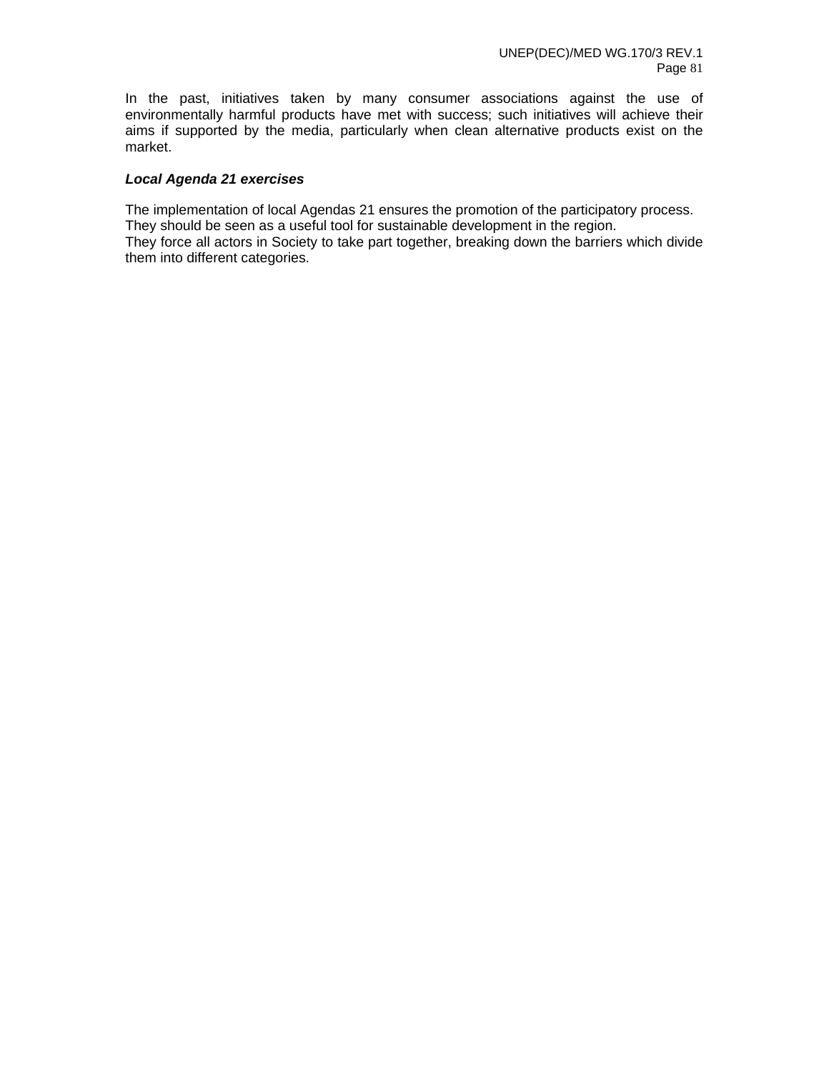In the past, initiatives taken by many consumer associations against the use of environmentally harmful products have met with success; such initiatives will achieve their aims if supported by the media, particularly when clean alternative products exist on the market.

***Local Agenda 21 exercises***

The implementation of local Agendas 21 ensures the promotion of the participatory process.
They should be seen as a useful tool for sustainable development in the region.
They force all actors in Society to take part together, breaking down the barriers which divide them into different categories.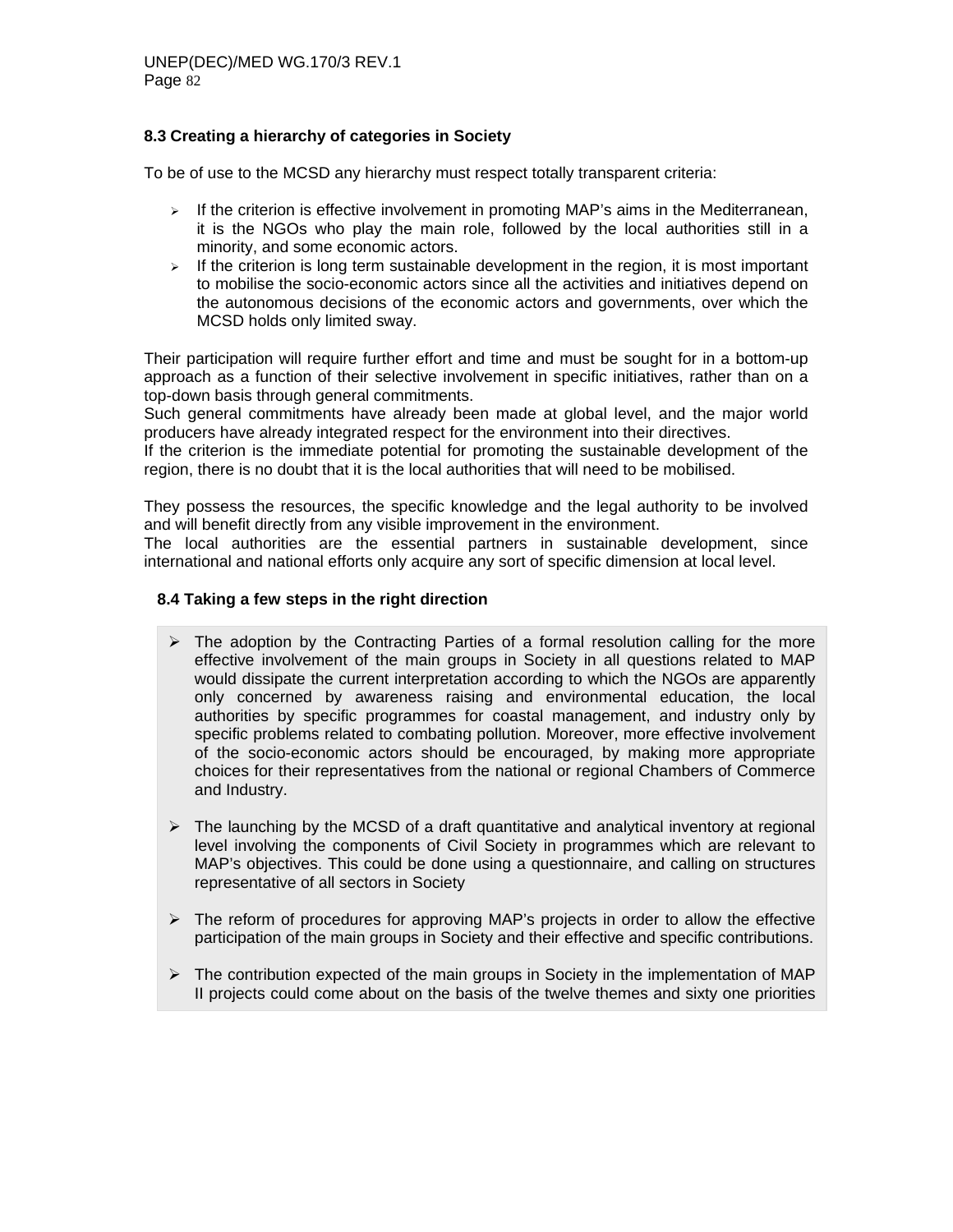### 8.3 Creating a hierarchy of categories in Society

To be of use to the MCSD any hierarchy must respect totally transparent criteria:

- If the criterion is effective involvement in promoting MAP's aims in the Mediterranean, it is the NGOs who play the main role, followed by the local authorities still in a minority, and some economic actors.
- If the criterion is long term sustainable development in the region, it is most important to mobilise the socio-economic actors since all the activities and initiatives depend on the autonomous decisions of the economic actors and governments, over which the MCSD holds only limited sway.

Their participation will require further effort and time and must be sought for in a bottom-up approach as a function of their selective involvement in specific initiatives, rather than on a top-down basis through general commitments.
Such general commitments have already been made at global level, and the major world producers have already integrated respect for the environment into their directives.
If the criterion is the immediate potential for promoting the sustainable development of the region, there is no doubt that it is the local authorities that will need to be mobilised.

They possess the resources, the specific knowledge and the legal authority to be involved and will benefit directly from any visible improvement in the environment.
The local authorities are the essential partners in sustainable development, since international and national efforts only acquire any sort of specific dimension at local level.

### 8.4 Taking a few steps in the right direction

- The adoption by the Contracting Parties of a formal resolution calling for the more effective involvement of the main groups in Society in all questions related to MAP would dissipate the current interpretation according to which the NGOs are apparently only concerned by awareness raising and environmental education, the local authorities by specific programmes for coastal management, and industry only by specific problems related to combating pollution. Moreover, more effective involvement of the socio-economic actors should be encouraged, by making more appropriate choices for their representatives from the national or regional Chambers of Commerce and Industry.

- The launching by the MCSD of a draft quantitative and analytical inventory at regional level involving the components of Civil Society in programmes which are relevant to MAP's objectives. This could be done using a questionnaire, and calling on structures representative of all sectors in Society

- The reform of procedures for approving MAP's projects in order to allow the effective participation of the main groups in Society and their effective and specific contributions.

- The contribution expected of the main groups in Society in the implementation of MAP II projects could come about on the basis of the twelve themes and sixty one priorities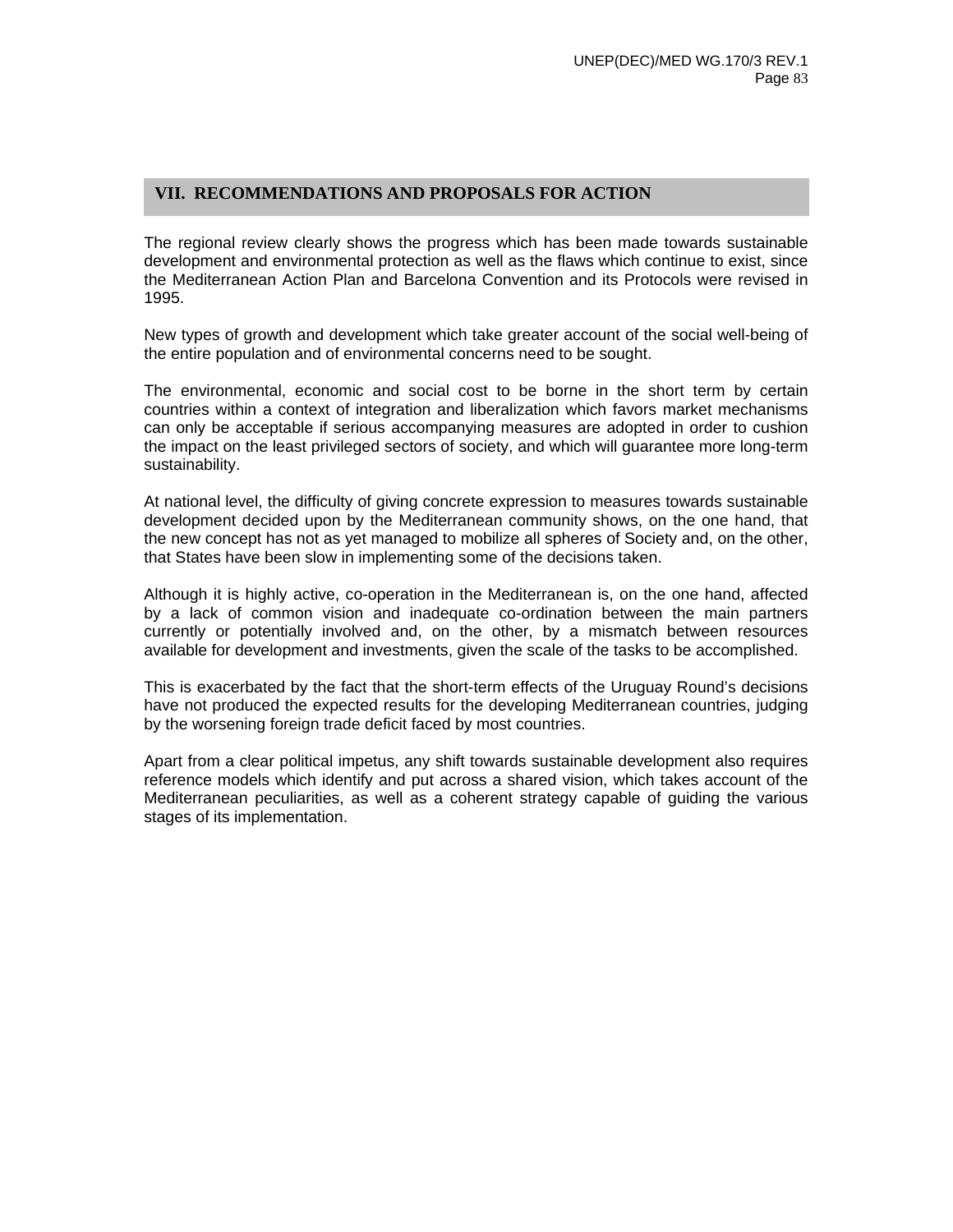## VII. RECOMMENDATIONS AND PROPOSALS FOR ACTION

The regional review clearly shows the progress which has been made towards sustainable development and environmental protection as well as the flaws which continue to exist, since the Mediterranean Action Plan and Barcelona Convention and its Protocols were revised in 1995.

New types of growth and development which take greater account of the social well-being of the entire population and of environmental concerns need to be sought.

The environmental, economic and social cost to be borne in the short term by certain countries within a context of integration and liberalization which favors market mechanisms can only be acceptable if serious accompanying measures are adopted in order to cushion the impact on the least privileged sectors of society, and which will guarantee more long-term sustainability.

At national level, the difficulty of giving concrete expression to measures towards sustainable development decided upon by the Mediterranean community shows, on the one hand, that the new concept has not as yet managed to mobilize all spheres of Society and, on the other, that States have been slow in implementing some of the decisions taken.

Although it is highly active, co-operation in the Mediterranean is, on the one hand, affected by a lack of common vision and inadequate co-ordination between the main partners currently or potentially involved and, on the other, by a mismatch between resources available for development and investments, given the scale of the tasks to be accomplished.

This is exacerbated by the fact that the short-term effects of the Uruguay Round's decisions have not produced the expected results for the developing Mediterranean countries, judging by the worsening foreign trade deficit faced by most countries.

Apart from a clear political impetus, any shift towards sustainable development also requires reference models which identify and put across a shared vision, which takes account of the Mediterranean peculiarities, as well as a coherent strategy capable of guiding the various stages of its implementation.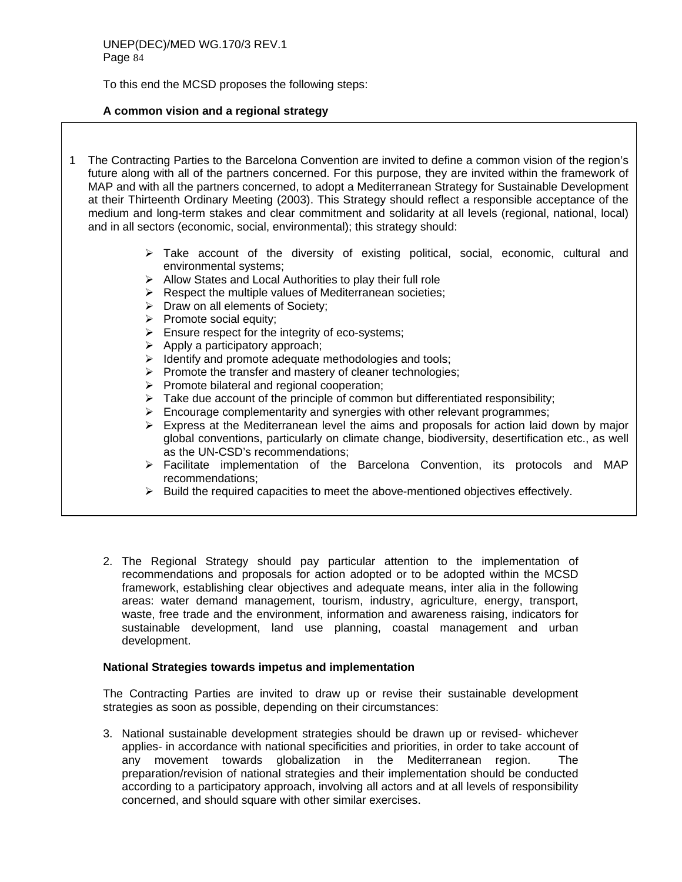To this end the MCSD proposes the following steps:

**A common vision and a regional strategy**

1 The Contracting Parties to the Barcelona Convention are invited to define a common vision of the region's future along with all of the partners concerned. For this purpose, they are invited within the framework of MAP and with all the partners concerned, to adopt a Mediterranean Strategy for Sustainable Development at their Thirteenth Ordinary Meeting (2003). This Strategy should reflect a responsible acceptance of the medium and long-term stakes and clear commitment and solidarity at all levels (regional, national, local) and in all sectors (economic, social, environmental); this strategy should:

- Take account of the diversity of existing political, social, economic, cultural and environmental systems;
- Allow States and Local Authorities to play their full role
- Respect the multiple values of Mediterranean societies;
- Draw on all elements of Society;
- Promote social equity;
- Ensure respect for the integrity of eco-systems;
- Apply a participatory approach;
- Identify and promote adequate methodologies and tools;
- Promote the transfer and mastery of cleaner technologies;
- Promote bilateral and regional cooperation;
- Take due account of the principle of common but differentiated responsibility;
- Encourage complementarity and synergies with other relevant programmes;
- Express at the Mediterranean level the aims and proposals for action laid down by major global conventions, particularly on climate change, biodiversity, desertification etc., as well as the UN-CSD's recommendations;
- Facilitate implementation of the Barcelona Convention, its protocols and MAP recommendations;
- Build the required capacities to meet the above-mentioned objectives effectively.

2. The Regional Strategy should pay particular attention to the implementation of recommendations and proposals for action adopted or to be adopted within the MCSD framework, establishing clear objectives and adequate means, inter alia in the following areas: water demand management, tourism, industry, agriculture, energy, transport, waste, free trade and the environment, information and awareness raising, indicators for sustainable development, land use planning, coastal management and urban development.

**National Strategies towards impetus and implementation**

The Contracting Parties are invited to draw up or revise their sustainable development strategies as soon as possible, depending on their circumstances:

3. National sustainable development strategies should be drawn up or revised- whichever applies- in accordance with national specificities and priorities, in order to take account of any movement towards globalization in the Mediterranean region. The preparation/revision of national strategies and their implementation should be conducted according to a participatory approach, involving all actors and at all levels of responsibility concerned, and should square with other similar exercises.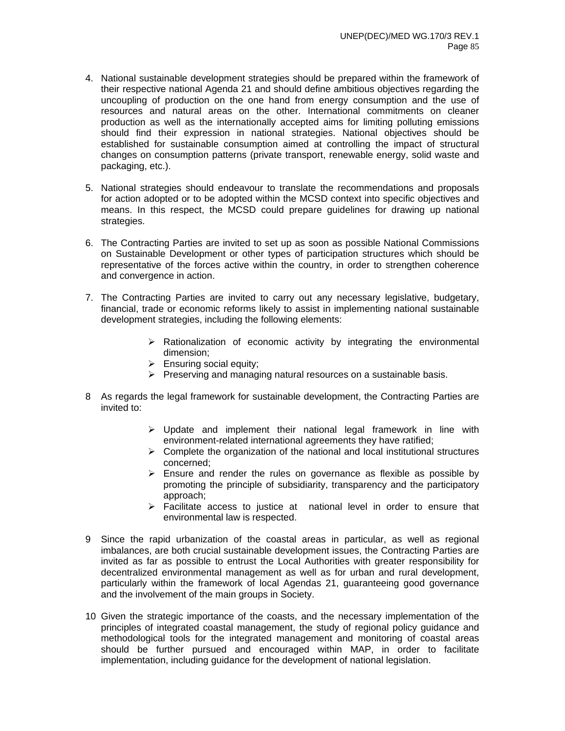4. National sustainable development strategies should be prepared within the framework of their respective national Agenda 21 and should define ambitious objectives regarding the uncoupling of production on the one hand from energy consumption and the use of resources and natural areas on the other. International commitments on cleaner production as well as the internationally accepted aims for limiting polluting emissions should find their expression in national strategies. National objectives should be established for sustainable consumption aimed at controlling the impact of structural changes on consumption patterns (private transport, renewable energy, solid waste and packaging, etc.).

5. National strategies should endeavour to translate the recommendations and proposals for action adopted or to be adopted within the MCSD context into specific objectives and means. In this respect, the MCSD could prepare guidelines for drawing up national strategies.

6. The Contracting Parties are invited to set up as soon as possible National Commissions on Sustainable Development or other types of participation structures which should be representative of the forces active within the country, in order to strengthen coherence and convergence in action.

7. The Contracting Parties are invited to carry out any necessary legislative, budgetary, financial, trade or economic reforms likely to assist in implementing national sustainable development strategies, including the following elements:

   - Rationalization of economic activity by integrating the environmental dimension;
   - Ensuring social equity;
   - Preserving and managing natural resources on a sustainable basis.

8 As regards the legal framework for sustainable development, the Contracting Parties are invited to:

   - Update and implement their national legal framework in line with environment-related international agreements they have ratified;
   - Complete the organization of the national and local institutional structures concerned;
   - Ensure and render the rules on governance as flexible as possible by promoting the principle of subsidiarity, transparency and the participatory approach;
   - Facilitate access to justice at national level in order to ensure that environmental law is respected.

9 Since the rapid urbanization of the coastal areas in particular, as well as regional imbalances, are both crucial sustainable development issues, the Contracting Parties are invited as far as possible to entrust the Local Authorities with greater responsibility for decentralized environmental management as well as for urban and rural development, particularly within the framework of local Agendas 21, guaranteeing good governance and the involvement of the main groups in Society.

10 Given the strategic importance of the coasts, and the necessary implementation of the principles of integrated coastal management, the study of regional policy guidance and methodological tools for the integrated management and monitoring of coastal areas should be further pursued and encouraged within MAP, in order to facilitate implementation, including guidance for the development of national legislation.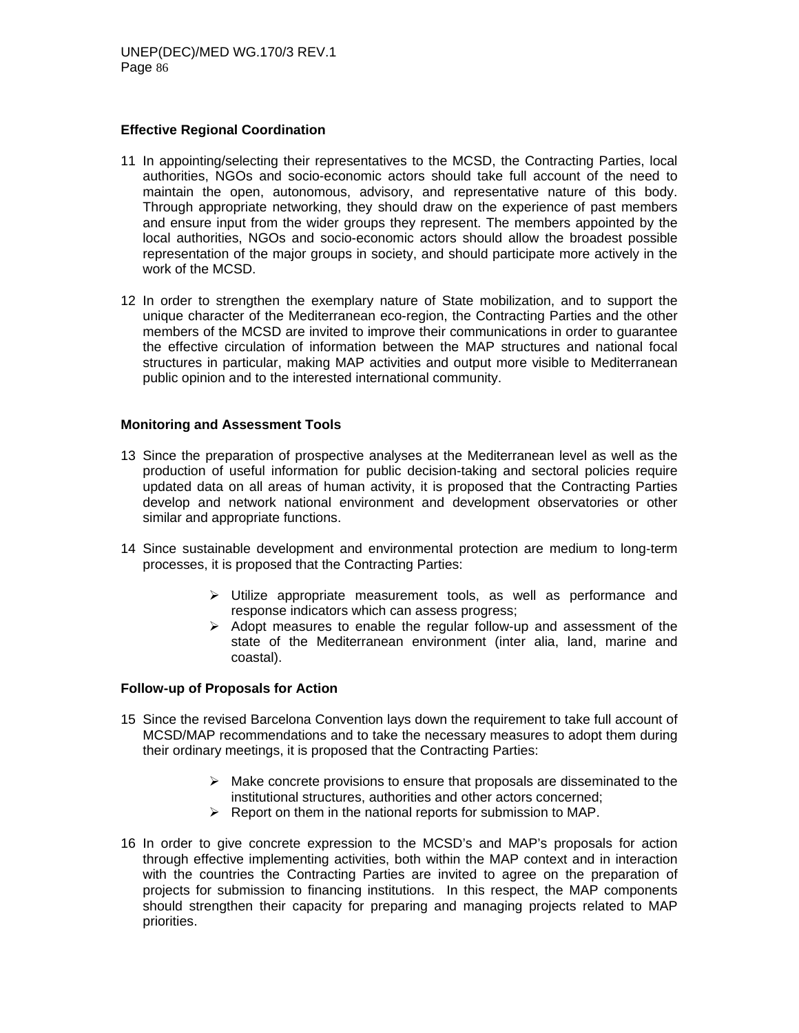**Effective Regional Coordination**

11 In appointing/selecting their representatives to the MCSD, the Contracting Parties, local authorities, NGOs and socio-economic actors should take full account of the need to maintain the open, autonomous, advisory, and representative nature of this body. Through appropriate networking, they should draw on the experience of past members and ensure input from the wider groups they represent. The members appointed by the local authorities, NGOs and socio-economic actors should allow the broadest possible representation of the major groups in society, and should participate more actively in the work of the MCSD.

12 In order to strengthen the exemplary nature of State mobilization, and to support the unique character of the Mediterranean eco-region, the Contracting Parties and the other members of the MCSD are invited to improve their communications in order to guarantee the effective circulation of information between the MAP structures and national focal structures in particular, making MAP activities and output more visible to Mediterranean public opinion and to the interested international community.

**Monitoring and Assessment Tools**

13 Since the preparation of prospective analyses at the Mediterranean level as well as the production of useful information for public decision-taking and sectoral policies require updated data on all areas of human activity, it is proposed that the Contracting Parties develop and network national environment and development observatories or other similar and appropriate functions.

14 Since sustainable development and environmental protection are medium to long-term processes, it is proposed that the Contracting Parties:

- Utilize appropriate measurement tools, as well as performance and response indicators which can assess progress;
- Adopt measures to enable the regular follow-up and assessment of the state of the Mediterranean environment (inter alia, land, marine and coastal).

**Follow-up of Proposals for Action**

15 Since the revised Barcelona Convention lays down the requirement to take full account of MCSD/MAP recommendations and to take the necessary measures to adopt them during their ordinary meetings, it is proposed that the Contracting Parties:

- Make concrete provisions to ensure that proposals are disseminated to the institutional structures, authorities and other actors concerned;
- Report on them in the national reports for submission to MAP.

16 In order to give concrete expression to the MCSD's and MAP's proposals for action through effective implementing activities, both within the MAP context and in interaction with the countries the Contracting Parties are invited to agree on the preparation of projects for submission to financing institutions. In this respect, the MAP components should strengthen their capacity for preparing and managing projects related to MAP priorities.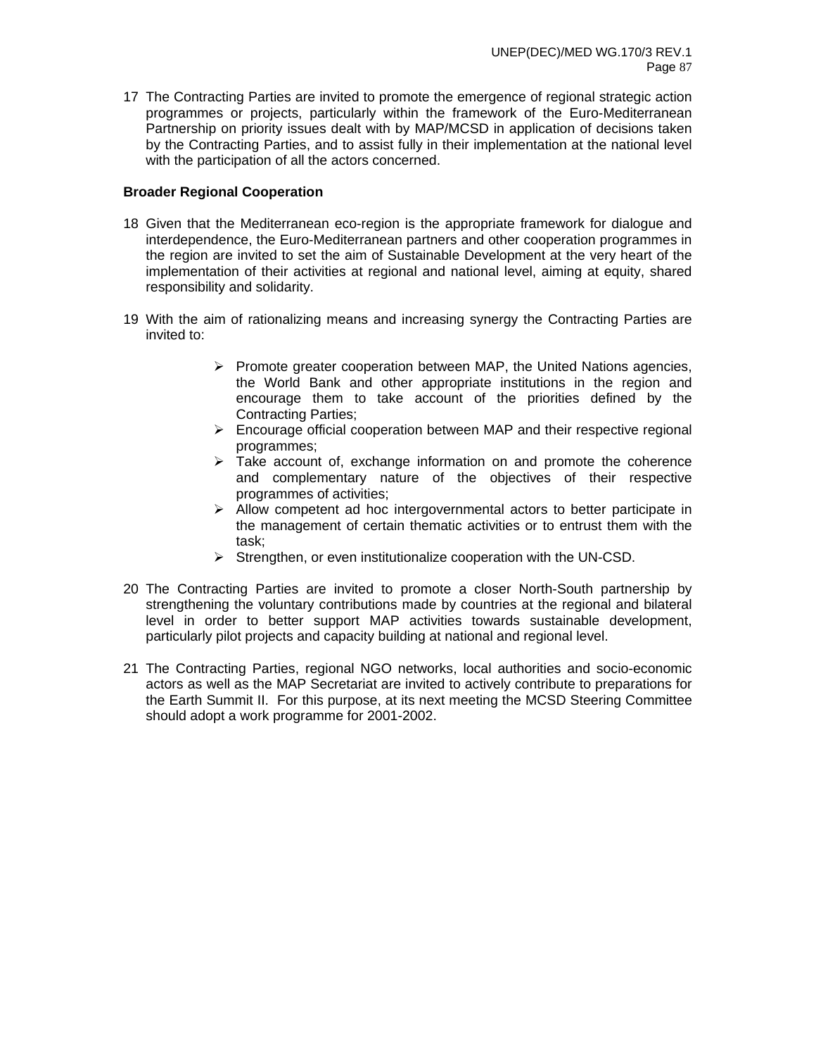17 The Contracting Parties are invited to promote the emergence of regional strategic action programmes or projects, particularly within the framework of the Euro-Mediterranean Partnership on priority issues dealt with by MAP/MCSD in application of decisions taken by the Contracting Parties, and to assist fully in their implementation at the national level with the participation of all the actors concerned.

**Broader Regional Cooperation**

18 Given that the Mediterranean eco-region is the appropriate framework for dialogue and interdependence, the Euro-Mediterranean partners and other cooperation programmes in the region are invited to set the aim of Sustainable Development at the very heart of the implementation of their activities at regional and national level, aiming at equity, shared responsibility and solidarity.

19 With the aim of rationalizing means and increasing synergy the Contracting Parties are invited to:

- Promote greater cooperation between MAP, the United Nations agencies, the World Bank and other appropriate institutions in the region and encourage them to take account of the priorities defined by the Contracting Parties;
- Encourage official cooperation between MAP and their respective regional programmes;
- Take account of, exchange information on and promote the coherence and complementary nature of the objectives of their respective programmes of activities;
- Allow competent ad hoc intergovernmental actors to better participate in the management of certain thematic activities or to entrust them with the task;
- Strengthen, or even institutionalize cooperation with the UN-CSD.

20 The Contracting Parties are invited to promote a closer North-South partnership by strengthening the voluntary contributions made by countries at the regional and bilateral level in order to better support MAP activities towards sustainable development, particularly pilot projects and capacity building at national and regional level.

21 The Contracting Parties, regional NGO networks, local authorities and socio-economic actors as well as the MAP Secretariat are invited to actively contribute to preparations for the Earth Summit II. For this purpose, at its next meeting the MCSD Steering Committee should adopt a work programme for 2001-2002.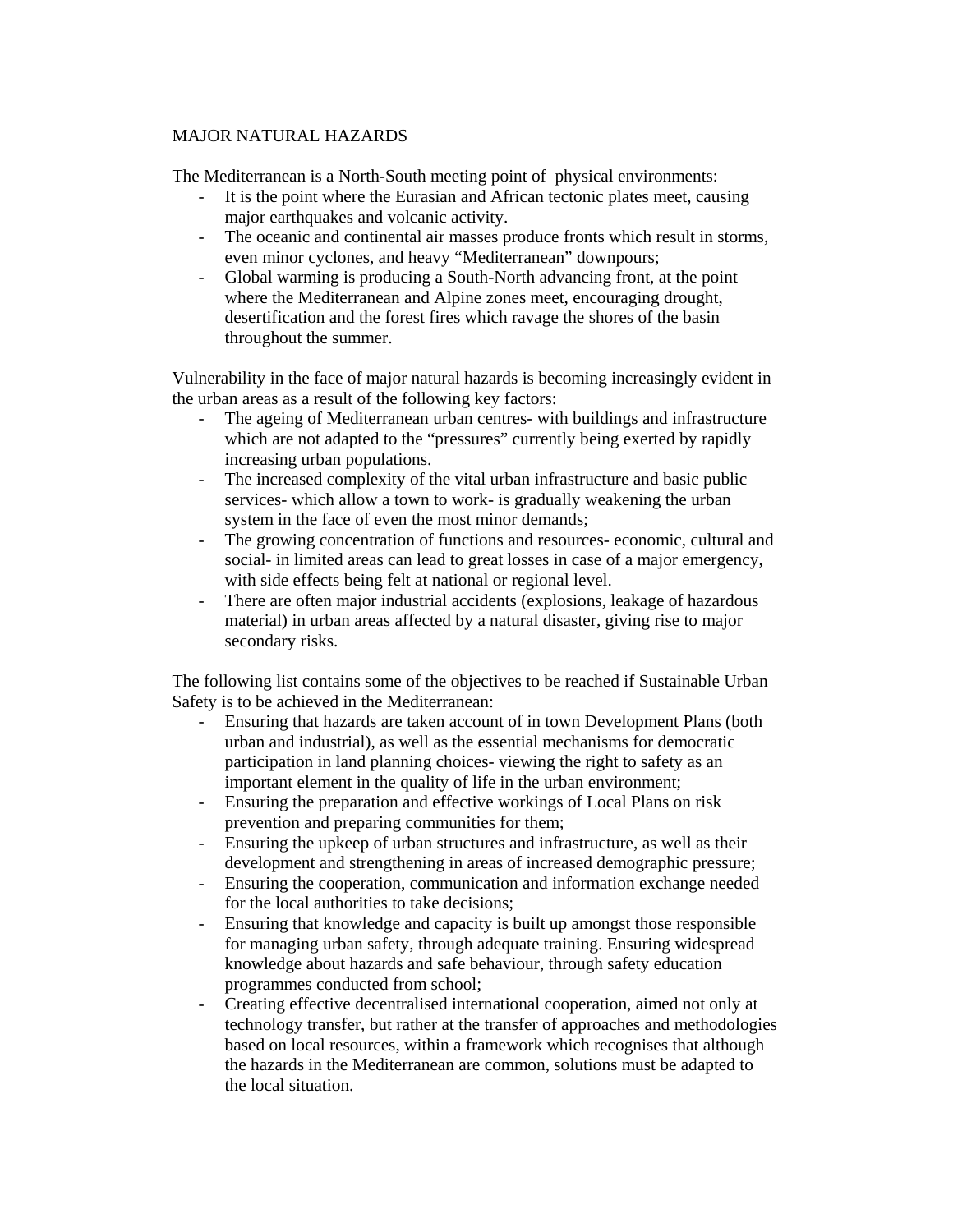# MAJOR NATURAL HAZARDS

The Mediterranean is a North-South meeting point of physical environments:

- It is the point where the Eurasian and African tectonic plates meet, causing major earthquakes and volcanic activity.
- The oceanic and continental air masses produce fronts which result in storms, even minor cyclones, and heavy "Mediterranean" downpours;
- Global warming is producing a South-North advancing front, at the point where the Mediterranean and Alpine zones meet, encouraging drought, desertification and the forest fires which ravage the shores of the basin throughout the summer.

Vulnerability in the face of major natural hazards is becoming increasingly evident in the urban areas as a result of the following key factors:

- The ageing of Mediterranean urban centres- with buildings and infrastructure which are not adapted to the "pressures" currently being exerted by rapidly increasing urban populations.
- The increased complexity of the vital urban infrastructure and basic public services- which allow a town to work- is gradually weakening the urban system in the face of even the most minor demands;
- The growing concentration of functions and resources- economic, cultural and social- in limited areas can lead to great losses in case of a major emergency, with side effects being felt at national or regional level.
- There are often major industrial accidents (explosions, leakage of hazardous material) in urban areas affected by a natural disaster, giving rise to major secondary risks.

The following list contains some of the objectives to be reached if Sustainable Urban Safety is to be achieved in the Mediterranean:

- Ensuring that hazards are taken account of in town Development Plans (both urban and industrial), as well as the essential mechanisms for democratic participation in land planning choices- viewing the right to safety as an important element in the quality of life in the urban environment;
- Ensuring the preparation and effective workings of Local Plans on risk prevention and preparing communities for them;
- Ensuring the upkeep of urban structures and infrastructure, as well as their development and strengthening in areas of increased demographic pressure;
- Ensuring the cooperation, communication and information exchange needed for the local authorities to take decisions;
- Ensuring that knowledge and capacity is built up amongst those responsible for managing urban safety, through adequate training. Ensuring widespread knowledge about hazards and safe behaviour, through safety education programmes conducted from school;
- Creating effective decentralised international cooperation, aimed not only at technology transfer, but rather at the transfer of approaches and methodologies based on local resources, within a framework which recognises that although the hazards in the Mediterranean are common, solutions must be adapted to the local situation.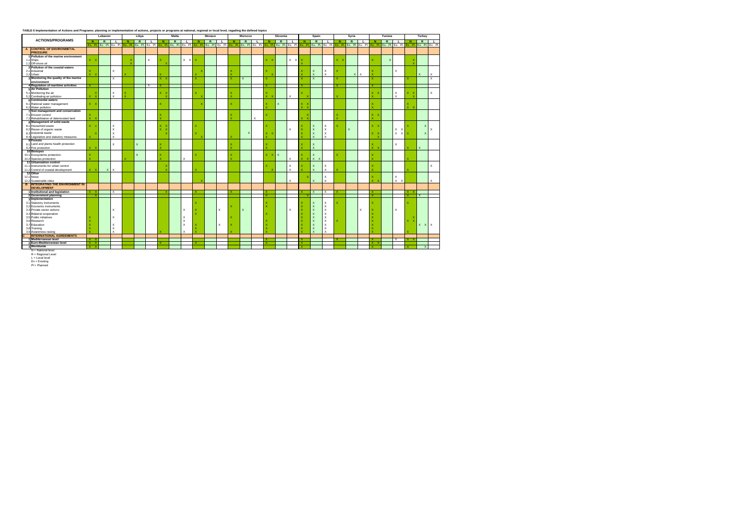**TABLE 6 Implementation of Actions and Programs: planning or implementation of actions, projects or programs at national, regional or local level, regarding the defined topics**

| | ACTIONS/PROGRAMS | Lebanon | | | | | | Libya | | | | | | Malta | | | | | | Monaco | | | | | | Morocco | | | | | | Slovenia | | | | | | Spain | | | | | | Syria | | | | | | Tunisia | | | | | | Turkey | | | | | |
|---|---|---|---|---|---|---|---|---|---|---|---|---|---|---|---|---|---|---|---|---|---|---|---|---|---|---|---|---|---|---|---|---|---|---|---|---|---|---|---|---|---|---|---|---|---|---|---|---|---|---|---|---|---|---|---|---|---|---|---|---|---|
| | | N | | R | | L | | N | | R | | L | | N | | R | | L | | N | | R | | L | | N | | R | | L | | N | | R | | L | | N | | R | | L | | N | | R | | L | | N | | R | | L | | N | | R | | L | |
| | | Ex. | Pl. | Ex. | Pl. | Ex. | Pl. | Ex. | Pl. | Ex. | Pl. | Ex. | Pl. | Ex. | Pl. | Ex. | Pl. | Ex. | Pl. | Ex. | Pl. | Ex. | Pl. | Ex. | Pl. | Ex. | Pl. | Ex. | Pl. | Ex. | Pl. | Ex. | Pl. | Ex. | Pl. | Ex. | Pl. | Ex. | Pl. | Ex. | Pl. | Ex. | Pl. | Ex. | Pl. | Ex. | Pl. | Ex. | Pl. | Ex. | Pl. | Ex. | Pl. | Ex. | Pl. | Ex. | Pl. | Ex. | Pl. | Ex. | Pl. |
| A | CONTROL OF ENVIRONMETAL PRESSURE | | | | | | | | | | | | | | | | | | | | | | | | | | | | | | | | | | | | | | | | | | | | | | | | | | | | | | | | | | | | |
| 1 | Pollution of the marine environment | | | | | | | | | | | | | | | | | | | | | | | | | | | | | | | | | | | | | | | | | | | | | | | | | | | | | | | | | | | | |
| 1.1 | Ships | X | X | | | | | | | | | X | | X | | | | X | X | X | | | | | | | | | | | | X | X | | | X | X | X | | | | | | X | X | | | | | X | | | X | | | | X | | | | |
| 1.2 | Off-shore oil | | | | | | | | X | | | | | | X | | | | | | | | | | | | | | | | | | | | | | | X | | | | | | | | | | | | | | | | | | | X | | | | |
| 2 | Pollution of the coastal waters | | | | | | | | | | | | | | | | | | | | | | | | | | | | | | | | | | | | | | | | | | | | | | | | | | | | | | | | | | | | |
| 2.1 | Industrial | X | | | | X | | | | | | | | | | | | | | | X | | | | | X | | | | | | X | | | | | | X | | X | | X | | X | | | | | | X | | | | X | | | | | | | |
| 2.2 | Urban | X | X | | | | | X | | | | | | X | | | | | | X | | | | | | X | | | | | | | X | | | | | X | | X | | X | | | | | X | X | | X | | | | | | | | | X | | X |
| 3 | Monitoring the quality of the marine environment | | | | | X | | | | | | | | X | X | | | | | X | | | | | | X | | X | | | | X | | | | | | X | | X | | | | X | | | | | | X | | | | | | X | | | | | X |
| 4 | Regulation of maritime activities | X | | | | | | | | | | X | | X | | | | | | | | | | | | | | | | | | X | | | | | | X | | | | | | X | | | | | | X | | | | | | | | | | | |
| 5 | Air Pollution | | | | | | | | | | | | | | | | | | | | | | | | | | | | | | | | | | | | | | | | | | | | | | | | | | | | | | | | | | | | |
| 5.1 | Monitoring the air | | X | | | X | | X | | | | | | X | X | | | | | X | | | | | | X | | | | | | X | | | | | | X | | | | | | | | | | | | X | X | | | X | | X | X | | | | X |
| 5.2 | Combating air pollution | X | X | | | X | | X | | | | | | | X | | | | | | X | | | | | X | | | | | | X | X | | | X | | | X | | | | | X | | | | | | X | | | | X | | | X | | | | |
| 6 | Continental waters | | | | | | | | | | | | | | | | | | | | | | | | | | | | | | | | | | | | | | | | | | | | | | | | | | | | | | | | | | | | |
| 6.1 | Rational water management | X | X | | | | | | | | | | | X | | | | | | | X | | | | | X | | | | | | X | | X | | | | X | X | | | | | | | | | | | X | | | | | | X | | | | | |
| 6.2 | Water pollution | | | | | | | | | | | | | | | | | | | | | | | | | | | | | | | X | | | | | | X | X | | | | | | | | | | | X | | | | | | X | X | | | | |
| 7 | Soil management and conservation | | | | | | | | | | | | | | | | | | | | | | | | | | | | | | | | | | | | | | | | | | | | | | | | | | | | | | | | | | | | |
| 7.1 | Erosion control | X | | | | | | | | | | | | X | | | | | | | | | | | | X | | | | | | X | | | | | | | X | | | | | X | | | | | | X | X | | | | | | | | | | |
| 7.2 | Rehabilitation of deteriorated land | X | X | | | | | | | | | | | X | | | | | | | | | | | | X | | | | X | | | | | | | | X | X | | | | | X | | | | | | X | | | | | | | | | | | |
| 8 | Management of solid waste | | | | | | | | | | | | | | | | | | | | | | | | | | | | | | | | | | | | | | | | | | | | | | | | | | | | | | | | | | | | |
| 8.1 | Household waste | X | x | | | X | | | | | | | | X | X | | | | | X | | | | | | | | | | | | X | | | | | | X | | X | | X | | X | | | | | | X | X | | | | | X | | | X | | |
| 8.2 | Reuse of organic waste | | | | | X | | | | | | | | X | X | | | | | | | | | | | | | | | | | | | | | X | | X | | X | | X | | | | X | | | | | | | | X | X | | | | | | X |
| 8.3 | Industrial waste | | X | | | X | | | | | | | | | X | | | | | X | | | | | | | | | X | | | X | X | | | | | X | | X | | X | | | | | | | | X | X | | | X | X | X | | | X | | |
| 8.4 | Legislative and statutory measures | X | | | | X | | | | | | | | | | | | | | | X | | | | | X | | | | | | X | | | | | | X | | X | | X | | | | | | | | | X | | | | | | | | | | |
| 9 | Forests | | | | | | | | | | | | | | | | | | | | | | | | | | | | | | | | | | | | | | | | | | | | | | | | | | | | | | | | | | | | |
| 9.1 | Land and plants health protection | | | | | X | | | | X | | | | X | | | | | | | | | | | | X | | | | | | X | | | | | | X | | X | | | | | | | | | | X | | | | X | | | | | | | |
| 9.2 | Fire protection | X | X | | | | | | | | | | | X | | | | | | | | | | | | X | | | | | | X | | | | | | X | | X | | | | | | | | | | X | X | | | | | X | | X | | | |
| 10 | Biotopes | | | | | | | | | | | | | | | | | | | | | | | | | | | | | | | | | | | | | | | | | | | | | | | | | | | | | | | | | | | | |
| 10.1 | Ecosystems protection | X | | | | | | | | X | | | | X | | | | | | X | | | | | | X | | | | | | X | X | X | | | | X | | X | | | | X | | | | | | X | | | | | | | | | | | |
| 10.2 | Species protection | X | | | | | | X | | | | | | X | | | | X | | | | | | | | X | | | | | | | | | | X | | X | X | X | X | | | | | | | | | X | | | | | | X | | | | | |
| 11 | Urbanization control | | | | | | | | | | | | | | | | | | | | | | | | | | | | | | | | | | | | | | | | | | | | | | | | | | | | | | | | | | | | |
| 11.1 | Instruments for urban control | | | | | | | | | | | | | | X | | | | | | | | | | | | | | | | | X | | | | X | | X | | X | | X | | | | | | | | X | | | | | | | | | | | X |
| 11.2 | Control of coastal development | X | X | | X | X | | | | | | | | | X | | | | | X | | | | | | | | | | | | | X | | | X | | X | | X | | X | | X | | | | | | X | | | | | | X | | | | | |
| 12 | Other | | | | | | | | | | | | | | | | | | | | | | | | | | | | | | | | | | | | | | | | | | | | | | | | | | | | | | | | | | | | |
| 12.1 | Noise | | | | | | | | | | | | | | | | | | | | | | | | | | | | | | | | | | | | | | X | | | X | | | | | | | | X | | | | X | | | | | | | |
| 12.2 | Sustainable cities | | | | | | | | | | | | | | | | | | | | X | | | | | | | | | | | | | | | X | | | | X | | X | | | | | | | | X | X | | | X | X | | | | | | X |
| B | INTEGRATING THE ENVIRONMENT IN DEVELOPMENT | | | | | | | | | | | | | | | | | | | | | | | | | | | | | | | | | | | | | | | | | | | | | | | | | | | | | | | | | | | | |
| 1 | Institutional and legislation | X | X | | | X | | | | | | | | | X | | | | | X | | | | | | X | | | | | | X | | | | | | X | | X | | X | | X | | | | | | X | | | | | | X | X | | | | |
| 2 | Government planning | | X | | | | | | | | | | | | | | | | | | | | | | | | | | | | | X | | | | | | | X | | | | | | | | | | | X | | | | | | X | | X | | | |
| 3 | Implementation | | | | | | | | | | | | | | | | | | | | | | | | | | | | | | | | | | | | | | | | | | | | | | | | | | | | | | | | | | | | |
| 3.1 | Statutory instruments | | | | | | | | | | | | | | | | | | | X | | | | | | | | | | | | X | | | | | | X | | X | | X | | X | | | | | | X | | | | | | X | | | | | |
| 3.2 | Economic instruments | | | | | | | | | | | | | | | | | | | | | | | | | X | | | | | | X | | | | | | X | | X | | X | | | | | | | | | | | | | | | | | | | |
| 3.3 | Private sector actions | | | | | X | | | | | | | | | | | | X | | X | | | | X | | | | X | | | | | | | | X | | X | | X | | X | | | | | | X | | X | | | | X | | | | | | | |
| 3.4 | Bilateral cooperation | | | | | | | | | | | | | | | | | | | X | | | | | | | | | | | | X | | | | | | X | | X | | X | | | | | | | | X | | | | | | | | | | | |
| 3.5 | Public initiatives | X | | | | X | | | | | | | | | | | | X | | | | | | | | X | | | | | | | | | | | | X | | X | | X | | | | | | | | X | | | | | | | X | | | | |
| 3.6 | Research | X | | | | | | | | | | | | | | | | X | | | | | | | | | | | | | | X | | | | | | X | | X | | X | | X | | | | | | X | | | | | | X | X | | | | |
| 3.7 | Education | X | | | | X | | | | | | | | | | | | X | | X | | | | X | | X | | | | | | X | | | | | | X | | X | | X | | | | | | | | X | | | | | | | | X | X | | X |
| 3.8 | Training | X | | | | X | | | | | | | | | | | | | | X | | | | | | | | | | | | X | | | | | | X | | X | | X | | | | | | | | X | | | | | | | | | | | |
| 3.9 | Awareness raising | X | | | | X | | | | | | | | X | | | | X | | X | | | | | | X | | | | | | X | | | | | | X | | X | | X | | | | | | | | X | | | | | | X | | | | | |
| C | INTERNATIONAL AGREEMENTS | | | | | | | | | | | | | | | | | | | | | | | | | | | | | | | | | | | | | | | | | | | | | | | | | | | | | | | | | | | | |
| 1 | Mediterranean level | X | X | | | | | | | | | | | | | | | | | | | | | | | | | | | | | X | | | | | | X | | | | | | X | | | | | | X | | | | X | | X | X | | | | |
| 2 | Euro-Mediterranean level | X | X | | | | | | | | | | | X | | | | | | X | | | | | | | | | | | | X | | | | | | X | | | | | | | | | | | | X | X | | | | | | | | | | |
| 3 | Worldwide | X | X | | | | | | | | | | | | | | | | | | | | | | | | | | | | | | | | | | | X | | | | | | | | | | | | X | | | | | | X | | | X | | |

N = National level

R = Regional Level

L = Local level

Ex = Existing

Pl = Planned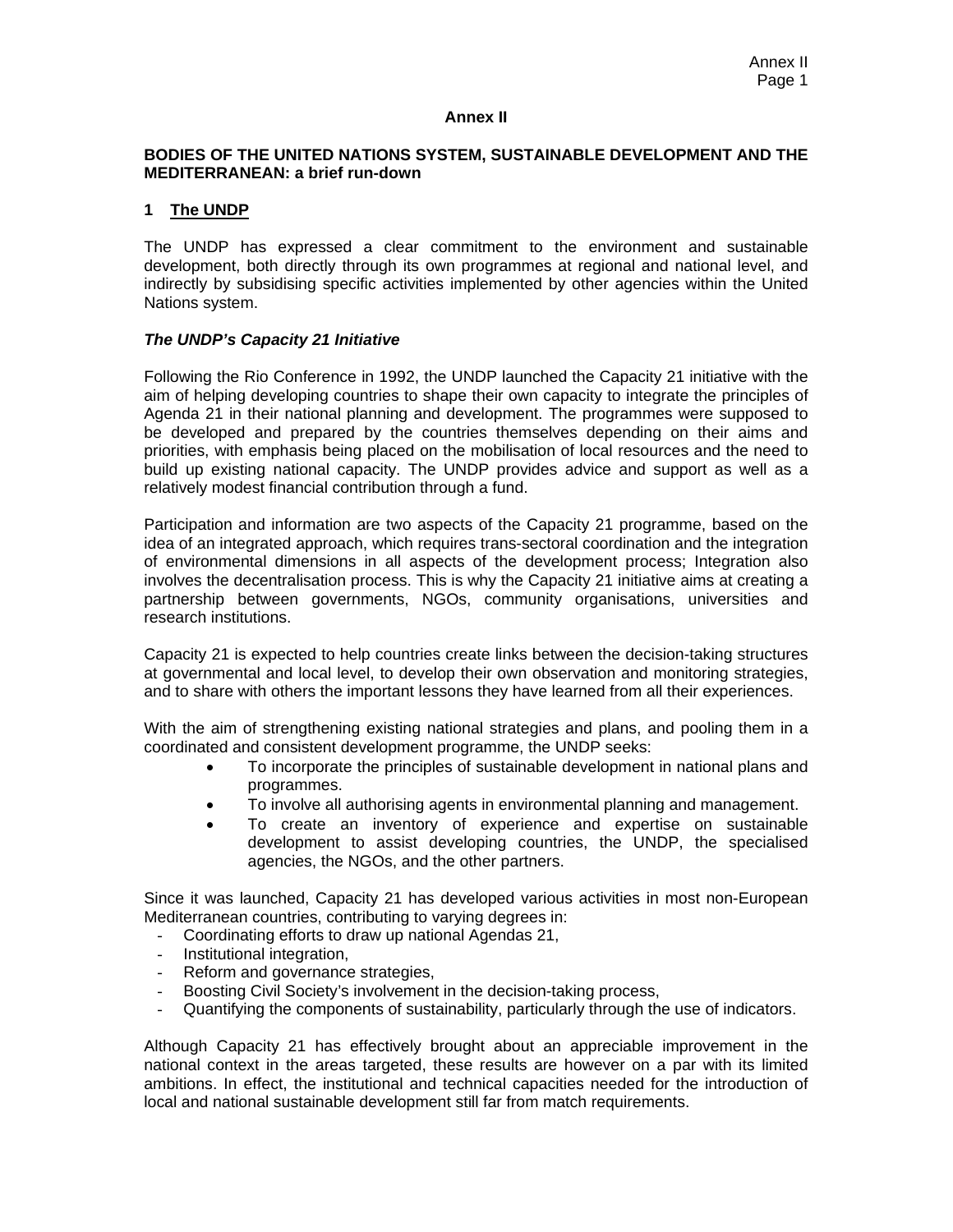# Annex II

## BODIES OF THE UNITED NATIONS SYSTEM, SUSTAINABLE DEVELOPMENT AND THE MEDITERRANEAN: a brief run-down

### 1 The UNDP

The UNDP has expressed a clear commitment to the environment and sustainable development, both directly through its own programmes at regional and national level, and indirectly by subsidising specific activities implemented by other agencies within the United Nations system.

#### *The UNDP's Capacity 21 Initiative*

Following the Rio Conference in 1992, the UNDP launched the Capacity 21 initiative with the aim of helping developing countries to shape their own capacity to integrate the principles of Agenda 21 in their national planning and development. The programmes were supposed to be developed and prepared by the countries themselves depending on their aims and priorities, with emphasis being placed on the mobilisation of local resources and the need to build up existing national capacity. The UNDP provides advice and support as well as a relatively modest financial contribution through a fund.

Participation and information are two aspects of the Capacity 21 programme, based on the idea of an integrated approach, which requires trans-sectoral coordination and the integration of environmental dimensions in all aspects of the development process; Integration also involves the decentralisation process. This is why the Capacity 21 initiative aims at creating a partnership between governments, NGOs, community organisations, universities and research institutions.

Capacity 21 is expected to help countries create links between the decision-taking structures at governmental and local level, to develop their own observation and monitoring strategies, and to share with others the important lessons they have learned from all their experiences.

With the aim of strengthening existing national strategies and plans, and pooling them in a coordinated and consistent development programme, the UNDP seeks:

- To incorporate the principles of sustainable development in national plans and programmes.
- To involve all authorising agents in environmental planning and management.
- To create an inventory of experience and expertise on sustainable development to assist developing countries, the UNDP, the specialised agencies, the NGOs, and the other partners.

Since it was launched, Capacity 21 has developed various activities in most non-European Mediterranean countries, contributing to varying degrees in:

- Coordinating efforts to draw up national Agendas 21,
- Institutional integration,
- Reform and governance strategies,
- Boosting Civil Society's involvement in the decision-taking process,
- Quantifying the components of sustainability, particularly through the use of indicators.

Although Capacity 21 has effectively brought about an appreciable improvement in the national context in the areas targeted, these results are however on a par with its limited ambitions. In effect, the institutional and technical capacities needed for the introduction of local and national sustainable development still far from match requirements.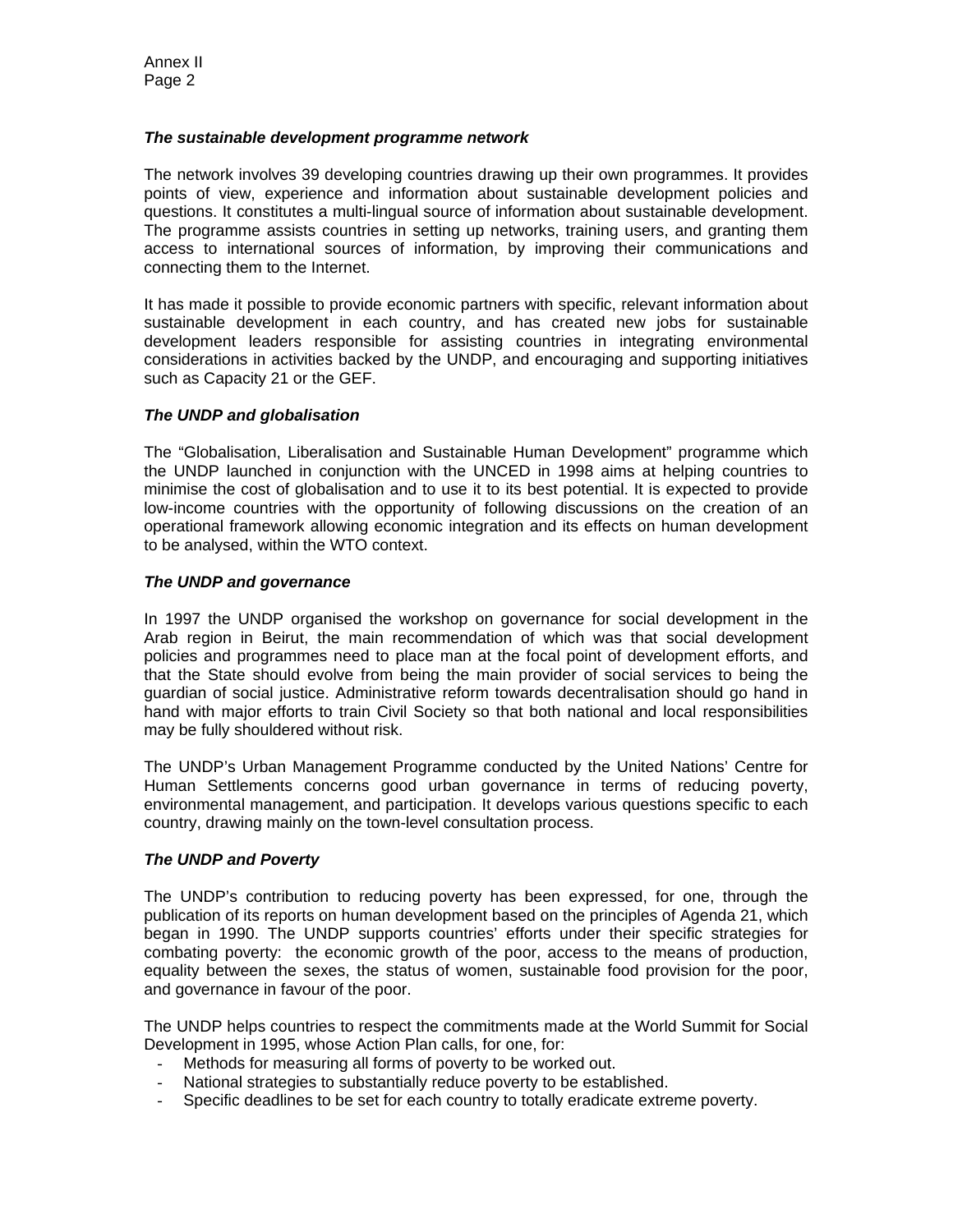### *The sustainable development programme network*

The network involves 39 developing countries drawing up their own programmes. It provides points of view, experience and information about sustainable development policies and questions. It constitutes a multi-lingual source of information about sustainable development. The programme assists countries in setting up networks, training users, and granting them access to international sources of information, by improving their communications and connecting them to the Internet.

It has made it possible to provide economic partners with specific, relevant information about sustainable development in each country, and has created new jobs for sustainable development leaders responsible for assisting countries in integrating environmental considerations in activities backed by the UNDP, and encouraging and supporting initiatives such as Capacity 21 or the GEF.

### *The UNDP and globalisation*

The "Globalisation, Liberalisation and Sustainable Human Development" programme which the UNDP launched in conjunction with the UNCED in 1998 aims at helping countries to minimise the cost of globalisation and to use it to its best potential. It is expected to provide low-income countries with the opportunity of following discussions on the creation of an operational framework allowing economic integration and its effects on human development to be analysed, within the WTO context.

### *The UNDP and governance*

In 1997 the UNDP organised the workshop on governance for social development in the Arab region in Beirut, the main recommendation of which was that social development policies and programmes need to place man at the focal point of development efforts, and that the State should evolve from being the main provider of social services to being the guardian of social justice. Administrative reform towards decentralisation should go hand in hand with major efforts to train Civil Society so that both national and local responsibilities may be fully shouldered without risk.

The UNDP's Urban Management Programme conducted by the United Nations' Centre for Human Settlements concerns good urban governance in terms of reducing poverty, environmental management, and participation. It develops various questions specific to each country, drawing mainly on the town-level consultation process.

### *The UNDP and Poverty*

The UNDP's contribution to reducing poverty has been expressed, for one, through the publication of its reports on human development based on the principles of Agenda 21, which began in 1990. The UNDP supports countries' efforts under their specific strategies for combating poverty: the economic growth of the poor, access to the means of production, equality between the sexes, the status of women, sustainable food provision for the poor, and governance in favour of the poor.

The UNDP helps countries to respect the commitments made at the World Summit for Social Development in 1995, whose Action Plan calls, for one, for:

- Methods for measuring all forms of poverty to be worked out.
- National strategies to substantially reduce poverty to be established.
- Specific deadlines to be set for each country to totally eradicate extreme poverty.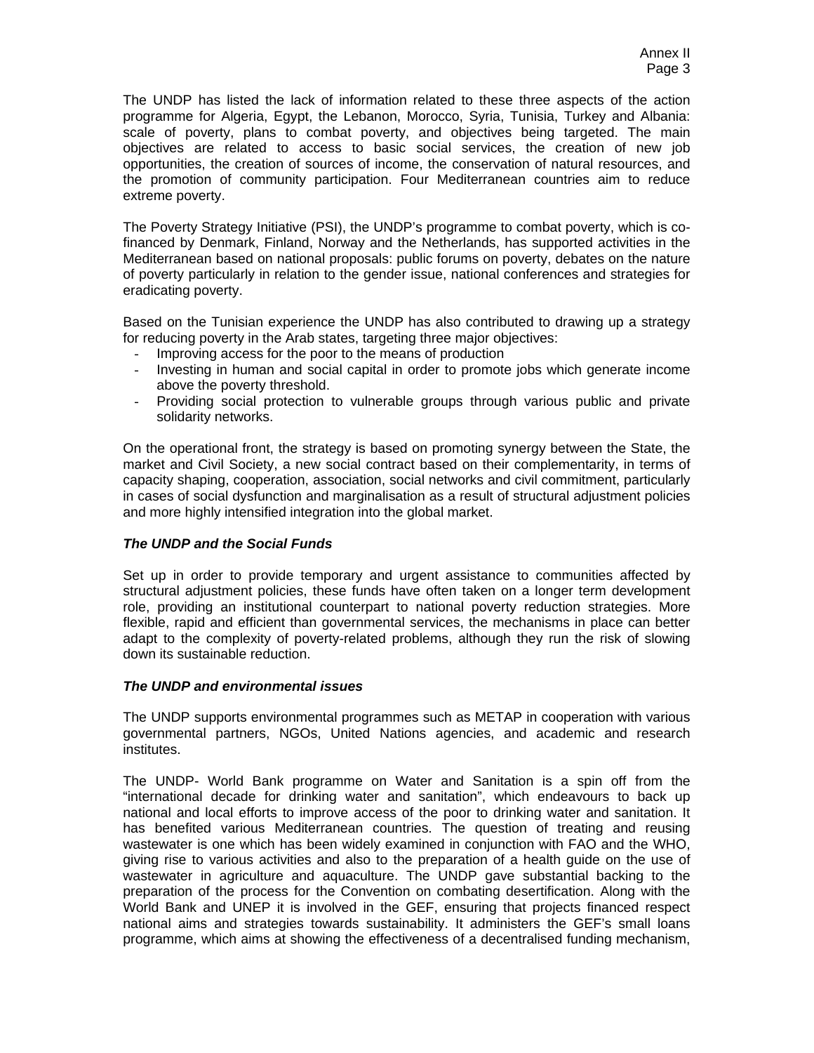The UNDP has listed the lack of information related to these three aspects of the action programme for Algeria, Egypt, the Lebanon, Morocco, Syria, Tunisia, Turkey and Albania: scale of poverty, plans to combat poverty, and objectives being targeted. The main objectives are related to access to basic social services, the creation of new job opportunities, the creation of sources of income, the conservation of natural resources, and the promotion of community participation. Four Mediterranean countries aim to reduce extreme poverty.

The Poverty Strategy Initiative (PSI), the UNDP's programme to combat poverty, which is co-financed by Denmark, Finland, Norway and the Netherlands, has supported activities in the Mediterranean based on national proposals: public forums on poverty, debates on the nature of poverty particularly in relation to the gender issue, national conferences and strategies for eradicating poverty.

Based on the Tunisian experience the UNDP has also contributed to drawing up a strategy for reducing poverty in the Arab states, targeting three major objectives:

- Improving access for the poor to the means of production
- Investing in human and social capital in order to promote jobs which generate income above the poverty threshold.
- Providing social protection to vulnerable groups through various public and private solidarity networks.

On the operational front, the strategy is based on promoting synergy between the State, the market and Civil Society, a new social contract based on their complementarity, in terms of capacity shaping, cooperation, association, social networks and civil commitment, particularly in cases of social dysfunction and marginalisation as a result of structural adjustment policies and more highly intensified integration into the global market.

***The UNDP and the Social Funds***

Set up in order to provide temporary and urgent assistance to communities affected by structural adjustment policies, these funds have often taken on a longer term development role, providing an institutional counterpart to national poverty reduction strategies. More flexible, rapid and efficient than governmental services, the mechanisms in place can better adapt to the complexity of poverty-related problems, although they run the risk of slowing down its sustainable reduction.

***The UNDP and environmental issues***

The UNDP supports environmental programmes such as METAP in cooperation with various governmental partners, NGOs, United Nations agencies, and academic and research institutes.

The UNDP- World Bank programme on Water and Sanitation is a spin off from the "international decade for drinking water and sanitation", which endeavours to back up national and local efforts to improve access of the poor to drinking water and sanitation. It has benefited various Mediterranean countries. The question of treating and reusing wastewater is one which has been widely examined in conjunction with FAO and the WHO, giving rise to various activities and also to the preparation of a health guide on the use of wastewater in agriculture and aquaculture. The UNDP gave substantial backing to the preparation of the process for the Convention on combating desertification. Along with the World Bank and UNEP it is involved in the GEF, ensuring that projects financed respect national aims and strategies towards sustainability. It administers the GEF's small loans programme, which aims at showing the effectiveness of a decentralised funding mechanism,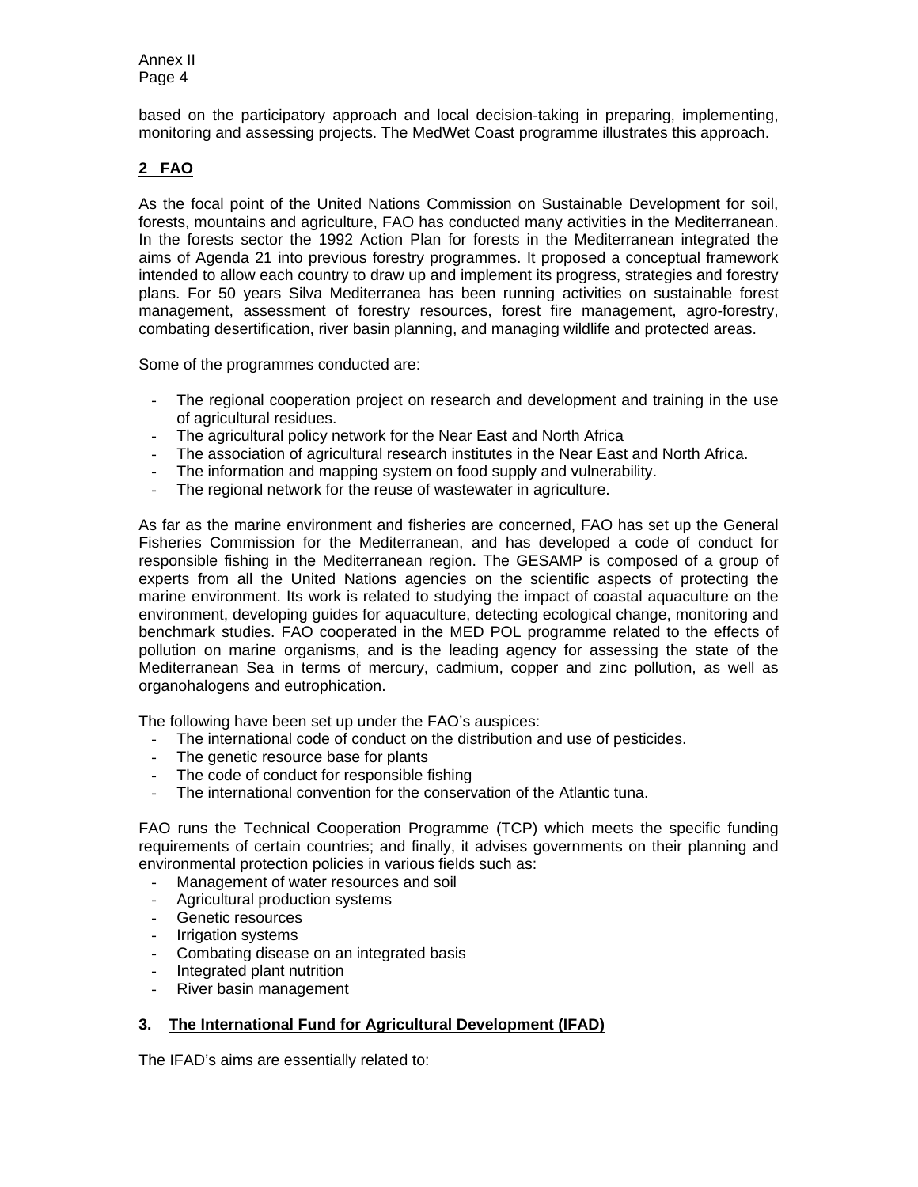based on the participatory approach and local decision-taking in preparing, implementing, monitoring and assessing projects. The MedWet Coast programme illustrates this approach.

## 2 FAO

As the focal point of the United Nations Commission on Sustainable Development for soil, forests, mountains and agriculture, FAO has conducted many activities in the Mediterranean. In the forests sector the 1992 Action Plan for forests in the Mediterranean integrated the aims of Agenda 21 into previous forestry programmes. It proposed a conceptual framework intended to allow each country to draw up and implement its progress, strategies and forestry plans. For 50 years Silva Mediterranea has been running activities on sustainable forest management, assessment of forestry resources, forest fire management, agro-forestry, combating desertification, river basin planning, and managing wildlife and protected areas.

Some of the programmes conducted are:

- The regional cooperation project on research and development and training in the use of agricultural residues.
- The agricultural policy network for the Near East and North Africa
- The association of agricultural research institutes in the Near East and North Africa.
- The information and mapping system on food supply and vulnerability.
- The regional network for the reuse of wastewater in agriculture.

As far as the marine environment and fisheries are concerned, FAO has set up the General Fisheries Commission for the Mediterranean, and has developed a code of conduct for responsible fishing in the Mediterranean region. The GESAMP is composed of a group of experts from all the United Nations agencies on the scientific aspects of protecting the marine environment. Its work is related to studying the impact of coastal aquaculture on the environment, developing guides for aquaculture, detecting ecological change, monitoring and benchmark studies. FAO cooperated in the MED POL programme related to the effects of pollution on marine organisms, and is the leading agency for assessing the state of the Mediterranean Sea in terms of mercury, cadmium, copper and zinc pollution, as well as organohalogens and eutrophication.

The following have been set up under the FAO's auspices:

- The international code of conduct on the distribution and use of pesticides.
- The genetic resource base for plants
- The code of conduct for responsible fishing
- The international convention for the conservation of the Atlantic tuna.

FAO runs the Technical Cooperation Programme (TCP) which meets the specific funding requirements of certain countries; and finally, it advises governments on their planning and environmental protection policies in various fields such as:

- Management of water resources and soil
- Agricultural production systems
- Genetic resources
- Irrigation systems
- Combating disease on an integrated basis
- Integrated plant nutrition
- River basin management

## 3. The International Fund for Agricultural Development (IFAD)

The IFAD's aims are essentially related to: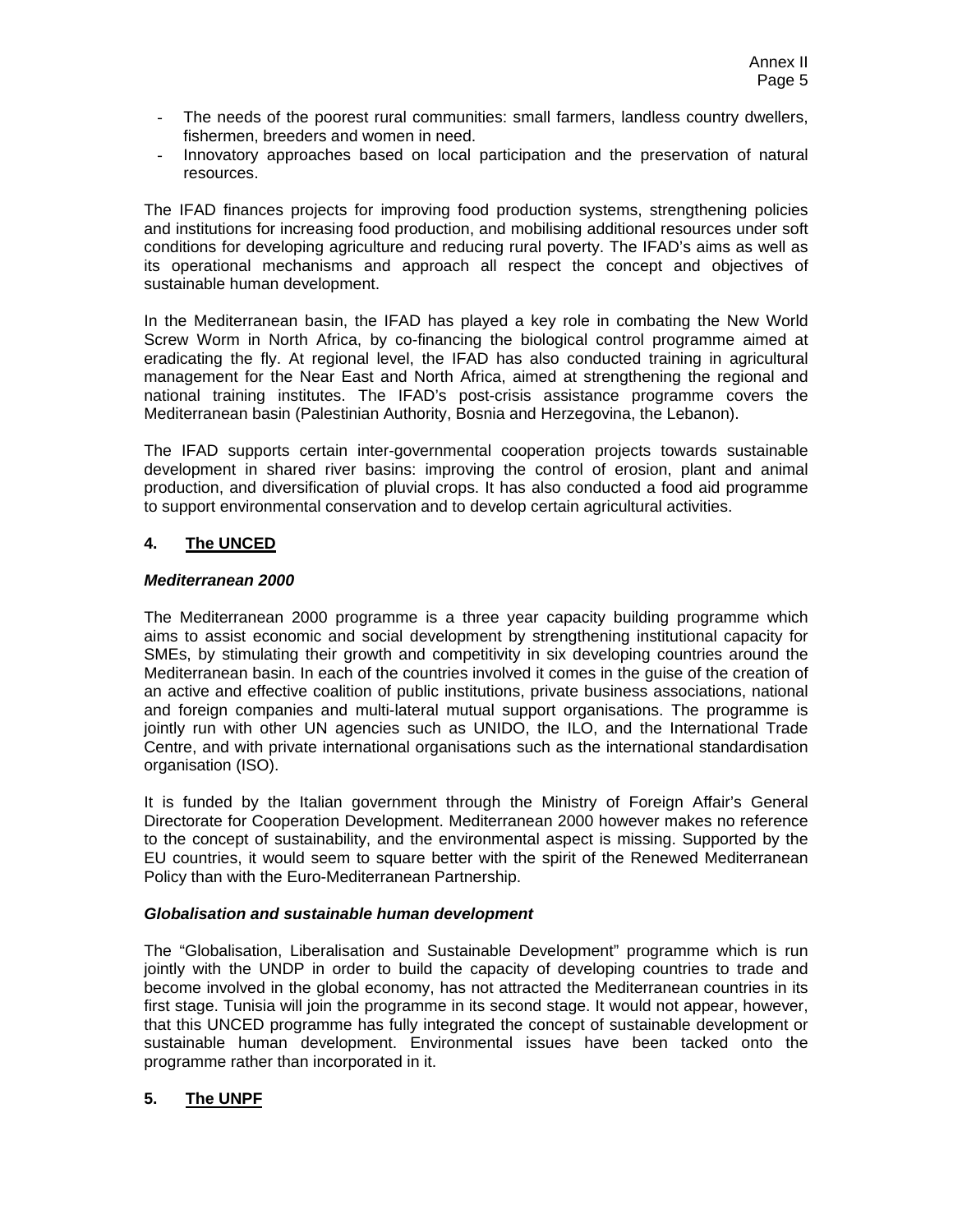- The needs of the poorest rural communities: small farmers, landless country dwellers, fishermen, breeders and women in need.
- Innovatory approaches based on local participation and the preservation of natural resources.

The IFAD finances projects for improving food production systems, strengthening policies and institutions for increasing food production, and mobilising additional resources under soft conditions for developing agriculture and reducing rural poverty. The IFAD's aims as well as its operational mechanisms and approach all respect the concept and objectives of sustainable human development.

In the Mediterranean basin, the IFAD has played a key role in combating the New World Screw Worm in North Africa, by co-financing the biological control programme aimed at eradicating the fly. At regional level, the IFAD has also conducted training in agricultural management for the Near East and North Africa, aimed at strengthening the regional and national training institutes. The IFAD's post-crisis assistance programme covers the Mediterranean basin (Palestinian Authority, Bosnia and Herzegovina, the Lebanon).

The IFAD supports certain inter-governmental cooperation projects towards sustainable development in shared river basins: improving the control of erosion, plant and animal production, and diversification of pluvial crops. It has also conducted a food aid programme to support environmental conservation and to develop certain agricultural activities.

## 4. The UNCED

### *Mediterranean 2000*

The Mediterranean 2000 programme is a three year capacity building programme which aims to assist economic and social development by strengthening institutional capacity for SMEs, by stimulating their growth and competitivity in six developing countries around the Mediterranean basin. In each of the countries involved it comes in the guise of the creation of an active and effective coalition of public institutions, private business associations, national and foreign companies and multi-lateral mutual support organisations. The programme is jointly run with other UN agencies such as UNIDO, the ILO, and the International Trade Centre, and with private international organisations such as the international standardisation organisation (ISO).

It is funded by the Italian government through the Ministry of Foreign Affair's General Directorate for Cooperation Development. Mediterranean 2000 however makes no reference to the concept of sustainability, and the environmental aspect is missing. Supported by the EU countries, it would seem to square better with the spirit of the Renewed Mediterranean Policy than with the Euro-Mediterranean Partnership.

### *Globalisation and sustainable human development*

The "Globalisation, Liberalisation and Sustainable Development" programme which is run jointly with the UNDP in order to build the capacity of developing countries to trade and become involved in the global economy, has not attracted the Mediterranean countries in its first stage. Tunisia will join the programme in its second stage. It would not appear, however, that this UNCED programme has fully integrated the concept of sustainable development or sustainable human development. Environmental issues have been tacked onto the programme rather than incorporated in it.

## 5. The UNPF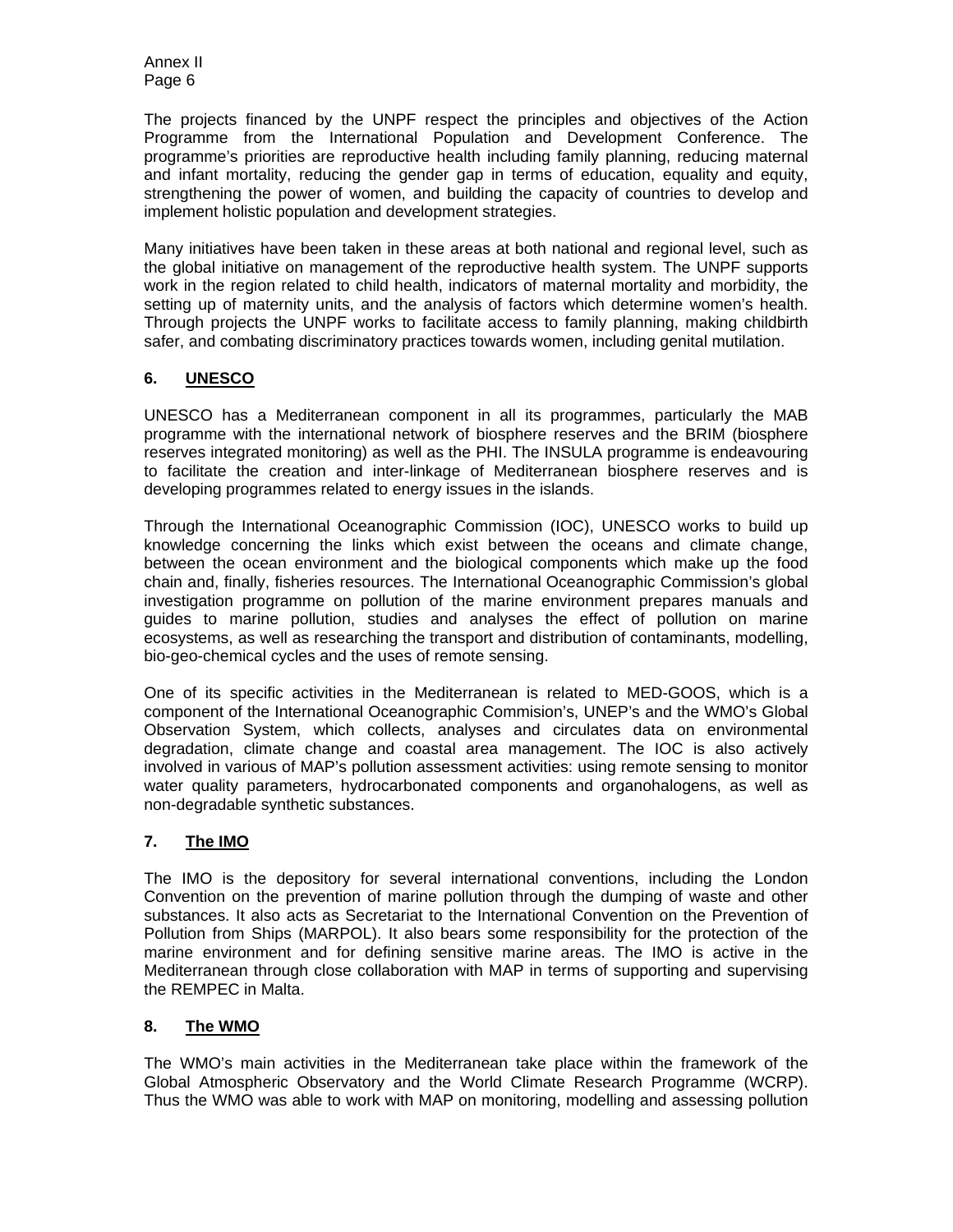The projects financed by the UNPF respect the principles and objectives of the Action Programme from the International Population and Development Conference. The programme's priorities are reproductive health including family planning, reducing maternal and infant mortality, reducing the gender gap in terms of education, equality and equity, strengthening the power of women, and building the capacity of countries to develop and implement holistic population and development strategies.

Many initiatives have been taken in these areas at both national and regional level, such as the global initiative on management of the reproductive health system. The UNPF supports work in the region related to child health, indicators of maternal mortality and morbidity, the setting up of maternity units, and the analysis of factors which determine women's health. Through projects the UNPF works to facilitate access to family planning, making childbirth safer, and combating discriminatory practices towards women, including genital mutilation.

### 6. UNESCO

UNESCO has a Mediterranean component in all its programmes, particularly the MAB programme with the international network of biosphere reserves and the BRIM (biosphere reserves integrated monitoring) as well as the PHI. The INSULA programme is endeavouring to facilitate the creation and inter-linkage of Mediterranean biosphere reserves and is developing programmes related to energy issues in the islands.

Through the International Oceanographic Commission (IOC), UNESCO works to build up knowledge concerning the links which exist between the oceans and climate change, between the ocean environment and the biological components which make up the food chain and, finally, fisheries resources. The International Oceanographic Commission's global investigation programme on pollution of the marine environment prepares manuals and guides to marine pollution, studies and analyses the effect of pollution on marine ecosystems, as well as researching the transport and distribution of contaminants, modelling, bio-geo-chemical cycles and the uses of remote sensing.

One of its specific activities in the Mediterranean is related to MED-GOOS, which is a component of the International Oceanographic Commision's, UNEP's and the WMO's Global Observation System, which collects, analyses and circulates data on environmental degradation, climate change and coastal area management. The IOC is also actively involved in various of MAP's pollution assessment activities: using remote sensing to monitor water quality parameters, hydrocarbonated components and organohalogens, as well as non-degradable synthetic substances.

### 7. The IMO

The IMO is the depository for several international conventions, including the London Convention on the prevention of marine pollution through the dumping of waste and other substances. It also acts as Secretariat to the International Convention on the Prevention of Pollution from Ships (MARPOL). It also bears some responsibility for the protection of the marine environment and for defining sensitive marine areas. The IMO is active in the Mediterranean through close collaboration with MAP in terms of supporting and supervising the REMPEC in Malta.

### 8. The WMO

The WMO's main activities in the Mediterranean take place within the framework of the Global Atmospheric Observatory and the World Climate Research Programme (WCRP). Thus the WMO was able to work with MAP on monitoring, modelling and assessing pollution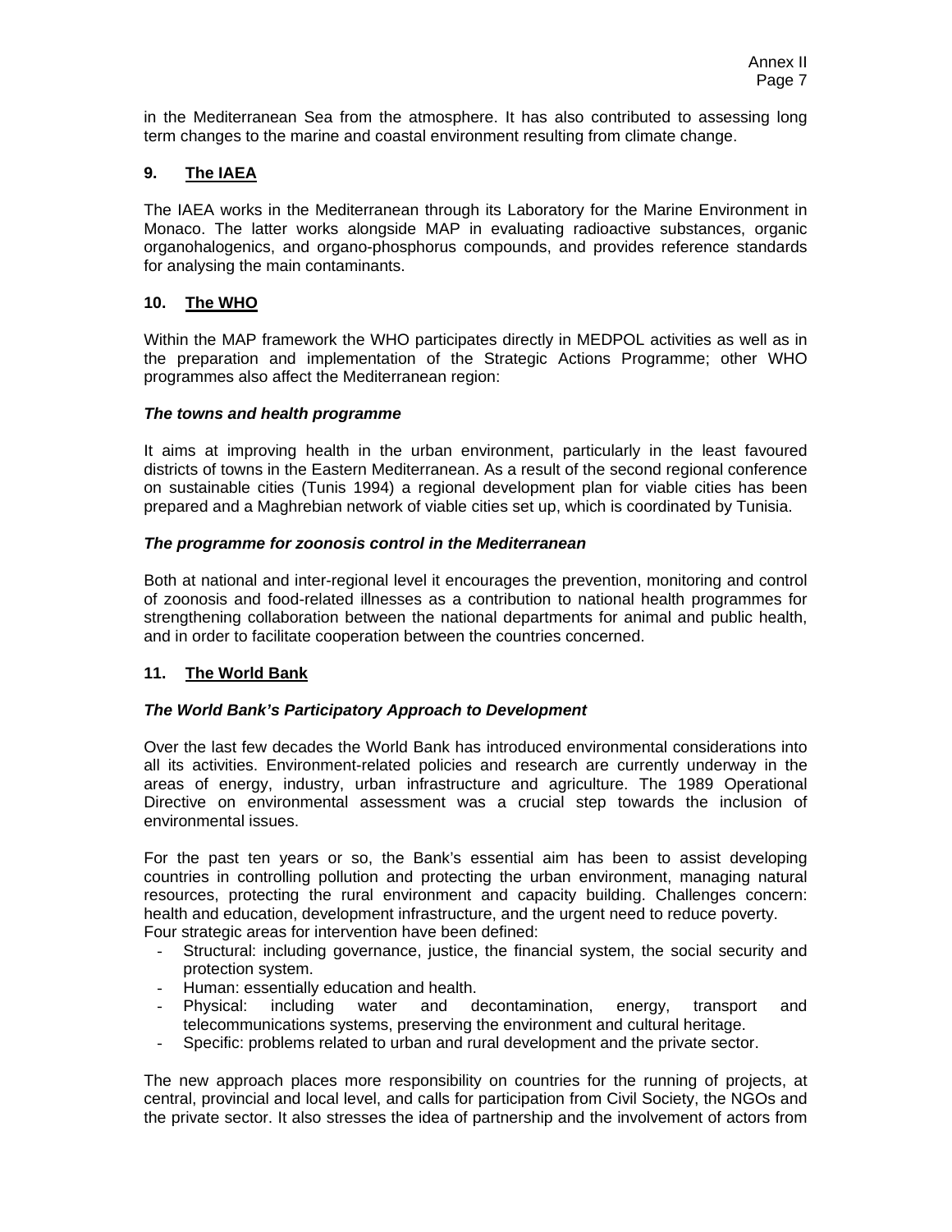in the Mediterranean Sea from the atmosphere. It has also contributed to assessing long term changes to the marine and coastal environment resulting from climate change.

### 9. <u>The IAEA</u>

The IAEA works in the Mediterranean through its Laboratory for the Marine Environment in Monaco. The latter works alongside MAP in evaluating radioactive substances, organic organohalogenics, and organo-phosphorus compounds, and provides reference standards for analysing the main contaminants.

### 10. <u>The WHO</u>

Within the MAP framework the WHO participates directly in MEDPOL activities as well as in the preparation and implementation of the Strategic Actions Programme; other WHO programmes also affect the Mediterranean region:

***The towns and health programme***

It aims at improving health in the urban environment, particularly in the least favoured districts of towns in the Eastern Mediterranean. As a result of the second regional conference on sustainable cities (Tunis 1994) a regional development plan for viable cities has been prepared and a Maghrebian network of viable cities set up, which is coordinated by Tunisia.

***The programme for zoonosis control in the Mediterranean***

Both at national and inter-regional level it encourages the prevention, monitoring and control of zoonosis and food-related illnesses as a contribution to national health programmes for strengthening collaboration between the national departments for animal and public health, and in order to facilitate cooperation between the countries concerned.

### 11. <u>The World Bank</u>

***The World Bank's Participatory Approach to Development***

Over the last few decades the World Bank has introduced environmental considerations into all its activities. Environment-related policies and research are currently underway in the areas of energy, industry, urban infrastructure and agriculture. The 1989 Operational Directive on environmental assessment was a crucial step towards the inclusion of environmental issues.

For the past ten years or so, the Bank's essential aim has been to assist developing countries in controlling pollution and protecting the urban environment, managing natural resources, protecting the rural environment and capacity building. Challenges concern: health and education, development infrastructure, and the urgent need to reduce poverty.
Four strategic areas for intervention have been defined:

- Structural: including governance, justice, the financial system, the social security and protection system.
- Human: essentially education and health.
- Physical: including water and decontamination, energy, transport and telecommunications systems, preserving the environment and cultural heritage.
- Specific: problems related to urban and rural development and the private sector.

The new approach places more responsibility on countries for the running of projects, at central, provincial and local level, and calls for participation from Civil Society, the NGOs and the private sector. It also stresses the idea of partnership and the involvement of actors from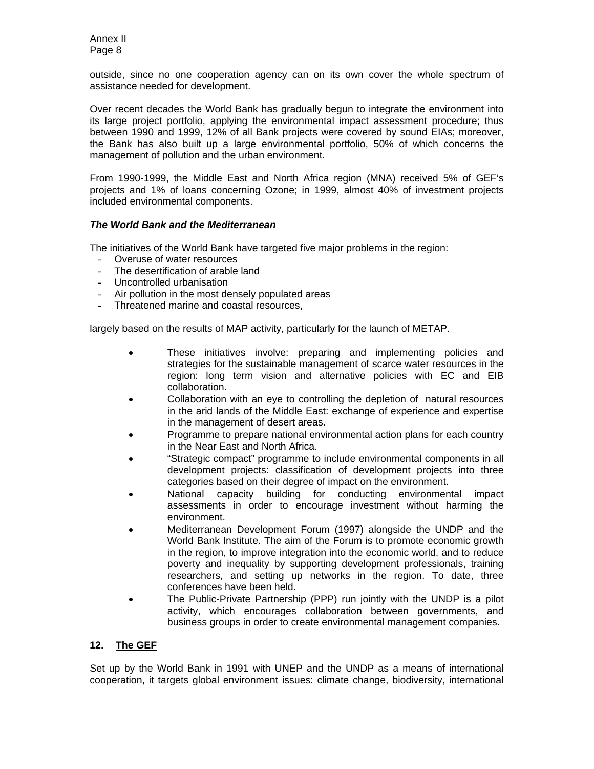outside, since no one cooperation agency can on its own cover the whole spectrum of assistance needed for development.

Over recent decades the World Bank has gradually begun to integrate the environment into its large project portfolio, applying the environmental impact assessment procedure; thus between 1990 and 1999, 12% of all Bank projects were covered by sound EIAs; moreover, the Bank has also built up a large environmental portfolio, 50% of which concerns the management of pollution and the urban environment.

From 1990-1999, the Middle East and North Africa region (MNA) received 5% of GEF's projects and 1% of loans concerning Ozone; in 1999, almost 40% of investment projects included environmental components.

***The World Bank and the Mediterranean***

The initiatives of the World Bank have targeted five major problems in the region:

- Overuse of water resources
- The desertification of arable land
- Uncontrolled urbanisation
- Air pollution in the most densely populated areas
- Threatened marine and coastal resources,

largely based on the results of MAP activity, particularly for the launch of METAP.

- These initiatives involve: preparing and implementing policies and strategies for the sustainable management of scarce water resources in the region: long term vision and alternative policies with EC and EIB collaboration.
- Collaboration with an eye to controlling the depletion of natural resources in the arid lands of the Middle East: exchange of experience and expertise in the management of desert areas.
- Programme to prepare national environmental action plans for each country in the Near East and North Africa.
- "Strategic compact" programme to include environmental components in all development projects: classification of development projects into three categories based on their degree of impact on the environment.
- National capacity building for conducting environmental impact assessments in order to encourage investment without harming the environment.
- Mediterranean Development Forum (1997) alongside the UNDP and the World Bank Institute. The aim of the Forum is to promote economic growth in the region, to improve integration into the economic world, and to reduce poverty and inequality by supporting development professionals, training researchers, and setting up networks in the region. To date, three conferences have been held.
- The Public-Private Partnership (PPP) run jointly with the UNDP is a pilot activity, which encourages collaboration between governments, and business groups in order to create environmental management companies.

## 12. The GEF

Set up by the World Bank in 1991 with UNEP and the UNDP as a means of international cooperation, it targets global environment issues: climate change, biodiversity, international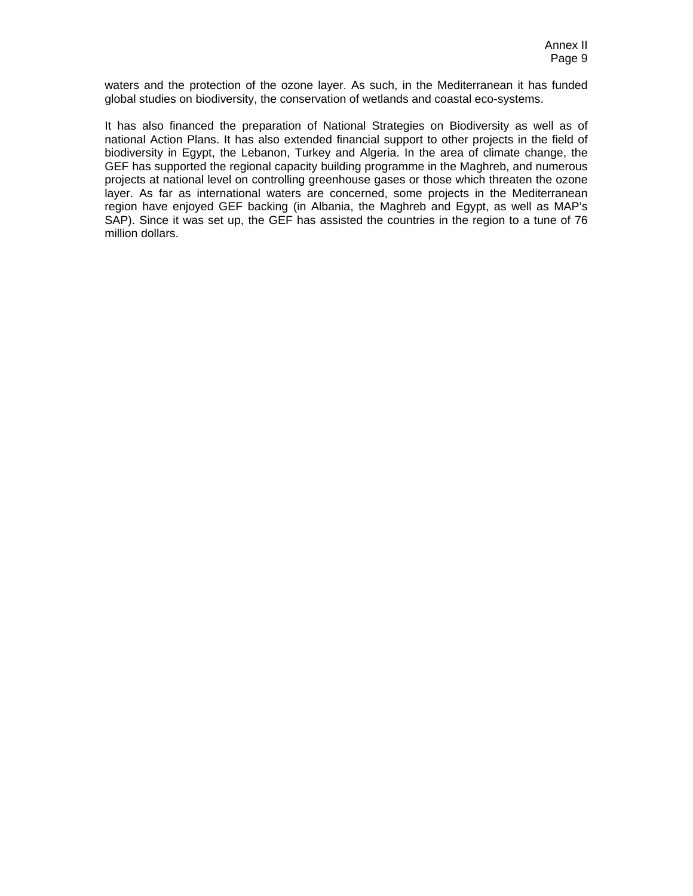waters and the protection of the ozone layer. As such, in the Mediterranean it has funded global studies on biodiversity, the conservation of wetlands and coastal eco-systems.

It has also financed the preparation of National Strategies on Biodiversity as well as of national Action Plans. It has also extended financial support to other projects in the field of biodiversity in Egypt, the Lebanon, Turkey and Algeria. In the area of climate change, the GEF has supported the regional capacity building programme in the Maghreb, and numerous projects at national level on controlling greenhouse gases or those which threaten the ozone layer. As far as international waters are concerned, some projects in the Mediterranean region have enjoyed GEF backing (in Albania, the Maghreb and Egypt, as well as MAP's SAP). Since it was set up, the GEF has assisted the countries in the region to a tune of 76 million dollars.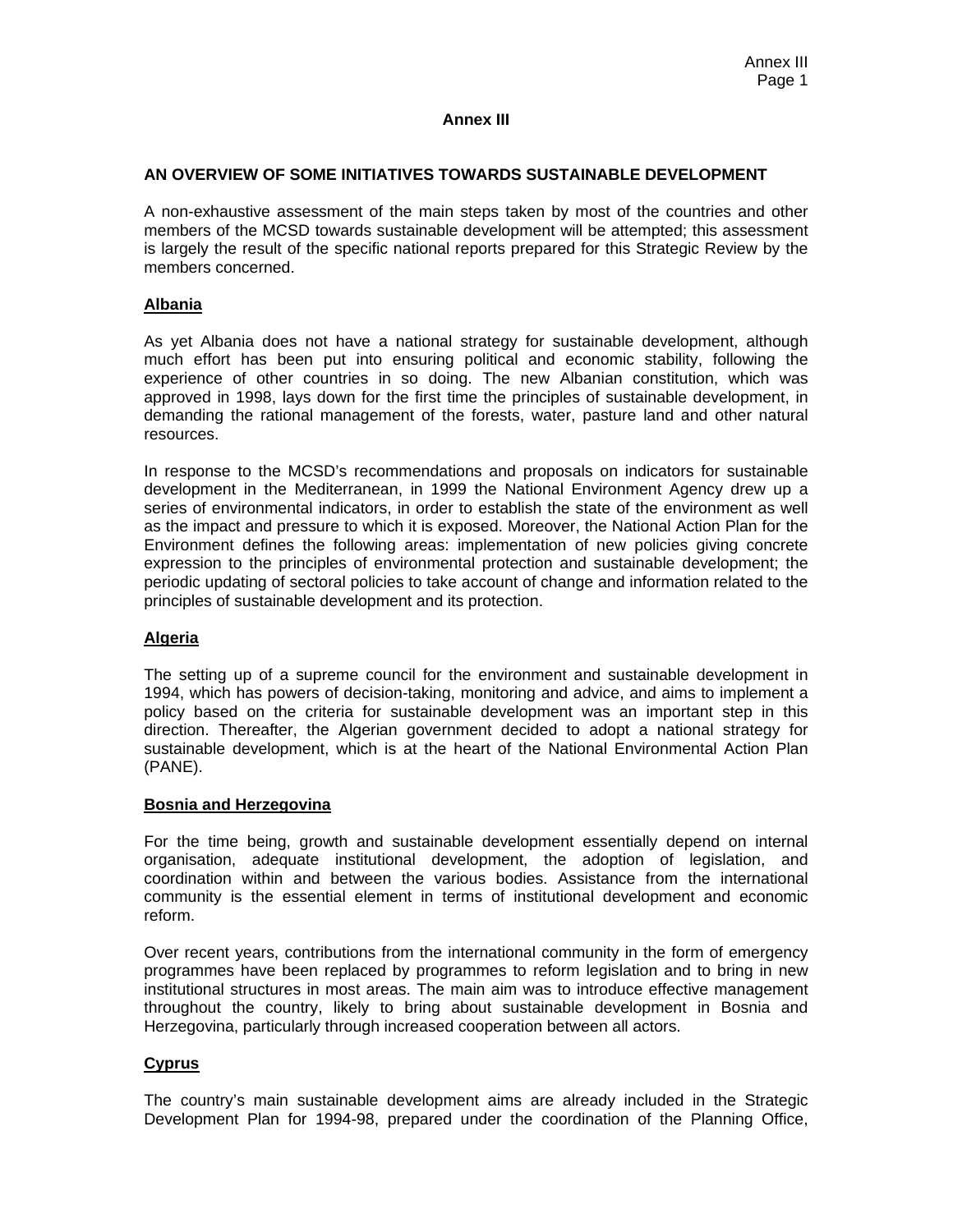# Annex III

## AN OVERVIEW OF SOME INITIATIVES TOWARDS SUSTAINABLE DEVELOPMENT

A non-exhaustive assessment of the main steps taken by most of the countries and other members of the MCSD towards sustainable development will be attempted; this assessment is largely the result of the specific national reports prepared for this Strategic Review by the members concerned.

### Albania

As yet Albania does not have a national strategy for sustainable development, although much effort has been put into ensuring political and economic stability, following the experience of other countries in so doing. The new Albanian constitution, which was approved in 1998, lays down for the first time the principles of sustainable development, in demanding the rational management of the forests, water, pasture land and other natural resources.

In response to the MCSD's recommendations and proposals on indicators for sustainable development in the Mediterranean, in 1999 the National Environment Agency drew up a series of environmental indicators, in order to establish the state of the environment as well as the impact and pressure to which it is exposed. Moreover, the National Action Plan for the Environment defines the following areas: implementation of new policies giving concrete expression to the principles of environmental protection and sustainable development; the periodic updating of sectoral policies to take account of change and information related to the principles of sustainable development and its protection.

### Algeria

The setting up of a supreme council for the environment and sustainable development in 1994, which has powers of decision-taking, monitoring and advice, and aims to implement a policy based on the criteria for sustainable development was an important step in this direction. Thereafter, the Algerian government decided to adopt a national strategy for sustainable development, which is at the heart of the National Environmental Action Plan (PANE).

### Bosnia and Herzegovina

For the time being, growth and sustainable development essentially depend on internal organisation, adequate institutional development, the adoption of legislation, and coordination within and between the various bodies. Assistance from the international community is the essential element in terms of institutional development and economic reform.

Over recent years, contributions from the international community in the form of emergency programmes have been replaced by programmes to reform legislation and to bring in new institutional structures in most areas. The main aim was to introduce effective management throughout the country, likely to bring about sustainable development in Bosnia and Herzegovina, particularly through increased cooperation between all actors.

### Cyprus

The country's main sustainable development aims are already included in the Strategic Development Plan for 1994-98, prepared under the coordination of the Planning Office,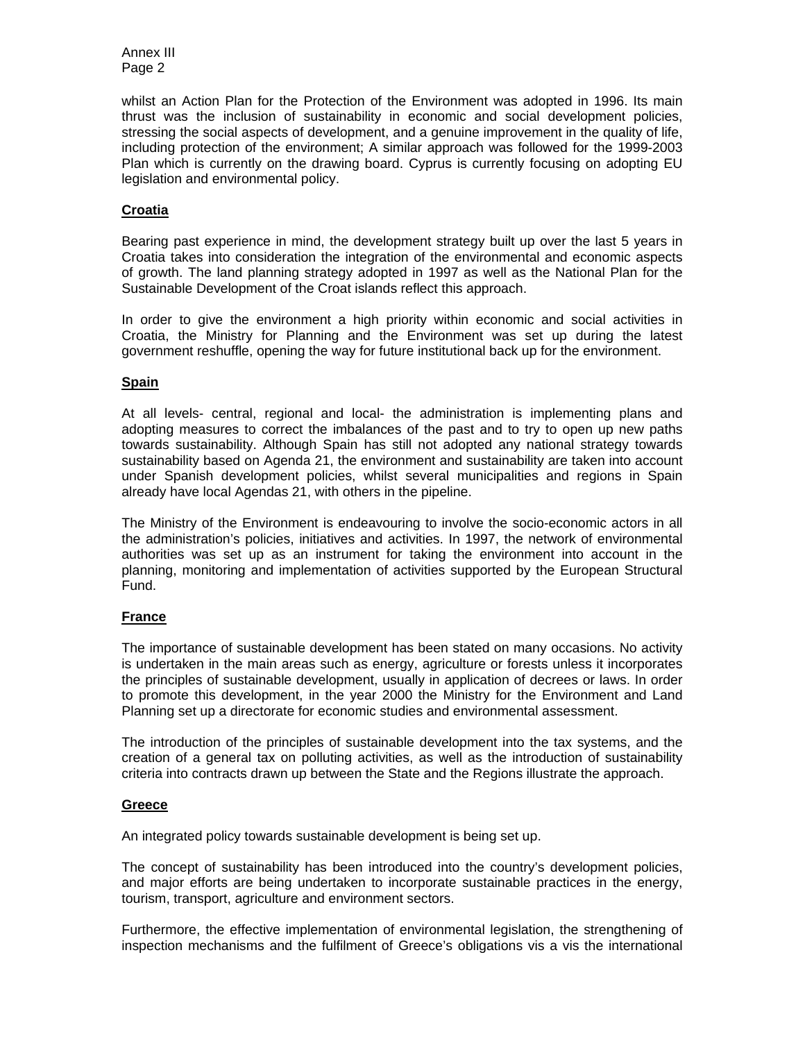whilst an Action Plan for the Protection of the Environment was adopted in 1996. Its main thrust was the inclusion of sustainability in economic and social development policies, stressing the social aspects of development, and a genuine improvement in the quality of life, including protection of the environment; A similar approach was followed for the 1999-2003 Plan which is currently on the drawing board. Cyprus is currently focusing on adopting EU legislation and environmental policy.

**Croatia**

Bearing past experience in mind, the development strategy built up over the last 5 years in Croatia takes into consideration the integration of the environmental and economic aspects of growth. The land planning strategy adopted in 1997 as well as the National Plan for the Sustainable Development of the Croat islands reflect this approach.

In order to give the environment a high priority within economic and social activities in Croatia, the Ministry for Planning and the Environment was set up during the latest government reshuffle, opening the way for future institutional back up for the environment.

**Spain**

At all levels- central, regional and local- the administration is implementing plans and adopting measures to correct the imbalances of the past and to try to open up new paths towards sustainability. Although Spain has still not adopted any national strategy towards sustainability based on Agenda 21, the environment and sustainability are taken into account under Spanish development policies, whilst several municipalities and regions in Spain already have local Agendas 21, with others in the pipeline.

The Ministry of the Environment is endeavouring to involve the socio-economic actors in all the administration's policies, initiatives and activities. In 1997, the network of environmental authorities was set up as an instrument for taking the environment into account in the planning, monitoring and implementation of activities supported by the European Structural Fund.

**France**

The importance of sustainable development has been stated on many occasions. No activity is undertaken in the main areas such as energy, agriculture or forests unless it incorporates the principles of sustainable development, usually in application of decrees or laws. In order to promote this development, in the year 2000 the Ministry for the Environment and Land Planning set up a directorate for economic studies and environmental assessment.

The introduction of the principles of sustainable development into the tax systems, and the creation of a general tax on polluting activities, as well as the introduction of sustainability criteria into contracts drawn up between the State and the Regions illustrate the approach.

**Greece**

An integrated policy towards sustainable development is being set up.

The concept of sustainability has been introduced into the country's development policies, and major efforts are being undertaken to incorporate sustainable practices in the energy, tourism, transport, agriculture and environment sectors.

Furthermore, the effective implementation of environmental legislation, the strengthening of inspection mechanisms and the fulfilment of Greece's obligations vis a vis the international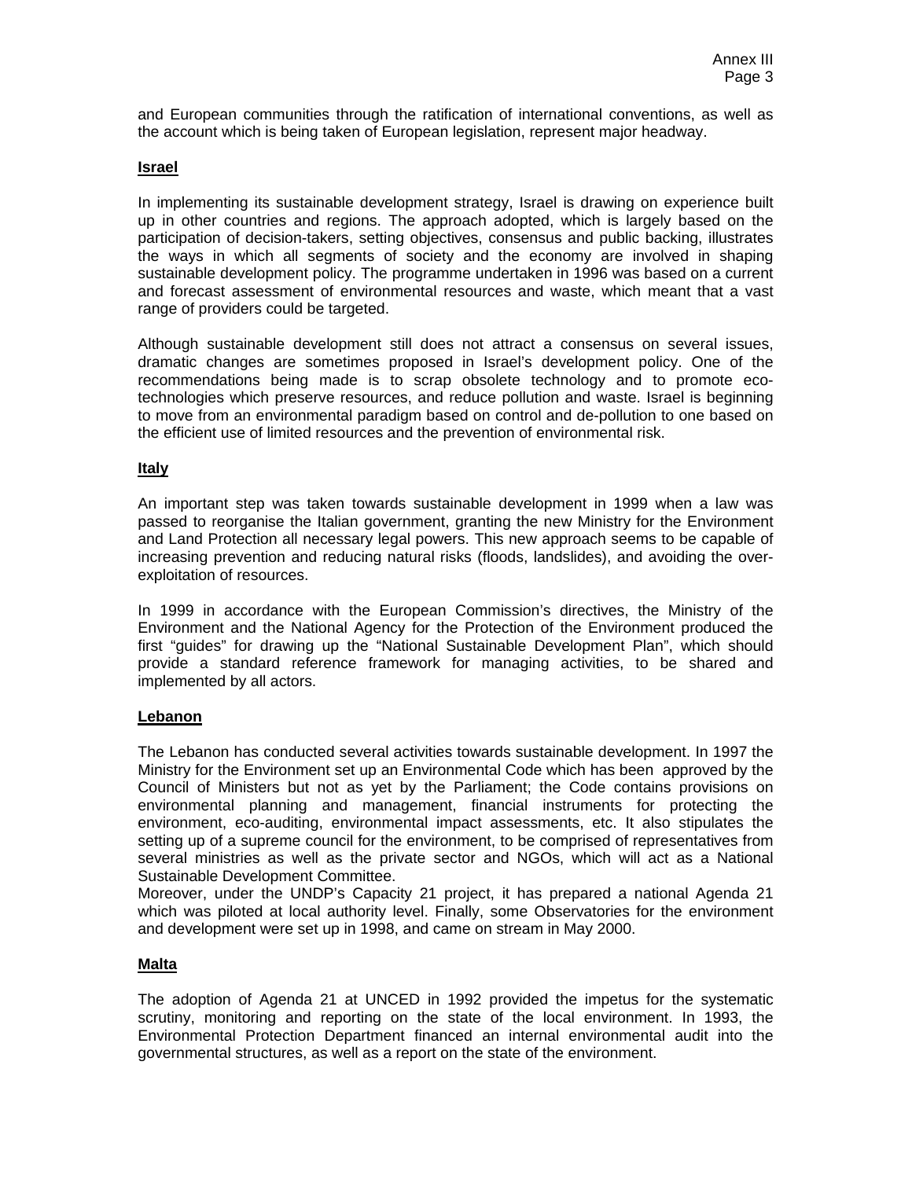and European communities through the ratification of international conventions, as well as the account which is being taken of European legislation, represent major headway.

**Israel**

In implementing its sustainable development strategy, Israel is drawing on experience built up in other countries and regions. The approach adopted, which is largely based on the participation of decision-takers, setting objectives, consensus and public backing, illustrates the ways in which all segments of society and the economy are involved in shaping sustainable development policy. The programme undertaken in 1996 was based on a current and forecast assessment of environmental resources and waste, which meant that a vast range of providers could be targeted.

Although sustainable development still does not attract a consensus on several issues, dramatic changes are sometimes proposed in Israel's development policy. One of the recommendations being made is to scrap obsolete technology and to promote eco-technologies which preserve resources, and reduce pollution and waste. Israel is beginning to move from an environmental paradigm based on control and de-pollution to one based on the efficient use of limited resources and the prevention of environmental risk.

**Italy**

An important step was taken towards sustainable development in 1999 when a law was passed to reorganise the Italian government, granting the new Ministry for the Environment and Land Protection all necessary legal powers. This new approach seems to be capable of increasing prevention and reducing natural risks (floods, landslides), and avoiding the over-exploitation of resources.

In 1999 in accordance with the European Commission's directives, the Ministry of the Environment and the National Agency for the Protection of the Environment produced the first "guides" for drawing up the "National Sustainable Development Plan", which should provide a standard reference framework for managing activities, to be shared and implemented by all actors.

**Lebanon**

The Lebanon has conducted several activities towards sustainable development. In 1997 the Ministry for the Environment set up an Environmental Code which has been approved by the Council of Ministers but not as yet by the Parliament; the Code contains provisions on environmental planning and management, financial instruments for protecting the environment, eco-auditing, environmental impact assessments, etc. It also stipulates the setting up of a supreme council for the environment, to be comprised of representatives from several ministries as well as the private sector and NGOs, which will act as a National Sustainable Development Committee.

Moreover, under the UNDP's Capacity 21 project, it has prepared a national Agenda 21 which was piloted at local authority level. Finally, some Observatories for the environment and development were set up in 1998, and came on stream in May 2000.

**Malta**

The adoption of Agenda 21 at UNCED in 1992 provided the impetus for the systematic scrutiny, monitoring and reporting on the state of the local environment. In 1993, the Environmental Protection Department financed an internal environmental audit into the governmental structures, as well as a report on the state of the environment.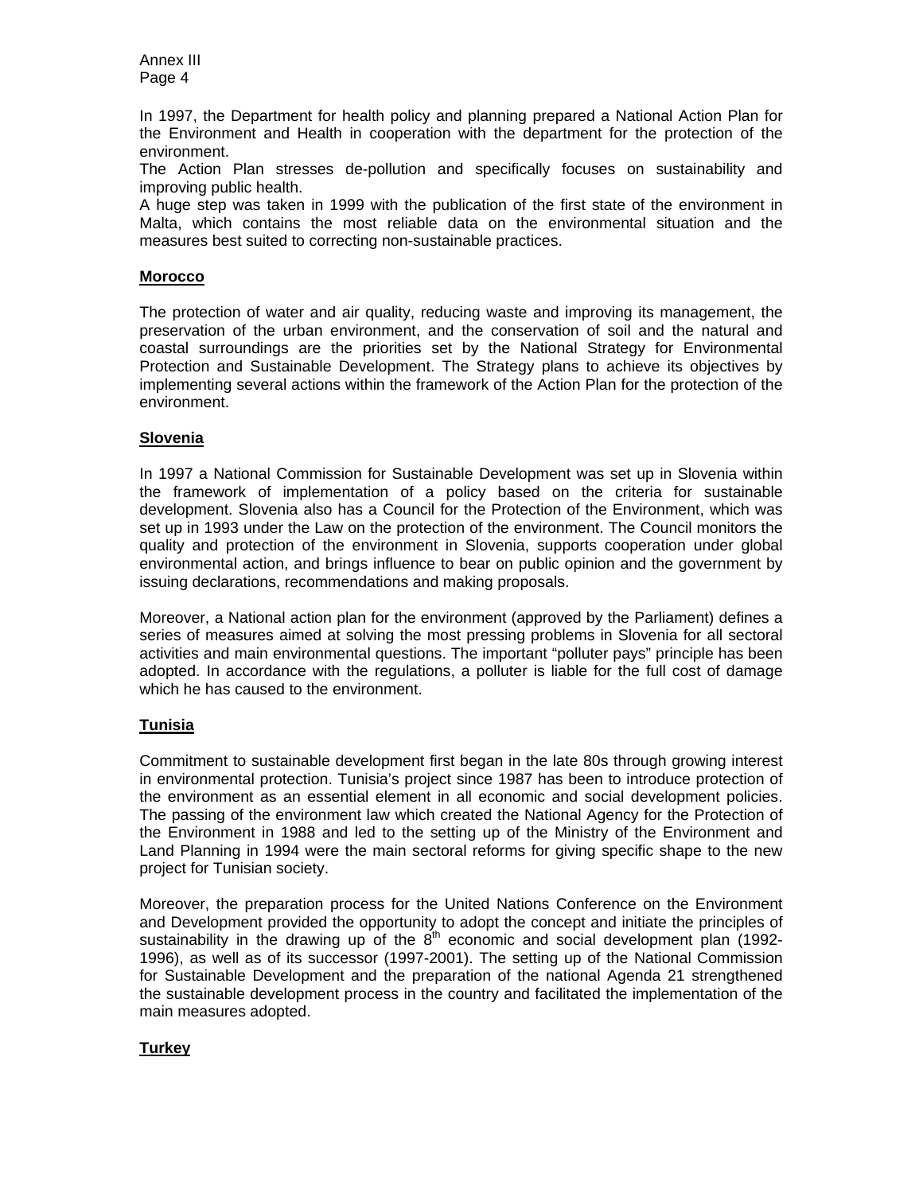In 1997, the Department for health policy and planning prepared a National Action Plan for the Environment and Health in cooperation with the department for the protection of the environment.

The Action Plan stresses de-pollution and specifically focuses on sustainability and improving public health.

A huge step was taken in 1999 with the publication of the first state of the environment in Malta, which contains the most reliable data on the environmental situation and the measures best suited to correcting non-sustainable practices.

## Morocco

The protection of water and air quality, reducing waste and improving its management, the preservation of the urban environment, and the conservation of soil and the natural and coastal surroundings are the priorities set by the National Strategy for Environmental Protection and Sustainable Development. The Strategy plans to achieve its objectives by implementing several actions within the framework of the Action Plan for the protection of the environment.

## Slovenia

In 1997 a National Commission for Sustainable Development was set up in Slovenia within the framework of implementation of a policy based on the criteria for sustainable development. Slovenia also has a Council for the Protection of the Environment, which was set up in 1993 under the Law on the protection of the environment. The Council monitors the quality and protection of the environment in Slovenia, supports cooperation under global environmental action, and brings influence to bear on public opinion and the government by issuing declarations, recommendations and making proposals.

Moreover, a National action plan for the environment (approved by the Parliament) defines a series of measures aimed at solving the most pressing problems in Slovenia for all sectoral activities and main environmental questions. The important "polluter pays" principle has been adopted. In accordance with the regulations, a polluter is liable for the full cost of damage which he has caused to the environment.

## Tunisia

Commitment to sustainable development first began in the late 80s through growing interest in environmental protection. Tunisia's project since 1987 has been to introduce protection of the environment as an essential element in all economic and social development policies. The passing of the environment law which created the National Agency for the Protection of the Environment in 1988 and led to the setting up of the Ministry of the Environment and Land Planning in 1994 were the main sectoral reforms for giving specific shape to the new project for Tunisian society.

Moreover, the preparation process for the United Nations Conference on the Environment and Development provided the opportunity to adopt the concept and initiate the principles of sustainability in the drawing up of the 8th economic and social development plan (1992-1996), as well as of its successor (1997-2001). The setting up of the National Commission for Sustainable Development and the preparation of the national Agenda 21 strengthened the sustainable development process in the country and facilitated the implementation of the main measures adopted.

## Turkey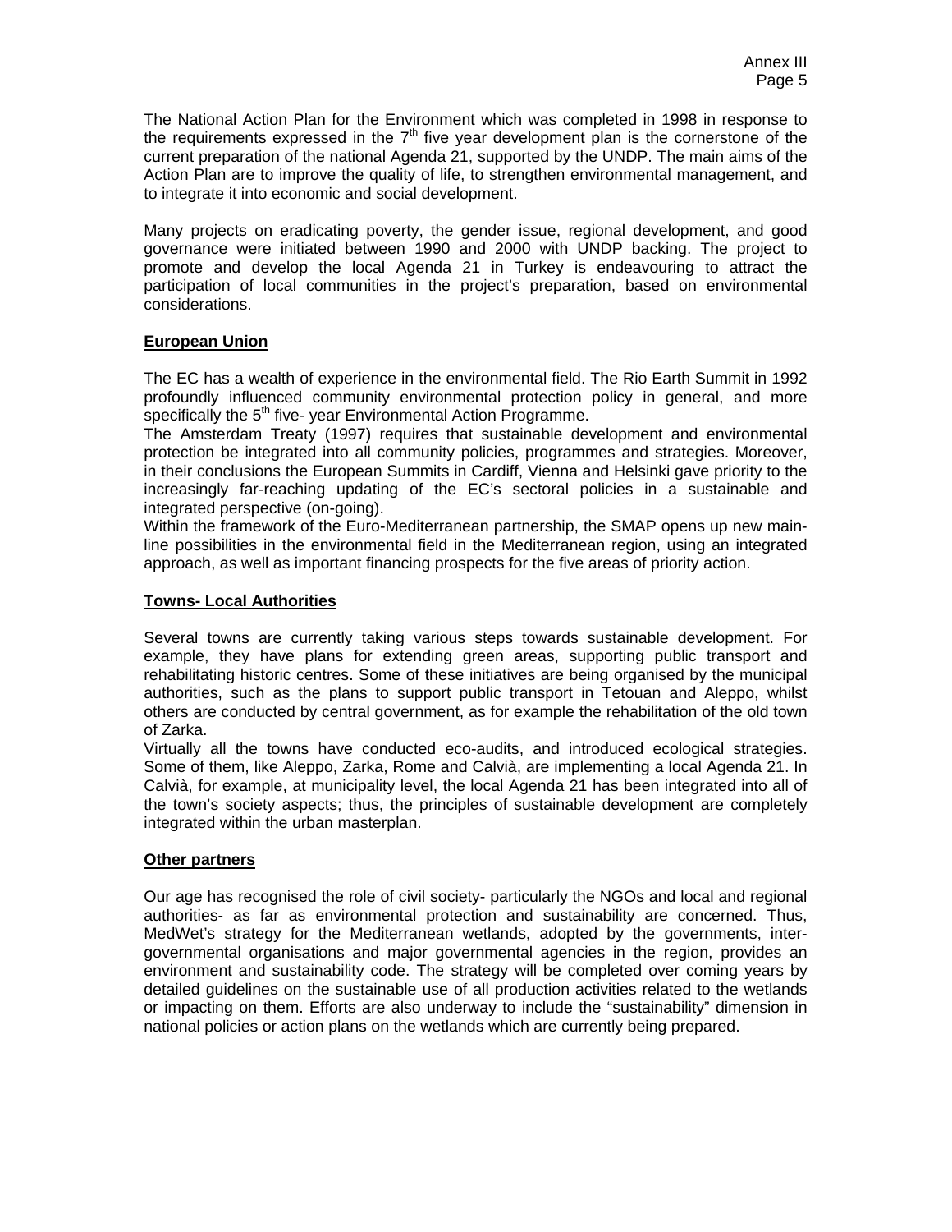The National Action Plan for the Environment which was completed in 1998 in response to the requirements expressed in the 7th five year development plan is the cornerstone of the current preparation of the national Agenda 21, supported by the UNDP. The main aims of the Action Plan are to improve the quality of life, to strengthen environmental management, and to integrate it into economic and social development.

Many projects on eradicating poverty, the gender issue, regional development, and good governance were initiated between 1990 and 2000 with UNDP backing. The project to promote and develop the local Agenda 21 in Turkey is endeavouring to attract the participation of local communities in the project's preparation, based on environmental considerations.

**European Union**

The EC has a wealth of experience in the environmental field. The Rio Earth Summit in 1992 profoundly influenced community environmental protection policy in general, and more specifically the 5th five- year Environmental Action Programme.

The Amsterdam Treaty (1997) requires that sustainable development and environmental protection be integrated into all community policies, programmes and strategies. Moreover, in their conclusions the European Summits in Cardiff, Vienna and Helsinki gave priority to the increasingly far-reaching updating of the EC's sectoral policies in a sustainable and integrated perspective (on-going).

Within the framework of the Euro-Mediterranean partnership, the SMAP opens up new main-line possibilities in the environmental field in the Mediterranean region, using an integrated approach, as well as important financing prospects for the five areas of priority action.

**Towns- Local Authorities**

Several towns are currently taking various steps towards sustainable development. For example, they have plans for extending green areas, supporting public transport and rehabilitating historic centres. Some of these initiatives are being organised by the municipal authorities, such as the plans to support public transport in Tetouan and Aleppo, whilst others are conducted by central government, as for example the rehabilitation of the old town of Zarka.

Virtually all the towns have conducted eco-audits, and introduced ecological strategies. Some of them, like Aleppo, Zarka, Rome and Calvià, are implementing a local Agenda 21. In Calvià, for example, at municipality level, the local Agenda 21 has been integrated into all of the town's society aspects; thus, the principles of sustainable development are completely integrated within the urban masterplan.

**Other partners**

Our age has recognised the role of civil society- particularly the NGOs and local and regional authorities- as far as environmental protection and sustainability are concerned. Thus, MedWet's strategy for the Mediterranean wetlands, adopted by the governments, inter-governmental organisations and major governmental agencies in the region, provides an environment and sustainability code. The strategy will be completed over coming years by detailed guidelines on the sustainable use of all production activities related to the wetlands or impacting on them. Efforts are also underway to include the "sustainability" dimension in national policies or action plans on the wetlands which are currently being prepared.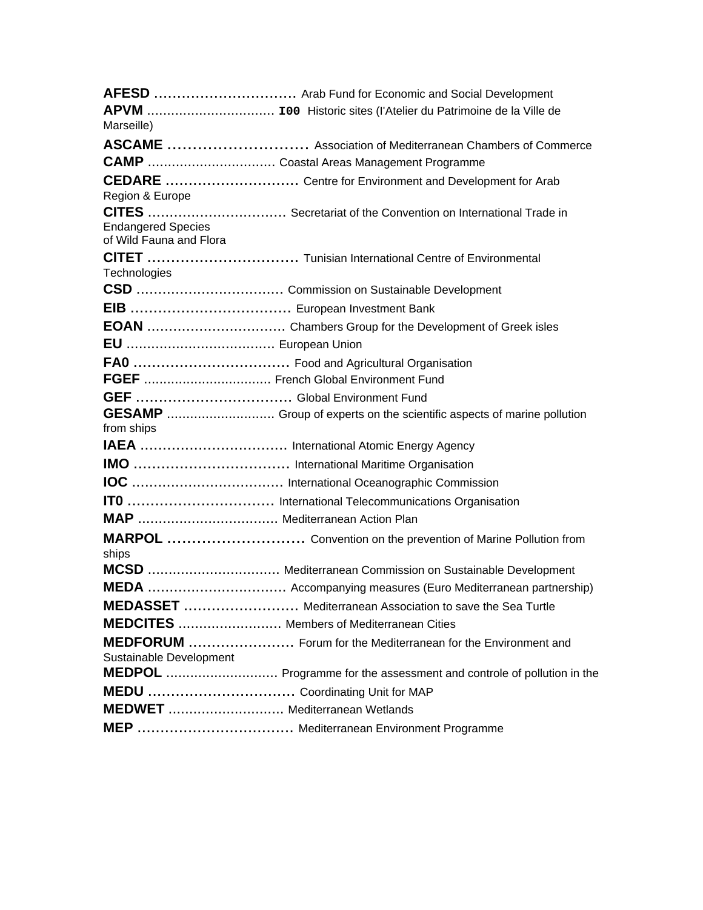**AFESD** ............................... Arab Fund for Economic and Social Development
**APVM** ................................ I00 Historic sites (l'Atelier du Patrimoine de la Ville de Marseille)
**ASCAME** ............................ Association of Mediterranean Chambers of Commerce
**CAMP** ................................ Coastal Areas Management Programme
**CEDARE** ............................. Centre for Environment and Development for Arab Region & Europe
**CITES** ................................ Secretariat of the Convention on International Trade in Endangered Species
of Wild Fauna and Flora
**ClTET** ................................ Tunisian International Centre of Environmental Technologies
**CSD** ................................. Commission on Sustainable Development
**EIB** ................................... European Investment Bank
**EOAN** ................................ Chambers Group for the Development of Greek isles
**EU** .................................... European Union
**FA0** .................................. Food and Agricultural Organisation
**FGEF** ................................. French Global Environment Fund
**GEF** .................................. Global Environment Fund
**GESAMP** ............................ Group of experts on the scientific aspects of marine pollution from ships
**IAEA** ................................. International Atomic Energy Agency
**IMO** .................................. International Maritime Organisation
**IOC** ................................... International Oceanographic Commission
**IT0** ................................... International Telecommunications Organisation
**MAP** .................................. Mediterranean Action Plan
**MARPOL** ............................ Convention on the prevention of Marine Pollution from ships
**MCSD** ................................ Mediterranean Commission on Sustainable Development
**MEDA** ................................ Accompanying measures (Euro Mediterranean partnership)
**MEDASSET** ......................... Mediterranean Association to save the Sea Turtle
**MEDCITES** ......................... Members of Mediterranean Cities
**MEDFORUM** ....................... Forum for the Mediterranean for the Environment and Sustainable Development
**MEDPOL** ............................ Programme for the assessment and controle of pollution in the
**MEDU** ................................ Coordinating Unit for MAP
**MEDWET** ............................ Mediterranean Wetlands
**MEP** .................................. Mediterranean Environment Programme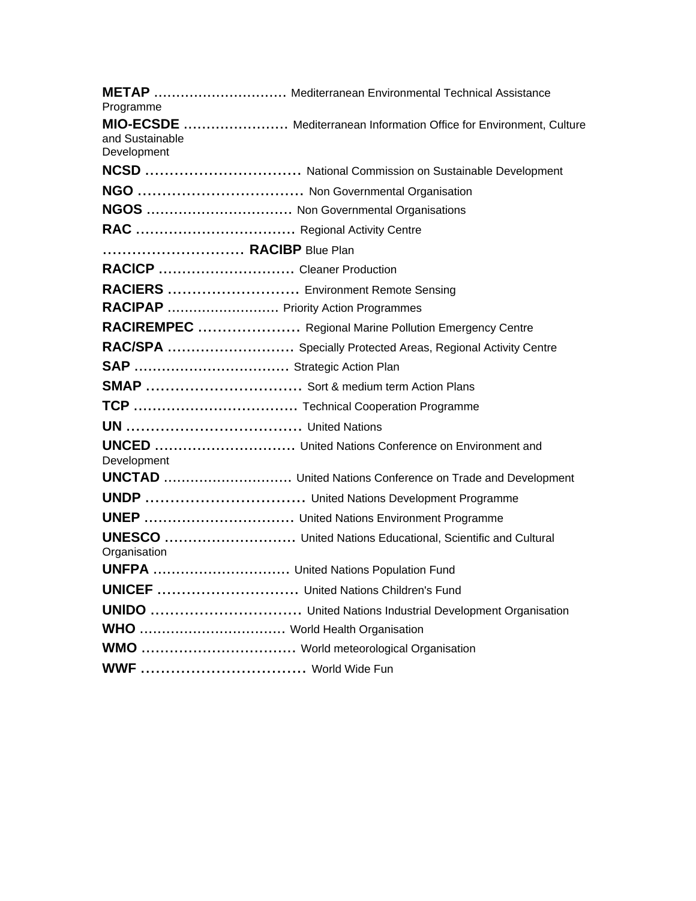**METAP** .............................. Mediterranean Environmental Technical Assistance Programme

**MIO-ECSDE** ....................... Mediterranean Information Office for Environment, Culture and Sustainable Development

**NCSD** ................................ National Commission on Sustainable Development

**NGO** .................................. Non Governmental Organisation

**NGOS** ................................ Non Governmental Organisations

**RAC** .................................. Regional Activity Centre

............................. **RACIBP** Blue Plan

**RACICP** ............................. Cleaner Production

**RACIERS** ........................... Environment Remote Sensing

**RACIPAP** .......................... Priority Action Programmes

**RACIREMPEC** ..................... Regional Marine Pollution Emergency Centre

**RAC/SPA** ........................... Specially Protected Areas, Regional Activity Centre

**SAP** .................................. Strategic Action Plan

**SMAP** ................................ Sort & medium term Action Plans

**TCP** ................................... Technical Cooperation Programme

**UN** .................................... United Nations

**UNCED** .............................. United Nations Conference on Environment and Development

**UNCTAD** ............................ United Nations Conference on Trade and Development

**UNDP** ................................ United Nations Development Programme

**UNEP** ................................ United Nations Environment Programme

**UNESCO** ............................ United Nations Educational, Scientific and Cultural Organisation

**UNFPA** .............................. United Nations Population Fund

**UNICEF** ............................. United Nations Children's Fund

**UNIDO** ............................... United Nations Industrial Development Organisation

**WHO** ................................. World Health Organisation

**WMO** ................................. World meteorological Organisation

**WWF** ................................. World Wide Fun